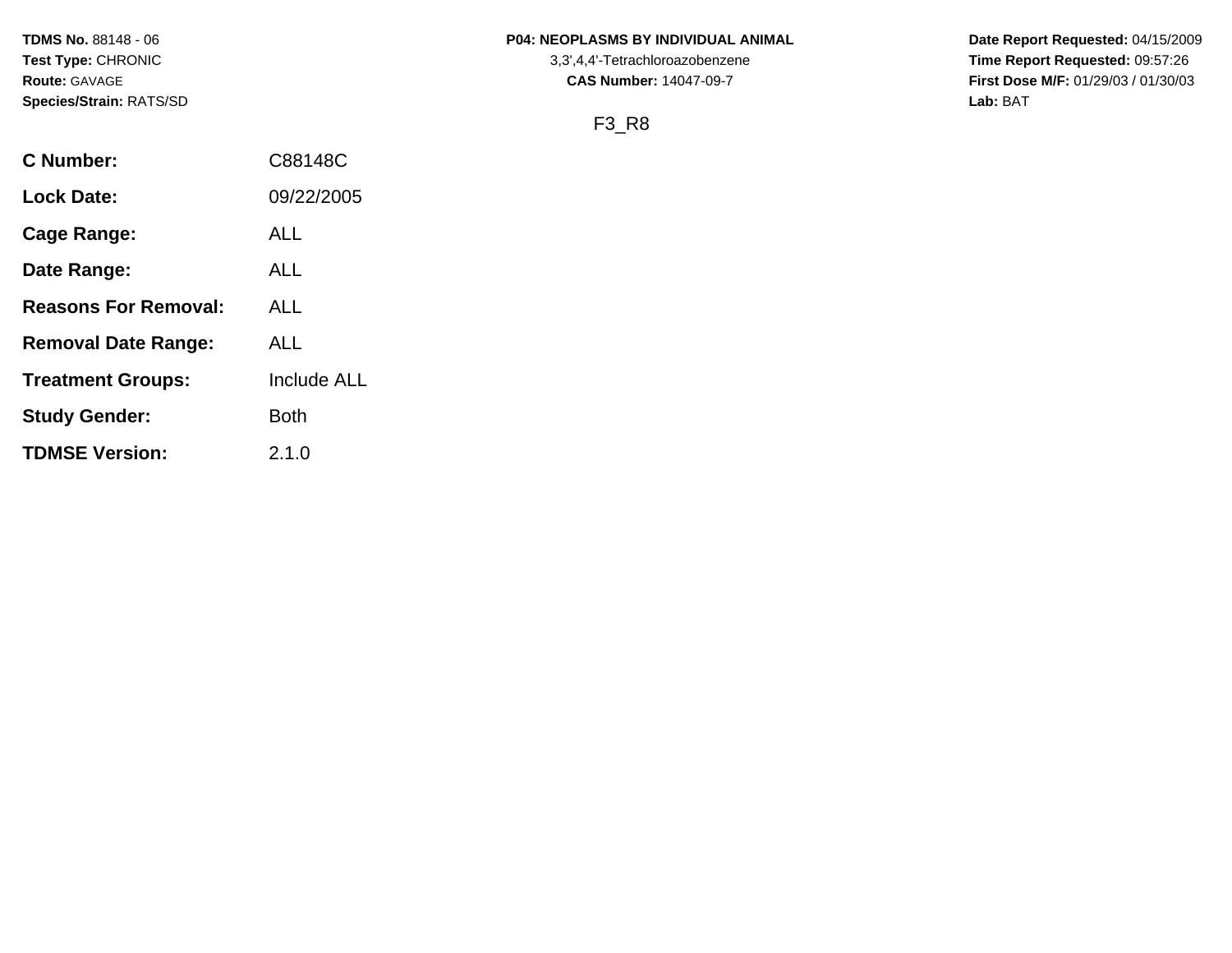**TDMS No.** 88148 - 06
**Test Type:** CHRONIC
**Route:** GAVAGE
**Species/Strain:** RATS/SD

**P04: NEOPLASMS BY INDIVIDUAL ANIMAL**
3,3',4,4'-Tetrachloroazobenzene
**CAS Number:** 14047-09-7

**Date Report Requested:** 04/15/2009
**Time Report Requested:** 09:57:26
**First Dose M/F:** 01/29/03 / 01/30/03
**Lab:** BAT

F3_R8

| | |
|---|---|
| **C Number:** | C88148C |
| **Lock Date:** | 09/22/2005 |
| **Cage Range:** | ALL |
| **Date Range:** | ALL |
| **Reasons For Removal:** | ALL |
| **Removal Date Range:** | ALL |
| **Treatment Groups:** | Include ALL |
| **Study Gender:** | Both |
| **TDMSE Version:** | 2.1.0 |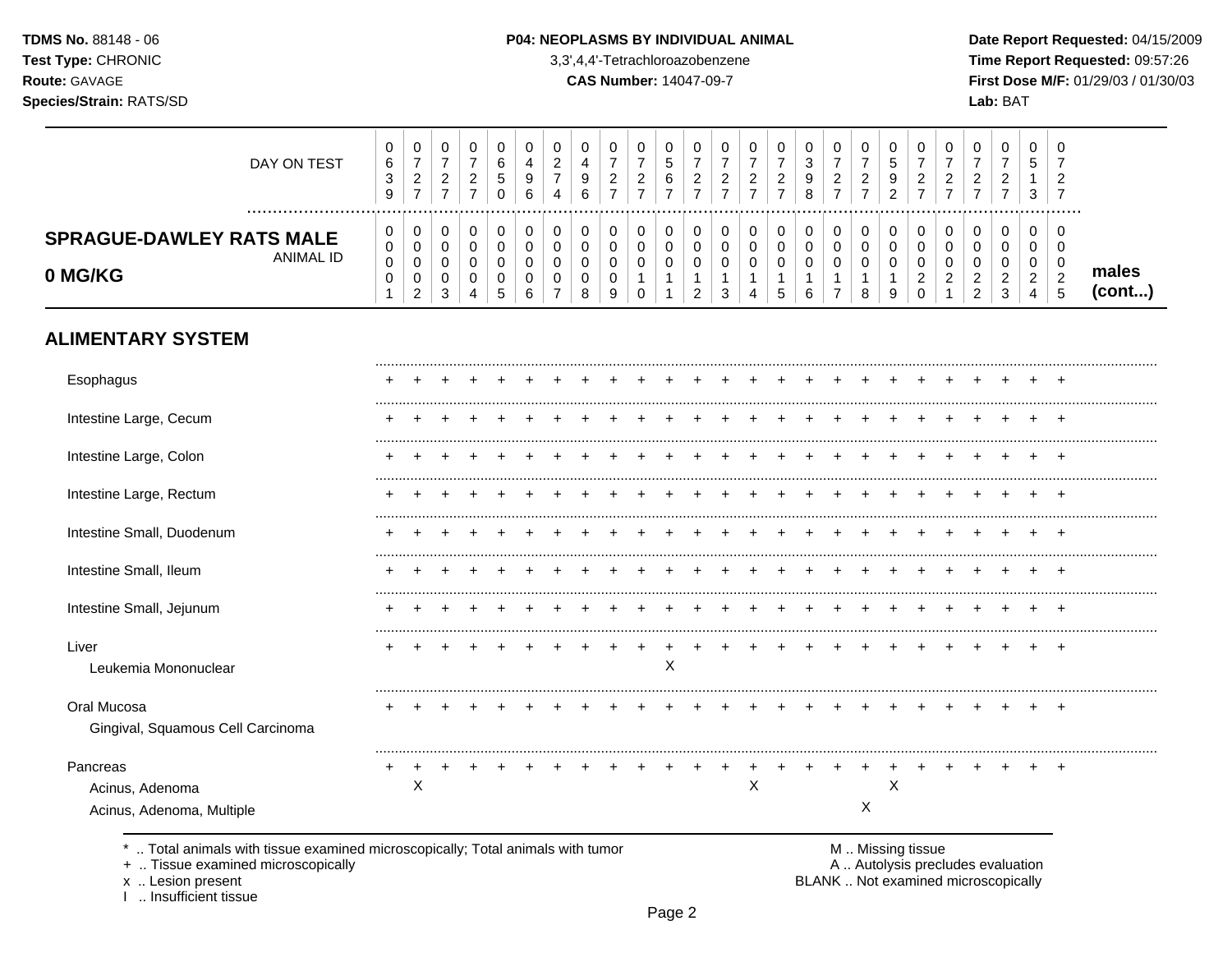**TDMS No.** 88148 - 06
**Test Type:** CHRONIC
**Route:** GAVAGE
**Species/Strain:** RATS/SD

**P04: NEOPLASMS BY INDIVIDUAL ANIMAL**
3,3',4,4'-Tetrachloroazobenzene
**CAS Number:** 14047-09-7

**Date Report Requested:** 04/15/2009
**Time Report Requested:** 09:57:26
**First Dose M/F:** 01/29/03 / 01/30/03
**Lab:** BAT

| DAY ON TEST | 0639 | 0727 | 0727 | 0727 | 0650 | 0496 | 0274 | 0496 | 0727 | 0727 | 0567 | 0727 | 0727 | 0727 | 0727 | 0398 | 0727 | 0727 | 0592 | 0727 | 0727 | 0727 | 0727 | 0513 | 0727 | |
|---|---|---|---|---|---|---|---|---|---|---|---|---|---|---|---|---|---|---|---|---|---|---|---|---|---|---|
| **SPRAGUE-DAWLEY RATS MALE 0 MG/KG** ANIMAL ID | 00001 | 00002 | 00003 | 00004 | 00005 | 00006 | 00007 | 00008 | 00009 | 00010 | 00011 | 00012 | 00013 | 00014 | 00015 | 00016 | 00017 | 00018 | 00019 | 00020 | 00021 | 00022 | 00023 | 00024 | 00025 | **males (cont...)** |
| **ALIMENTARY SYSTEM** | | | | | | | | | | | | | | | | | | | | | | | | | | |
| Esophagus | + | + | + | + | + | + | + | + | + | + | + | + | + | + | + | + | + | + | + | + | + | + | + | + | + | |
| Intestine Large, Cecum | + | + | + | + | + | + | + | + | + | + | + | + | + | + | + | + | + | + | + | + | + | + | + | + | + | |
| Intestine Large, Colon | + | + | + | + | + | + | + | + | + | + | + | + | + | + | + | + | + | + | + | + | + | + | + | + | + | |
| Intestine Large, Rectum | + | + | + | + | + | + | + | + | + | + | + | + | + | + | + | + | + | + | + | + | + | + | + | + | + | |
| Intestine Small, Duodenum | + | + | + | + | + | + | + | + | + | + | + | + | + | + | + | + | + | + | + | + | + | + | + | + | + | |
| Intestine Small, Ileum | + | + | + | + | + | + | + | + | + | + | + | + | + | + | + | + | + | + | + | + | + | + | + | + | + | |
| Intestine Small, Jejunum | + | + | + | + | + | + | + | + | + | + | + | + | + | + | + | + | + | + | + | + | + | + | + | + | + | |
| Liver | + | + | + | + | + | + | + | + | + | + | + | + | + | + | + | + | + | + | + | + | + | + | + | + | + | |
| Leukemia Mononuclear | | | | | | | | | | | X | | | | | | | | | | | | | | | |
| Oral Mucosa | + | + | + | + | + | + | + | + | + | + | + | + | + | + | + | + | + | + | + | + | + | + | + | + | + | |
| Gingival, Squamous Cell Carcinoma | | | | | | | | | | | | | | | | | | | | | | | | | | |
| Pancreas | + | + | + | + | + | + | + | + | + | + | + | + | + | + | + | + | + | + | + | + | + | + | + | + | + | |
| Acinus, Adenoma | | X | | | | | | | | | | | | X | | | | | X | | | | | | | |
| Acinus, Adenoma, Multiple | | | | | | | | | | | | | | | | | | X | | | | | | | | |

\* .. Total animals with tissue examined microscopically; Total animals with tumor
+ .. Tissue examined microscopically
x .. Lesion present
I .. Insufficient tissue

M .. Missing tissue
A .. Autolysis precludes evaluation
BLANK .. Not examined microscopically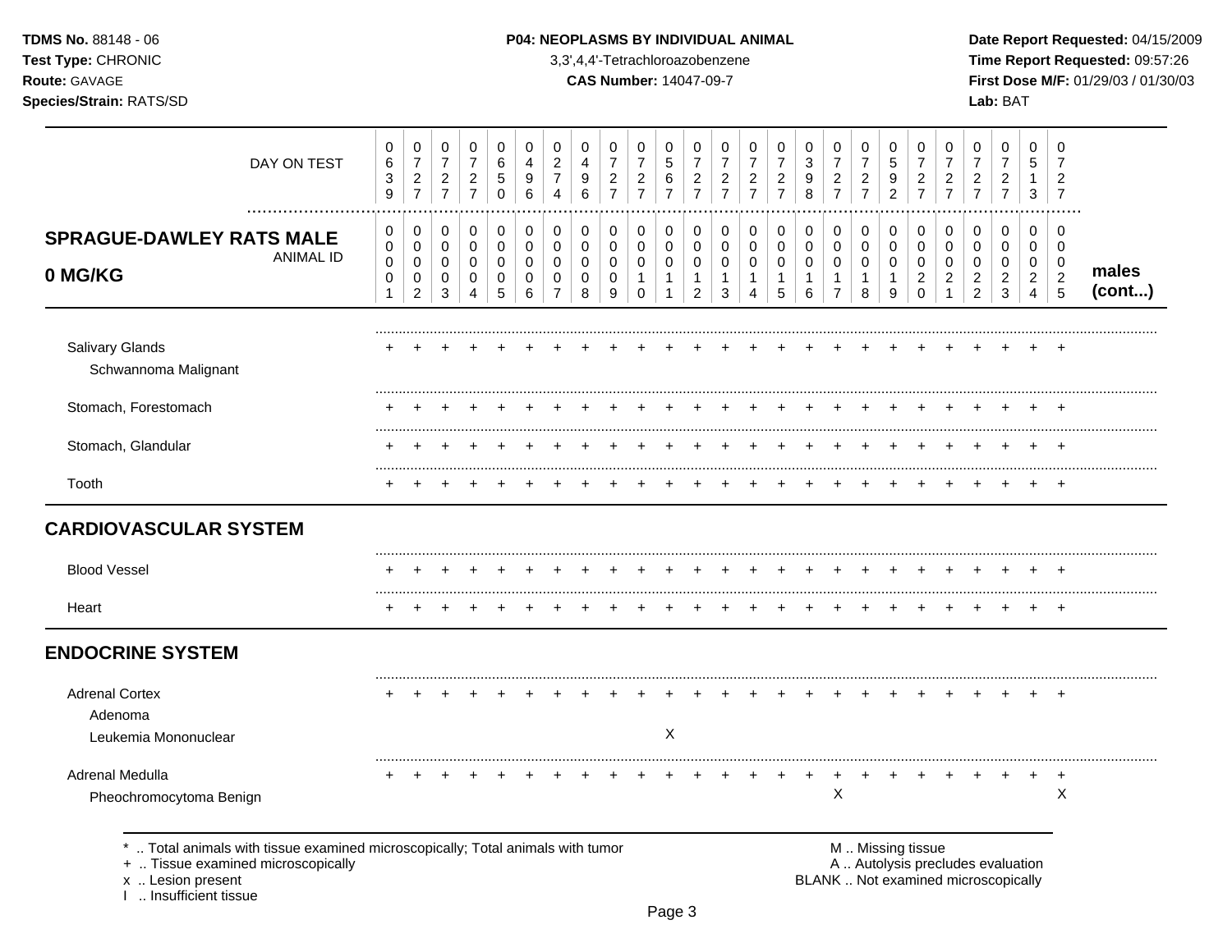**TDMS No.** 88148 - 06
**Test Type:** CHRONIC
**Route:** GAVAGE
**Species/Strain:** RATS/SD

**P04: NEOPLASMS BY INDIVIDUAL ANIMAL**
3,3',4,4'-Tetrachloroazobenzene
**CAS Number:** 14047-09-7

**Date Report Requested:** 04/15/2009
**Time Report Requested:** 09:57:26
**First Dose M/F:** 01/29/03 / 01/30/03
**Lab:** BAT

| DAY ON TEST | 0639 | 0727 | 0727 | 0727 | 0650 | 0496 | 0274 | 0496 | 0727 | 0727 | 0567 | 0727 | 0727 | 0727 | 0727 | 0398 | 0727 | 0727 | 0592 | 0727 | 0727 | 0727 | 0727 | 0513 | 0727 | |
|---|---|---|---|---|---|---|---|---|---|---|---|---|---|---|---|---|---|---|---|---|---|---|---|---|---|---|
| **SPRAGUE-DAWLEY RATS MALE 0 MG/KG** ANIMAL ID | 00001 | 00002 | 00003 | 00004 | 00005 | 00006 | 00007 | 00008 | 00009 | 00010 | 00011 | 00012 | 00013 | 00014 | 00015 | 00016 | 00017 | 00018 | 00019 | 00020 | 00021 | 00022 | 00023 | 00024 | 00025 | **males (cont...)** |
| Salivary Glands | + | + | + | + | + | + | + | + | + | + | + | + | + | + | + | + | + | + | + | + | + | + | + | + | + | |
| Schwannoma Malignant | | | | | | | | | | | | | | | | | | | | | | | | | | |
| Stomach, Forestomach | + | + | + | + | + | + | + | + | + | + | + | + | + | + | + | + | + | + | + | + | + | + | + | + | + | |
| Stomach, Glandular | + | + | + | + | + | + | + | + | + | + | + | + | + | + | + | + | + | + | + | + | + | + | + | + | + | |
| Tooth | + | + | + | + | + | + | + | + | + | + | + | + | + | + | + | + | + | + | + | + | + | + | + | + | + | |
| **CARDIOVASCULAR SYSTEM** | | | | | | | | | | | | | | | | | | | | | | | | | | |
| Blood Vessel | + | + | + | + | + | + | + | + | + | + | + | + | + | + | + | + | + | + | + | + | + | + | + | + | + | |
| Heart | + | + | + | + | + | + | + | + | + | + | + | + | + | + | + | + | + | + | + | + | + | + | + | + | + | |
| **ENDOCRINE SYSTEM** | | | | | | | | | | | | | | | | | | | | | | | | | | |
| Adrenal Cortex | + | + | + | + | + | + | + | + | + | + | + | + | + | + | + | + | + | + | + | + | + | + | + | + | + | |
| Adenoma | | | | | | | | | | | | | | | | | | | | | | | | | | |
| Leukemia Mononuclear | | | | | | | | | | | X | | | | | | | | | | | | | | | |
| Adrenal Medulla | + | + | + | + | + | + | + | + | + | + | + | + | + | + | + | + | + | + | + | + | + | + | + | + | + | |
| Pheochromocytoma Benign | | | | | | | | | | | | | | | | | X | | | | | | | | X | |

\* .. Total animals with tissue examined microscopically; Total animals with tumor
\+ .. Tissue examined microscopically
x .. Lesion present
I .. Insufficient tissue

M .. Missing tissue
A .. Autolysis precludes evaluation
BLANK .. Not examined microscopically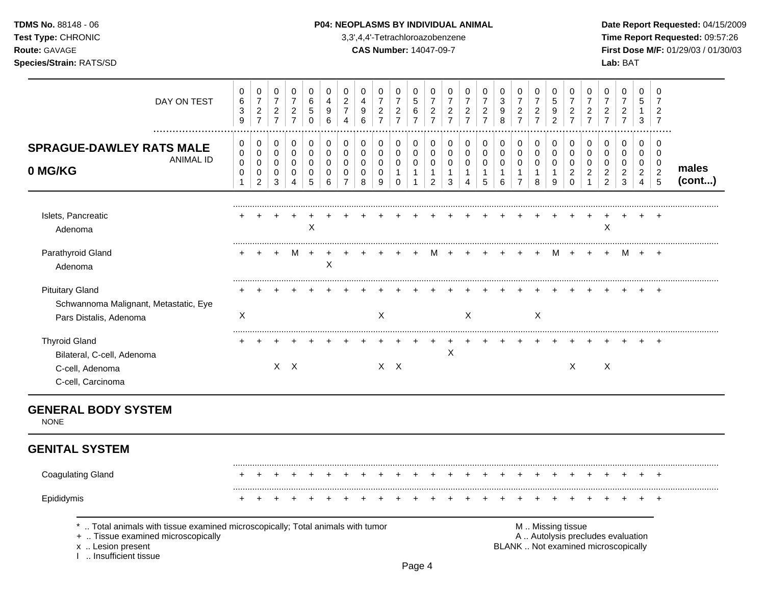**TDMS No.** 88148 - 06
**Test Type:** CHRONIC
**Route:** GAVAGE
**Species/Strain:** RATS/SD

**P04: NEOPLASMS BY INDIVIDUAL ANIMAL**
3,3',4,4'-Tetrachloroazobenzene
**CAS Number:** 14047-09-7

**Date Report Requested:** 04/15/2009
**Time Report Requested:** 09:57:26
**First Dose M/F:** 01/29/03 / 01/30/03
**Lab:** BAT

| DAY ON TEST | 0639 | 0727 | 0727 | 0727 | 0650 | 0496 | 0274 | 0496 | 0727 | 0727 | 0567 | 0727 | 0727 | 0727 | 0727 | 0398 | 0727 | 0727 | 0592 | 0727 | 0727 | 0727 | 0727 | 0513 | 0727 | |
|---|---|---|---|---|---|---|---|---|---|---|---|---|---|---|---|---|---|---|---|---|---|---|---|---|---|---|
| **SPRAGUE-DAWLEY RATS MALE 0 MG/KG** — ANIMAL ID | 0000001 | 0000002 | 0000003 | 0000004 | 0000005 | 0000006 | 0000007 | 0000008 | 0000009 | 0000010 | 0000011 | 0000012 | 0000013 | 0000014 | 0000015 | 0000016 | 0000017 | 0000018 | 0000019 | 0000020 | 0000021 | 0000022 | 0000023 | 0000024 | 0000025 | **males (cont...)** |
| Islets, Pancreatic | + | + | + | + | + | + | + | + | + | + | + | + | + | + | + | + | + | + | + | + | + | + | + | + | + | |
| Adenoma | | | | | X | | | | | | | | | | | | | | | | | X | | | | |
| Parathyroid Gland | + | + | + | M | + | + | + | + | + | + | + | M | + | + | + | + | + | + | M | + | + | + | M | + | + | |
| Adenoma | | | | | | X | | | | | | | | | | | | | | | | | | | | |
| Pituitary Gland | + | + | + | + | + | + | + | + | + | + | + | + | + | + | + | + | + | + | + | + | + | + | + | + | + | |
| Schwannoma Malignant, Metastatic, Eye | | | | | | | | | | | | | | | | | | | | | | | | | | |
| Pars Distalis, Adenoma | X | | | | | | | | X | | | | | X | | | | X | | | | | | | | |
| Thyroid Gland | + | + | + | + | + | + | + | + | + | + | + | + | + | + | + | + | + | + | + | + | + | + | + | + | + | |
| Bilateral, C-cell, Adenoma | | | | | | | | | | | | | X | | | | | | | | | | | | | |
| C-cell, Adenoma | | | X | X | | | | | X | X | | | | | | | | | | X | | X | | | | |
| C-cell, Carcinoma | | | | | | | | | | | | | | | | | | | | | | | | | | |

## GENERAL BODY SYSTEM

NONE

## GENITAL SYSTEM

| | 1 | 2 | 3 | 4 | 5 | 6 | 7 | 8 | 9 | 10 | 11 | 12 | 13 | 14 | 15 | 16 | 17 | 18 | 19 | 20 | 21 | 22 | 23 | 24 | 25 |
|---|---|---|---|---|---|---|---|---|---|---|---|---|---|---|---|---|---|---|---|---|---|---|---|---|---|
| Coagulating Gland | + | + | + | + | + | + | + | + | + | + | + | + | + | + | + | + | + | + | + | + | + | + | + | + | + |
| Epididymis | + | + | + | + | + | + | + | + | + | + | + | + | + | + | + | + | + | + | + | + | + | + | + | + | + |

\* .. Total animals with tissue examined microscopically; Total animals with tumor
\+ .. Tissue examined microscopically
x .. Lesion present
I .. Insufficient tissue

M .. Missing tissue
A .. Autolysis precludes evaluation
BLANK .. Not examined microscopically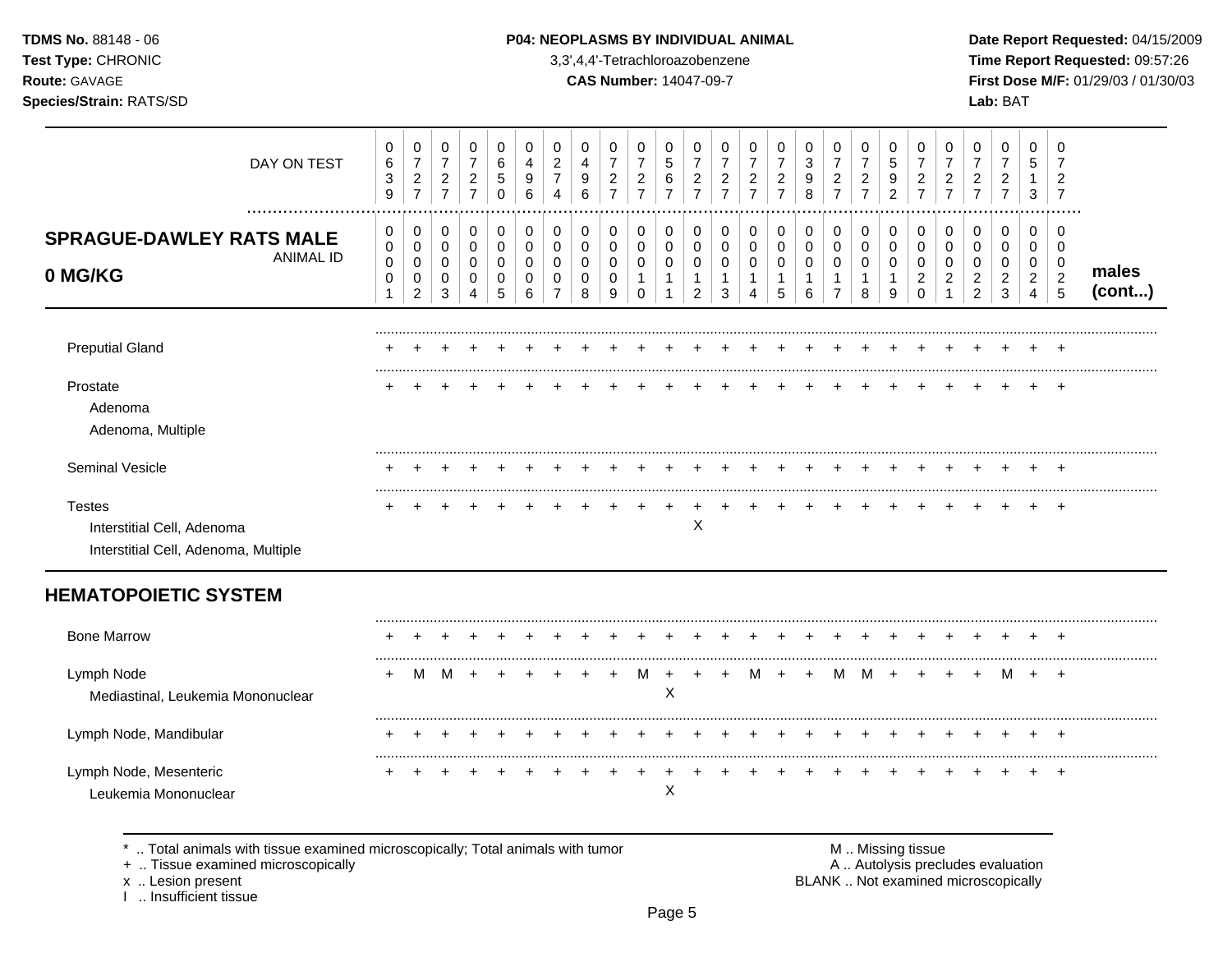## SPRAGUE-DAWLEY RATS MALE 0 MG/KG (males (cont...))

| | 1 | 2 | 3 | 4 | 5 | 6 | 7 | 8 | 9 | 10 | 11 | 12 | 13 | 14 | 15 | 16 | 17 | 18 | 19 | 20 | 21 | 22 | 23 | 24 | 25 |
|---|---|---|---|---|---|---|---|---|---|---|---|---|---|---|---|---|---|---|---|---|---|---|---|---|---|
| DAY ON TEST | 0639 | 0727 | 0727 | 0727 | 0650 | 0496 | 0274 | 0496 | 0727 | 0727 | 0567 | 0727 | 0727 | 0727 | 0727 | 0398 | 0727 | 0727 | 0592 | 0727 | 0727 | 0727 | 0727 | 0513 | 0727 |
| ANIMAL ID | 0001 | 0002 | 0003 | 0004 | 0005 | 0006 | 0007 | 0008 | 0009 | 0010 | 0011 | 0012 | 0013 | 0014 | 0015 | 0016 | 0017 | 0018 | 0019 | 0020 | 0021 | 0022 | 0023 | 0024 | 0025 |
| Preputial Gland | + | + | + | + | + | + | + | + | + | + | + | + | + | + | + | + | + | + | + | + | + | + | + | + | + |
| Prostate | + | + | + | + | + | + | + | + | + | + | + | + | + | + | + | + | + | + | + | + | + | + | + | + | + |
| Adenoma | | | | | | | | | | | | | | | | | | | | | | | | | |
| Adenoma, Multiple | | | | | | | | | | | | | | | | | | | | | | | | | |
| Seminal Vesicle | + | + | + | + | + | + | + | + | + | + | + | + | + | + | + | + | + | + | + | + | + | + | + | + | + |
| Testes | + | + | + | + | + | + | + | + | + | + | + | + | + | + | + | + | + | + | + | + | + | + | + | + | + |
| Interstitial Cell, Adenoma | | | | | | | | | | | | X | | | | | | | | | | | | | |
| Interstitial Cell, Adenoma, Multiple | | | | | | | | | | | | | | | | | | | | | | | | | |

## HEMATOPOIETIC SYSTEM

| | 1 | 2 | 3 | 4 | 5 | 6 | 7 | 8 | 9 | 10 | 11 | 12 | 13 | 14 | 15 | 16 | 17 | 18 | 19 | 20 | 21 | 22 | 23 | 24 | 25 |
|---|---|---|---|---|---|---|---|---|---|---|---|---|---|---|---|---|---|---|---|---|---|---|---|---|---|
| Bone Marrow | + | + | + | + | + | + | + | + | + | + | + | + | + | + | + | + | + | + | + | + | + | + | + | + | + |
| Lymph Node | + | M | M | + | + | + | + | + | + | M | + | + | + | M | + | + | M | M | + | + | + | + | M | + | + |
| Mediastinal, Leukemia Mononuclear | | | | | | | | | | | X | | | | | | | | | | | | | | |
| Lymph Node, Mandibular | + | + | + | + | + | + | + | + | + | + | + | + | + | + | + | + | + | + | + | + | + | + | + | + | + |
| Lymph Node, Mesenteric | + | + | + | + | + | + | + | + | + | + | + | + | + | + | + | + | + | + | + | + | + | + | + | + | + |
| Leukemia Mononuclear | | | | | | | | | | | X | | | | | | | | | | | | | | |

\* .. Total animals with tissue examined microscopically; Total animals with tumor
\+ .. Tissue examined microscopically
x .. Lesion present
I .. Insufficient tissue

M .. Missing tissue
A .. Autolysis precludes evaluation
BLANK .. Not examined microscopically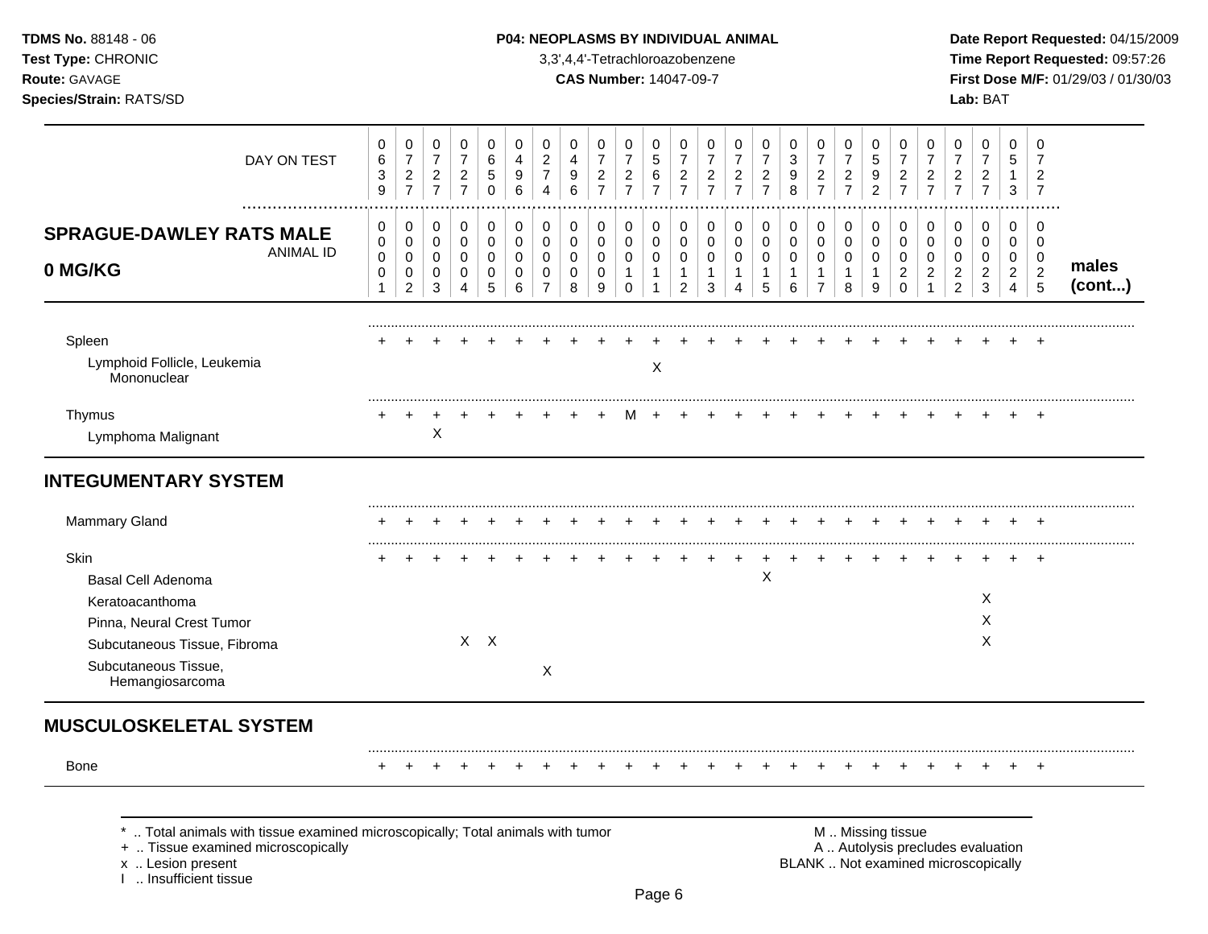**TDMS No.** 88148 - 06
**Test Type:** CHRONIC
**Route:** GAVAGE
**Species/Strain:** RATS/SD

**P04: NEOPLASMS BY INDIVIDUAL ANIMAL**
3,3',4,4'-Tetrachloroazobenzene
**CAS Number:** 14047-09-7

**Date Report Requested:** 04/15/2009
**Time Report Requested:** 09:57:26
**First Dose M/F:** 01/29/03 / 01/30/03
**Lab:** BAT

## SPRAGUE-DAWLEY RATS MALE 0 MG/KG — males (cont...)

| DAY ON TEST | 0639 | 0727 | 0727 | 0727 | 0650 | 0496 | 0274 | 0496 | 0727 | 0727 | 0567 | 0727 | 0727 | 0727 | 0727 | 0398 | 0727 | 0727 | 0592 | 0727 | 0727 | 0727 | 0727 | 0513 | 0727 |
|---|---|---|---|---|---|---|---|---|---|---|---|---|---|---|---|---|---|---|---|---|---|---|---|---|---|
| **ANIMAL ID** | 00001 | 00002 | 00003 | 00004 | 00005 | 00006 | 00007 | 00008 | 00009 | 00010 | 00011 | 00012 | 00013 | 00014 | 00015 | 00016 | 00017 | 00018 | 00019 | 00020 | 00021 | 00022 | 00023 | 00024 | 00025 |
| Spleen | + | + | + | + | + | + | + | + | + | + | + | + | + | + | + | + | + | + | + | + | + | + | + | + | + |
| Lymphoid Follicle, Leukemia Mononuclear | | | | | | | | | | | X | | | | | | | | | | | | | | |
| Thymus | + | + | + | + | + | + | + | + | + | M | + | + | + | + | + | + | + | + | + | + | + | + | + | + | + |
| Lymphoma Malignant | | | X | | | | | | | | | | | | | | | | | | | | | | |
| **INTEGUMENTARY SYSTEM** | | | | | | | | | | | | | | | | | | | | | | | | | |
| Mammary Gland | + | + | + | + | + | + | + | + | + | + | + | + | + | + | + | + | + | + | + | + | + | + | + | + | + |
| Skin | + | + | + | + | + | + | + | + | + | + | + | + | + | + | + | + | + | + | + | + | + | + | + | + | + |
| Basal Cell Adenoma | | | | | | | | | | | | | | | X | | | | | | | | | | |
| Keratoacanthoma | | | | | | | | | | | | | | | | | | | | | | | X | | |
| Pinna, Neural Crest Tumor | | | | | | | | | | | | | | | | | | | | | | | X | | |
| Subcutaneous Tissue, Fibroma | | | | X | X | | | | | | | | | | | | | | | | | | X | | |
| Subcutaneous Tissue, Hemangiosarcoma | | | | | | | X | | | | | | | | | | | | | | | | | | |
| **MUSCULOSKELETAL SYSTEM** | | | | | | | | | | | | | | | | | | | | | | | | | |
| Bone | + | + | + | + | + | + | + | + | + | + | + | + | + | + | + | + | + | + | + | + | + | + | + | + | + |

\* .. Total animals with tissue examined microscopically; Total animals with tumor
\+ .. Tissue examined microscopically
x .. Lesion present
I .. Insufficient tissue

M .. Missing tissue
A .. Autolysis precludes evaluation
BLANK .. Not examined microscopically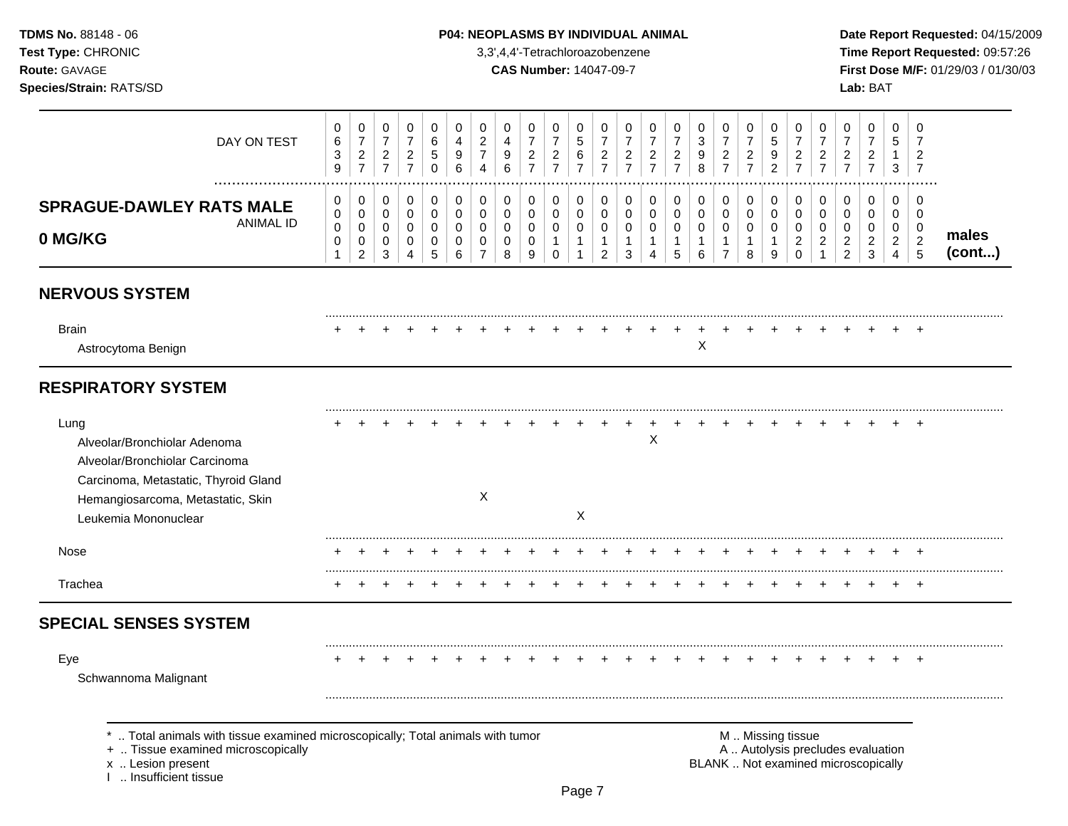**TDMS No.** 88148 - 06
**Test Type:** CHRONIC
**Route:** GAVAGE
**Species/Strain:** RATS/SD

**P04: NEOPLASMS BY INDIVIDUAL ANIMAL**
3,3',4,4'-Tetrachloroazobenzene
**CAS Number:** 14047-09-7

**Date Report Requested:** 04/15/2009
**Time Report Requested:** 09:57:26
**First Dose M/F:** 01/29/03 / 01/30/03
**Lab:** BAT

## SPRAGUE-DAWLEY RATS MALE 0 MG/KG — males (cont...)

| DAY ON TEST | 0639 | 0727 | 0727 | 0727 | 0650 | 0496 | 0274 | 0496 | 0727 | 0727 | 0567 | 0727 | 0727 | 0727 | 0727 | 0398 | 0727 | 0727 | 0592 | 0727 | 0727 | 0727 | 0727 | 0513 | 0727 |
|---|---|---|---|---|---|---|---|---|---|---|---|---|---|---|---|---|---|---|---|---|---|---|---|---|---|
| **ANIMAL ID** | 00001 | 00002 | 00003 | 00004 | 00005 | 00006 | 00007 | 00008 | 00009 | 00010 | 00011 | 00012 | 00013 | 00014 | 00015 | 00016 | 00017 | 00018 | 00019 | 00020 | 00021 | 00022 | 00023 | 00024 | 00025 |
| **NERVOUS SYSTEM** | | | | | | | | | | | | | | | | | | | | | | | | | |
| Brain | + | + | + | + | + | + | + | + | + | + | + | + | + | + | + | + | + | + | + | + | + | + | + | + | + |
| Astrocytoma Benign | | | | | | | | | | | | | | | | X | | | | | | | | | |
| **RESPIRATORY SYSTEM** | | | | | | | | | | | | | | | | | | | | | | | | | |
| Lung | + | + | + | + | + | + | + | + | + | + | + | + | + | + | + | + | + | + | + | + | + | + | + | + | + |
| Alveolar/Bronchiolar Adenoma | | | | | | | | | | | | | | X | | | | | | | | | | | |
| Alveolar/Bronchiolar Carcinoma | | | | | | | | | | | | | | | | | | | | | | | | | |
| Carcinoma, Metastatic, Thyroid Gland | | | | | | | | | | | | | | | | | | | | | | | | | |
| Hemangiosarcoma, Metastatic, Skin | | | | | | | X | | | | | | | | | | | | | | | | | | |
| Leukemia Mononuclear | | | | | | | | | | | X | | | | | | | | | | | | | | |
| Nose | + | + | + | + | + | + | + | + | + | + | + | + | + | + | + | + | + | + | + | + | + | + | + | + | + |
| Trachea | + | + | + | + | + | + | + | + | + | + | + | + | + | + | + | + | + | + | + | + | + | + | + | + | + |
| **SPECIAL SENSES SYSTEM** | | | | | | | | | | | | | | | | | | | | | | | | | |
| Eye | + | + | + | + | + | + | + | + | + | + | + | + | + | + | + | + | + | + | + | + | + | + | + | + | + |
| Schwannoma Malignant | | | | | | | | | | | | | | | | | | | | | | | | | |

\* .. Total animals with tissue examined microscopically; Total animals with tumor
\+ .. Tissue examined microscopically
x .. Lesion present
I .. Insufficient tissue

M .. Missing tissue
A .. Autolysis precludes evaluation
BLANK .. Not examined microscopically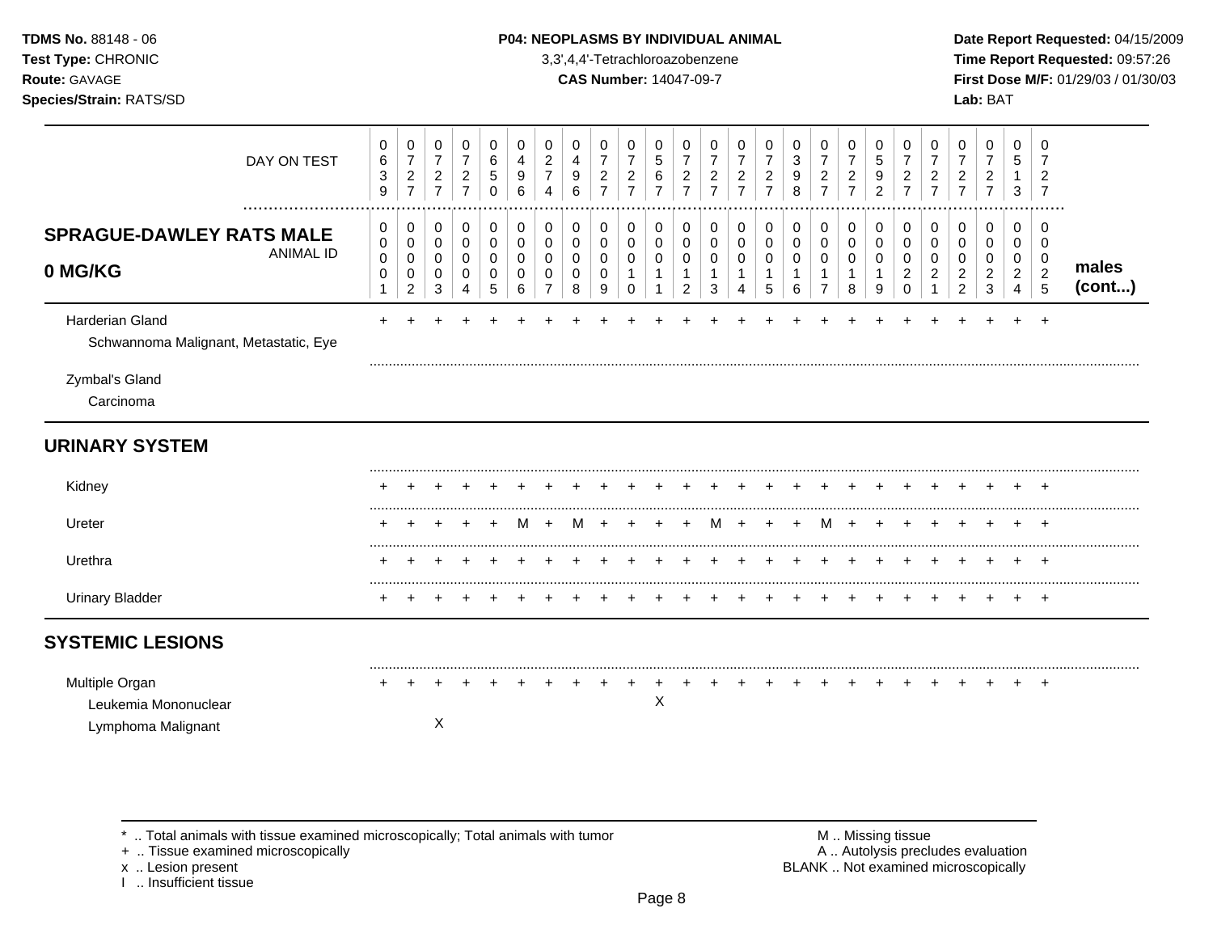**TDMS No.** 88148 - 06
**Test Type:** CHRONIC
**Route:** GAVAGE
**Species/Strain:** RATS/SD

**P04: NEOPLASMS BY INDIVIDUAL ANIMAL**
3,3',4,4'-Tetrachloroazobenzene
**CAS Number:** 14047-09-7

**Date Report Requested:** 04/15/2009
**Time Report Requested:** 09:57:26
**First Dose M/F:** 01/29/03 / 01/30/03
**Lab:** BAT

| DAY ON TEST | 0639 | 0727 | 0727 | 0727 | 0650 | 0496 | 0274 | 0496 | 0727 | 0727 | 0567 | 0727 | 0727 | 0727 | 0727 | 0398 | 0727 | 0727 | 0592 | 0727 | 0727 | 0727 | 0727 | 0513 | 0727 | |
|---|---|---|---|---|---|---|---|---|---|---|---|---|---|---|---|---|---|---|---|---|---|---|---|---|---|---|
| **SPRAGUE-DAWLEY RATS MALE 0 MG/KG** ANIMAL ID | 00001 | 00002 | 00003 | 00004 | 00005 | 00006 | 00007 | 00008 | 00009 | 00010 | 00011 | 00012 | 00013 | 00014 | 00015 | 00016 | 00017 | 00018 | 00019 | 00020 | 00021 | 00022 | 00023 | 00024 | 00025 | **males (cont...)** |
| Harderian Gland | + | + | + | + | + | + | + | + | + | + | + | + | + | + | + | + | + | + | + | + | + | + | + | + | + | |
| Schwannoma Malignant, Metastatic, Eye | | | | | | | | | | | | | | | | | | | | | | | | | | |
| Zymbal's Gland | | | | | | | | | | | | | | | | | | | | | | | | | | |
| Carcinoma | | | | | | | | | | | | | | | | | | | | | | | | | | |
| **URINARY SYSTEM** | | | | | | | | | | | | | | | | | | | | | | | | | | |
| Kidney | + | + | + | + | + | + | + | + | + | + | + | + | + | + | + | + | + | + | + | + | + | + | + | + | + | |
| Ureter | + | + | + | + | + | M | + | M | + | + | + | + | M | + | + | + | M | + | + | + | + | + | + | + | + | |
| Urethra | + | + | + | + | + | + | + | + | + | + | + | + | + | + | + | + | + | + | + | + | + | + | + | + | + | |
| Urinary Bladder | + | + | + | + | + | + | + | + | + | + | + | + | + | + | + | + | + | + | + | + | + | + | + | + | + | |
| **SYSTEMIC LESIONS** | | | | | | | | | | | | | | | | | | | | | | | | | | |
| Multiple Organ | + | + | + | + | + | + | + | + | + | + | + | + | + | + | + | + | + | + | + | + | + | + | + | + | + | |
| Leukemia Mononuclear | | | | | | | | | | | X | | | | | | | | | | | | | | | |
| Lymphoma Malignant | | | X | | | | | | | | | | | | | | | | | | | | | | | |

\* .. Total animals with tissue examined microscopically; Total animals with tumor
\+ .. Tissue examined microscopically
x .. Lesion present
I .. Insufficient tissue

M .. Missing tissue
A .. Autolysis precludes evaluation
BLANK .. Not examined microscopically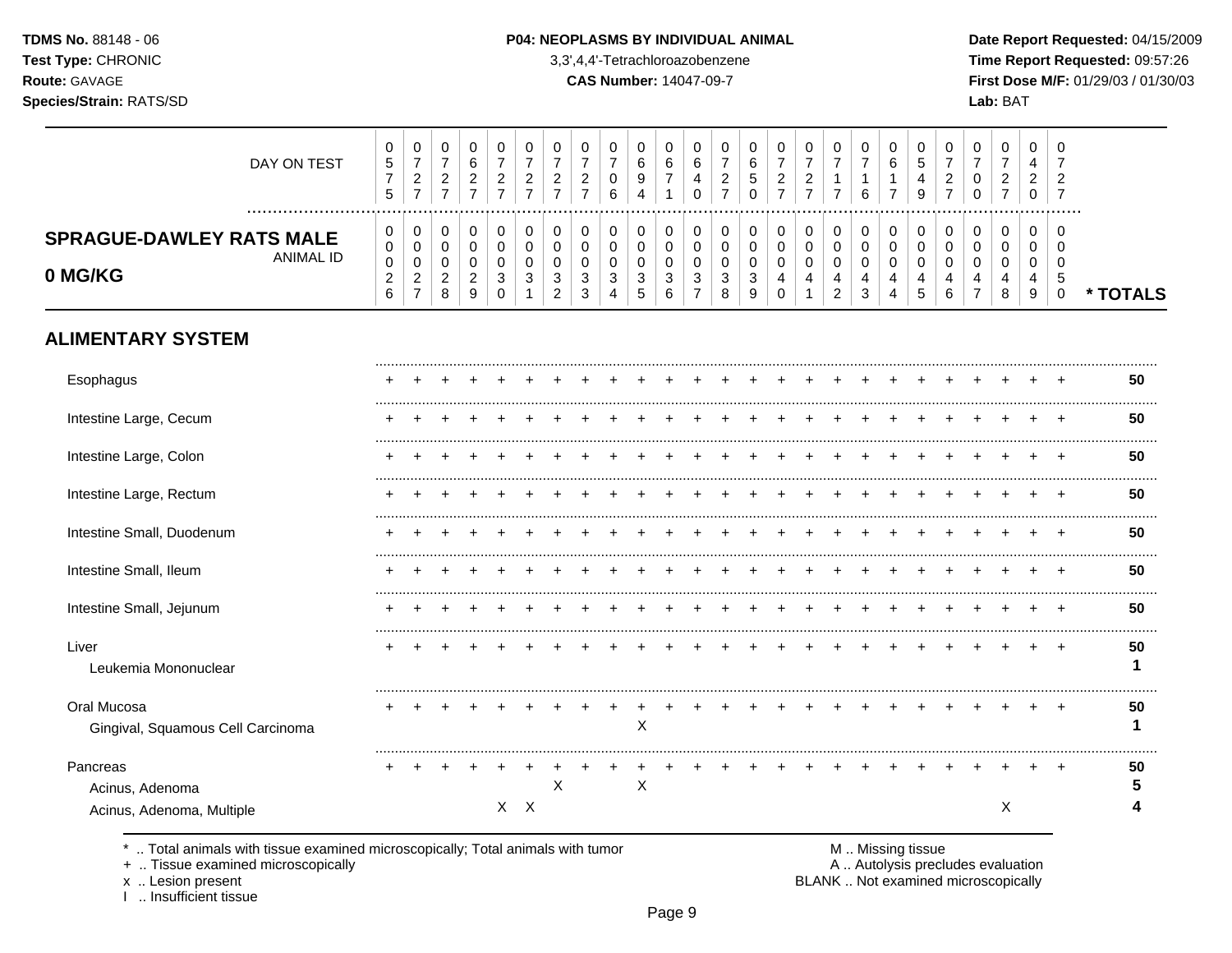**TDMS No.** 88148 - 06
**Test Type:** CHRONIC
**Route:** GAVAGE
**Species/Strain:** RATS/SD

**P04: NEOPLASMS BY INDIVIDUAL ANIMAL**
3,3',4,4'-Tetrachloroazobenzene
**CAS Number:** 14047-09-7

**Date Report Requested:** 04/15/2009
**Time Report Requested:** 09:57:26
**First Dose M/F:** 01/29/03 / 01/30/03
**Lab:** BAT

## SPRAGUE-DAWLEY RATS MALE 0 MG/KG

| DAY ON TEST | 0575 | 0727 | 0727 | 0627 | 0727 | 0727 | 0727 | 0727 | 0706 | 0694 | 0671 | 0640 | 0727 | 0650 | 0727 | 0727 | 0717 | 0716 | 0617 | 0549 | 0727 | 0700 | 0727 | 0420 | 0727 | |
|---|---|---|---|---|---|---|---|---|---|---|---|---|---|---|---|---|---|---|---|---|---|---|---|---|---|---|
| **ANIMAL ID** | 0026 | 0027 | 0028 | 0029 | 0030 | 0031 | 0032 | 0033 | 0034 | 0035 | 0036 | 0037 | 0038 | 0039 | 0040 | 0041 | 0042 | 0043 | 0044 | 0045 | 0046 | 0047 | 0048 | 0049 | 0050 | *** TOTALS** |
| **ALIMENTARY SYSTEM** | | | | | | | | | | | | | | | | | | | | | | | | | | |
| Esophagus | + | + | + | + | + | + | + | + | + | + | + | + | + | + | + | + | + | + | + | + | + | + | + | + | + | **50** |
| Intestine Large, Cecum | + | + | + | + | + | + | + | + | + | + | + | + | + | + | + | + | + | + | + | + | + | + | + | + | + | **50** |
| Intestine Large, Colon | + | + | + | + | + | + | + | + | + | + | + | + | + | + | + | + | + | + | + | + | + | + | + | + | + | **50** |
| Intestine Large, Rectum | + | + | + | + | + | + | + | + | + | + | + | + | + | + | + | + | + | + | + | + | + | + | + | + | + | **50** |
| Intestine Small, Duodenum | + | + | + | + | + | + | + | + | + | + | + | + | + | + | + | + | + | + | + | + | + | + | + | + | + | **50** |
| Intestine Small, Ileum | + | + | + | + | + | + | + | + | + | + | + | + | + | + | + | + | + | + | + | + | + | + | + | + | + | **50** |
| Intestine Small, Jejunum | + | + | + | + | + | + | + | + | + | + | + | + | + | + | + | + | + | + | + | + | + | + | + | + | + | **50** |
| Liver | + | + | + | + | + | + | + | + | + | + | + | + | + | + | + | + | + | + | + | + | + | + | + | + | + | **50** |
| Leukemia Mononuclear | | | | | | | | | | | | | | | | | | | | | | | | | | **1** |
| Oral Mucosa | + | + | + | + | + | + | + | + | + | + | + | + | + | + | + | + | + | + | + | + | + | + | + | + | + | **50** |
| Gingival, Squamous Cell Carcinoma | | | | | | | | | | X | | | | | | | | | | | | | | | | **1** |
| Pancreas | + | + | + | + | + | + | + | + | + | + | + | + | + | + | + | + | + | + | + | + | + | + | + | + | + | **50** |
| Acinus, Adenoma | | | | | | | X | | | X | | | | | | | | | | | | | | | | **5** |
| Acinus, Adenoma, Multiple | | | | | X | X | | | | | | | | | | | | | | | | | X | | | **4** |

\* .. Total animals with tissue examined microscopically; Total animals with tumor
\+ .. Tissue examined microscopically
x .. Lesion present
I .. Insufficient tissue

M .. Missing tissue
A .. Autolysis precludes evaluation
BLANK .. Not examined microscopically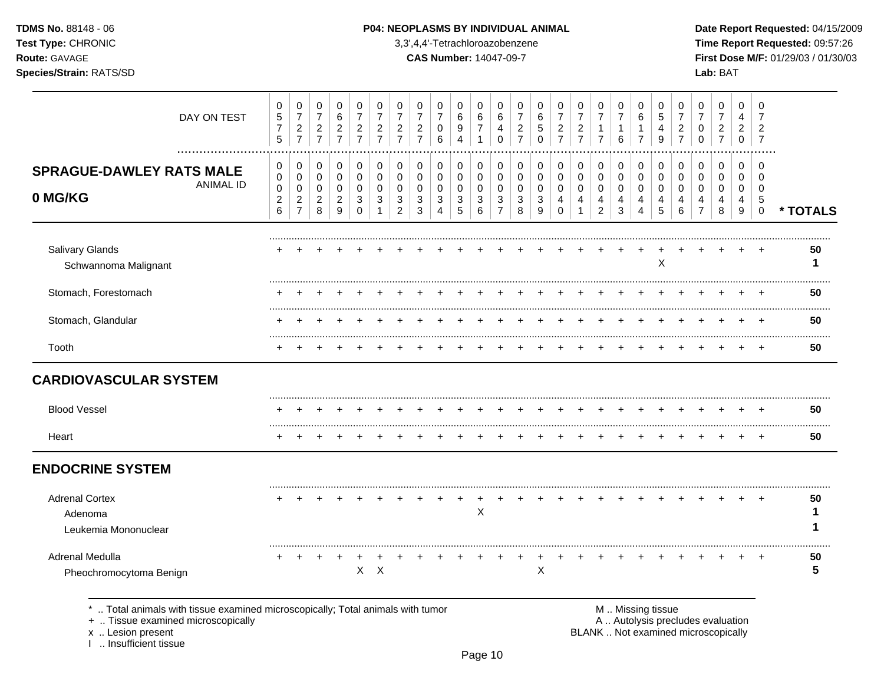**TDMS No.** 88148 - 06
**Test Type:** CHRONIC
**Route:** GAVAGE
**Species/Strain:** RATS/SD

**P04: NEOPLASMS BY INDIVIDUAL ANIMAL**
3,3',4,4'-Tetrachloroazobenzene
**CAS Number:** 14047-09-7

**Date Report Requested:** 04/15/2009
**Time Report Requested:** 09:57:26
**First Dose M/F:** 01/29/03 / 01/30/03
**Lab:** BAT

| DAY ON TEST | 0575 | 0727 | 0727 | 0627 | 0727 | 0727 | 0727 | 0727 | 0706 | 0694 | 0671 | 0640 | 0727 | 0650 | 0727 | 0727 | 0717 | 0716 | 0617 | 0549 | 0727 | 0700 | 0727 | 0420 | 0727 | |
|---|---|---|---|---|---|---|---|---|---|---|---|---|---|---|---|---|---|---|---|---|---|---|---|---|---|---|
| **SPRAGUE-DAWLEY RATS MALE 0 MG/KG** — ANIMAL ID | 0026 | 0027 | 0028 | 0029 | 0030 | 0031 | 0032 | 0033 | 0034 | 0035 | 0036 | 0037 | 0038 | 0039 | 0040 | 0041 | 0042 | 0043 | 0044 | 0045 | 0046 | 0047 | 0048 | 0049 | 0050 | *** TOTALS** |
| Salivary Glands | + | + | + | + | + | + | + | + | + | + | + | + | + | + | + | + | + | + | + | + | + | + | + | + | + | 50 |
| Schwannoma Malignant | | | | | | | | | | | | | | | | | | | | X | | | | | | 1 |
| Stomach, Forestomach | + | + | + | + | + | + | + | + | + | + | + | + | + | + | + | + | + | + | + | + | + | + | + | + | + | 50 |
| Stomach, Glandular | + | + | + | + | + | + | + | + | + | + | + | + | + | + | + | + | + | + | + | + | + | + | + | + | + | 50 |
| Tooth | + | + | + | + | + | + | + | + | + | + | + | + | + | + | + | + | + | + | + | + | + | + | + | + | + | 50 |
| **CARDIOVASCULAR SYSTEM** | | | | | | | | | | | | | | | | | | | | | | | | | | |
| Blood Vessel | + | + | + | + | + | + | + | + | + | + | + | + | + | + | + | + | + | + | + | + | + | + | + | + | + | 50 |
| Heart | + | + | + | + | + | + | + | + | + | + | + | + | + | + | + | + | + | + | + | + | + | + | + | + | + | 50 |
| **ENDOCRINE SYSTEM** | | | | | | | | | | | | | | | | | | | | | | | | | | |
| Adrenal Cortex | + | + | + | + | + | + | + | + | + | + | + | + | + | + | + | + | + | + | + | + | + | + | + | + | + | 50 |
| Adenoma | | | | | | | | | | | X | | | | | | | | | | | | | | | 1 |
| Leukemia Mononuclear | | | | | | | | | | | | | | | | | | | | | | | | | | 1 |
| Adrenal Medulla | + | + | + | + | + | + | + | + | + | + | + | + | + | + | + | + | + | + | + | + | + | + | + | + | + | 50 |
| Pheochromocytoma Benign | | | | | X | X | | | | | | | | X | | | | | | | | | | | | 5 |

\* .. Total animals with tissue examined microscopically; Total animals with tumor
\+ .. Tissue examined microscopically
x .. Lesion present
I .. Insufficient tissue

M .. Missing tissue
A .. Autolysis precludes evaluation
BLANK .. Not examined microscopically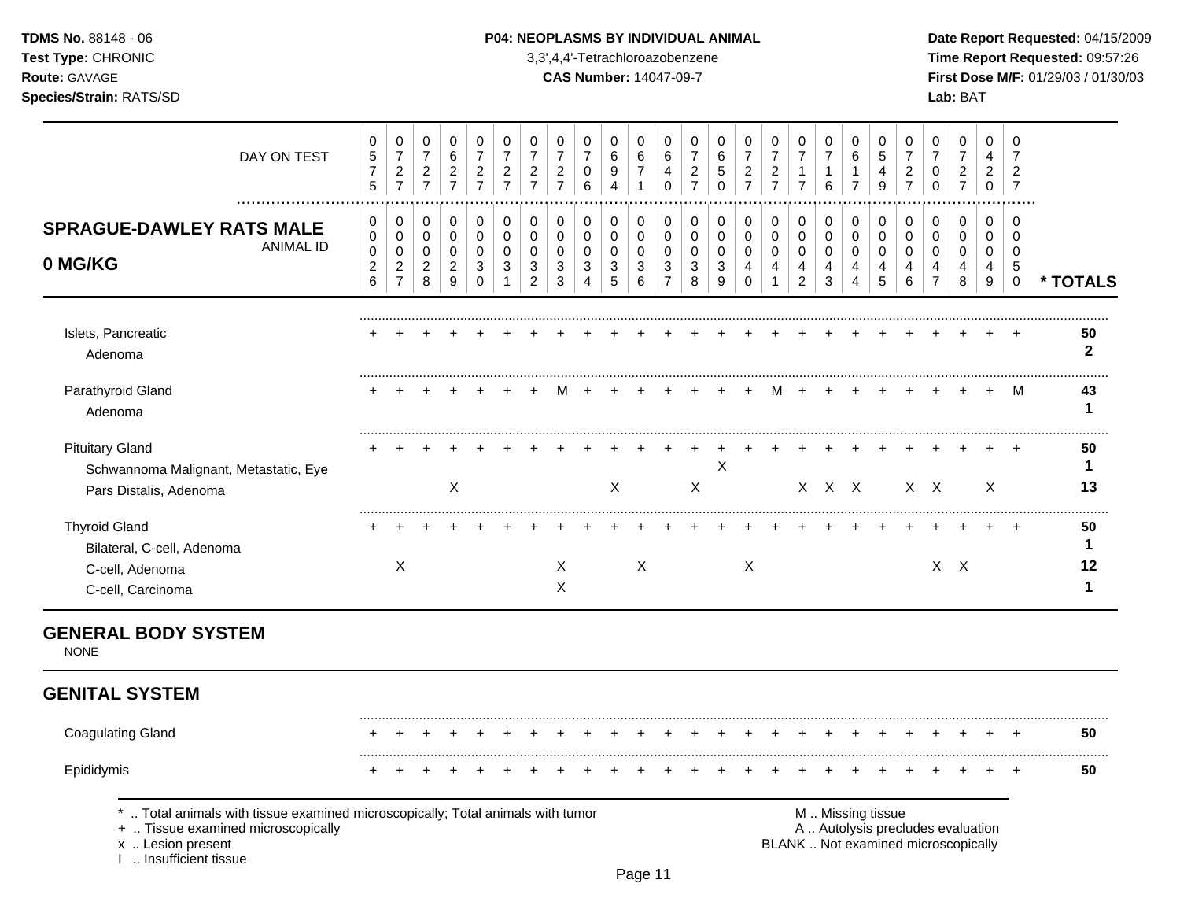## SPRAGUE-DAWLEY RATS MALE 0 MG/KG

| DAY ON TEST | 0575 | 0727 | 0727 | 0627 | 0727 | 0727 | 0727 | 0727 | 0706 | 0694 | 0671 | 0640 | 0727 | 0650 | 0727 | 0727 | 0717 | 0716 | 0617 | 0549 | 0727 | 0700 | 0727 | 0420 | 0727 | |
|---|---|---|---|---|---|---|---|---|---|---|---|---|---|---|---|---|---|---|---|---|---|---|---|---|---|---|
| **ANIMAL ID** | 0026 | 0027 | 0028 | 0029 | 0030 | 0031 | 0032 | 0033 | 0034 | 0035 | 0036 | 0037 | 0038 | 0039 | 0040 | 0041 | 0042 | 0043 | 0044 | 0045 | 0046 | 0047 | 0048 | 0049 | 0050 | *** TOTALS** |
| Islets, Pancreatic | + | + | + | + | + | + | + | + | + | + | + | + | + | + | + | + | + | + | + | + | + | + | + | + | + | **50** |
| Adenoma | | | | | | | | | | | | | | | | | | | | | | | | | | **2** |
| Parathyroid Gland | + | + | + | + | + | + | + | M | + | + | + | + | + | + | + | M | + | + | + | + | + | + | + | + | M | **43** |
| Adenoma | | | | | | | | | | | | | | | | | | | | | | | | | | **1** |
| Pituitary Gland | + | + | + | + | + | + | + | + | + | + | + | + | + | + | + | + | + | + | + | + | + | + | + | + | + | **50** |
| Schwannoma Malignant, Metastatic, Eye | | | | | | | | | | | | | | X | | | | | | | | | | | | **1** |
| Pars Distalis, Adenoma | | | | X | | | | | | X | | | X | | | | X | X | X | | X | X | | X | | **13** |
| Thyroid Gland | + | + | + | + | + | + | + | + | + | + | + | + | + | + | + | + | + | + | + | + | + | + | + | + | + | **50** |
| Bilateral, C-cell, Adenoma | | | | | | | | | | | | | | | | | | | | | | | | | | **1** |
| C-cell, Adenoma | | X | | | | | | X | | | X | | | | X | | | | | | | X | X | | | **12** |
| C-cell, Carcinoma | | | | | | | | X | | | | | | | | | | | | | | | | | | **1** |

## GENERAL BODY SYSTEM

NONE

## GENITAL SYSTEM

| | 0026 | 0027 | 0028 | 0029 | 0030 | 0031 | 0032 | 0033 | 0034 | 0035 | 0036 | 0037 | 0038 | 0039 | 0040 | 0041 | 0042 | 0043 | 0044 | 0045 | 0046 | 0047 | 0048 | 0049 | 0050 | *** TOTALS** |
|---|---|---|---|---|---|---|---|---|---|---|---|---|---|---|---|---|---|---|---|---|---|---|---|---|---|---|
| Coagulating Gland | + | + | + | + | + | + | + | + | + | + | + | + | + | + | + | + | + | + | + | + | + | + | + | + | + | **50** |
| Epididymis | + | + | + | + | + | + | + | + | + | + | + | + | + | + | + | + | + | + | + | + | + | + | + | + | + | **50** |

\* .. Total animals with tissue examined microscopically; Total animals with tumor
\+ .. Tissue examined microscopically
x .. Lesion present
I .. Insufficient tissue

M .. Missing tissue
A .. Autolysis precludes evaluation
BLANK .. Not examined microscopically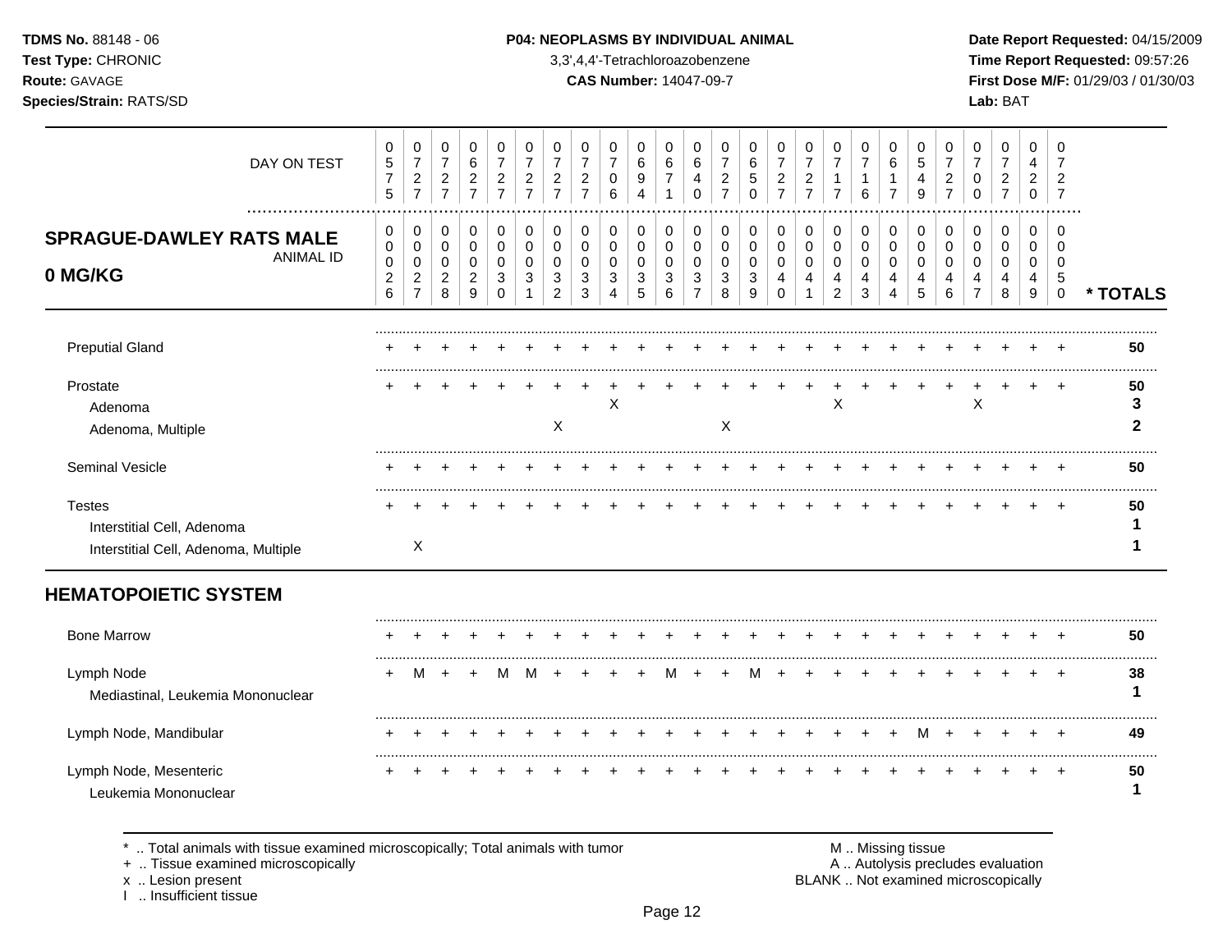**TDMS No.** 88148 - 06
**Test Type:** CHRONIC
**Route:** GAVAGE
**Species/Strain:** RATS/SD

**P04: NEOPLASMS BY INDIVIDUAL ANIMAL**
3,3',4,4'-Tetrachloroazobenzene
**CAS Number:** 14047-09-7

**Date Report Requested:** 04/15/2009
**Time Report Requested:** 09:57:26
**First Dose M/F:** 01/29/03 / 01/30/03
**Lab:** BAT

| DAY ON TEST | 0575 | 0727 | 0727 | 0627 | 0727 | 0727 | 0727 | 0727 | 0706 | 0694 | 0671 | 0640 | 0727 | 0650 | 0727 | 0727 | 0717 | 0716 | 0617 | 0549 | 0727 | 0700 | 0727 | 0420 | 0727 | |
|---|---|---|---|---|---|---|---|---|---|---|---|---|---|---|---|---|---|---|---|---|---|---|---|---|---|---|
| **SPRAGUE-DAWLEY RATS MALE 0 MG/KG** ANIMAL ID | 00026 | 00027 | 00028 | 00029 | 00030 | 00031 | 00032 | 00033 | 00034 | 00035 | 00036 | 00037 | 00038 | 00039 | 00040 | 00041 | 00042 | 00043 | 00044 | 00045 | 00046 | 00047 | 00048 | 00049 | 00050 | *** TOTALS** |
| Preputial Gland | + | + | + | + | + | + | + | + | + | + | + | + | + | + | + | + | + | + | + | + | + | + | + | + | + | **50** |
| Prostate | + | + | + | + | + | + | + | + | + | + | + | + | + | + | + | + | + | + | + | + | + | + | + | + | + | **50** |
| Adenoma | | | | | | | | | X | | | | | | | | X | | | | | X | | | | **3** |
| Adenoma, Multiple | | | | | | | X | | | | | | X | | | | | | | | | | | | | **2** |
| Seminal Vesicle | + | + | + | + | + | + | + | + | + | + | + | + | + | + | + | + | + | + | + | + | + | + | + | + | + | **50** |
| Testes | + | + | + | + | + | + | + | + | + | + | + | + | + | + | + | + | + | + | + | + | + | + | + | + | + | **50** |
| Interstitial Cell, Adenoma | | | | | | | | | | | | | | | | | | | | | | | | | | **1** |
| Interstitial Cell, Adenoma, Multiple | | X | | | | | | | | | | | | | | | | | | | | | | | | **1** |
| **HEMATOPOIETIC SYSTEM** | | | | | | | | | | | | | | | | | | | | | | | | | | |
| Bone Marrow | + | + | + | + | + | + | + | + | + | + | + | + | + | + | + | + | + | + | + | + | + | + | + | + | + | **50** |
| Lymph Node | + | M | + | + | M | M | + | + | + | + | M | + | + | M | + | + | + | + | + | + | + | + | + | + | + | **38** |
| Mediastinal, Leukemia Mononuclear | | | | | | | | | | | | | | | | | | | | | | | | | | **1** |
| Lymph Node, Mandibular | + | + | + | + | + | + | + | + | + | + | + | + | + | + | + | + | + | + | + | M | + | + | + | + | + | **49** |
| Lymph Node, Mesenteric | + | + | + | + | + | + | + | + | + | + | + | + | + | + | + | + | + | + | + | + | + | + | + | + | + | **50** |
| Leukemia Mononuclear | | | | | | | | | | | | | | | | | | | | | | | | | | **1** |

\* .. Total animals with tissue examined microscopically; Total animals with tumor
\+ .. Tissue examined microscopically
x .. Lesion present
I .. Insufficient tissue

M .. Missing tissue
A .. Autolysis precludes evaluation
BLANK .. Not examined microscopically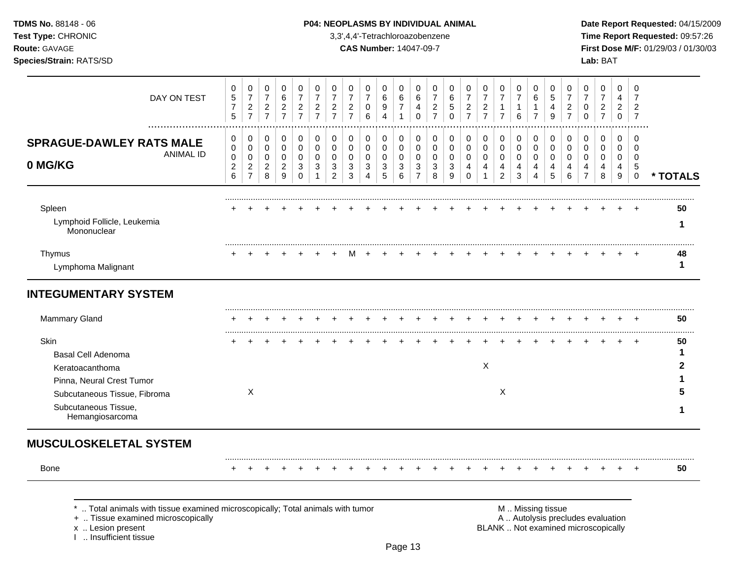**TDMS No.** 88148 - 06
**Test Type:** CHRONIC
**Route:** GAVAGE
**Species/Strain:** RATS/SD

**P04: NEOPLASMS BY INDIVIDUAL ANIMAL**
3,3',4,4'-Tetrachloroazobenzene
**CAS Number:** 14047-09-7

**Date Report Requested:** 04/15/2009
**Time Report Requested:** 09:57:26
**First Dose M/F:** 01/29/03 / 01/30/03
**Lab:** BAT

**SPRAGUE-DAWLEY RATS MALE**
**0 MG/KG**

| DAY ON TEST | 0575 | 0727 | 0727 | 0627 | 0727 | 0727 | 0727 | 0727 | 0706 | 0694 | 0671 | 0640 | 0727 | 0650 | 0727 | 0727 | 0717 | 0716 | 0617 | 0549 | 0727 | 0700 | 0727 | 0420 | 0727 | |
|---|---|---|---|---|---|---|---|---|---|---|---|---|---|---|---|---|---|---|---|---|---|---|---|---|---|---|
| **ANIMAL ID** | 00026 | 00027 | 00028 | 00029 | 00030 | 00031 | 00032 | 00033 | 00034 | 00035 | 00036 | 00037 | 00038 | 00039 | 00040 | 00041 | 00042 | 00043 | 00044 | 00045 | 00046 | 00047 | 00048 | 00049 | 00050 | *** TOTALS** |
| Spleen | + | + | + | + | + | + | + | + | + | + | + | + | + | + | + | + | + | + | + | + | + | + | + | + | + | **50** |
| Lymphoid Follicle, Leukemia Mononuclear | | | | | | | | | | | | | | | | | | | | | | | | | | **1** |
| Thymus | + | + | + | + | + | + | + | M | + | + | + | + | + | + | + | + | + | + | + | + | + | + | + | + | + | **48** |
| Lymphoma Malignant | | | | | | | | | | | | | | | | | | | | | | | | | | **1** |
| **INTEGUMENTARY SYSTEM** | | | | | | | | | | | | | | | | | | | | | | | | | | |
| Mammary Gland | + | + | + | + | + | + | + | + | + | + | + | + | + | + | + | + | + | + | + | + | + | + | + | + | + | **50** |
| Skin | + | + | + | + | + | + | + | + | + | + | + | + | + | + | + | + | + | + | + | + | + | + | + | + | + | **50** |
| Basal Cell Adenoma | | | | | | | | | | | | | | | | | | | | | | | | | | **1** |
| Keratoacanthoma | | | | | | | | | | | | | | | | X | | | | | | | | | | **2** |
| Pinna, Neural Crest Tumor | | | | | | | | | | | | | | | | | | | | | | | | | | **1** |
| Subcutaneous Tissue, Fibroma | | X | | | | | | | | | | | | | | | X | | | | | | | | | **5** |
| Subcutaneous Tissue, Hemangiosarcoma | | | | | | | | | | | | | | | | | | | | | | | | | | **1** |
| **MUSCULOSKELETAL SYSTEM** | | | | | | | | | | | | | | | | | | | | | | | | | | |
| Bone | + | + | + | + | + | + | + | + | + | + | + | + | + | + | + | + | + | + | + | + | + | + | + | + | + | **50** |

\* .. Total animals with tissue examined microscopically; Total animals with tumor
\+ .. Tissue examined microscopically
x .. Lesion present
I .. Insufficient tissue

M .. Missing tissue
A .. Autolysis precludes evaluation
BLANK .. Not examined microscopically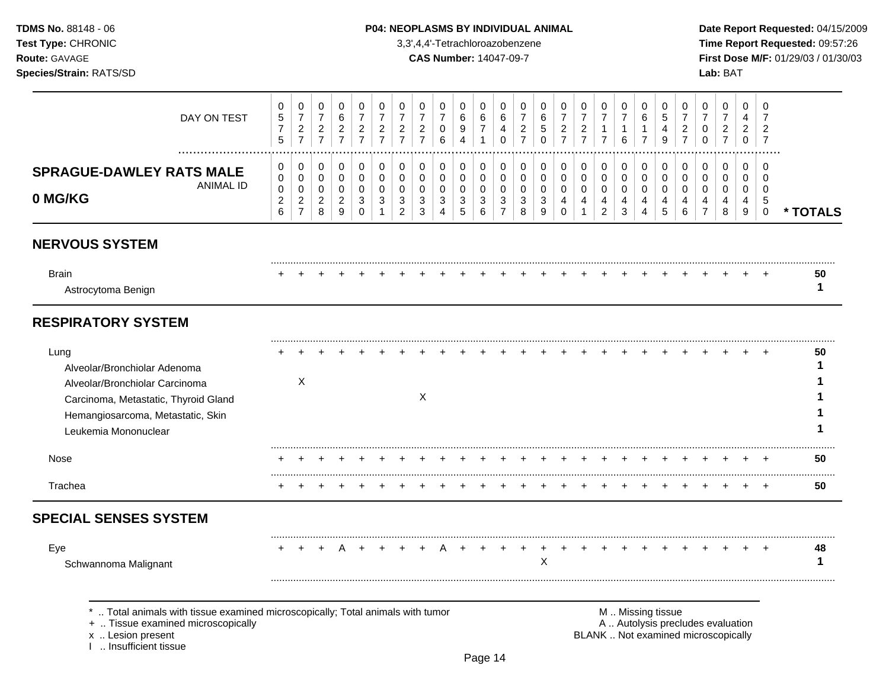**TDMS No.** 88148 - 06
**Test Type:** CHRONIC
**Route:** GAVAGE
**Species/Strain:** RATS/SD

**P04: NEOPLASMS BY INDIVIDUAL ANIMAL**
3,3',4,4'-Tetrachloroazobenzene
**CAS Number:** 14047-09-7

**Date Report Requested:** 04/15/2009
**Time Report Requested:** 09:57:26
**First Dose M/F:** 01/29/03 / 01/30/03
**Lab:** BAT

| DAY ON TEST | 0575 | 0727 | 0727 | 0627 | 0727 | 0727 | 0727 | 0727 | 0706 | 0694 | 0671 | 0640 | 0727 | 0650 | 0727 | 0727 | 0717 | 0716 | 0617 | 0549 | 0727 | 0700 | 0727 | 0420 | 0727 | |
|---|---|---|---|---|---|---|---|---|---|---|---|---|---|---|---|---|---|---|---|---|---|---|---|---|---|---|
| **SPRAGUE-DAWLEY RATS MALE 0 MG/KG** ANIMAL ID | 00026 | 00027 | 00028 | 00029 | 00030 | 00031 | 00032 | 00033 | 00034 | 00035 | 00036 | 00037 | 00038 | 00039 | 00040 | 00041 | 00042 | 00043 | 00044 | 00045 | 00046 | 00047 | 00048 | 00049 | 00050 | *** TOTALS** |
| **NERVOUS SYSTEM** | | | | | | | | | | | | | | | | | | | | | | | | | | |
| Brain | + | + | + | + | + | + | + | + | + | + | + | + | + | + | + | + | + | + | + | + | + | + | + | + | + | **50** |
| Astrocytoma Benign | | | | | | | | | | | | | | | | | | | | | | | | | | **1** |
| **RESPIRATORY SYSTEM** | | | | | | | | | | | | | | | | | | | | | | | | | | |
| Lung | + | + | + | + | + | + | + | + | + | + | + | + | + | + | + | + | + | + | + | + | + | + | + | + | + | **50** |
| Alveolar/Bronchiolar Adenoma | | | | | | | | | | | | | | | | | | | | | | | | | | **1** |
| Alveolar/Bronchiolar Carcinoma | | X | | | | | | | | | | | | | | | | | | | | | | | | **1** |
| Carcinoma, Metastatic, Thyroid Gland | | | | | | | | X | | | | | | | | | | | | | | | | | | **1** |
| Hemangiosarcoma, Metastatic, Skin | | | | | | | | | | | | | | | | | | | | | | | | | | **1** |
| Leukemia Mononuclear | | | | | | | | | | | | | | | | | | | | | | | | | | **1** |
| Nose | + | + | + | + | + | + | + | + | + | + | + | + | + | + | + | + | + | + | + | + | + | + | + | + | + | **50** |
| Trachea | + | + | + | + | + | + | + | + | + | + | + | + | + | + | + | + | + | + | + | + | + | + | + | + | + | **50** |
| **SPECIAL SENSES SYSTEM** | | | | | | | | | | | | | | | | | | | | | | | | | | |
| Eye | + | + | + | A | + | + | + | + | A | + | + | + | + | + | + | + | + | + | + | + | + | + | + | + | + | **48** |
| Schwannoma Malignant | | | | | | | | | | | | | | X | | | | | | | | | | | | **1** |

\* .. Total animals with tissue examined microscopically; Total animals with tumor
\+ .. Tissue examined microscopically
x .. Lesion present
I .. Insufficient tissue

M .. Missing tissue
A .. Autolysis precludes evaluation
BLANK .. Not examined microscopically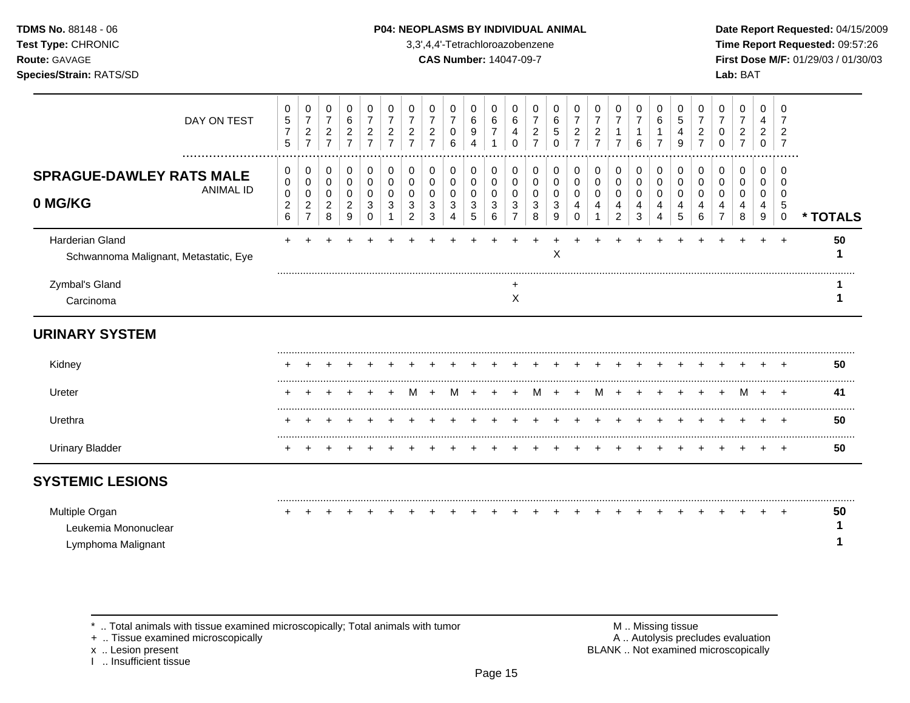**TDMS No.** 88148 - 06
**Test Type:** CHRONIC
**Route:** GAVAGE
**Species/Strain:** RATS/SD

**P04: NEOPLASMS BY INDIVIDUAL ANIMAL**
3,3',4,4'-Tetrachloroazobenzene
**CAS Number:** 14047-09-7

**Date Report Requested:** 04/15/2009
**Time Report Requested:** 09:57:26
**First Dose M/F:** 01/29/03 / 01/30/03
**Lab:** BAT

| DAY ON TEST | 0575 | 0727 | 0727 | 0627 | 0727 | 0727 | 0727 | 0727 | 0706 | 0694 | 0671 | 0640 | 0727 | 0650 | 0727 | 0727 | 0717 | 0716 | 0617 | 0549 | 0727 | 0700 | 0727 | 0420 | 0727 | |
|---|---|---|---|---|---|---|---|---|---|---|---|---|---|---|---|---|---|---|---|---|---|---|---|---|---|---|
| **SPRAGUE-DAWLEY RATS MALE 0 MG/KG** ANIMAL ID | 00026 | 00027 | 00028 | 00029 | 00030 | 00031 | 00032 | 00033 | 00034 | 00035 | 00036 | 00037 | 00038 | 00039 | 00040 | 00041 | 00042 | 00043 | 00044 | 00045 | 00046 | 00047 | 00048 | 00049 | 00050 | *** TOTALS** |
| Harderian Gland | + | + | + | + | + | + | + | + | + | + | + | + | + | + | + | + | + | + | + | + | + | + | + | + | + | **50** |
| Schwannoma Malignant, Metastatic, Eye | | | | | | | | | | | | | | X | | | | | | | | | | | | **1** |
| Zymbal's Gland | | | | | | | | | | | | + | | | | | | | | | | | | | | **1** |
| Carcinoma | | | | | | | | | | | | X | | | | | | | | | | | | | | **1** |
| **URINARY SYSTEM** | | | | | | | | | | | | | | | | | | | | | | | | | | |
| Kidney | + | + | + | + | + | + | + | + | + | + | + | + | + | + | + | + | + | + | + | + | + | + | + | + | + | **50** |
| Ureter | + | + | + | + | + | + | M | + | M | + | + | + | M | + | + | M | + | + | + | + | + | + | M | + | + | **41** |
| Urethra | + | + | + | + | + | + | + | + | + | + | + | + | + | + | + | + | + | + | + | + | + | + | + | + | + | **50** |
| Urinary Bladder | + | + | + | + | + | + | + | + | + | + | + | + | + | + | + | + | + | + | + | + | + | + | + | + | + | **50** |
| **SYSTEMIC LESIONS** | | | | | | | | | | | | | | | | | | | | | | | | | | |
| Multiple Organ | + | + | + | + | + | + | + | + | + | + | + | + | + | + | + | + | + | + | + | + | + | + | + | + | + | **50** |
| Leukemia Mononuclear | | | | | | | | | | | | | | | | | | | | | | | | | | **1** |
| Lymphoma Malignant | | | | | | | | | | | | | | | | | | | | | | | | | | **1** |

\* .. Total animals with tissue examined microscopically; Total animals with tumor
\+ .. Tissue examined microscopically
x .. Lesion present
I .. Insufficient tissue

M .. Missing tissue
A .. Autolysis precludes evaluation
BLANK .. Not examined microscopically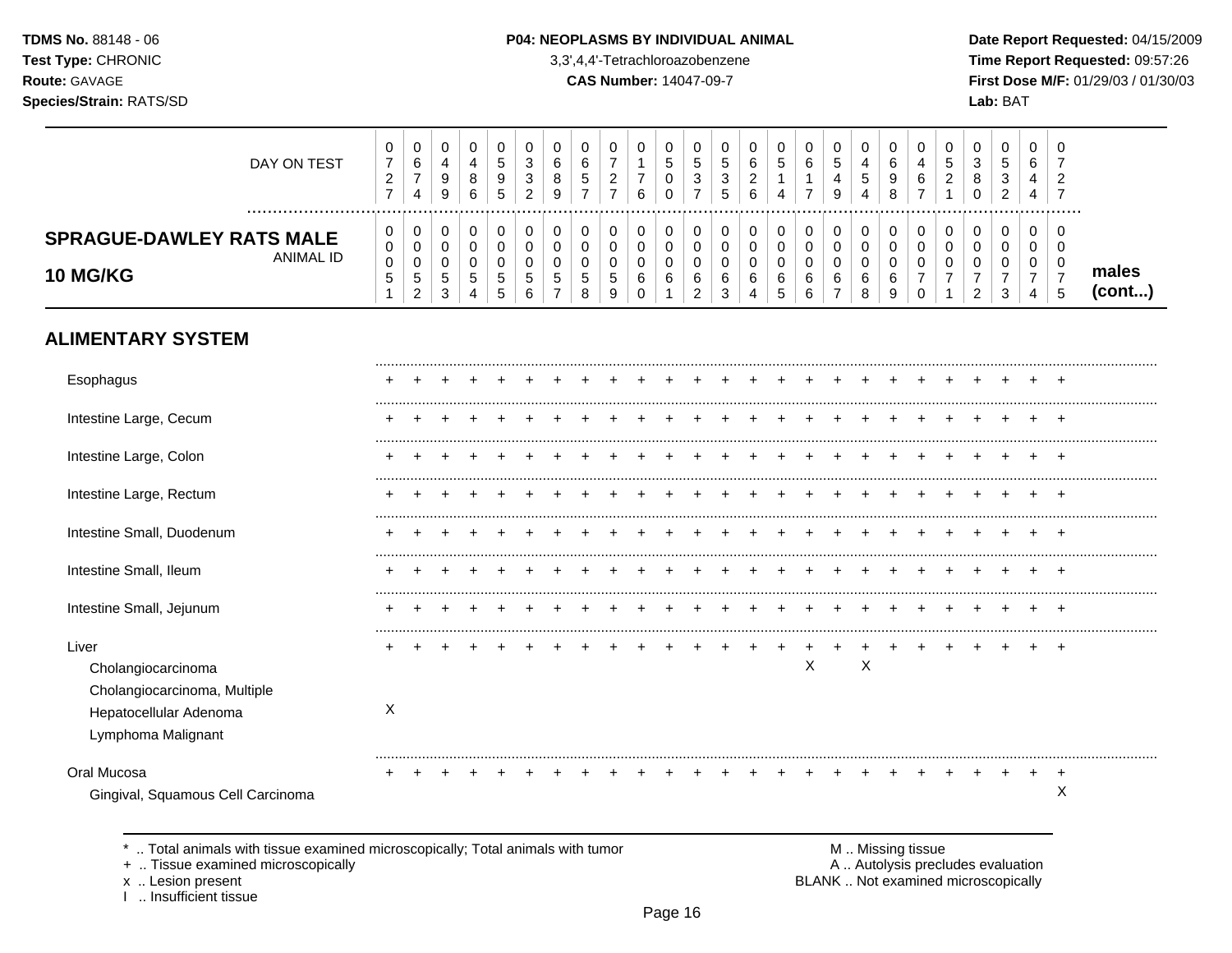**TDMS No.** 88148 - 06
**Test Type:** CHRONIC
**Route:** GAVAGE
**Species/Strain:** RATS/SD

**P04: NEOPLASMS BY INDIVIDUAL ANIMAL**
3,3',4,4'-Tetrachloroazobenzene
**CAS Number:** 14047-09-7

**Date Report Requested:** 04/15/2009
**Time Report Requested:** 09:57:26
**First Dose M/F:** 01/29/03 / 01/30/03
**Lab:** BAT

| DAY ON TEST | 0727 | 0674 | 0499 | 0486 | 0595 | 0332 | 0689 | 0657 | 0727 | 0176 | 0500 | 0537 | 0535 | 0626 | 0514 | 0617 | 0549 | 0454 | 0698 | 0467 | 0521 | 0380 | 0532 | 0644 | 0727 | |
|---|---|---|---|---|---|---|---|---|---|---|---|---|---|---|---|---|---|---|---|---|---|---|---|---|---|---|
| **SPRAGUE-DAWLEY RATS MALE 10 MG/KG** ANIMAL ID | 00051 | 00052 | 00053 | 00054 | 00055 | 00056 | 00057 | 00058 | 00059 | 00060 | 00061 | 00062 | 00063 | 00064 | 00065 | 00066 | 00067 | 00068 | 00069 | 00070 | 00071 | 00072 | 00073 | 00074 | 00075 | **males (cont...)** |
| **ALIMENTARY SYSTEM** | | | | | | | | | | | | | | | | | | | | | | | | | | |
| Esophagus | + | + | + | + | + | + | + | + | + | + | + | + | + | + | + | + | + | + | + | + | + | + | + | + | + | |
| Intestine Large, Cecum | + | + | + | + | + | + | + | + | + | + | + | + | + | + | + | + | + | + | + | + | + | + | + | + | + | |
| Intestine Large, Colon | + | + | + | + | + | + | + | + | + | + | + | + | + | + | + | + | + | + | + | + | + | + | + | + | + | |
| Intestine Large, Rectum | + | + | + | + | + | + | + | + | + | + | + | + | + | + | + | + | + | + | + | + | + | + | + | + | + | |
| Intestine Small, Duodenum | + | + | + | + | + | + | + | + | + | + | + | + | + | + | + | + | + | + | + | + | + | + | + | + | + | |
| Intestine Small, Ileum | + | + | + | + | + | + | + | + | + | + | + | + | + | + | + | + | + | + | + | + | + | + | + | + | + | |
| Intestine Small, Jejunum | + | + | + | + | + | + | + | + | + | + | + | + | + | + | + | + | + | + | + | + | + | + | + | + | + | |
| Liver | + | + | + | + | + | + | + | + | + | + | + | + | + | + | + | + | + | + | + | + | + | + | + | + | + | |
| Cholangiocarcinoma | | | | | | | | | | | | | | | | X | | X | | | | | | | | |
| Cholangiocarcinoma, Multiple | | | | | | | | | | | | | | | | | | | | | | | | | | |
| Hepatocellular Adenoma | X | | | | | | | | | | | | | | | | | | | | | | | | | |
| Lymphoma Malignant | | | | | | | | | | | | | | | | | | | | | | | | | | |
| Oral Mucosa | + | + | + | + | + | + | + | + | + | + | + | + | + | + | + | + | + | + | + | + | + | + | + | + | + | |
| Gingival, Squamous Cell Carcinoma | | | | | | | | | | | | | | | | | | | | | | | | | X | |

* .. Total animals with tissue examined microscopically; Total animals with tumor
+ .. Tissue examined microscopically
x .. Lesion present
I .. Insufficient tissue

M .. Missing tissue
A .. Autolysis precludes evaluation
BLANK .. Not examined microscopically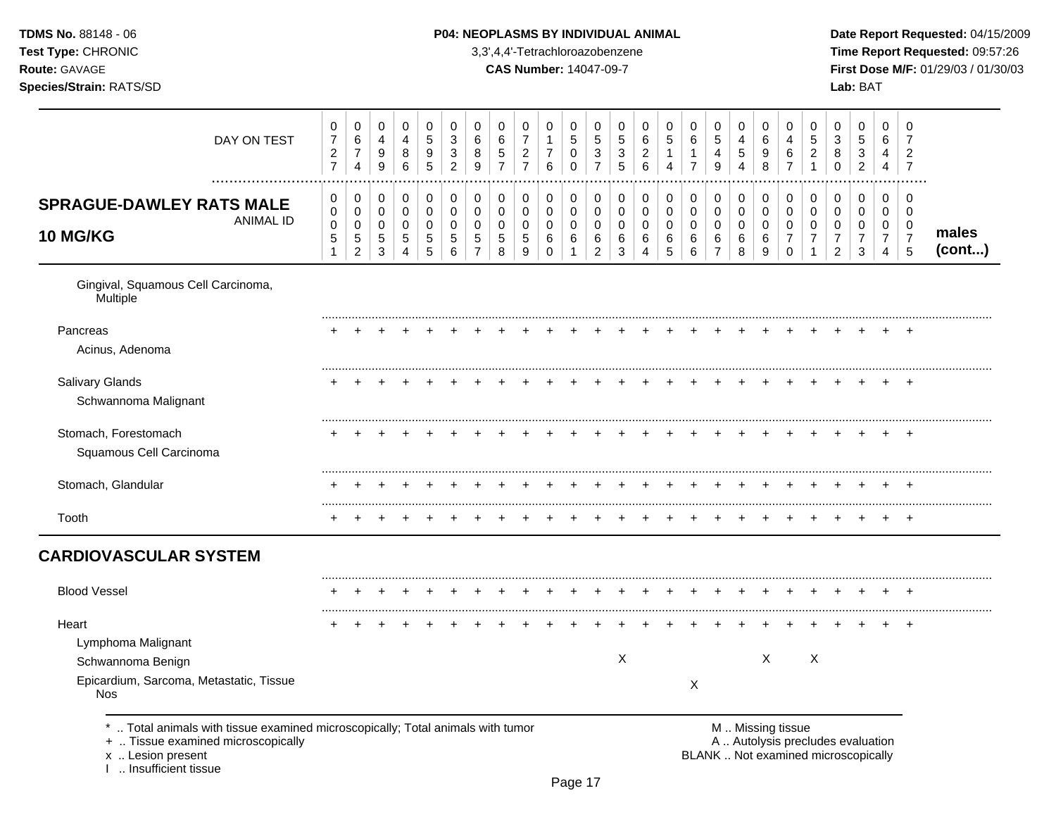**TDMS No.** 88148 - 06
**Test Type:** CHRONIC
**Route:** GAVAGE
**Species/Strain:** RATS/SD

**P04: NEOPLASMS BY INDIVIDUAL ANIMAL**
3,3',4,4'-Tetrachloroazobenzene
**CAS Number:** 14047-09-7

**Date Report Requested:** 04/15/2009
**Time Report Requested:** 09:57:26
**First Dose M/F:** 01/29/03 / 01/30/03
**Lab:** BAT

| DAY ON TEST | 0727 | 0674 | 0499 | 0486 | 0595 | 0332 | 0689 | 0657 | 0727 | 0176 | 0500 | 0537 | 0535 | 0626 | 0514 | 0617 | 0549 | 0454 | 0698 | 0467 | 0521 | 0380 | 0532 | 0644 | 0727 | |
|---|---|---|---|---|---|---|---|---|---|---|---|---|---|---|---|---|---|---|---|---|---|---|---|---|---|---|
| **SPRAGUE-DAWLEY RATS MALE 10 MG/KG** ANIMAL ID | 0051 | 0052 | 0053 | 0054 | 0055 | 0056 | 0057 | 0058 | 0059 | 0060 | 0061 | 0062 | 0063 | 0064 | 0065 | 0066 | 0067 | 0068 | 0069 | 0070 | 0071 | 0072 | 0073 | 0074 | 0075 | **males (cont...)** |
| Gingival, Squamous Cell Carcinoma, Multiple | | | | | | | | | | | | | | | | | | | | | | | | | | |
| Pancreas | + | + | + | + | + | + | + | + | + | + | + | + | + | + | + | + | + | + | + | + | + | + | + | + | + | |
| Acinus, Adenoma | | | | | | | | | | | | | | | | | | | | | | | | | | |
| Salivary Glands | + | + | + | + | + | + | + | + | + | + | + | + | + | + | + | + | + | + | + | + | + | + | + | + | + | |
| Schwannoma Malignant | | | | | | | | | | | | | | | | | | | | | | | | | | |
| Stomach, Forestomach | + | + | + | + | + | + | + | + | + | + | + | + | + | + | + | + | + | + | + | + | + | + | + | + | + | |
| Squamous Cell Carcinoma | | | | | | | | | | | | | | | | | | | | | | | | | | |
| Stomach, Glandular | + | + | + | + | + | + | + | + | + | + | + | + | + | + | + | + | + | + | + | + | + | + | + | + | + | |
| Tooth | + | + | + | + | + | + | + | + | + | + | + | + | + | + | + | + | + | + | + | + | + | + | + | + | + | |
| **CARDIOVASCULAR SYSTEM** | | | | | | | | | | | | | | | | | | | | | | | | | | |
| Blood Vessel | + | + | + | + | + | + | + | + | + | + | + | + | + | + | + | + | + | + | + | + | + | + | + | + | + | |
| Heart | + | + | + | + | + | + | + | + | + | + | + | + | + | + | + | + | + | + | + | + | + | + | + | + | + | |
| Lymphoma Malignant | | | | | | | | | | | | | | | | | | | | | | | | | | |
| Schwannoma Benign | | | | | | | | | | | | | X | | | | | | X | | X | | | | | |
| Epicardium, Sarcoma, Metastatic, Tissue Nos | | | | | | | | | | | | | | | | X | | | | | | | | | | |

\* .. Total animals with tissue examined microscopically; Total animals with tumor
\+ .. Tissue examined microscopically
x .. Lesion present
I .. Insufficient tissue

M .. Missing tissue
A .. Autolysis precludes evaluation
BLANK .. Not examined microscopically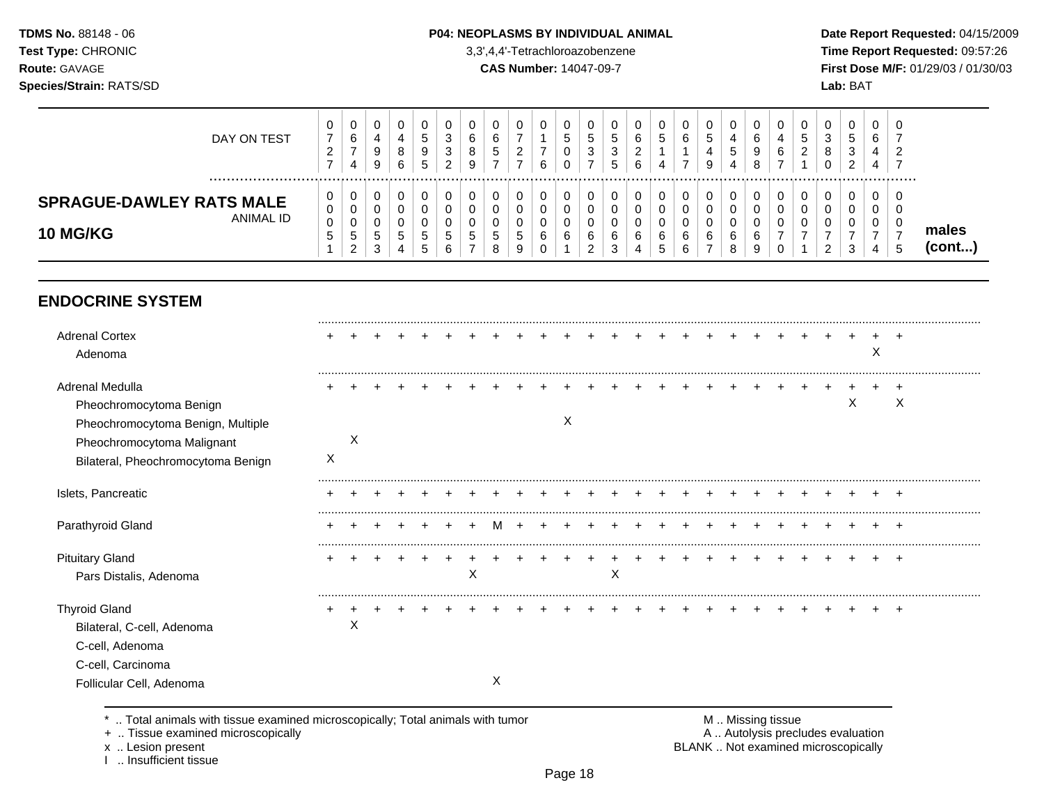**TDMS No.** 88148 - 06
**Test Type:** CHRONIC
**Route:** GAVAGE
**Species/Strain:** RATS/SD

**P04: NEOPLASMS BY INDIVIDUAL ANIMAL**
3,3',4,4'-Tetrachloroazobenzene
**CAS Number:** 14047-09-7

**Date Report Requested:** 04/15/2009
**Time Report Requested:** 09:57:26
**First Dose M/F:** 01/29/03 / 01/30/03
**Lab:** BAT

| DAY ON TEST | 0727 | 0674 | 0499 | 0486 | 0595 | 0332 | 0689 | 0657 | 0727 | 0176 | 0500 | 0537 | 0535 | 0626 | 0514 | 0617 | 0549 | 0454 | 0698 | 0467 | 0521 | 0380 | 0532 | 0644 | 0727 | |
|---|---|---|---|---|---|---|---|---|---|---|---|---|---|---|---|---|---|---|---|---|---|---|---|---|---|---|
| **SPRAGUE-DAWLEY RATS MALE 10 MG/KG** ANIMAL ID | 00051 | 00052 | 00053 | 00054 | 00055 | 00056 | 00057 | 00058 | 00059 | 00060 | 00061 | 00062 | 00063 | 00064 | 00065 | 00066 | 00067 | 00068 | 00069 | 00070 | 00071 | 00072 | 00073 | 00074 | 00075 | **males (cont...)** |
| **ENDOCRINE SYSTEM** | | | | | | | | | | | | | | | | | | | | | | | | | | |
| Adrenal Cortex | + | + | + | + | + | + | + | + | + | + | + | + | + | + | + | + | + | + | + | + | + | + | + | + | + | |
| Adenoma | | | | | | | | | | | | | | | | | | | | | | | | X | | |
| Adrenal Medulla | + | + | + | + | + | + | + | + | + | + | + | + | + | + | + | + | + | + | + | + | + | + | + | + | + | |
| Pheochromocytoma Benign | | | | | | | | | | | | | | | | | | | | | | | X | | X | |
| Pheochromocytoma Benign, Multiple | | | | | | | | | | | X | | | | | | | | | | | | | | | |
| Pheochromocytoma Malignant | | X | | | | | | | | | | | | | | | | | | | | | | | | |
| Bilateral, Pheochromocytoma Benign | X | | | | | | | | | | | | | | | | | | | | | | | | | |
| Islets, Pancreatic | + | + | + | + | + | + | + | + | + | + | + | + | + | + | + | + | + | + | + | + | + | + | + | + | + | |
| Parathyroid Gland | + | + | + | + | + | + | + | M | + | + | + | + | + | + | + | + | + | + | + | + | + | + | + | + | + | |
| Pituitary Gland | + | + | + | + | + | + | + | + | + | + | + | + | + | + | + | + | + | + | + | + | + | + | + | + | + | |
| Pars Distalis, Adenoma | | | | | | | X | | | | | | X | | | | | | | | | | | | | |
| Thyroid Gland | + | + | + | + | + | + | + | + | + | + | + | + | + | + | + | + | + | + | + | + | + | + | + | + | + | |
| Bilateral, C-cell, Adenoma | | X | | | | | | | | | | | | | | | | | | | | | | | | |
| C-cell, Adenoma | | | | | | | | | | | | | | | | | | | | | | | | | | |
| C-cell, Carcinoma | | | | | | | | | | | | | | | | | | | | | | | | | | |
| Follicular Cell, Adenoma | | | | | | | | X | | | | | | | | | | | | | | | | | | |

\* .. Total animals with tissue examined microscopically; Total animals with tumor
\+ .. Tissue examined microscopically
x .. Lesion present
I .. Insufficient tissue

M .. Missing tissue
A .. Autolysis precludes evaluation
BLANK .. Not examined microscopically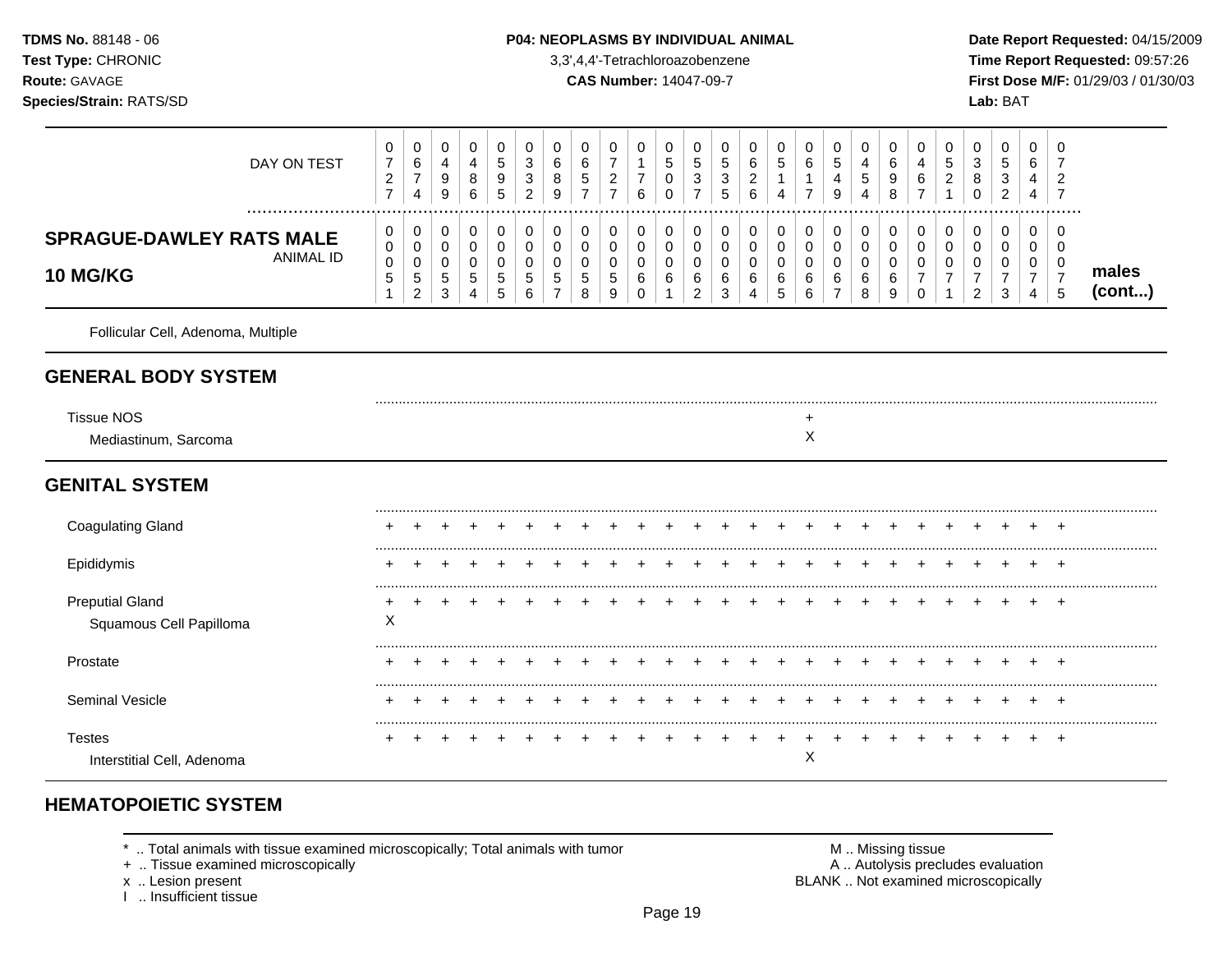| DAY ON TEST | 0727 | 0674 | 0499 | 0486 | 0595 | 0332 | 0689 | 0657 | 0727 | 0176 | 0500 | 0537 | 0535 | 0626 | 0514 | 0617 | 0549 | 0454 | 0698 | 0467 | 0521 | 0380 | 0532 | 0644 | 0727 | |
|---|---|---|---|---|---|---|---|---|---|---|---|---|---|---|---|---|---|---|---|---|---|---|---|---|---|---|
| **SPRAGUE-DAWLEY RATS MALE 10 MG/KG** ANIMAL ID | 00051 | 00052 | 00053 | 00054 | 00055 | 00056 | 00057 | 00058 | 00059 | 00060 | 00061 | 00062 | 00063 | 00064 | 00065 | 00066 | 00067 | 00068 | 00069 | 00070 | 00071 | 00072 | 00073 | 00074 | 00075 | **males (cont...)** |
| Follicular Cell, Adenoma, Multiple | | | | | | | | | | | | | | | | | | | | | | | | | | |
| **GENERAL BODY SYSTEM** | | | | | | | | | | | | | | | | | | | | | | | | | | |
| Tissue NOS | | | | | | | | | | | | | | | | + | | | | | | | | | | |
| Mediastinum, Sarcoma | | | | | | | | | | | | | | | | X | | | | | | | | | | |
| **GENITAL SYSTEM** | | | | | | | | | | | | | | | | | | | | | | | | | | |
| Coagulating Gland | + | + | + | + | + | + | + | + | + | + | + | + | + | + | + | + | + | + | + | + | + | + | + | + | + | |
| Epididymis | + | + | + | + | + | + | + | + | + | + | + | + | + | + | + | + | + | + | + | + | + | + | + | + | + | |
| Preputial Gland | + | + | + | + | + | + | + | + | + | + | + | + | + | + | + | + | + | + | + | + | + | + | + | + | + | |
| Squamous Cell Papilloma | X | | | | | | | | | | | | | | | | | | | | | | | | | |
| Prostate | + | + | + | + | + | + | + | + | + | + | + | + | + | + | + | + | + | + | + | + | + | + | + | + | + | |
| Seminal Vesicle | + | + | + | + | + | + | + | + | + | + | + | + | + | + | + | + | + | + | + | + | + | + | + | + | + | |
| Testes | + | + | + | + | + | + | + | + | + | + | + | + | + | + | + | + | + | + | + | + | + | + | + | + | + | |
| Interstitial Cell, Adenoma | | | | | | | | | | | | | | | | X | | | | | | | | | | |

## HEMATOPOIETIC SYSTEM

\* .. Total animals with tissue examined microscopically; Total animals with tumor
+ .. Tissue examined microscopically
x .. Lesion present
I .. Insufficient tissue

M .. Missing tissue
A .. Autolysis precludes evaluation
BLANK .. Not examined microscopically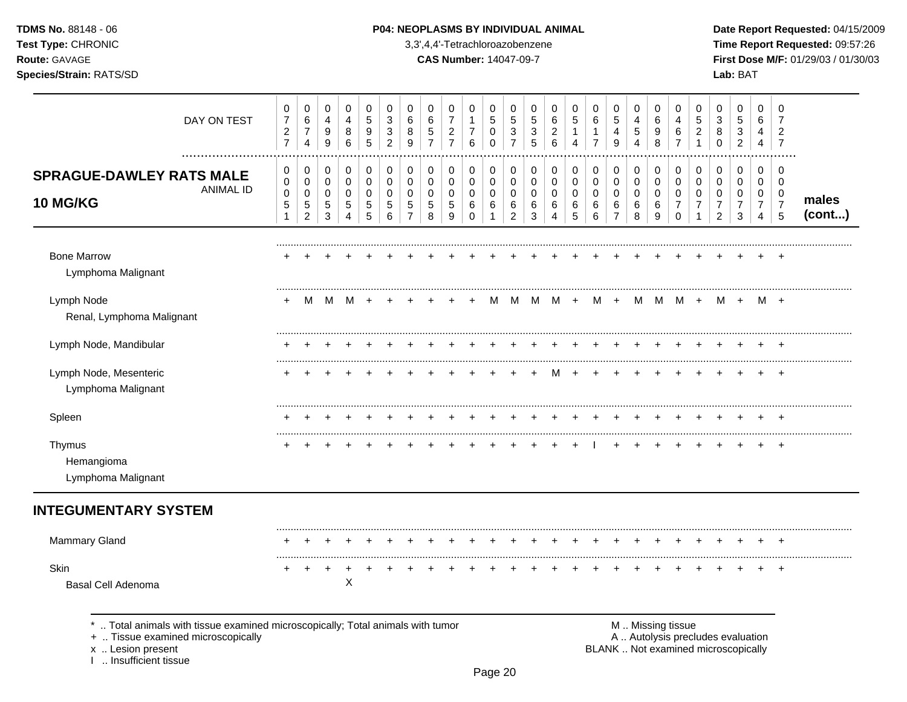**TDMS No.** 88148 - 06
**Test Type:** CHRONIC
**Route:** GAVAGE
**Species/Strain:** RATS/SD

**P04: NEOPLASMS BY INDIVIDUAL ANIMAL**
3,3',4,4'-Tetrachloroazobenzene
**CAS Number:** 14047-09-7

**Date Report Requested:** 04/15/2009
**Time Report Requested:** 09:57:26
**First Dose M/F:** 01/29/03 / 01/30/03
**Lab:** BAT

| DAY ON TEST | 0727 | 0674 | 0499 | 0486 | 0595 | 0332 | 0689 | 0657 | 0727 | 0176 | 0500 | 0537 | 0535 | 0626 | 0514 | 0617 | 0549 | 0454 | 0698 | 0467 | 0521 | 0380 | 0532 | 0644 | 0727 | |
|---|---|---|---|---|---|---|---|---|---|---|---|---|---|---|---|---|---|---|---|---|---|---|---|---|---|---|
| **SPRAGUE-DAWLEY RATS MALE 10 MG/KG** — ANIMAL ID | 00051 | 00052 | 00053 | 00054 | 00055 | 00056 | 00057 | 00058 | 00059 | 00060 | 00061 | 00062 | 00063 | 00064 | 00065 | 00066 | 00067 | 00068 | 00069 | 00070 | 00071 | 00072 | 00073 | 00074 | 00075 | **males (cont...)** |
| Bone Marrow | + | + | + | + | + | + | + | + | + | + | + | + | + | + | + | + | + | + | + | + | + | + | + | + | + | |
| Lymphoma Malignant | | | | | | | | | | | | | | | | | | | | | | | | | | |
| Lymph Node | + | M | M | M | + | + | + | + | + | + | M | M | M | M | + | M | + | M | M | M | + | M | + | M | + | |
| Renal, Lymphoma Malignant | | | | | | | | | | | | | | | | | | | | | | | | | | |
| Lymph Node, Mandibular | + | + | + | + | + | + | + | + | + | + | + | + | + | + | + | + | + | + | + | + | + | + | + | + | + | |
| Lymph Node, Mesenteric | + | + | + | + | + | + | + | + | + | + | + | + | + | M | + | + | + | + | + | + | + | + | + | + | + | |
| Lymphoma Malignant | | | | | | | | | | | | | | | | | | | | | | | | | | |
| Spleen | + | + | + | + | + | + | + | + | + | + | + | + | + | + | + | + | + | + | + | + | + | + | + | + | + | |
| Thymus | + | + | + | + | + | + | + | + | + | + | + | + | + | + | + | I | + | + | + | + | + | + | + | + | + | |
| Hemangioma | | | | | | | | | | | | | | | | | | | | | | | | | | |
| Lymphoma Malignant | | | | | | | | | | | | | | | | | | | | | | | | | | |
| **INTEGUMENTARY SYSTEM** | | | | | | | | | | | | | | | | | | | | | | | | | | |
| Mammary Gland | + | + | + | + | + | + | + | + | + | + | + | + | + | + | + | + | + | + | + | + | + | + | + | + | + | |
| Skin | + | + | + | + | + | + | + | + | + | + | + | + | + | + | + | + | + | + | + | + | + | + | + | + | + | |
| Basal Cell Adenoma | | | | X | | | | | | | | | | | | | | | | | | | | | | |

\* .. Total animals with tissue examined microscopically; Total animals with tumor
\+ .. Tissue examined microscopically
x .. Lesion present
I .. Insufficient tissue

M .. Missing tissue
A .. Autolysis precludes evaluation
BLANK .. Not examined microscopically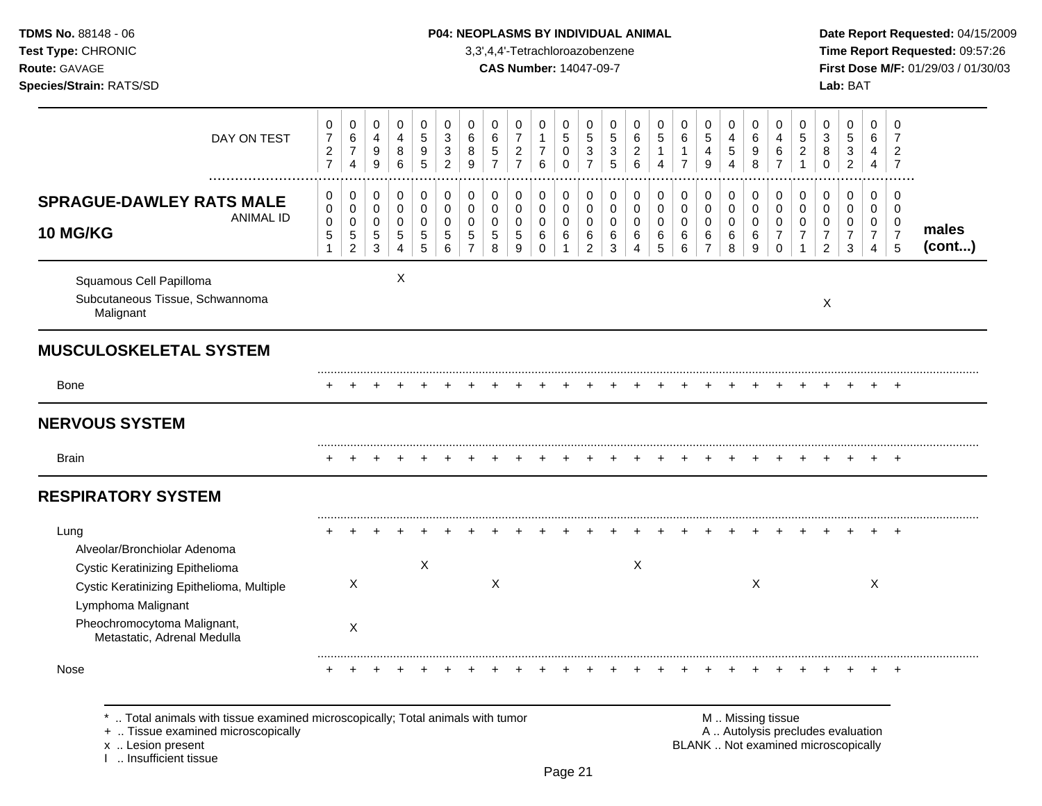**TDMS No.** 88148 - 06
**Test Type:** CHRONIC
**Route:** GAVAGE
**Species/Strain:** RATS/SD

**P04: NEOPLASMS BY INDIVIDUAL ANIMAL**
3,3',4,4'-Tetrachloroazobenzene
**CAS Number:** 14047-09-7

**Date Report Requested:** 04/15/2009
**Time Report Requested:** 09:57:26
**First Dose M/F:** 01/29/03 / 01/30/03
**Lab:** BAT

| DAY ON TEST | 0727 | 0674 | 0499 | 0486 | 0595 | 0332 | 0689 | 0657 | 0727 | 0176 | 0500 | 0537 | 0535 | 0626 | 0514 | 0617 | 0549 | 0454 | 0698 | 0467 | 0521 | 0380 | 0532 | 0644 | 0727 | |
|---|---|---|---|---|---|---|---|---|---|---|---|---|---|---|---|---|---|---|---|---|---|---|---|---|---|---|
| **SPRAGUE-DAWLEY RATS MALE 10 MG/KG** ANIMAL ID | 00051 | 00052 | 00053 | 00054 | 00055 | 00056 | 00057 | 00058 | 00059 | 00060 | 00061 | 00062 | 00063 | 00064 | 00065 | 00066 | 00067 | 00068 | 00069 | 00070 | 00071 | 00072 | 00073 | 00074 | 00075 | **males (cont...)** |
| Squamous Cell Papilloma | | | | X | | | | | | | | | | | | | | | | | | | | | | |
| Subcutaneous Tissue, Schwannoma Malignant | | | | | | | | | | | | | | | | | | | | | | X | | | | |
| **MUSCULOSKELETAL SYSTEM** | | | | | | | | | | | | | | | | | | | | | | | | | | |
| Bone | + | + | + | + | + | + | + | + | + | + | + | + | + | + | + | + | + | + | + | + | + | + | + | + | + | |
| **NERVOUS SYSTEM** | | | | | | | | | | | | | | | | | | | | | | | | | | |
| Brain | + | + | + | + | + | + | + | + | + | + | + | + | + | + | + | + | + | + | + | + | + | + | + | + | + | |
| **RESPIRATORY SYSTEM** | | | | | | | | | | | | | | | | | | | | | | | | | | |
| Lung | + | + | + | + | + | + | + | + | + | + | + | + | + | + | + | + | + | + | + | + | + | + | + | + | + | |
| Alveolar/Bronchiolar Adenoma | | | | | | | | | | | | | | | | | | | | | | | | | | |
| Cystic Keratinizing Epithelioma | | | | | X | | | | | | | | | X | | | | | | | | | | | | |
| Cystic Keratinizing Epithelioma, Multiple | | X | | | | | | X | | | | | | | | | | | X | | | | | X | | |
| Lymphoma Malignant | | | | | | | | | | | | | | | | | | | | | | | | | | |
| Pheochromocytoma Malignant, Metastatic, Adrenal Medulla | | X | | | | | | | | | | | | | | | | | | | | | | | | |
| Nose | + | + | + | + | + | + | + | + | + | + | + | + | + | + | + | + | + | + | + | + | + | + | + | + | + | |

\* .. Total animals with tissue examined microscopically; Total animals with tumor
\+ .. Tissue examined microscopically
x .. Lesion present
I .. Insufficient tissue

M .. Missing tissue
A .. Autolysis precludes evaluation
BLANK .. Not examined microscopically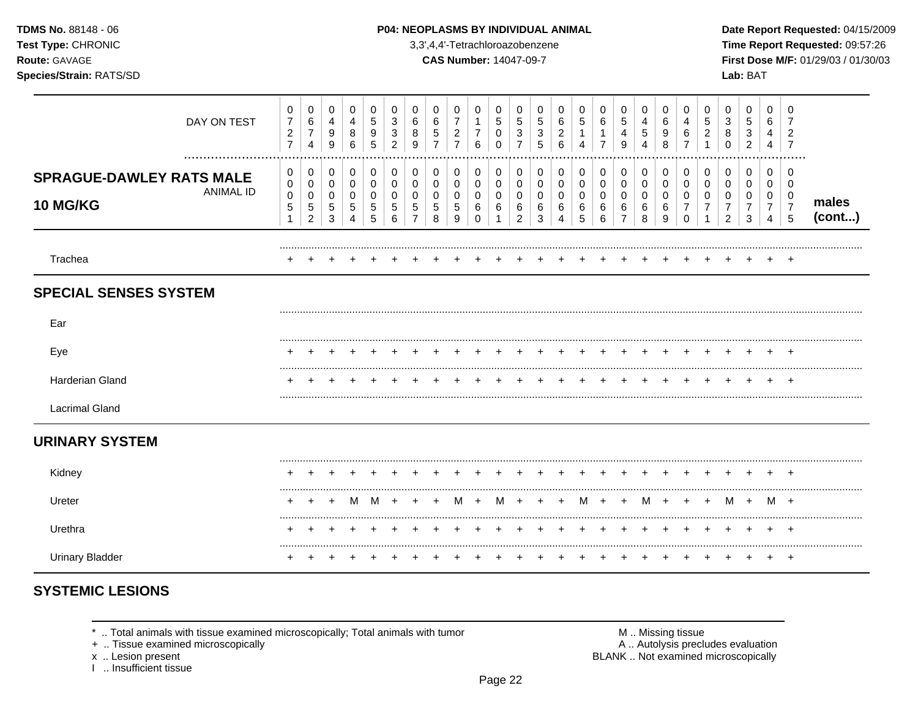**TDMS No.** 88148 - 06
**Test Type:** CHRONIC
**Route:** GAVAGE
**Species/Strain:** RATS/SD

**P04: NEOPLASMS BY INDIVIDUAL ANIMAL**
3,3',4,4'-Tetrachloroazobenzene
**CAS Number:** 14047-09-7

**Date Report Requested:** 04/15/2009
**Time Report Requested:** 09:57:26
**First Dose M/F:** 01/29/03 / 01/30/03
**Lab:** BAT

| DAY ON TEST | 0727 | 0674 | 0499 | 0486 | 0595 | 0332 | 0689 | 0657 | 0727 | 0176 | 0500 | 0537 | 0535 | 0626 | 0514 | 0617 | 0549 | 0454 | 0698 | 0467 | 0521 | 0380 | 0532 | 0644 | 0727 | |
|---|---|---|---|---|---|---|---|---|---|---|---|---|---|---|---|---|---|---|---|---|---|---|---|---|---|---|
| **SPRAGUE-DAWLEY RATS MALE 10 MG/KG** ANIMAL ID | 00051 | 00052 | 00053 | 00054 | 00055 | 00056 | 00057 | 00058 | 00059 | 00060 | 00061 | 00062 | 00063 | 00064 | 00065 | 00066 | 00067 | 00068 | 00069 | 00070 | 00071 | 00072 | 00073 | 00074 | 00075 | **males (cont...)** |
| Trachea | + | + | + | + | + | + | + | + | + | + | + | + | + | + | + | + | + | + | + | + | + | + | + | + | + | |
| **SPECIAL SENSES SYSTEM** | | | | | | | | | | | | | | | | | | | | | | | | | | |
| Ear | | | | | | | | | | | | | | | | | | | | | | | | | | |
| Eye | + | + | + | + | + | + | + | + | + | + | + | + | + | + | + | + | + | + | + | + | + | + | + | + | + | |
| Harderian Gland | + | + | + | + | + | + | + | + | + | + | + | + | + | + | + | + | + | + | + | + | + | + | + | + | + | |
| Lacrimal Gland | | | | | | | | | | | | | | | | | | | | | | | | | | |
| **URINARY SYSTEM** | | | | | | | | | | | | | | | | | | | | | | | | | | |
| Kidney | + | + | + | + | + | + | + | + | + | + | + | + | + | + | + | + | + | + | + | + | + | + | + | + | + | |
| Ureter | + | + | + | M | M | + | + | + | M | + | M | + | + | + | M | + | + | M | + | + | + | M | + | M | + | |
| Urethra | + | + | + | + | + | + | + | + | + | + | + | + | + | + | + | + | + | + | + | + | + | + | + | + | + | |
| Urinary Bladder | + | + | + | + | + | + | + | + | + | + | + | + | + | + | + | + | + | + | + | + | + | + | + | + | + | |

## SYSTEMIC LESIONS

\* .. Total animals with tissue examined microscopically; Total animals with tumor
\+ .. Tissue examined microscopically
x .. Lesion present
I .. Insufficient tissue

M .. Missing tissue
A .. Autolysis precludes evaluation
BLANK .. Not examined microscopically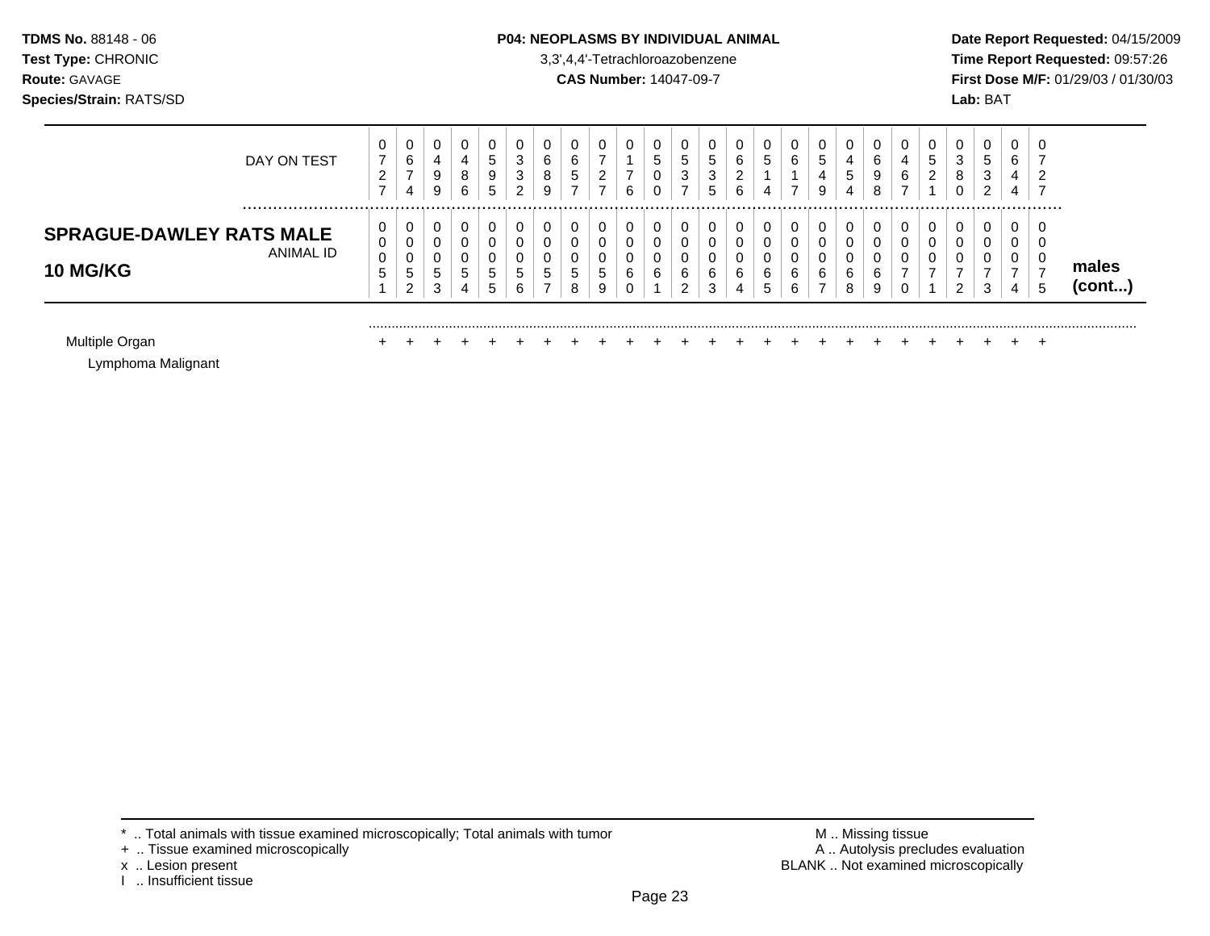**TDMS No.** 88148 - 06
**Test Type:** CHRONIC
**Route:** GAVAGE
**Species/Strain:** RATS/SD

**P04: NEOPLASMS BY INDIVIDUAL ANIMAL**
3,3',4,4'-Tetrachloroazobenzene
**CAS Number:** 14047-09-7

**Date Report Requested:** 04/15/2009
**Time Report Requested:** 09:57:26
**First Dose M/F:** 01/29/03 / 01/30/03
**Lab:** BAT

| SPRAGUE-DAWLEY RATS MALE 10 MG/KG | | | | | | | | | | | | | | | | | | | | | | | | | | |
|---|---|---|---|---|---|---|---|---|---|---|---|---|---|---|---|---|---|---|---|---|---|---|---|---|---|---|
| DAY ON TEST | 0727 | 0674 | 0499 | 0486 | 0595 | 0332 | 0689 | 0657 | 0727 | 0176 | 0500 | 0537 | 0535 | 0626 | 0514 | 0617 | 0549 | 0454 | 0698 | 0467 | 0521 | 0380 | 0532 | 0644 | 0727 | |
| ANIMAL ID | 00051 | 00052 | 00053 | 00054 | 00055 | 00056 | 00057 | 00058 | 00059 | 00060 | 00061 | 00062 | 00063 | 00064 | 00065 | 00066 | 00067 | 00068 | 00069 | 00070 | 00071 | 00072 | 00073 | 00074 | 00075 | **males (cont...)** |
| Multiple Organ | + | + | + | + | + | + | + | + | + | + | + | + | + | + | + | + | + | + | + | + | + | + | + | + | + | |
| Lymphoma Malignant | | | | | | | | | | | | | | | | | | | | | | | | | | |

\* .. Total animals with tissue examined microscopically; Total animals with tumor
\+ .. Tissue examined microscopically
x .. Lesion present
I .. Insufficient tissue

M .. Missing tissue
A .. Autolysis precludes evaluation
BLANK .. Not examined microscopically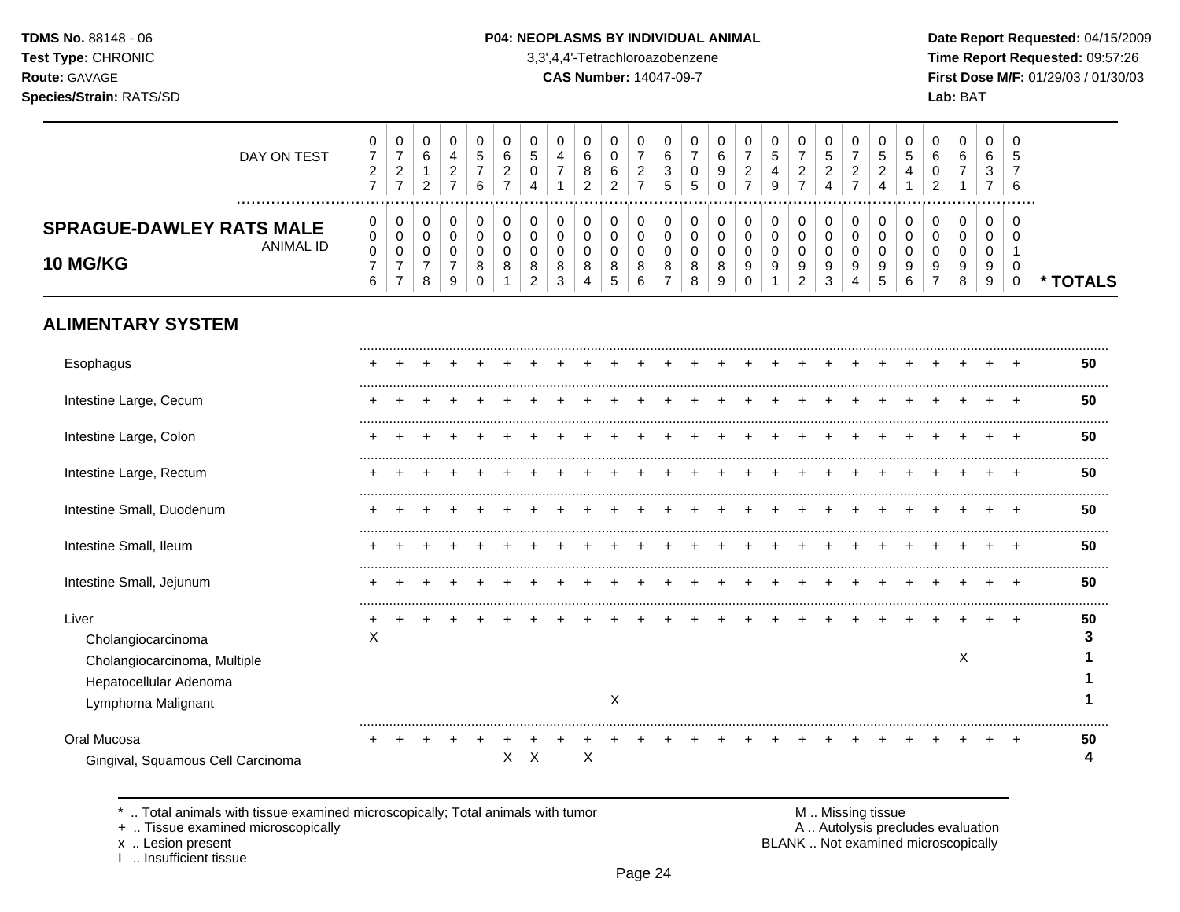## SPRAGUE-DAWLEY RATS MALE 10 MG/KG

| DAY ON TEST | 0727 | 0727 | 0612 | 0427 | 0576 | 0627 | 0504 | 0471 | 0682 | 0062 | 0727 | 0635 | 0705 | 0690 | 0727 | 0549 | 0727 | 0524 | 0727 | 0524 | 0541 | 0602 | 0671 | 0637 | 0576 | |
|---|---|---|---|---|---|---|---|---|---|---|---|---|---|---|---|---|---|---|---|---|---|---|---|---|---|---|
| **ANIMAL ID** | 0076 | 0077 | 0078 | 0079 | 0080 | 0081 | 0082 | 0083 | 0084 | 0085 | 0086 | 0087 | 0088 | 0089 | 0090 | 0091 | 0092 | 0093 | 0094 | 0095 | 0096 | 0097 | 0098 | 0099 | 0100 | *** TOTALS** |
| **ALIMENTARY SYSTEM** | | | | | | | | | | | | | | | | | | | | | | | | | | |
| Esophagus | + | + | + | + | + | + | + | + | + | + | + | + | + | + | + | + | + | + | + | + | + | + | + | + | + | **50** |
| Intestine Large, Cecum | + | + | + | + | + | + | + | + | + | + | + | + | + | + | + | + | + | + | + | + | + | + | + | + | + | **50** |
| Intestine Large, Colon | + | + | + | + | + | + | + | + | + | + | + | + | + | + | + | + | + | + | + | + | + | + | + | + | + | **50** |
| Intestine Large, Rectum | + | + | + | + | + | + | + | + | + | + | + | + | + | + | + | + | + | + | + | + | + | + | + | + | + | **50** |
| Intestine Small, Duodenum | + | + | + | + | + | + | + | + | + | + | + | + | + | + | + | + | + | + | + | + | + | + | + | + | + | **50** |
| Intestine Small, Ileum | + | + | + | + | + | + | + | + | + | + | + | + | + | + | + | + | + | + | + | + | + | + | + | + | + | **50** |
| Intestine Small, Jejunum | + | + | + | + | + | + | + | + | + | + | + | + | + | + | + | + | + | + | + | + | + | + | + | + | + | **50** |
| Liver | + | + | + | + | + | + | + | + | + | + | + | + | + | + | + | + | + | + | + | + | + | + | + | + | + | **50** |
| Cholangiocarcinoma | X | | | | | | | | | | | | | | | | | | | | | | | | | **3** |
| Cholangiocarcinoma, Multiple | | | | | | | | | | | | | | | | | | | | | | | X | | | **1** |
| Hepatocellular Adenoma | | | | | | | | | | | | | | | | | | | | | | | | | | **1** |
| Lymphoma Malignant | | | | | | | | | | X | | | | | | | | | | | | | | | | **1** |
| Oral Mucosa | + | + | + | + | + | + | + | + | + | + | + | + | + | + | + | + | + | + | + | + | + | + | + | + | + | **50** |
| Gingival, Squamous Cell Carcinoma | | | | | | X | X | | X | | | | | | | | | | | | | | | | | **4** |

\* .. Total animals with tissue examined microscopically; Total animals with tumor
\+ .. Tissue examined microscopically
x .. Lesion present
I .. Insufficient tissue

M .. Missing tissue
A .. Autolysis precludes evaluation
BLANK .. Not examined microscopically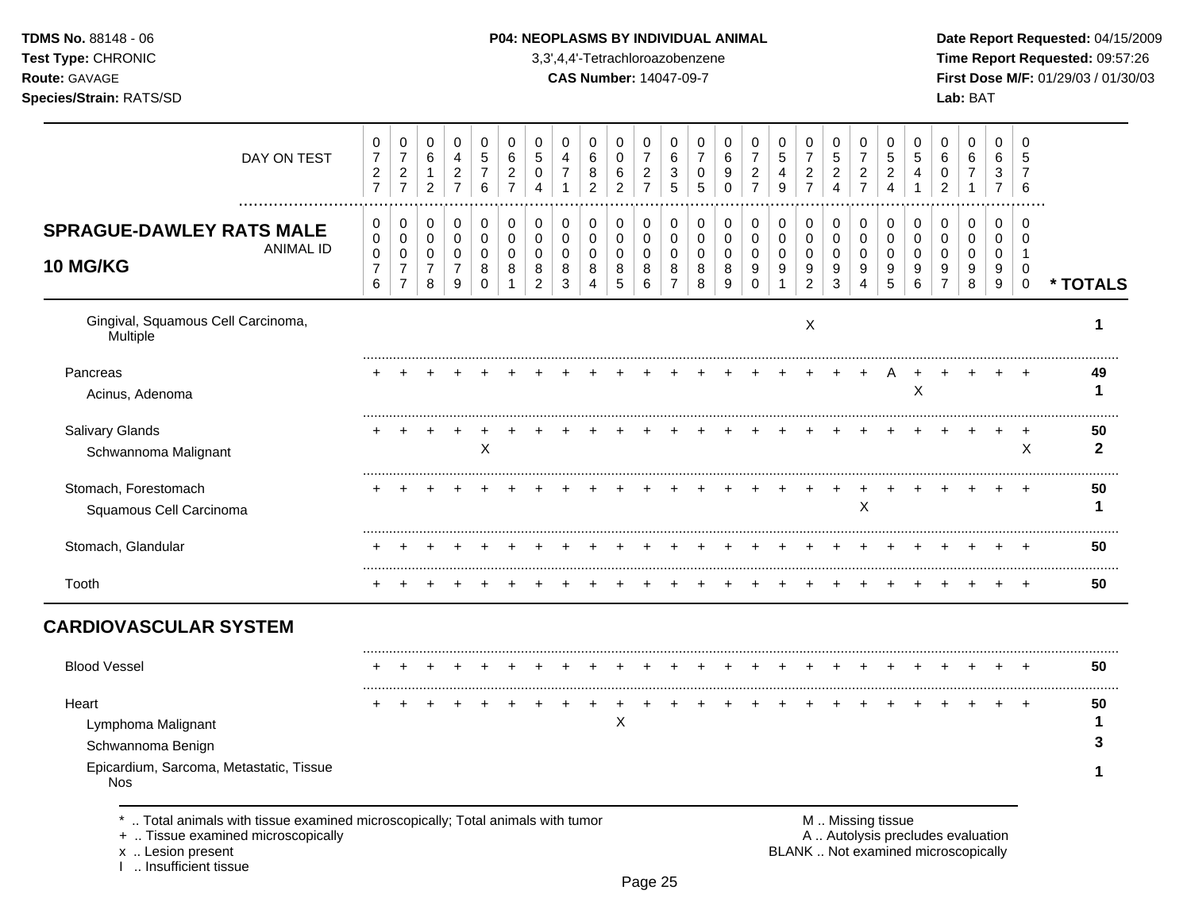**TDMS No.** 88148 - 06
**Test Type:** CHRONIC
**Route:** GAVAGE
**Species/Strain:** RATS/SD

**P04: NEOPLASMS BY INDIVIDUAL ANIMAL**
3,3',4,4'-Tetrachloroazobenzene
**CAS Number:** 14047-09-7

**Date Report Requested:** 04/15/2009
**Time Report Requested:** 09:57:26
**First Dose M/F:** 01/29/03 / 01/30/03
**Lab:** BAT

| DAY ON TEST | 0727 | 0727 | 0612 | 0427 | 0576 | 0627 | 0504 | 0471 | 0682 | 0062 | 0727 | 0635 | 0705 | 0690 | 0727 | 0549 | 0727 | 0524 | 0727 | 0524 | 0541 | 0602 | 0671 | 0637 | 0576 | |
|---|---|---|---|---|---|---|---|---|---|---|---|---|---|---|---|---|---|---|---|---|---|---|---|---|---|---|
| **SPRAGUE-DAWLEY RATS MALE 10 MG/KG** ANIMAL ID | 00076 | 00077 | 00078 | 00079 | 00080 | 00081 | 00082 | 00083 | 00084 | 00085 | 00086 | 00087 | 00088 | 00089 | 00090 | 00091 | 00092 | 00093 | 00094 | 00095 | 00096 | 00097 | 00098 | 00099 | 00100 | *** TOTALS** |
| Gingival, Squamous Cell Carcinoma, Multiple | | | | | | | | | | | | | | | | | X | | | | | | | | | 1 |
| Pancreas | + | + | + | + | + | + | + | + | + | + | + | + | + | + | + | + | + | + | + | A | + | + | + | + | + | 49 |
| Acinus, Adenoma | | | | | | | | | | | | | | | | | | | | | X | | | | | 1 |
| Salivary Glands | + | + | + | + | + | + | + | + | + | + | + | + | + | + | + | + | + | + | + | + | + | + | + | + | + | 50 |
| Schwannoma Malignant | | | | | X | | | | | | | | | | | | | | | | | | | | X | 2 |
| Stomach, Forestomach | + | + | + | + | + | + | + | + | + | + | + | + | + | + | + | + | + | + | + | + | + | + | + | + | + | 50 |
| Squamous Cell Carcinoma | | | | | | | | | | | | | | | | | | | X | | | | | | | 1 |
| Stomach, Glandular | + | + | + | + | + | + | + | + | + | + | + | + | + | + | + | + | + | + | + | + | + | + | + | + | + | 50 |
| Tooth | + | + | + | + | + | + | + | + | + | + | + | + | + | + | + | + | + | + | + | + | + | + | + | + | + | 50 |
| **CARDIOVASCULAR SYSTEM** | | | | | | | | | | | | | | | | | | | | | | | | | | |
| Blood Vessel | + | + | + | + | + | + | + | + | + | + | + | + | + | + | + | + | + | + | + | + | + | + | + | + | + | 50 |
| Heart | + | + | + | + | + | + | + | + | + | + | + | + | + | + | + | + | + | + | + | + | + | + | + | + | + | 50 |
| Lymphoma Malignant | | | | | | | | | | X | | | | | | | | | | | | | | | | 1 |
| Schwannoma Benign | | | | | | | | | | | | | | | | | | | | | | | | | | 3 |
| Epicardium, Sarcoma, Metastatic, Tissue Nos | | | | | | | | | | | | | | | | | | | | | | | | | | 1 |

\* .. Total animals with tissue examined microscopically; Total animals with tumor
\+ .. Tissue examined microscopically
x .. Lesion present
I .. Insufficient tissue

M .. Missing tissue
A .. Autolysis precludes evaluation
BLANK .. Not examined microscopically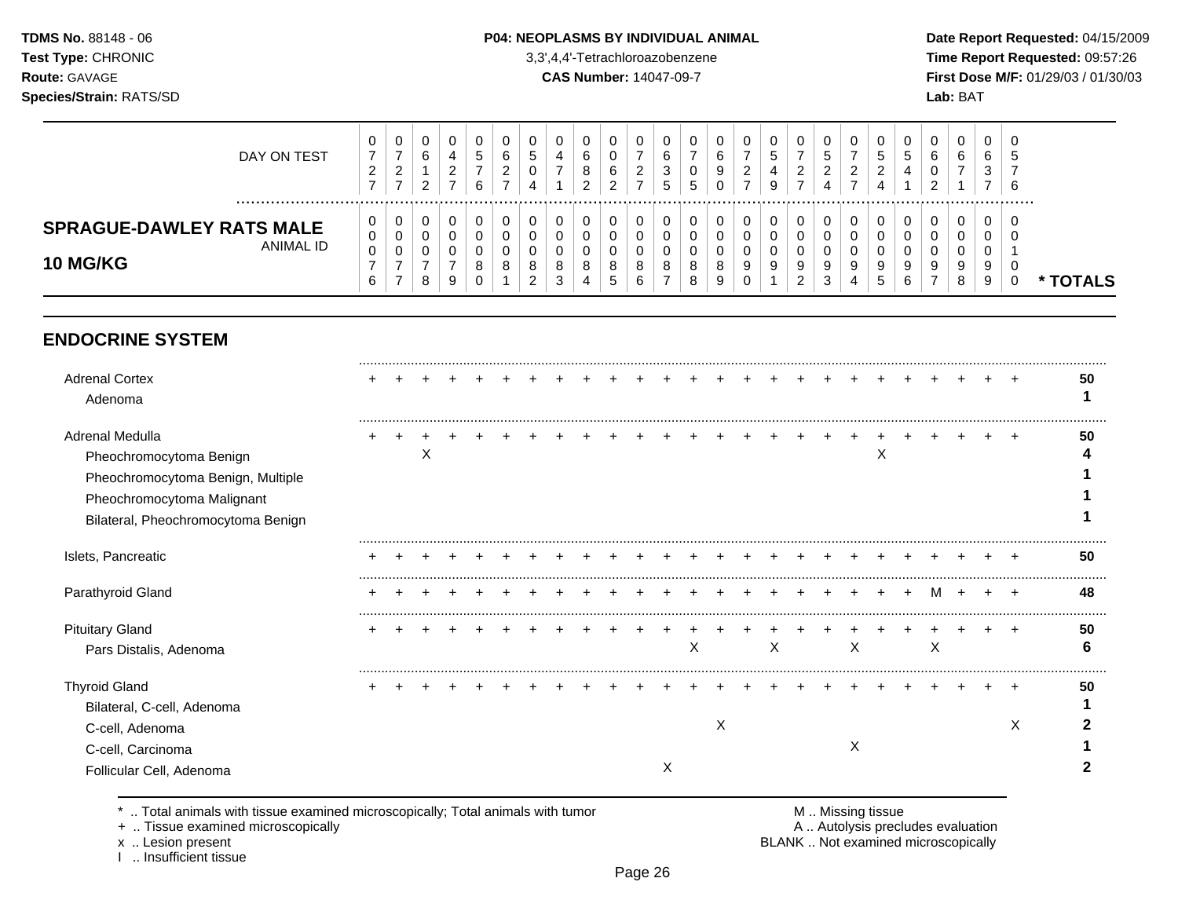**TDMS No.** 88148 - 06
**Test Type:** CHRONIC
**Route:** GAVAGE
**Species/Strain:** RATS/SD

**P04: NEOPLASMS BY INDIVIDUAL ANIMAL**
3,3',4,4'-Tetrachloroazobenzene
**CAS Number:** 14047-09-7

**Date Report Requested:** 04/15/2009
**Time Report Requested:** 09:57:26
**First Dose M/F:** 01/29/03 / 01/30/03
**Lab:** BAT

## SPRAGUE-DAWLEY RATS MALE 10 MG/KG

| DAY ON TEST | 0727 | 0727 | 0612 | 0427 | 0576 | 0627 | 0504 | 0471 | 0682 | 0062 | 0727 | 0635 | 0705 | 0690 | 0727 | 0549 | 0727 | 0524 | 0727 | 0524 | 0541 | 0602 | 0671 | 0637 | 0576 | |
|---|---|---|---|---|---|---|---|---|---|---|---|---|---|---|---|---|---|---|---|---|---|---|---|---|---|---|
| **ANIMAL ID** | 0076 | 0077 | 0078 | 0079 | 0080 | 0081 | 0082 | 0083 | 0084 | 0085 | 0086 | 0087 | 0088 | 0089 | 0090 | 0091 | 0092 | 0093 | 0094 | 0095 | 0096 | 0097 | 0098 | 0099 | 0100 | *** TOTALS** |
| **ENDOCRINE SYSTEM** | | | | | | | | | | | | | | | | | | | | | | | | | | |
| Adrenal Cortex | + | + | + | + | + | + | + | + | + | + | + | + | + | + | + | + | + | + | + | + | + | + | + | + | + | **50** |
| Adenoma | | | | | | | | | | | | | | | | | | | | | | | | | | **1** |
| Adrenal Medulla | + | + | + | + | + | + | + | + | + | + | + | + | + | + | + | + | + | + | + | + | + | + | + | + | + | **50** |
| Pheochromocytoma Benign | | | X | | | | | | | | | | | | | | | | | X | | | | | | **4** |
| Pheochromocytoma Benign, Multiple | | | | | | | | | | | | | | | | | | | | | | | | | | **1** |
| Pheochromocytoma Malignant | | | | | | | | | | | | | | | | | | | | | | | | | | **1** |
| Bilateral, Pheochromocytoma Benign | | | | | | | | | | | | | | | | | | | | | | | | | | **1** |
| Islets, Pancreatic | + | + | + | + | + | + | + | + | + | + | + | + | + | + | + | + | + | + | + | + | + | + | + | + | + | **50** |
| Parathyroid Gland | + | + | + | + | + | + | + | + | + | + | + | + | + | + | + | + | + | + | + | + | + | M | + | + | + | **48** |
| Pituitary Gland | + | + | + | + | + | + | + | + | + | + | + | + | + | + | + | + | + | + | + | + | + | + | + | + | + | **50** |
| Pars Distalis, Adenoma | | | | | | | | | | | | | X | | | X | | | X | | | X | | | | **6** |
| Thyroid Gland | + | + | + | + | + | + | + | + | + | + | + | + | + | + | + | + | + | + | + | + | + | + | + | + | + | **50** |
| Bilateral, C-cell, Adenoma | | | | | | | | | | | | | | | | | | | | | | | | | | **1** |
| C-cell, Adenoma | | | | | | | | | | | | | | X | | | | | | | | | | | X | **2** |
| C-cell, Carcinoma | | | | | | | | | | | | | | | | | | | X | | | | | | | **1** |
| Follicular Cell, Adenoma | | | | | | | | | | | | X | | | | | | | | | | | | | | **2** |

\* .. Total animals with tissue examined microscopically; Total animals with tumor
\+ .. Tissue examined microscopically
x .. Lesion present
I .. Insufficient tissue

M .. Missing tissue
A .. Autolysis precludes evaluation
BLANK .. Not examined microscopically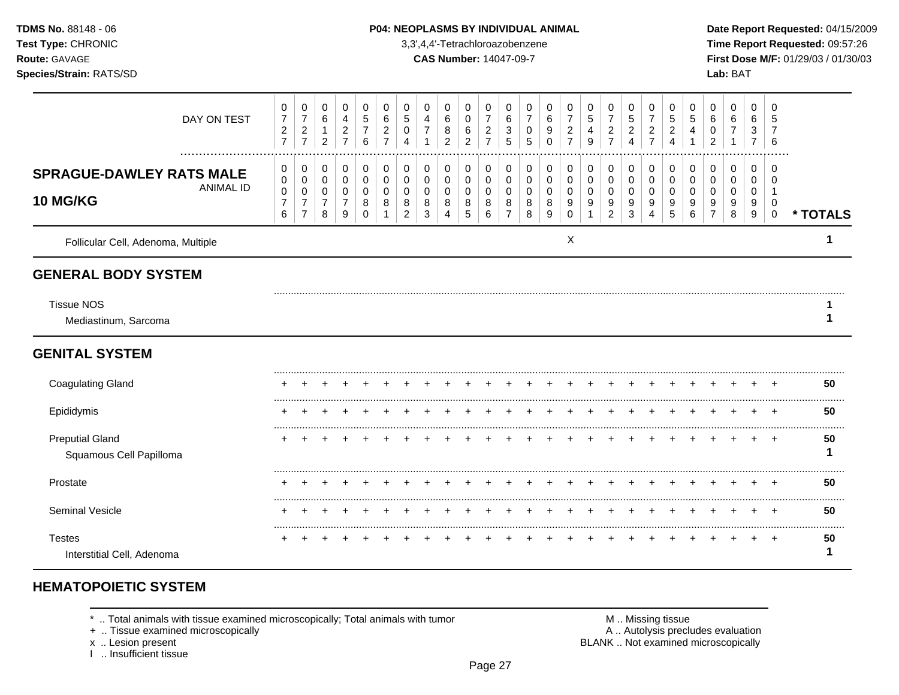**TDMS No.** 88148 - 06
**Test Type:** CHRONIC
**Route:** GAVAGE
**Species/Strain:** RATS/SD

**P04: NEOPLASMS BY INDIVIDUAL ANIMAL**
3,3',4,4'-Tetrachloroazobenzene
**CAS Number:** 14047-09-7

**Date Report Requested:** 04/15/2009
**Time Report Requested:** 09:57:26
**First Dose M/F:** 01/29/03 / 01/30/03
**Lab:** BAT

## SPRAGUE-DAWLEY RATS MALE 10 MG/KG

| DAY ON TEST | 0727 | 0727 | 0612 | 0427 | 0576 | 0627 | 0504 | 0471 | 0682 | 0062 | 0727 | 0635 | 0705 | 0690 | 0727 | 0549 | 0727 | 0524 | 0727 | 0524 | 0541 | 0602 | 0671 | 0637 | 0576 | |
|---|---|---|---|---|---|---|---|---|---|---|---|---|---|---|---|---|---|---|---|---|---|---|---|---|---|---|
| **ANIMAL ID** | 00076 | 00077 | 00078 | 00079 | 00080 | 00081 | 00082 | 00083 | 00084 | 00085 | 00086 | 00087 | 00088 | 00089 | 00090 | 00091 | 00092 | 00093 | 00094 | 00095 | 00096 | 00097 | 00098 | 00099 | 00100 | **\* TOTALS** |
| Follicular Cell, Adenoma, Multiple | | | | | | | | | | | | | | | X | | | | | | | | | | | 1 |
| **GENERAL BODY SYSTEM** | | | | | | | | | | | | | | | | | | | | | | | | | | |
| Tissue NOS | | | | | | | | | | | | | | | | | | | | | | | | | | 1 |
| Mediastinum, Sarcoma | | | | | | | | | | | | | | | | | | | | | | | | | | 1 |
| **GENITAL SYSTEM** | | | | | | | | | | | | | | | | | | | | | | | | | | |
| Coagulating Gland | + | + | + | + | + | + | + | + | + | + | + | + | + | + | + | + | + | + | + | + | + | + | + | + | + | 50 |
| Epididymis | + | + | + | + | + | + | + | + | + | + | + | + | + | + | + | + | + | + | + | + | + | + | + | + | + | 50 |
| Preputial Gland | + | + | + | + | + | + | + | + | + | + | + | + | + | + | + | + | + | + | + | + | + | + | + | + | + | 50 |
| Squamous Cell Papilloma | | | | | | | | | | | | | | | | | | | | | | | | | | 1 |
| Prostate | + | + | + | + | + | + | + | + | + | + | + | + | + | + | + | + | + | + | + | + | + | + | + | + | + | 50 |
| Seminal Vesicle | + | + | + | + | + | + | + | + | + | + | + | + | + | + | + | + | + | + | + | + | + | + | + | + | + | 50 |
| Testes | + | + | + | + | + | + | + | + | + | + | + | + | + | + | + | + | + | + | + | + | + | + | + | + | + | 50 |
| Interstitial Cell, Adenoma | | | | | | | | | | | | | | | | | | | | | | | | | | 1 |

## HEMATOPOIETIC SYSTEM

\* .. Total animals with tissue examined microscopically; Total animals with tumor
\+ .. Tissue examined microscopically
x .. Lesion present
I .. Insufficient tissue

M .. Missing tissue
A .. Autolysis precludes evaluation
BLANK .. Not examined microscopically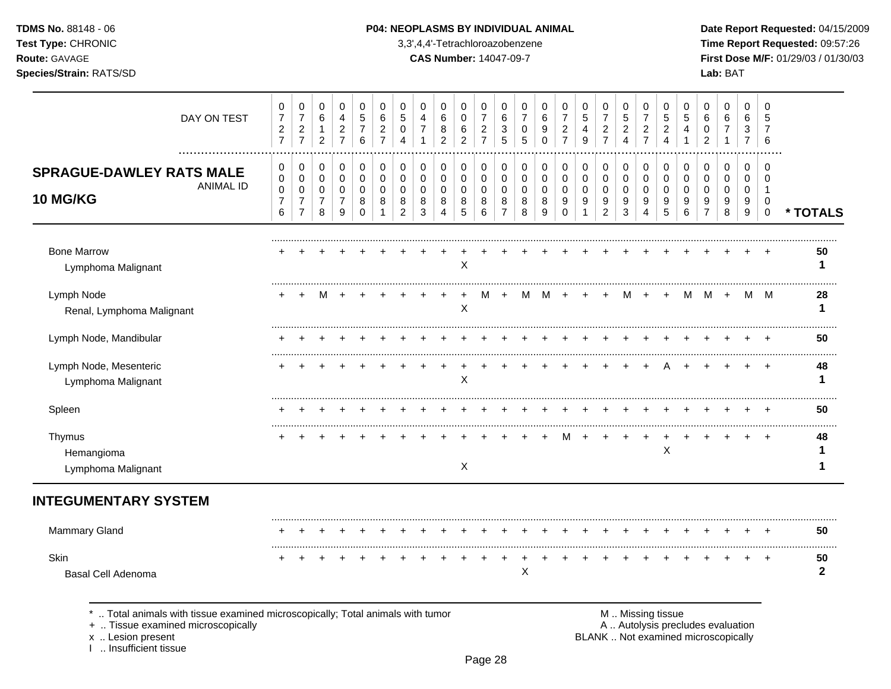**TDMS No.** 88148 - 06
**Test Type:** CHRONIC
**Route:** GAVAGE
**Species/Strain:** RATS/SD

**P04: NEOPLASMS BY INDIVIDUAL ANIMAL**
3,3',4,4'-Tetrachloroazobenzene
**CAS Number:** 14047-09-7

**Date Report Requested:** 04/15/2009
**Time Report Requested:** 09:57:26
**First Dose M/F:** 01/29/03 / 01/30/03
**Lab:** BAT

## SPRAGUE-DAWLEY RATS MALE 10 MG/KG

| DAY ON TEST | 0727 | 0727 | 0612 | 0427 | 0576 | 0627 | 0504 | 0471 | 0682 | 0062 | 0727 | 0635 | 0705 | 0690 | 0727 | 0549 | 0727 | 0524 | 0727 | 0524 | 0541 | 0602 | 0671 | 0637 | 0576 | |
|---|---|---|---|---|---|---|---|---|---|---|---|---|---|---|---|---|---|---|---|---|---|---|---|---|---|---|
| **ANIMAL ID** | 0076 | 0077 | 0078 | 0079 | 0080 | 0081 | 0082 | 0083 | 0084 | 0085 | 0086 | 0087 | 0088 | 0089 | 0090 | 0091 | 0092 | 0093 | 0094 | 0095 | 0096 | 0097 | 0098 | 0099 | 0100 | *** TOTALS** |
| Bone Marrow | + | + | + | + | + | + | + | + | + | + | + | + | + | + | + | + | + | + | + | + | + | + | + | + | + | **50** |
| Lymphoma Malignant | | | | | | | | | | X | | | | | | | | | | | | | | | | **1** |
| Lymph Node | + | + | M | + | + | + | + | + | + | + | M | + | M | M | + | + | + | M | + | + | M | M | + | M | M | **28** |
| Renal, Lymphoma Malignant | | | | | | | | | | X | | | | | | | | | | | | | | | | **1** |
| Lymph Node, Mandibular | + | + | + | + | + | + | + | + | + | + | + | + | + | + | + | + | + | + | + | + | + | + | + | + | + | **50** |
| Lymph Node, Mesenteric | + | + | + | + | + | + | + | + | + | + | + | + | + | + | + | + | + | + | + | A | + | + | + | + | + | **48** |
| Lymphoma Malignant | | | | | | | | | | X | | | | | | | | | | | | | | | | **1** |
| Spleen | + | + | + | + | + | + | + | + | + | + | + | + | + | + | + | + | + | + | + | + | + | + | + | + | + | **50** |
| Thymus | + | + | + | + | + | + | + | + | + | + | + | + | + | + | M | + | + | + | + | + | + | + | + | + | + | **48** |
| Hemangioma | | | | | | | | | | | | | | | | | | | | X | | | | | | **1** |
| Lymphoma Malignant | | | | | | | | | | X | | | | | | | | | | | | | | | | **1** |
| **INTEGUMENTARY SYSTEM** | | | | | | | | | | | | | | | | | | | | | | | | | | |
| Mammary Gland | + | + | + | + | + | + | + | + | + | + | + | + | + | + | + | + | + | + | + | + | + | + | + | + | + | **50** |
| Skin | + | + | + | + | + | + | + | + | + | + | + | + | + | + | + | + | + | + | + | + | + | + | + | + | + | **50** |
| Basal Cell Adenoma | | | | | | | | | | | | | X | | | | | | | | | | | | | **2** |

\* .. Total animals with tissue examined microscopically; Total animals with tumor
\+ .. Tissue examined microscopically
x .. Lesion present
I .. Insufficient tissue

M .. Missing tissue
A .. Autolysis precludes evaluation
BLANK .. Not examined microscopically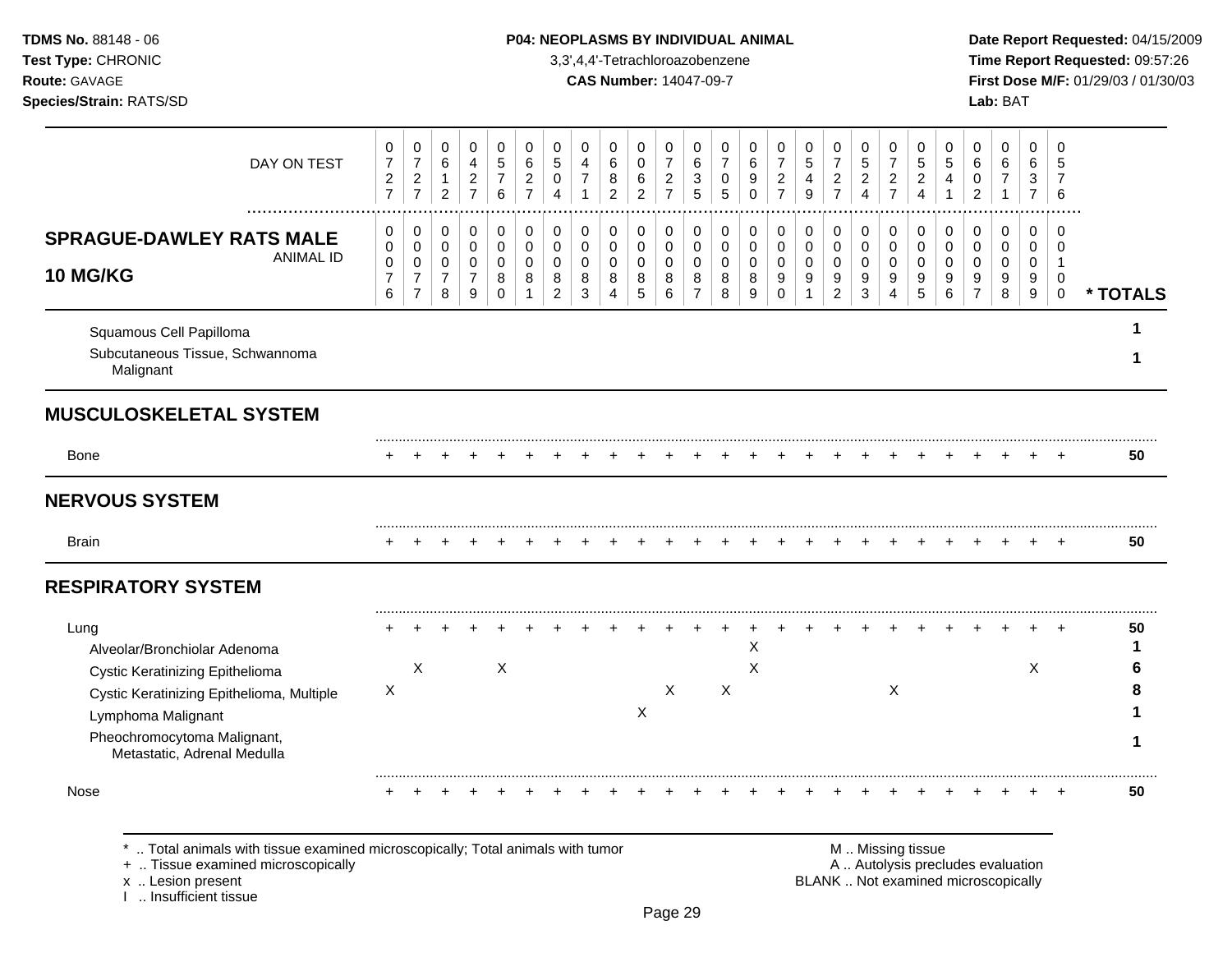**P04: NEOPLASMS BY INDIVIDUAL ANIMAL**

3,3',4,4'-Tetrachloroazobenzene

**CAS Number:** 14047-09-7

**TDMS No.** 88148 - 06
**Test Type:** CHRONIC
**Route:** GAVAGE
**Species/Strain:** RATS/SD

**Date Report Requested:** 04/15/2009
**Time Report Requested:** 09:57:26
**First Dose M/F:** 01/29/03 / 01/30/03
**Lab:** BAT

| DAY ON TEST | 0727 | 0727 | 0612 | 0427 | 0576 | 0627 | 0504 | 0471 | 0682 | 0062 | 0727 | 0635 | 0705 | 0690 | 0727 | 0549 | 0727 | 0524 | 0727 | 0524 | 0541 | 0602 | 0671 | 0637 | 0576 | |
|---|---|---|---|---|---|---|---|---|---|---|---|---|---|---|---|---|---|---|---|---|---|---|---|---|---|---|
| **SPRAGUE-DAWLEY RATS MALE 10 MG/KG** ANIMAL ID | 0076 | 0077 | 0078 | 0079 | 0080 | 0081 | 0082 | 0083 | 0084 | 0085 | 0086 | 0087 | 0088 | 0089 | 0090 | 0091 | 0092 | 0093 | 0094 | 0095 | 0096 | 0097 | 0098 | 0099 | 0100 | *** TOTALS** |
| Squamous Cell Papilloma | | | | | | | | | | | | | | | | | | | | | | | | | | 1 |
| Subcutaneous Tissue, Schwannoma Malignant | | | | | | | | | | | | | | | | | | | | | | | | | | 1 |
| **MUSCULOSKELETAL SYSTEM** | | | | | | | | | | | | | | | | | | | | | | | | | | |
| Bone | + | + | + | + | + | + | + | + | + | + | + | + | + | + | + | + | + | + | + | + | + | + | + | + | + | 50 |
| **NERVOUS SYSTEM** | | | | | | | | | | | | | | | | | | | | | | | | | | |
| Brain | + | + | + | + | + | + | + | + | + | + | + | + | + | + | + | + | + | + | + | + | + | + | + | + | + | 50 |
| **RESPIRATORY SYSTEM** | | | | | | | | | | | | | | | | | | | | | | | | | | |
| Lung | + | + | + | + | + | + | + | + | + | + | + | + | + | + | + | + | + | + | + | + | + | + | + | + | + | 50 |
| Alveolar/Bronchiolar Adenoma | | | | | | | | | | | | | | X | | | | | | | | | | | | 1 |
| Cystic Keratinizing Epithelioma | | X | | | X | | | | | | | | | X | | | | | | | | | | X | | 6 |
| Cystic Keratinizing Epithelioma, Multiple | X | | | | | | | | | | X | | X | | | | | | X | | | | | | | 8 |
| Lymphoma Malignant | | | | | | | | | | X | | | | | | | | | | | | | | | | 1 |
| Pheochromocytoma Malignant, Metastatic, Adrenal Medulla | | | | | | | | | | | | | | | | | | | | | | | | | | 1 |
| Nose | + | + | + | + | + | + | + | + | + | + | + | + | + | + | + | + | + | + | + | + | + | + | + | + | + | 50 |

* .. Total animals with tissue examined microscopically; Total animals with tumor
+ .. Tissue examined microscopically
x .. Lesion present
I .. Insufficient tissue

M .. Missing tissue
A .. Autolysis precludes evaluation
BLANK .. Not examined microscopically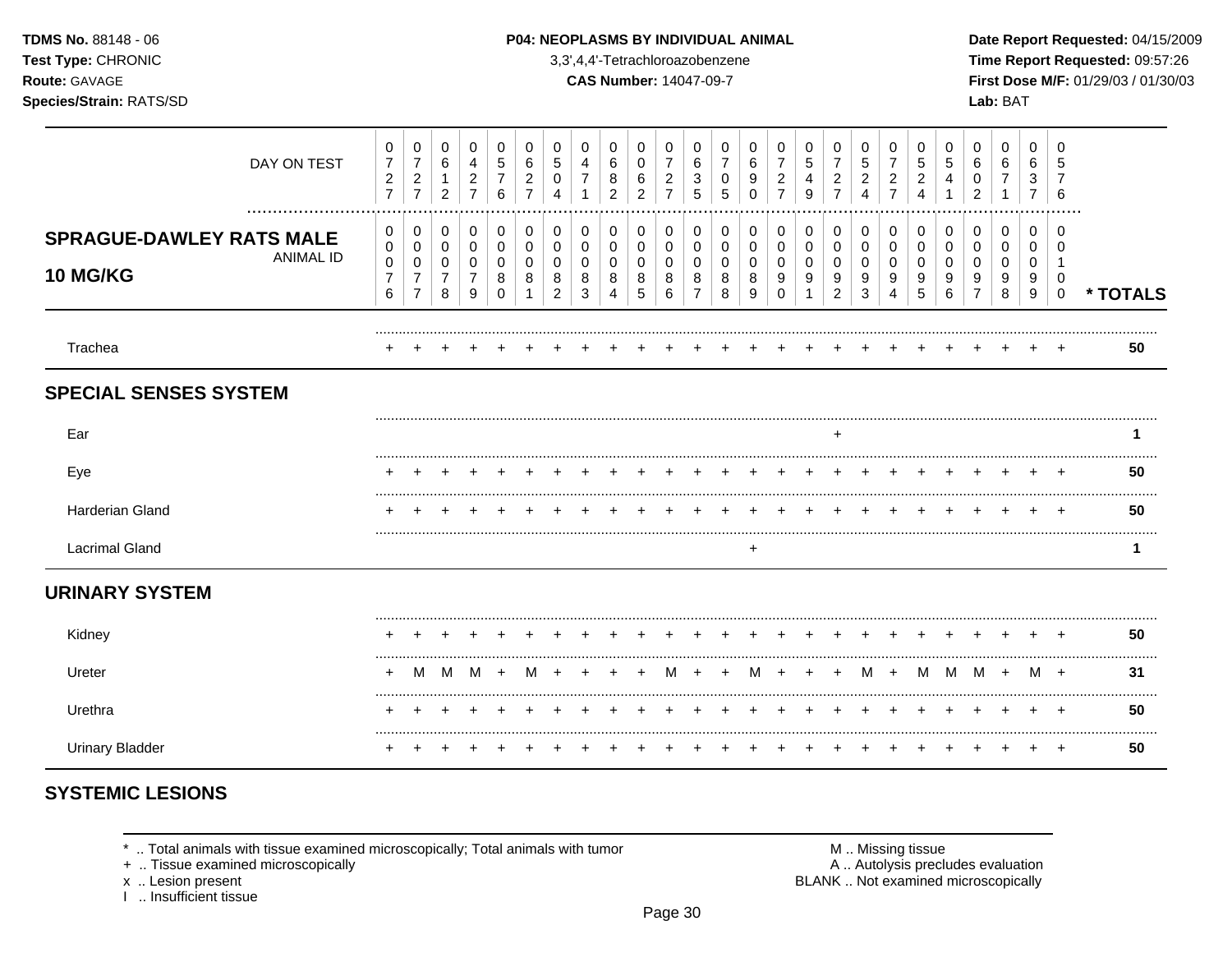**TDMS No.** 88148 - 06
**Test Type:** CHRONIC
**Route:** GAVAGE
**Species/Strain:** RATS/SD

**P04: NEOPLASMS BY INDIVIDUAL ANIMAL**
3,3',4,4'-Tetrachloroazobenzene
**CAS Number:** 14047-09-7

**Date Report Requested:** 04/15/2009
**Time Report Requested:** 09:57:26
**First Dose M/F:** 01/29/03 / 01/30/03
**Lab:** BAT

| DAY ON TEST | 0727 | 0727 | 0612 | 0427 | 0576 | 0627 | 0504 | 0471 | 0682 | 0062 | 0727 | 0635 | 0705 | 0690 | 0727 | 0549 | 0727 | 0524 | 0727 | 0524 | 0541 | 0602 | 0671 | 0637 | 0576 | |
|---|---|---|---|---|---|---|---|---|---|---|---|---|---|---|---|---|---|---|---|---|---|---|---|---|---|---|
| **SPRAGUE-DAWLEY RATS MALE 10 MG/KG** ANIMAL ID | 00076 | 00077 | 00078 | 00079 | 00080 | 00081 | 00082 | 00083 | 00084 | 00085 | 00086 | 00087 | 00088 | 00089 | 00090 | 00091 | 00092 | 00093 | 00094 | 00095 | 00096 | 00097 | 00098 | 00099 | 00100 | * TOTALS |
| Trachea | + | + | + | + | + | + | + | + | + | + | + | + | + | + | + | + | + | + | + | + | + | + | + | + | + | 50 |
| **SPECIAL SENSES SYSTEM** | | | | | | | | | | | | | | | | | | | | | | | | | | |
| Ear | | | | | | | | | | | | | | | | | + | | | | | | | | | 1 |
| Eye | + | + | + | + | + | + | + | + | + | + | + | + | + | + | + | + | + | + | + | + | + | + | + | + | + | 50 |
| Harderian Gland | + | + | + | + | + | + | + | + | + | + | + | + | + | + | + | + | + | + | + | + | + | + | + | + | + | 50 |
| Lacrimal Gland | | | | | | | | | | | | | | + | | | | | | | | | | | | 1 |
| **URINARY SYSTEM** | | | | | | | | | | | | | | | | | | | | | | | | | | |
| Kidney | + | + | + | + | + | + | + | + | + | + | + | + | + | + | + | + | + | + | + | + | + | + | + | + | + | 50 |
| Ureter | + | M | M | M | + | M | + | + | + | + | M | + | + | M | + | + | + | M | + | M | M | M | + | M | + | 31 |
| Urethra | + | + | + | + | + | + | + | + | + | + | + | + | + | + | + | + | + | + | + | + | + | + | + | + | + | 50 |
| Urinary Bladder | + | + | + | + | + | + | + | + | + | + | + | + | + | + | + | + | + | + | + | + | + | + | + | + | + | 50 |

## SYSTEMIC LESIONS

\* .. Total animals with tissue examined microscopically; Total animals with tumor
\+ .. Tissue examined microscopically
x .. Lesion present
I .. Insufficient tissue

M .. Missing tissue
A .. Autolysis precludes evaluation
BLANK .. Not examined microscopically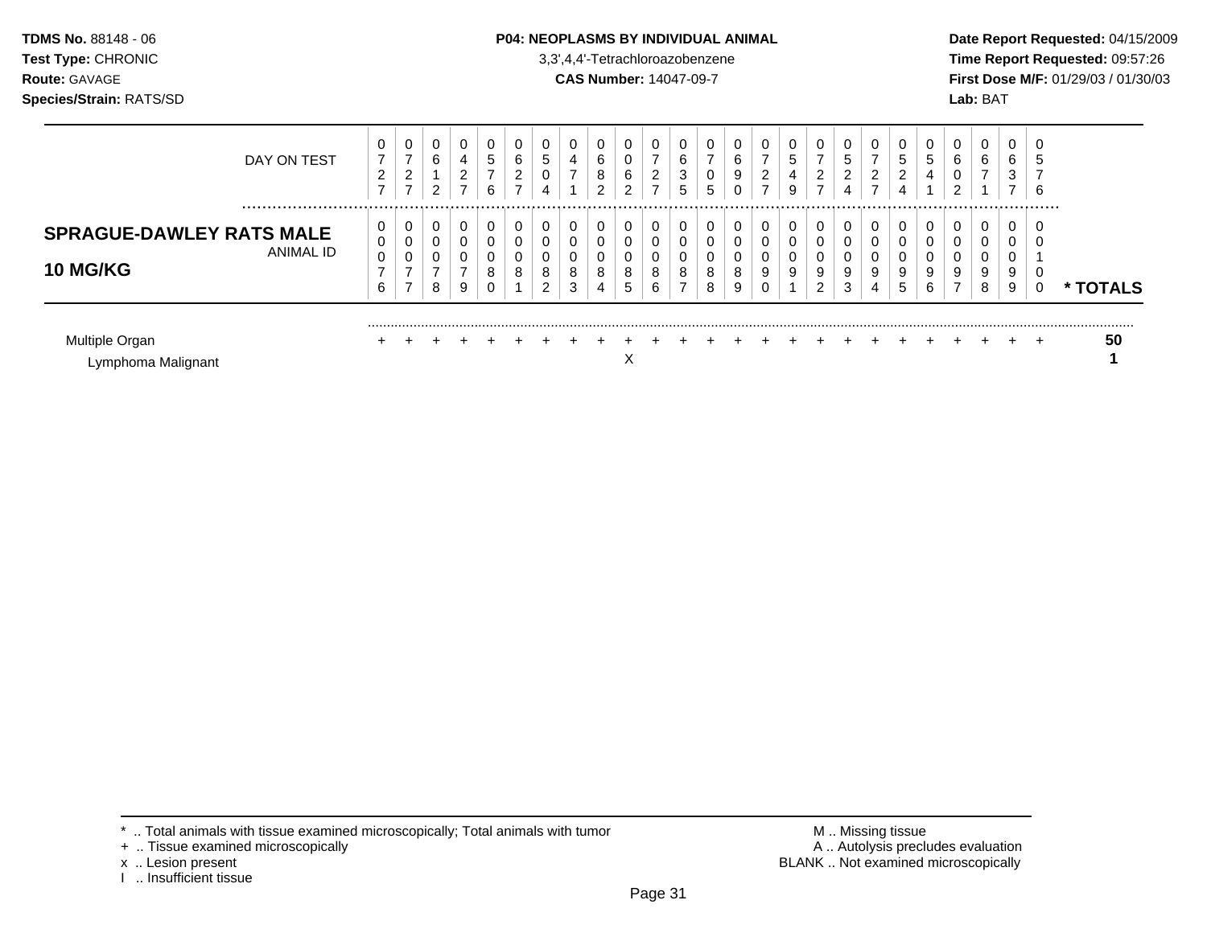**TDMS No.** 88148 - 06
**Test Type:** CHRONIC
**Route:** GAVAGE
**Species/Strain:** RATS/SD

**P04: NEOPLASMS BY INDIVIDUAL ANIMAL**
3,3',4,4'-Tetrachloroazobenzene
**CAS Number:** 14047-09-7

**Date Report Requested:** 04/15/2009
**Time Report Requested:** 09:57:26
**First Dose M/F:** 01/29/03 / 01/30/03
**Lab:** BAT

| DAY ON TEST | 0727 | 0727 | 0612 | 0427 | 0576 | 0627 | 0504 | 0471 | 0682 | 0062 | 0727 | 0635 | 0705 | 0690 | 0727 | 0549 | 0727 | 0524 | 0727 | 0524 | 0541 | 0602 | 0671 | 0637 | 0576 | |
|---|---|---|---|---|---|---|---|---|---|---|---|---|---|---|---|---|---|---|---|---|---|---|---|---|---|---|
| **SPRAGUE-DAWLEY RATS MALE 10 MG/KG** ANIMAL ID | 00076 | 00077 | 00078 | 00079 | 00080 | 00081 | 00082 | 00083 | 00084 | 00085 | 00086 | 00087 | 00088 | 00089 | 00090 | 00091 | 00092 | 00093 | 00094 | 00095 | 00096 | 00097 | 00098 | 00099 | 00100 | * TOTALS |
| Multiple Organ | + | + | + | + | + | + | + | + | + | + | + | + | + | + | + | + | + | + | + | + | + | + | + | + | + | **50** |
| Lymphoma Malignant | | | | | | | | | | X | | | | | | | | | | | | | | | | **1** |

\* .. Total animals with tissue examined microscopically; Total animals with tumor
\+ .. Tissue examined microscopically
x .. Lesion present
I .. Insufficient tissue

M .. Missing tissue
A .. Autolysis precludes evaluation
BLANK .. Not examined microscopically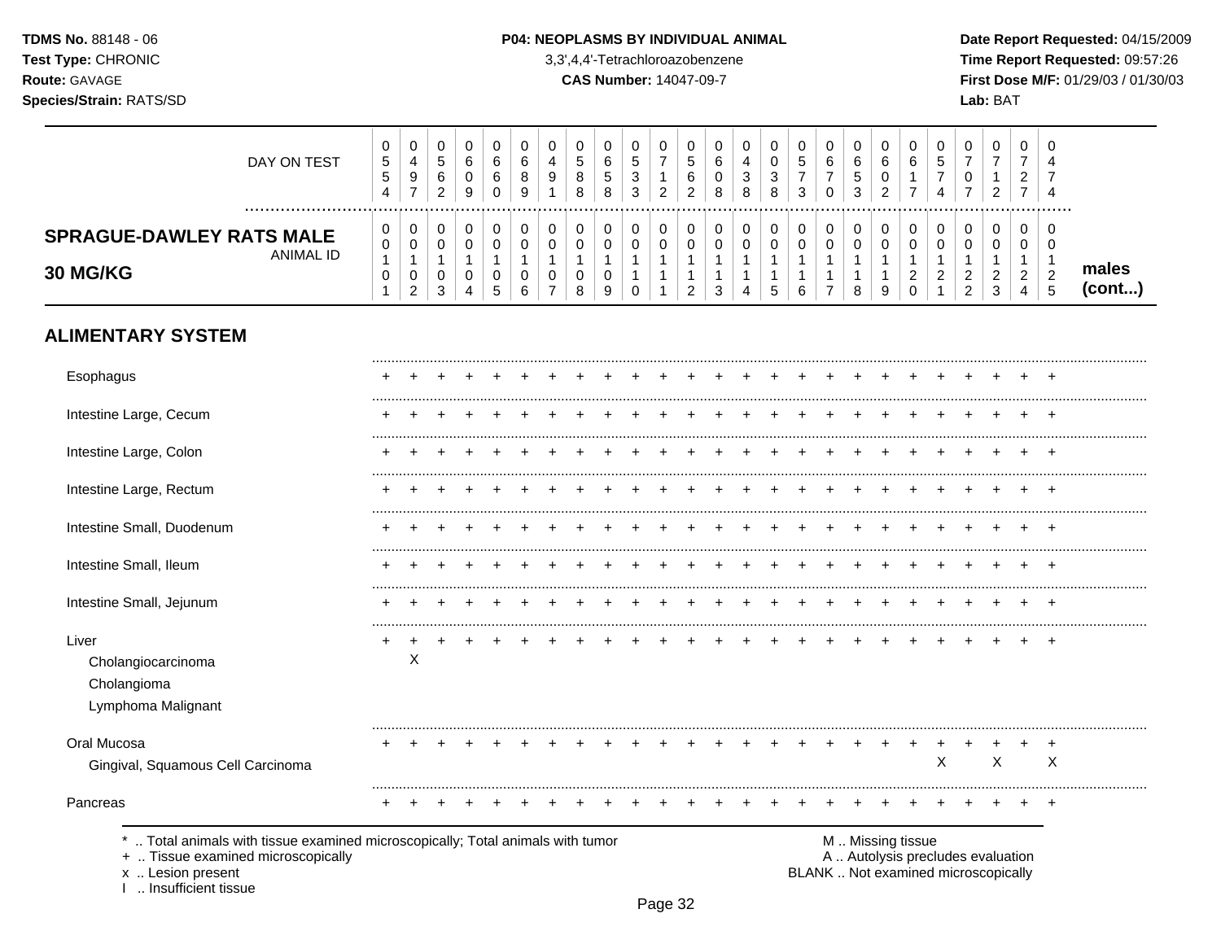**TDMS No.** 88148 - 06
**Test Type:** CHRONIC
**Route:** GAVAGE
**Species/Strain:** RATS/SD

**P04: NEOPLASMS BY INDIVIDUAL ANIMAL**
3,3',4,4'-Tetrachloroazobenzene
**CAS Number:** 14047-09-7

**Date Report Requested:** 04/15/2009
**Time Report Requested:** 09:57:26
**First Dose M/F:** 01/29/03 / 01/30/03
**Lab:** BAT

| DAY ON TEST | 0554 | 0497 | 0562 | 0609 | 0660 | 0689 | 0491 | 0588 | 0658 | 0533 | 0712 | 0562 | 0608 | 0438 | 0038 | 0573 | 0670 | 0653 | 0602 | 0617 | 0574 | 0707 | 0712 | 0727 | 0474 | |
|---|---|---|---|---|---|---|---|---|---|---|---|---|---|---|---|---|---|---|---|---|---|---|---|---|---|---|
| **SPRAGUE-DAWLEY RATS MALE 30 MG/KG** ANIMAL ID | 00101 | 00102 | 00103 | 00104 | 00105 | 00106 | 00107 | 00108 | 00109 | 00110 | 00111 | 00112 | 00113 | 00114 | 00115 | 00116 | 00117 | 00118 | 00119 | 00120 | 00121 | 00122 | 00123 | 00124 | 00125 | **males (cont...)** |
| **ALIMENTARY SYSTEM** | | | | | | | | | | | | | | | | | | | | | | | | | | |
| Esophagus | + | + | + | + | + | + | + | + | + | + | + | + | + | + | + | + | + | + | + | + | + | + | + | + | + | |
| Intestine Large, Cecum | + | + | + | + | + | + | + | + | + | + | + | + | + | + | + | + | + | + | + | + | + | + | + | + | + | |
| Intestine Large, Colon | + | + | + | + | + | + | + | + | + | + | + | + | + | + | + | + | + | + | + | + | + | + | + | + | + | |
| Intestine Large, Rectum | + | + | + | + | + | + | + | + | + | + | + | + | + | + | + | + | + | + | + | + | + | + | + | + | + | |
| Intestine Small, Duodenum | + | + | + | + | + | + | + | + | + | + | + | + | + | + | + | + | + | + | + | + | + | + | + | + | + | |
| Intestine Small, Ileum | + | + | + | + | + | + | + | + | + | + | + | + | + | + | + | + | + | + | + | + | + | + | + | + | + | |
| Intestine Small, Jejunum | + | + | + | + | + | + | + | + | + | + | + | + | + | + | + | + | + | + | + | + | + | + | + | + | + | |
| Liver | + | + | + | + | + | + | + | + | + | + | + | + | + | + | + | + | + | + | + | + | + | + | + | + | + | |
| Cholangiocarcinoma | | X | | | | | | | | | | | | | | | | | | | | | | | | |
| Cholangioma | | | | | | | | | | | | | | | | | | | | | | | | | | |
| Lymphoma Malignant | | | | | | | | | | | | | | | | | | | | | | | | | | |
| Oral Mucosa | + | + | + | + | + | + | + | + | + | + | + | + | + | + | + | + | + | + | + | + | + | + | + | + | + | |
| Gingival, Squamous Cell Carcinoma | | | | | | | | | | | | | | | | | | | | | X | | X | | X | |
| Pancreas | + | + | + | + | + | + | + | + | + | + | + | + | + | + | + | + | + | + | + | + | + | + | + | + | + | |

\* .. Total animals with tissue examined microscopically; Total animals with tumor
\+ .. Tissue examined microscopically
x .. Lesion present
I .. Insufficient tissue

M .. Missing tissue
A .. Autolysis precludes evaluation
BLANK .. Not examined microscopically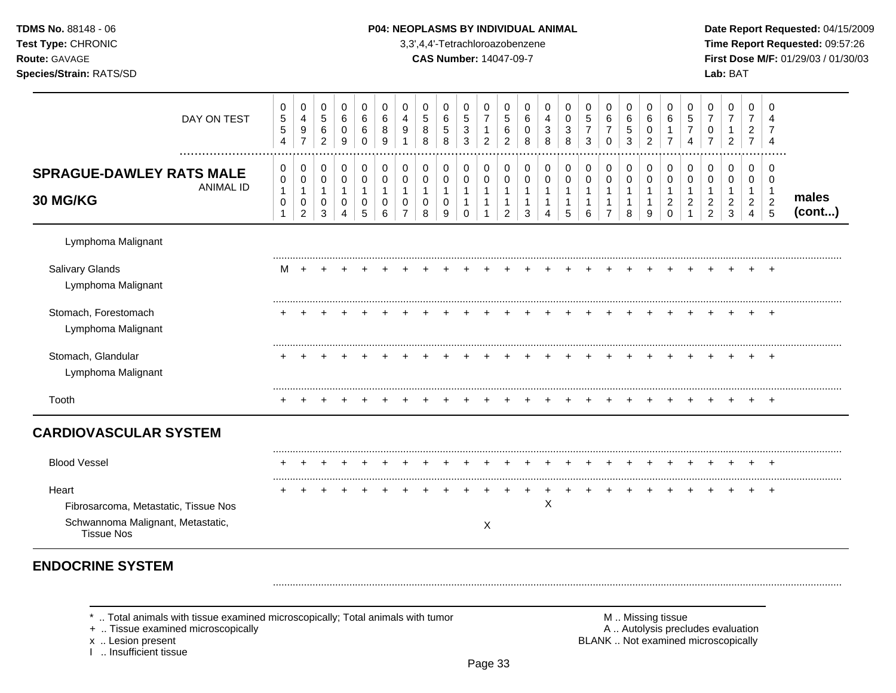TDMS No. 88148 - 06
Test Type: CHRONIC
Route: GAVAGE
Species/Strain: RATS/SD

**P04: NEOPLASMS BY INDIVIDUAL ANIMAL**
3,3',4,4'-Tetrachloroazobenzene
**CAS Number:** 14047-09-7

Date Report Requested: 04/15/2009
Time Report Requested: 09:57:26
First Dose M/F: 01/29/03 / 01/30/03
Lab: BAT

| DAY ON TEST | 0554 | 0497 | 0562 | 0609 | 0660 | 0689 | 0491 | 0588 | 0658 | 0533 | 0712 | 0562 | 0608 | 0438 | 0038 | 0573 | 0670 | 0653 | 0602 | 0617 | 0574 | 0707 | 0712 | 0727 | 0474 | |
|---|---|---|---|---|---|---|---|---|---|---|---|---|---|---|---|---|---|---|---|---|---|---|---|---|---|---|
| **SPRAGUE-DAWLEY RATS MALE 30 MG/KG** ANIMAL ID | 00101 | 00102 | 00103 | 00104 | 00105 | 00106 | 00107 | 00108 | 00109 | 00110 | 00111 | 00112 | 00113 | 00114 | 00115 | 00116 | 00117 | 00118 | 00119 | 00120 | 00121 | 00122 | 00123 | 00124 | 00125 | **males (cont...)** |
| Lymphoma Malignant | | | | | | | | | | | | | | | | | | | | | | | | | | |
| Salivary Glands | M | + | + | + | + | + | + | + | + | + | + | + | + | + | + | + | + | + | + | + | + | + | + | + | + | |
| Lymphoma Malignant | | | | | | | | | | | | | | | | | | | | | | | | | | |
| Stomach, Forestomach | + | + | + | + | + | + | + | + | + | + | + | + | + | + | + | + | + | + | + | + | + | + | + | + | + | |
| Lymphoma Malignant | | | | | | | | | | | | | | | | | | | | | | | | | | |
| Stomach, Glandular | + | + | + | + | + | + | + | + | + | + | + | + | + | + | + | + | + | + | + | + | + | + | + | + | + | |
| Lymphoma Malignant | | | | | | | | | | | | | | | | | | | | | | | | | | |
| Tooth | + | + | + | + | + | + | + | + | + | + | + | + | + | + | + | + | + | + | + | + | + | + | + | + | + | |
| **CARDIOVASCULAR SYSTEM** | | | | | | | | | | | | | | | | | | | | | | | | | | |
| Blood Vessel | + | + | + | + | + | + | + | + | + | + | + | + | + | + | + | + | + | + | + | + | + | + | + | + | + | |
| Heart | + | + | + | + | + | + | + | + | + | + | + | + | + | + | + | + | + | + | + | + | + | + | + | + | + | |
| Fibrosarcoma, Metastatic, Tissue Nos | | | | | | | | | | | | | | X | | | | | | | | | | | | |
| Schwannoma Malignant, Metastatic, Tissue Nos | | | | | | | | | | | X | | | | | | | | | | | | | | | |
| **ENDOCRINE SYSTEM** | | | | | | | | | | | | | | | | | | | | | | | | | | |

\* .. Total animals with tissue examined microscopically; Total animals with tumor
\+ .. Tissue examined microscopically
x .. Lesion present
I .. Insufficient tissue

M .. Missing tissue
A .. Autolysis precludes evaluation
BLANK .. Not examined microscopically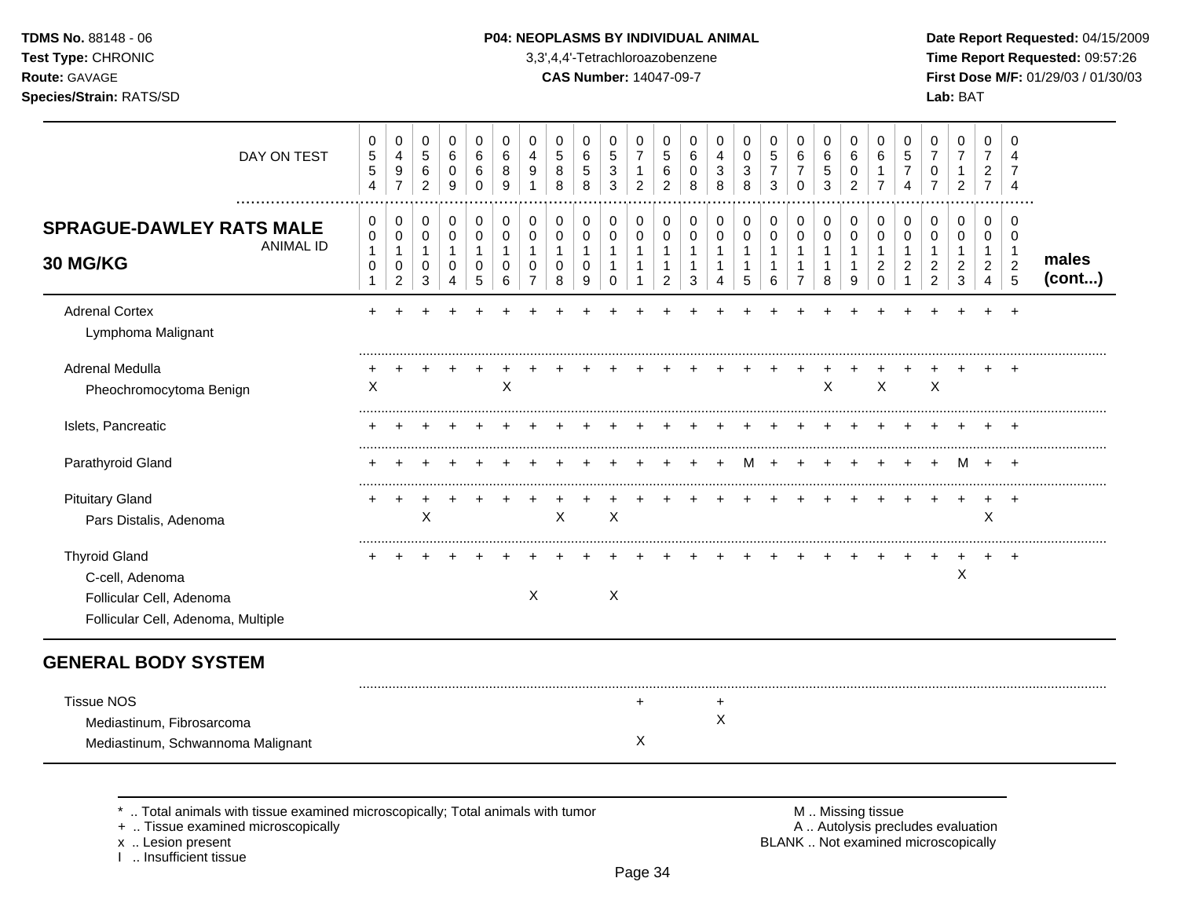**TDMS No.** 88148 - 06
**Test Type:** CHRONIC
**Route:** GAVAGE
**Species/Strain:** RATS/SD

**P04: NEOPLASMS BY INDIVIDUAL ANIMAL**
3,3',4,4'-Tetrachloroazobenzene
**CAS Number:** 14047-09-7

**Date Report Requested:** 04/15/2009
**Time Report Requested:** 09:57:26
**First Dose M/F:** 01/29/03 / 01/30/03
**Lab:** BAT

| DAY ON TEST | 0554 | 0497 | 0562 | 0609 | 0660 | 0689 | 0491 | 0588 | 0658 | 0533 | 0712 | 0562 | 0608 | 0438 | 0038 | 0573 | 0670 | 0653 | 0602 | 0617 | 0574 | 0707 | 0712 | 0727 | 0474 | |
|---|---|---|---|---|---|---|---|---|---|---|---|---|---|---|---|---|---|---|---|---|---|---|---|---|---|---|
| **SPRAGUE-DAWLEY RATS MALE 30 MG/KG** — ANIMAL ID | 00101 | 00102 | 00103 | 00104 | 00105 | 00106 | 00107 | 00108 | 00109 | 00110 | 00111 | 00112 | 00113 | 00114 | 00115 | 00116 | 00117 | 00118 | 00119 | 00120 | 00121 | 00122 | 00123 | 00124 | 00125 | **males (cont...)** |
| Adrenal Cortex | + | + | + | + | + | + | + | + | + | + | + | + | + | + | + | + | + | + | + | + | + | + | + | + | + | |
| Lymphoma Malignant | | | | | | | | | | | | | | | | | | | | | | | | | | |
| Adrenal Medulla | + | + | + | + | + | + | + | + | + | + | + | + | + | + | + | + | + | + | + | + | + | + | + | + | + | |
| Pheochromocytoma Benign | X | | | | | X | | | | | | | | | | | | X | | X | | X | | | | |
| Islets, Pancreatic | + | + | + | + | + | + | + | + | + | + | + | + | + | + | + | + | + | + | + | + | + | + | + | + | + | |
| Parathyroid Gland | + | + | + | + | + | + | + | + | + | + | + | + | + | + | M | + | + | + | + | + | + | + | M | + | + | |
| Pituitary Gland | + | + | + | + | + | + | + | + | + | + | + | + | + | + | + | + | + | + | + | + | + | + | + | + | + | |
| Pars Distalis, Adenoma | | | X | | | | | X | | X | | | | | | | | | | | | | | X | | |
| Thyroid Gland | + | + | + | + | + | + | + | + | + | + | + | + | + | + | + | + | + | + | + | + | + | + | + | + | + | |
| C-cell, Adenoma | | | | | | | | | | | | | | | | | | | | | | | X | | | |
| Follicular Cell, Adenoma | | | | | | | X | | | X | | | | | | | | | | | | | | | | |
| Follicular Cell, Adenoma, Multiple | | | | | | | | | | | | | | | | | | | | | | | | | | |

## GENERAL BODY SYSTEM

| | 00101 | 00102 | 00103 | 00104 | 00105 | 00106 | 00107 | 00108 | 00109 | 00110 | 00111 | 00112 | 00113 | 00114 | 00115 | 00116 | 00117 | 00118 | 00119 | 00120 | 00121 | 00122 | 00123 | 00124 | 00125 | |
|---|---|---|---|---|---|---|---|---|---|---|---|---|---|---|---|---|---|---|---|---|---|---|---|---|---|---|
| Tissue NOS | | | | | | | | | | | + | | | + | | | | | | | | | | | | |
| Mediastinum, Fibrosarcoma | | | | | | | | | | | | | | X | | | | | | | | | | | | |
| Mediastinum, Schwannoma Malignant | | | | | | | | | | | X | | | | | | | | | | | | | | | |

\* .. Total animals with tissue examined microscopically; Total animals with tumor
\+ .. Tissue examined microscopically
x .. Lesion present
I .. Insufficient tissue

M .. Missing tissue
A .. Autolysis precludes evaluation
BLANK .. Not examined microscopically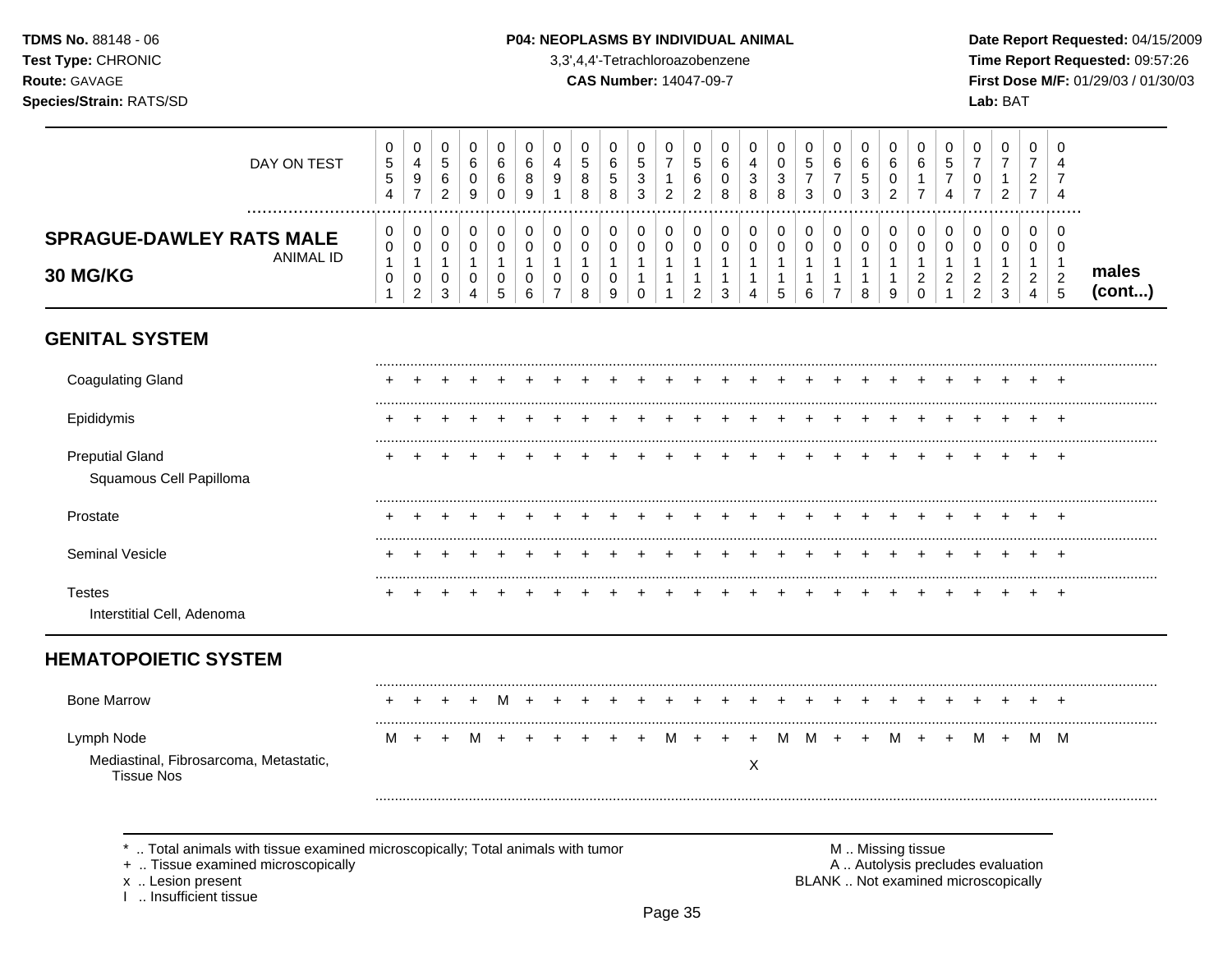**TDMS No.** 88148 - 06
**Test Type:** CHRONIC
**Route:** GAVAGE
**Species/Strain:** RATS/SD

**P04: NEOPLASMS BY INDIVIDUAL ANIMAL**
3,3',4,4'-Tetrachloroazobenzene
**CAS Number:** 14047-09-7

**Date Report Requested:** 04/15/2009
**Time Report Requested:** 09:57:26
**First Dose M/F:** 01/29/03 / 01/30/03
**Lab:** BAT

| DAY ON TEST | 0554 | 0497 | 0562 | 0609 | 0660 | 0689 | 0491 | 0588 | 0658 | 0533 | 0712 | 0562 | 0608 | 0438 | 0038 | 0573 | 0670 | 0653 | 0602 | 0617 | 0574 | 0707 | 0712 | 0727 | 0474 | |
|---|---|---|---|---|---|---|---|---|---|---|---|---|---|---|---|---|---|---|---|---|---|---|---|---|---|---|
| **SPRAGUE-DAWLEY RATS MALE 30 MG/KG** — ANIMAL ID | 00101 | 00102 | 00103 | 00104 | 00105 | 00106 | 00107 | 00108 | 00109 | 00110 | 00111 | 00112 | 00113 | 00114 | 00115 | 00116 | 00117 | 00118 | 00119 | 00120 | 00121 | 00122 | 00123 | 00124 | 00125 | **males (cont...)** |
| **GENITAL SYSTEM** | | | | | | | | | | | | | | | | | | | | | | | | | | |
| Coagulating Gland | + | + | + | + | + | + | + | + | + | + | + | + | + | + | + | + | + | + | + | + | + | + | + | + | + | |
| Epididymis | + | + | + | + | + | + | + | + | + | + | + | + | + | + | + | + | + | + | + | + | + | + | + | + | + | |
| Preputial Gland | + | + | + | + | + | + | + | + | + | + | + | + | + | + | + | + | + | + | + | + | + | + | + | + | + | |
| Squamous Cell Papilloma | | | | | | | | | | | | | | | | | | | | | | | | | | |
| Prostate | + | + | + | + | + | + | + | + | + | + | + | + | + | + | + | + | + | + | + | + | + | + | + | + | + | |
| Seminal Vesicle | + | + | + | + | + | + | + | + | + | + | + | + | + | + | + | + | + | + | + | + | + | + | + | + | + | |
| Testes | + | + | + | + | + | + | + | + | + | + | + | + | + | + | + | + | + | + | + | + | + | + | + | + | + | |
| Interstitial Cell, Adenoma | | | | | | | | | | | | | | | | | | | | | | | | | | |
| **HEMATOPOIETIC SYSTEM** | | | | | | | | | | | | | | | | | | | | | | | | | | |
| Bone Marrow | + | + | + | + | M | + | + | + | + | + | + | + | + | + | + | + | + | + | + | + | + | + | + | + | + | |
| Lymph Node | M | + | + | M | + | + | + | + | + | + | M | + | + | + | M | M | + | + | M | + | + | M | + | M | M | |
| Mediastinal, Fibrosarcoma, Metastatic, Tissue Nos | | | | | | | | | | | | | | X | | | | | | | | | | | | |

\* .. Total animals with tissue examined microscopically; Total animals with tumor
\+ .. Tissue examined microscopically
x .. Lesion present
I .. Insufficient tissue

M .. Missing tissue
A .. Autolysis precludes evaluation
BLANK .. Not examined microscopically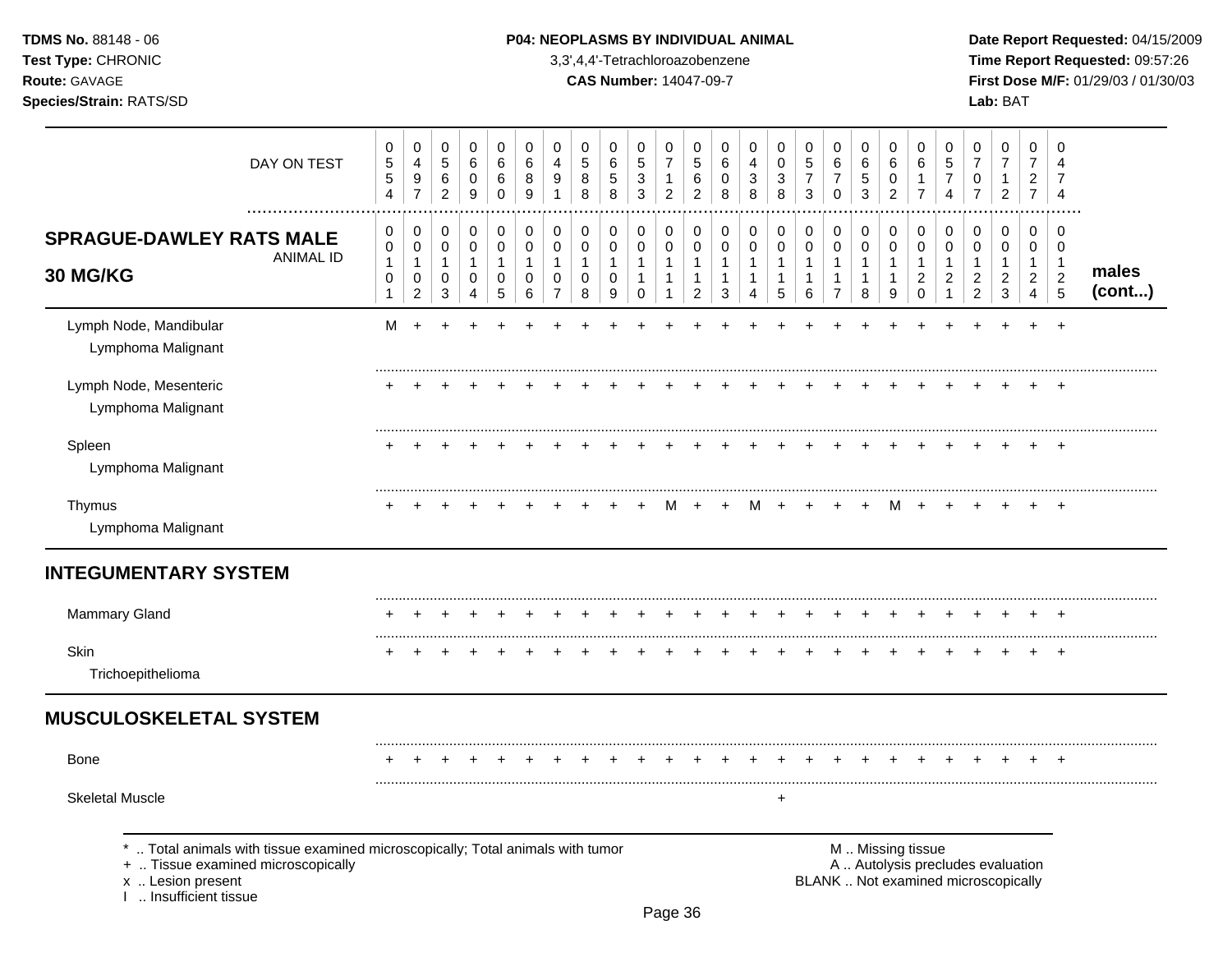**TDMS No.** 88148 - 06
**Test Type:** CHRONIC
**Route:** GAVAGE
**Species/Strain:** RATS/SD

**P04: NEOPLASMS BY INDIVIDUAL ANIMAL**
3,3',4,4'-Tetrachloroazobenzene
**CAS Number:** 14047-09-7

**Date Report Requested:** 04/15/2009
**Time Report Requested:** 09:57:26
**First Dose M/F:** 01/29/03 / 01/30/03
**Lab:** BAT

| DAY ON TEST | 0554 | 0497 | 0562 | 0609 | 0660 | 0689 | 0491 | 0588 | 0658 | 0533 | 0712 | 0562 | 0608 | 0438 | 0038 | 0573 | 0670 | 0653 | 0602 | 0617 | 0574 | 0707 | 0712 | 0727 | 0474 | |
|---|---|---|---|---|---|---|---|---|---|---|---|---|---|---|---|---|---|---|---|---|---|---|---|---|---|---|
| **SPRAGUE-DAWLEY RATS MALE 30 MG/KG** — ANIMAL ID | 00101 | 00102 | 00103 | 00104 | 00105 | 00106 | 00107 | 00108 | 00109 | 00110 | 00111 | 00112 | 00113 | 00114 | 00115 | 00116 | 00117 | 00118 | 00119 | 00120 | 00121 | 00122 | 00123 | 00124 | 00125 | **males (cont...)** |
| Lymph Node, Mandibular | M | + | + | + | + | + | + | + | + | + | + | + | + | + | + | + | + | + | + | + | + | + | + | + | + | |
| Lymphoma Malignant | | | | | | | | | | | | | | | | | | | | | | | | | | |
| Lymph Node, Mesenteric | + | + | + | + | + | + | + | + | + | + | + | + | + | + | + | + | + | + | + | + | + | + | + | + | + | |
| Lymphoma Malignant | | | | | | | | | | | | | | | | | | | | | | | | | | |
| Spleen | + | + | + | + | + | + | + | + | + | + | + | + | + | + | + | + | + | + | + | + | + | + | + | + | + | |
| Lymphoma Malignant | | | | | | | | | | | | | | | | | | | | | | | | | | |
| Thymus | + | + | + | + | + | + | + | + | + | + | M | + | + | M | + | + | + | + | M | + | + | + | + | + | + | |
| Lymphoma Malignant | | | | | | | | | | | | | | | | | | | | | | | | | | |
| **INTEGUMENTARY SYSTEM** | | | | | | | | | | | | | | | | | | | | | | | | | | |
| Mammary Gland | + | + | + | + | + | + | + | + | + | + | + | + | + | + | + | + | + | + | + | + | + | + | + | + | + | |
| Skin | + | + | + | + | + | + | + | + | + | + | + | + | + | + | + | + | + | + | + | + | + | + | + | + | + | |
| Trichoepithelioma | | | | | | | | | | | | | | | | | | | | | | | | | | |
| **MUSCULOSKELETAL SYSTEM** | | | | | | | | | | | | | | | | | | | | | | | | | | |
| Bone | + | + | + | + | + | + | + | + | + | + | + | + | + | + | + | + | + | + | + | + | + | + | + | + | + | |
| Skeletal Muscle | | | | | | | | | | | | | | | + | | | | | | | | | | | |

\* .. Total animals with tissue examined microscopically; Total animals with tumor
\+ .. Tissue examined microscopically
x .. Lesion present
I .. Insufficient tissue

M .. Missing tissue
A .. Autolysis precludes evaluation
BLANK .. Not examined microscopically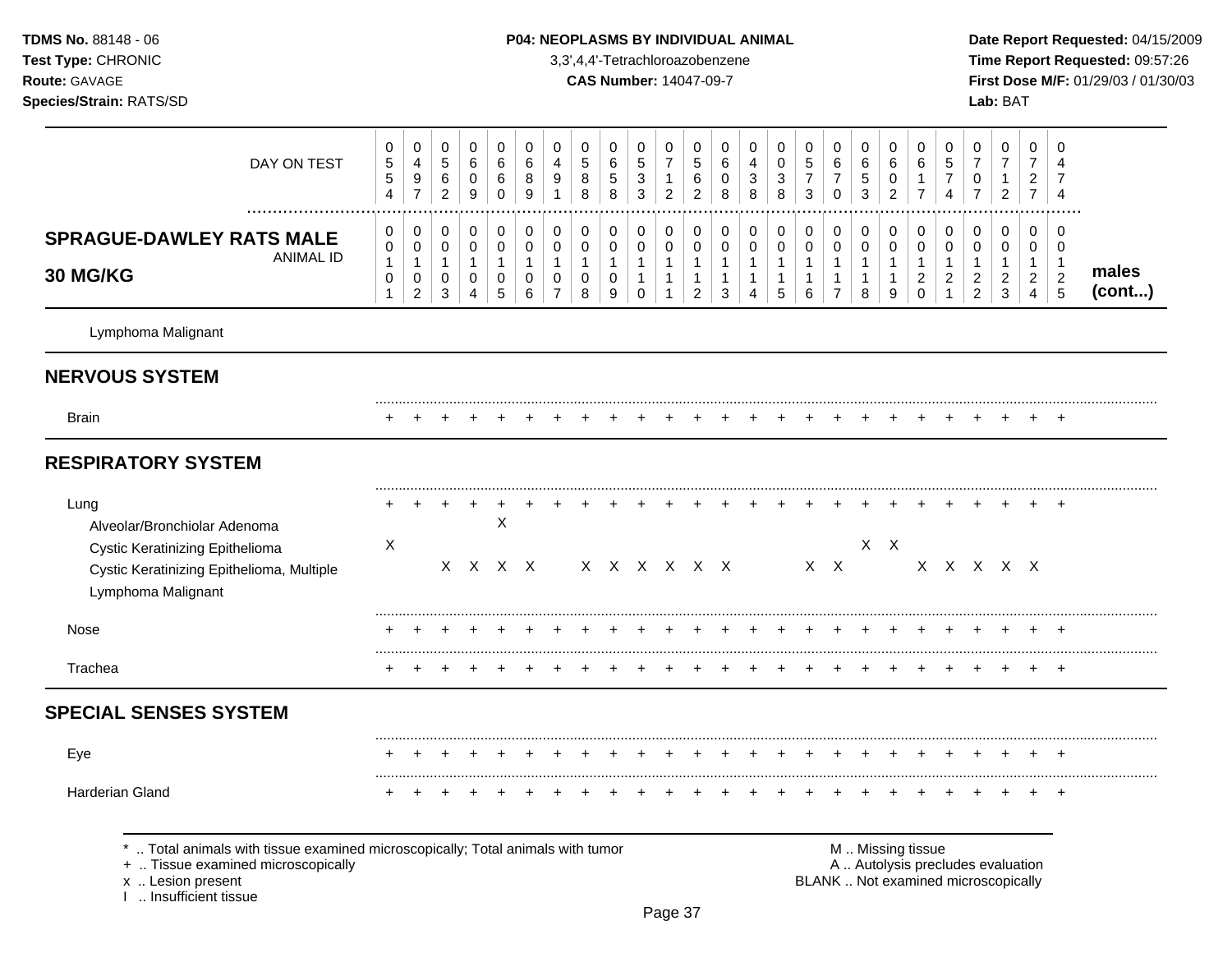**TDMS No.** 88148 - 06
**Test Type:** CHRONIC
**Route:** GAVAGE
**Species/Strain:** RATS/SD

**P04: NEOPLASMS BY INDIVIDUAL ANIMAL**
3,3',4,4'-Tetrachloroazobenzene
**CAS Number:** 14047-09-7

**Date Report Requested:** 04/15/2009
**Time Report Requested:** 09:57:26
**First Dose M/F:** 01/29/03 / 01/30/03
**Lab:** BAT

## SPRAGUE-DAWLEY RATS MALE 30 MG/KG — males (cont...)

| DAY ON TEST | 0554 | 0497 | 0562 | 0609 | 0660 | 0689 | 0491 | 0588 | 0658 | 0533 | 0712 | 0562 | 0608 | 0438 | 0038 | 0573 | 0670 | 0653 | 0602 | 0617 | 0574 | 0707 | 0712 | 0727 | 0474 |
|---|---|---|---|---|---|---|---|---|---|---|---|---|---|---|---|---|---|---|---|---|---|---|---|---|---|
| **ANIMAL ID** | 01001 | 01002 | 01003 | 01004 | 01005 | 01006 | 01007 | 01008 | 01009 | 01010 | 01011 | 01012 | 01013 | 01014 | 01015 | 01016 | 01017 | 01018 | 01019 | 01020 | 01021 | 01022 | 01023 | 01024 | 01025 |
| Lymphoma Malignant | | | | | | | | | | | | | | | | | | | | | | | | | |
| **NERVOUS SYSTEM** | | | | | | | | | | | | | | | | | | | | | | | | | |
| Brain | + | + | + | + | + | + | + | + | + | + | + | + | + | + | + | + | + | + | + | + | + | + | + | + | + |
| **RESPIRATORY SYSTEM** | | | | | | | | | | | | | | | | | | | | | | | | | |
| Lung | + | + | + | + | + | + | + | + | + | + | + | + | + | + | + | + | + | + | + | + | + | + | + | + | + |
| Alveolar/Bronchiolar Adenoma | | | | | X | | | | | | | | | | | | | | | | | | | | |
| Cystic Keratinizing Epithelioma | X | | | | | | | | | | | | | | | | | X | X | | | | | | |
| Cystic Keratinizing Epithelioma, Multiple | | | X | X | X | X | | X | X | X | X | X | X | | | X | X | | | X | X | X | X | X | |
| Lymphoma Malignant | | | | | | | | | | | | | | | | | | | | | | | | | |
| Nose | + | + | + | + | + | + | + | + | + | + | + | + | + | + | + | + | + | + | + | + | + | + | + | + | + |
| Trachea | + | + | + | + | + | + | + | + | + | + | + | + | + | + | + | + | + | + | + | + | + | + | + | + | + |
| **SPECIAL SENSES SYSTEM** | | | | | | | | | | | | | | | | | | | | | | | | | |
| Eye | + | + | + | + | + | + | + | + | + | + | + | + | + | + | + | + | + | + | + | + | + | + | + | + | + |
| Harderian Gland | + | + | + | + | + | + | + | + | + | + | + | + | + | + | + | + | + | + | + | + | + | + | + | + | + |

\* .. Total animals with tissue examined microscopically; Total animals with tumor
\+ .. Tissue examined microscopically
x .. Lesion present
I .. Insufficient tissue

M .. Missing tissue
A .. Autolysis precludes evaluation
BLANK .. Not examined microscopically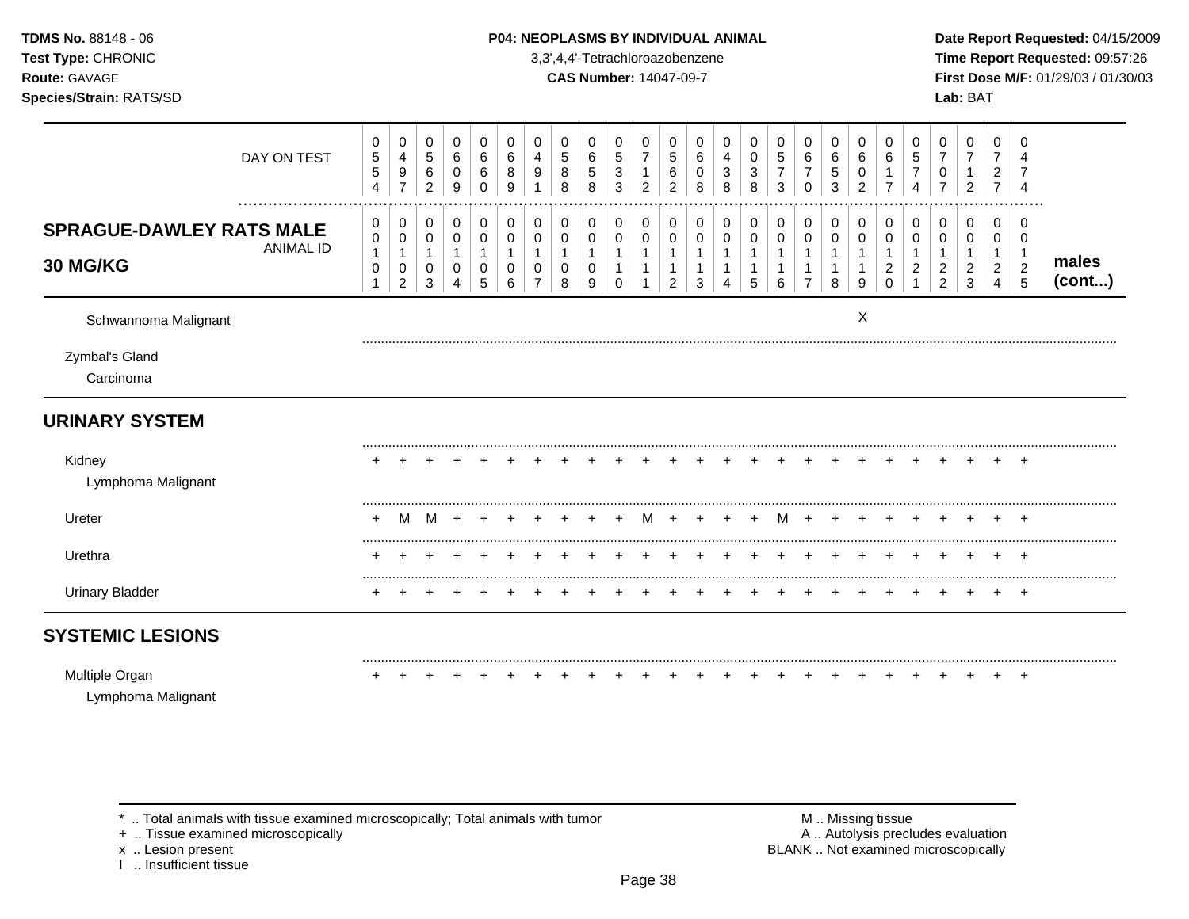**TDMS No.** 88148 - 06
**Test Type:** CHRONIC
**Route:** GAVAGE
**Species/Strain:** RATS/SD

**P04: NEOPLASMS BY INDIVIDUAL ANIMAL**
3,3',4,4'-Tetrachloroazobenzene
**CAS Number:** 14047-09-7

**Date Report Requested:** 04/15/2009
**Time Report Requested:** 09:57:26
**First Dose M/F:** 01/29/03 / 01/30/03
**Lab:** BAT

| DAY ON TEST | 0554 | 0497 | 0562 | 0609 | 0660 | 0689 | 0491 | 0588 | 0658 | 0533 | 0712 | 0562 | 0608 | 0438 | 0038 | 0573 | 0670 | 0653 | 0602 | 0617 | 0574 | 0707 | 0712 | 0727 | 0474 | |
|---|---|---|---|---|---|---|---|---|---|---|---|---|---|---|---|---|---|---|---|---|---|---|---|---|---|---|
| **SPRAGUE-DAWLEY RATS MALE 30 MG/KG** ANIMAL ID | 00101 | 00102 | 00103 | 00104 | 00105 | 00106 | 00107 | 00108 | 00109 | 00110 | 00111 | 00112 | 00113 | 00114 | 00115 | 00116 | 00117 | 00118 | 00119 | 00120 | 00121 | 00122 | 00123 | 00124 | 00125 | **males (cont...)** |
| Schwannoma Malignant | | | | | | | | | | | | | | | | | | | X | | | | | | | |
| Zymbal's Gland | | | | | | | | | | | | | | | | | | | | | | | | | | |
| Carcinoma | | | | | | | | | | | | | | | | | | | | | | | | | | |
| **URINARY SYSTEM** | | | | | | | | | | | | | | | | | | | | | | | | | | |
| Kidney | + | + | + | + | + | + | + | + | + | + | + | + | + | + | + | + | + | + | + | + | + | + | + | + | + | |
| Lymphoma Malignant | | | | | | | | | | | | | | | | | | | | | | | | | | |
| Ureter | + | M | M | + | + | + | + | + | + | + | M | + | + | + | + | M | + | + | + | + | + | + | + | + | + | |
| Urethra | + | + | + | + | + | + | + | + | + | + | + | + | + | + | + | + | + | + | + | + | + | + | + | + | + | |
| Urinary Bladder | + | + | + | + | + | + | + | + | + | + | + | + | + | + | + | + | + | + | + | + | + | + | + | + | + | |
| **SYSTEMIC LESIONS** | | | | | | | | | | | | | | | | | | | | | | | | | | |
| Multiple Organ | + | + | + | + | + | + | + | + | + | + | + | + | + | + | + | + | + | + | + | + | + | + | + | + | + | |
| Lymphoma Malignant | | | | | | | | | | | | | | | | | | | | | | | | | | |

\* .. Total animals with tissue examined microscopically; Total animals with tumor
\+ .. Tissue examined microscopically
x .. Lesion present
I .. Insufficient tissue

M .. Missing tissue
A .. Autolysis precludes evaluation
BLANK .. Not examined microscopically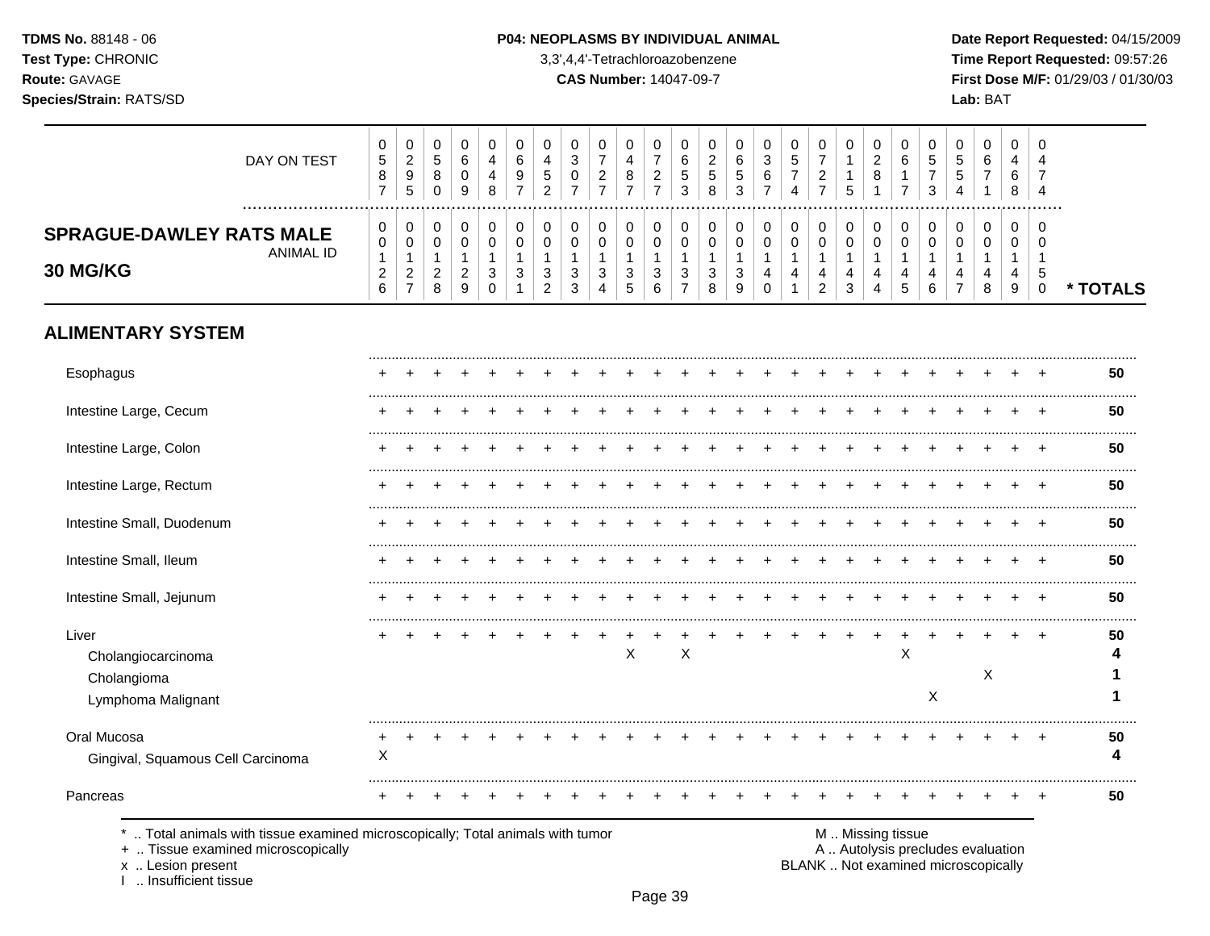**TDMS No.** 88148 - 06
**Test Type:** CHRONIC
**Route:** GAVAGE
**Species/Strain:** RATS/SD

**P04: NEOPLASMS BY INDIVIDUAL ANIMAL**
3,3',4,4'-Tetrachloroazobenzene
**CAS Number:** 14047-09-7

**Date Report Requested:** 04/15/2009
**Time Report Requested:** 09:57:26
**First Dose M/F:** 01/29/03 / 01/30/03
**Lab:** BAT

## SPRAGUE-DAWLEY RATS MALE 30 MG/KG

| DAY ON TEST | 0587 | 0295 | 0580 | 0609 | 0448 | 0697 | 0452 | 0307 | 0727 | 0487 | 0727 | 0653 | 0258 | 0653 | 0367 | 0574 | 0727 | 0115 | 0281 | 0617 | 0573 | 0554 | 0671 | 0468 | 0474 | |
|---|---|---|---|---|---|---|---|---|---|---|---|---|---|---|---|---|---|---|---|---|---|---|---|---|---|---|
| **ANIMAL ID** | 0126 | 0127 | 0128 | 0129 | 0130 | 0131 | 0132 | 0133 | 0134 | 0135 | 0136 | 0137 | 0138 | 0139 | 0140 | 0141 | 0142 | 0143 | 0144 | 0145 | 0146 | 0147 | 0148 | 0149 | 0150 | *** TOTALS** |
| **ALIMENTARY SYSTEM** | | | | | | | | | | | | | | | | | | | | | | | | | | |
| Esophagus | + | + | + | + | + | + | + | + | + | + | + | + | + | + | + | + | + | + | + | + | + | + | + | + | + | 50 |
| Intestine Large, Cecum | + | + | + | + | + | + | + | + | + | + | + | + | + | + | + | + | + | + | + | + | + | + | + | + | + | 50 |
| Intestine Large, Colon | + | + | + | + | + | + | + | + | + | + | + | + | + | + | + | + | + | + | + | + | + | + | + | + | + | 50 |
| Intestine Large, Rectum | + | + | + | + | + | + | + | + | + | + | + | + | + | + | + | + | + | + | + | + | + | + | + | + | + | 50 |
| Intestine Small, Duodenum | + | + | + | + | + | + | + | + | + | + | + | + | + | + | + | + | + | + | + | + | + | + | + | + | + | 50 |
| Intestine Small, Ileum | + | + | + | + | + | + | + | + | + | + | + | + | + | + | + | + | + | + | + | + | + | + | + | + | + | 50 |
| Intestine Small, Jejunum | + | + | + | + | + | + | + | + | + | + | + | + | + | + | + | + | + | + | + | + | + | + | + | + | + | 50 |
| Liver | + | + | + | + | + | + | + | + | + | + | + | + | + | + | + | + | + | + | + | + | + | + | + | + | + | 50 |
| Cholangiocarcinoma | | | | | | | | | | X | | X | | | | | | | | X | | | | | | 4 |
| Cholangioma | | | | | | | | | | | | | | | | | | | | | | | X | | | 1 |
| Lymphoma Malignant | | | | | | | | | | | | | | | | | | | | | X | | | | | 1 |
| Oral Mucosa | + | + | + | + | + | + | + | + | + | + | + | + | + | + | + | + | + | + | + | + | + | + | + | + | + | 50 |
| Gingival, Squamous Cell Carcinoma | X | | | | | | | | | | | | | | | | | | | | | | | | | 4 |
| Pancreas | + | + | + | + | + | + | + | + | + | + | + | + | + | + | + | + | + | + | + | + | + | + | + | + | + | 50 |

\* .. Total animals with tissue examined microscopically; Total animals with tumor
\+ .. Tissue examined microscopically
x .. Lesion present
I .. Insufficient tissue

M .. Missing tissue
A .. Autolysis precludes evaluation
BLANK .. Not examined microscopically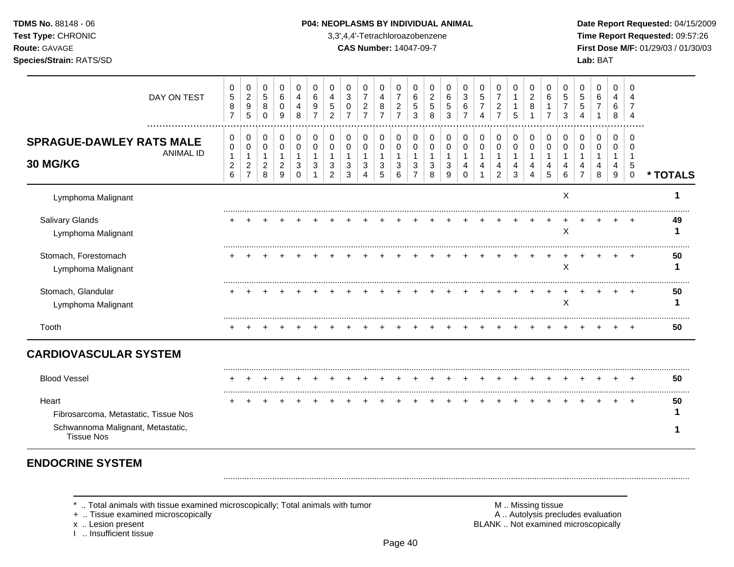**TDMS No.** 88148 - 06
**Test Type:** CHRONIC
**Route:** GAVAGE
**Species/Strain:** RATS/SD

**P04: NEOPLASMS BY INDIVIDUAL ANIMAL**
3,3',4,4'-Tetrachloroazobenzene
**CAS Number:** 14047-09-7

**Date Report Requested:** 04/15/2009
**Time Report Requested:** 09:57:26
**First Dose M/F:** 01/29/03 / 01/30/03
**Lab:** BAT

| DAY ON TEST | 0587 | 0295 | 0580 | 0609 | 0448 | 0697 | 0452 | 0307 | 0727 | 0487 | 0727 | 0653 | 0258 | 0653 | 0367 | 0574 | 0727 | 0115 | 0281 | 0617 | 0573 | 0554 | 0671 | 0468 | 0474 | |
|---|---|---|---|---|---|---|---|---|---|---|---|---|---|---|---|---|---|---|---|---|---|---|---|---|---|---|
| **SPRAGUE-DAWLEY RATS MALE 30 MG/KG** ANIMAL ID | 00126 | 00127 | 00128 | 00129 | 00130 | 00131 | 00132 | 00133 | 00134 | 00135 | 00136 | 00137 | 00138 | 00139 | 00140 | 00141 | 00142 | 00143 | 00144 | 00145 | 00146 | 00147 | 00148 | 00149 | 00150 | *** TOTALS** |
| Lymphoma Malignant | | | | | | | | | | | | | | | | | | | | | X | | | | | **1** |
| Salivary Glands | + | + | + | + | + | + | + | + | + | + | + | + | + | + | + | + | + | + | + | + | + | + | + | + | + | **49** |
| Lymphoma Malignant | | | | | | | | | | | | | | | | | | | | | X | | | | | **1** |
| Stomach, Forestomach | + | + | + | + | + | + | + | + | + | + | + | + | + | + | + | + | + | + | + | + | + | + | + | + | + | **50** |
| Lymphoma Malignant | | | | | | | | | | | | | | | | | | | | | X | | | | | **1** |
| Stomach, Glandular | + | + | + | + | + | + | + | + | + | + | + | + | + | + | + | + | + | + | + | + | + | + | + | + | + | **50** |
| Lymphoma Malignant | | | | | | | | | | | | | | | | | | | | | X | | | | | **1** |
| Tooth | + | + | + | + | + | + | + | + | + | + | + | + | + | + | + | + | + | + | + | + | + | + | + | + | + | **50** |
| **CARDIOVASCULAR SYSTEM** | | | | | | | | | | | | | | | | | | | | | | | | | | |
| Blood Vessel | + | + | + | + | + | + | + | + | + | + | + | + | + | + | + | + | + | + | + | + | + | + | + | + | + | **50** |
| Heart | + | + | + | + | + | + | + | + | + | + | + | + | + | + | + | + | + | + | + | + | + | + | + | + | + | **50** |
| Fibrosarcoma, Metastatic, Tissue Nos | | | | | | | | | | | | | | | | | | | | | | | | | | **1** |
| Schwannoma Malignant, Metastatic, Tissue Nos | | | | | | | | | | | | | | | | | | | | | | | | | | **1** |
| **ENDOCRINE SYSTEM** | | | | | | | | | | | | | | | | | | | | | | | | | | |

\* .. Total animals with tissue examined microscopically; Total animals with tumor
\+ .. Tissue examined microscopically
x .. Lesion present
I .. Insufficient tissue

M .. Missing tissue
A .. Autolysis precludes evaluation
BLANK .. Not examined microscopically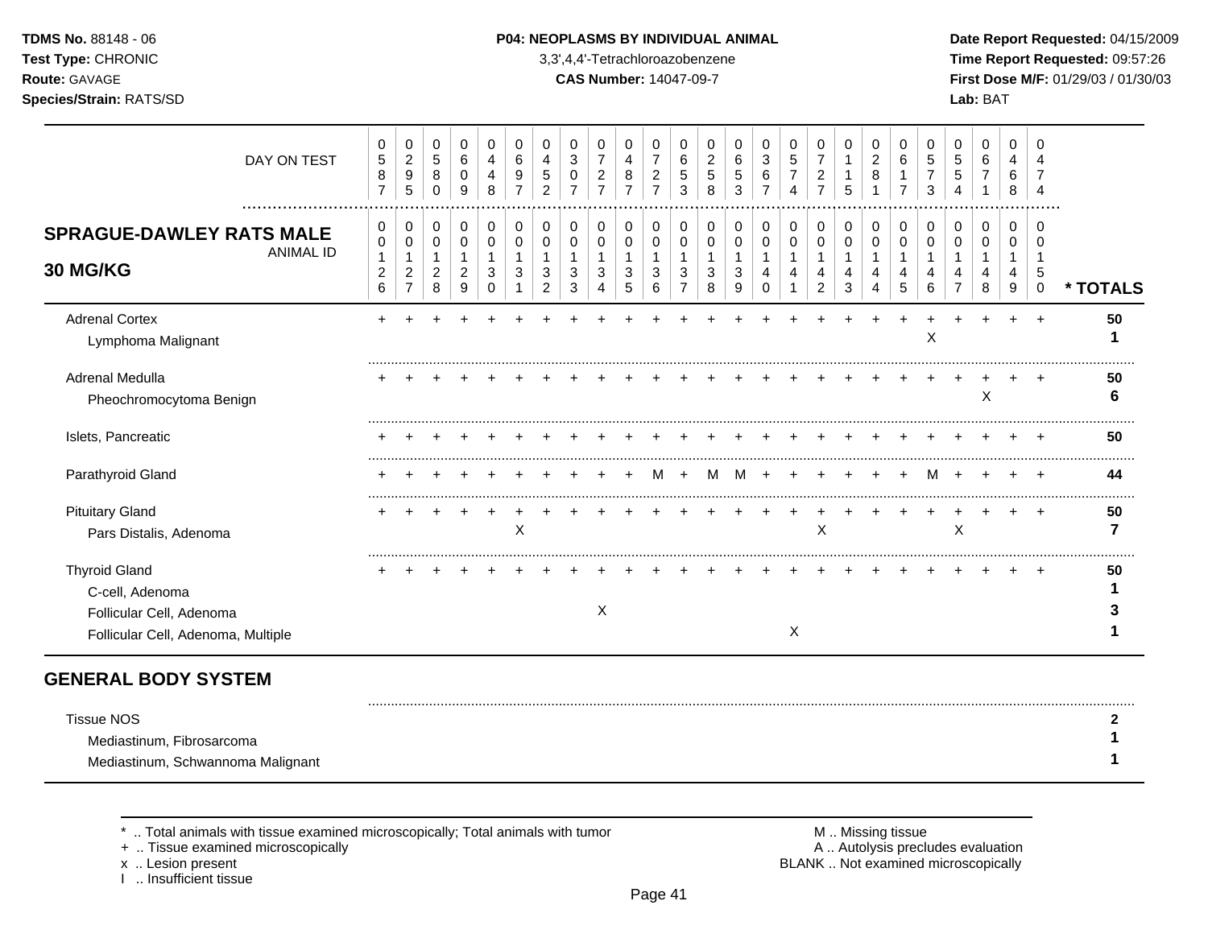**TDMS No.** 88148 - 06
**Test Type:** CHRONIC
**Route:** GAVAGE
**Species/Strain:** RATS/SD

**P04: NEOPLASMS BY INDIVIDUAL ANIMAL**
3,3',4,4'-Tetrachloroazobenzene
**CAS Number:** 14047-09-7

**Date Report Requested:** 04/15/2009
**Time Report Requested:** 09:57:26
**First Dose M/F:** 01/29/03 / 01/30/03
**Lab:** BAT

**SPRAGUE-DAWLEY RATS MALE 30 MG/KG**

| DAY ON TEST | 0587 | 0295 | 0580 | 0609 | 0448 | 0697 | 0452 | 0307 | 0727 | 0487 | 0727 | 0653 | 0258 | 0653 | 0367 | 0574 | 0727 | 0115 | 0281 | 0617 | 0573 | 0554 | 0671 | 0468 | 0474 | |
|---|---|---|---|---|---|---|---|---|---|---|---|---|---|---|---|---|---|---|---|---|---|---|---|---|---|---|
| ANIMAL ID | 00126 | 00127 | 00128 | 00129 | 00130 | 00131 | 00132 | 00133 | 00134 | 00135 | 00136 | 00137 | 00138 | 00139 | 00140 | 00141 | 00142 | 00143 | 00144 | 00145 | 00146 | 00147 | 00148 | 00149 | 00150 | * TOTALS |
| Adrenal Cortex | + | + | + | + | + | + | + | + | + | + | + | + | + | + | + | + | + | + | + | + | + | + | + | + | + | 50 |
| Lymphoma Malignant | | | | | | | | | | | | | | | | | | | | | X | | | | | 1 |
| Adrenal Medulla | + | + | + | + | + | + | + | + | + | + | + | + | + | + | + | + | + | + | + | + | + | + | + | + | + | 50 |
| Pheochromocytoma Benign | | | | | | | | | | | | | | | | | | | | | | | X | | | 6 |
| Islets, Pancreatic | + | + | + | + | + | + | + | + | + | + | + | + | + | + | + | + | + | + | + | + | + | + | + | + | + | 50 |
| Parathyroid Gland | + | + | + | + | + | + | + | + | + | + | M | + | M | M | + | + | + | + | + | + | M | + | + | + | + | 44 |
| Pituitary Gland | + | + | + | + | + | + | + | + | + | + | + | + | + | + | + | + | + | + | + | + | + | + | + | + | + | 50 |
| Pars Distalis, Adenoma | | | | | | X | | | | | | | | | | | X | | | | | X | | | | 7 |
| Thyroid Gland | + | + | + | + | + | + | + | + | + | + | + | + | + | + | + | + | + | + | + | + | + | + | + | + | + | 50 |
| C-cell, Adenoma | | | | | | | | | | | | | | | | | | | | | | | | | | 1 |
| Follicular Cell, Adenoma | | | | | | | | | X | | | | | | | | | | | | | | | | | 3 |
| Follicular Cell, Adenoma, Multiple | | | | | | | | | | | | | | | | X | | | | | | | | | | 1 |

## GENERAL BODY SYSTEM

| | * TOTALS |
|---|---|
| Tissue NOS | 2 |
| Mediastinum, Fibrosarcoma | 1 |
| Mediastinum, Schwannoma Malignant | 1 |

\* .. Total animals with tissue examined microscopically; Total animals with tumor
\+ .. Tissue examined microscopically
x .. Lesion present
I .. Insufficient tissue

M .. Missing tissue
A .. Autolysis precludes evaluation
BLANK .. Not examined microscopically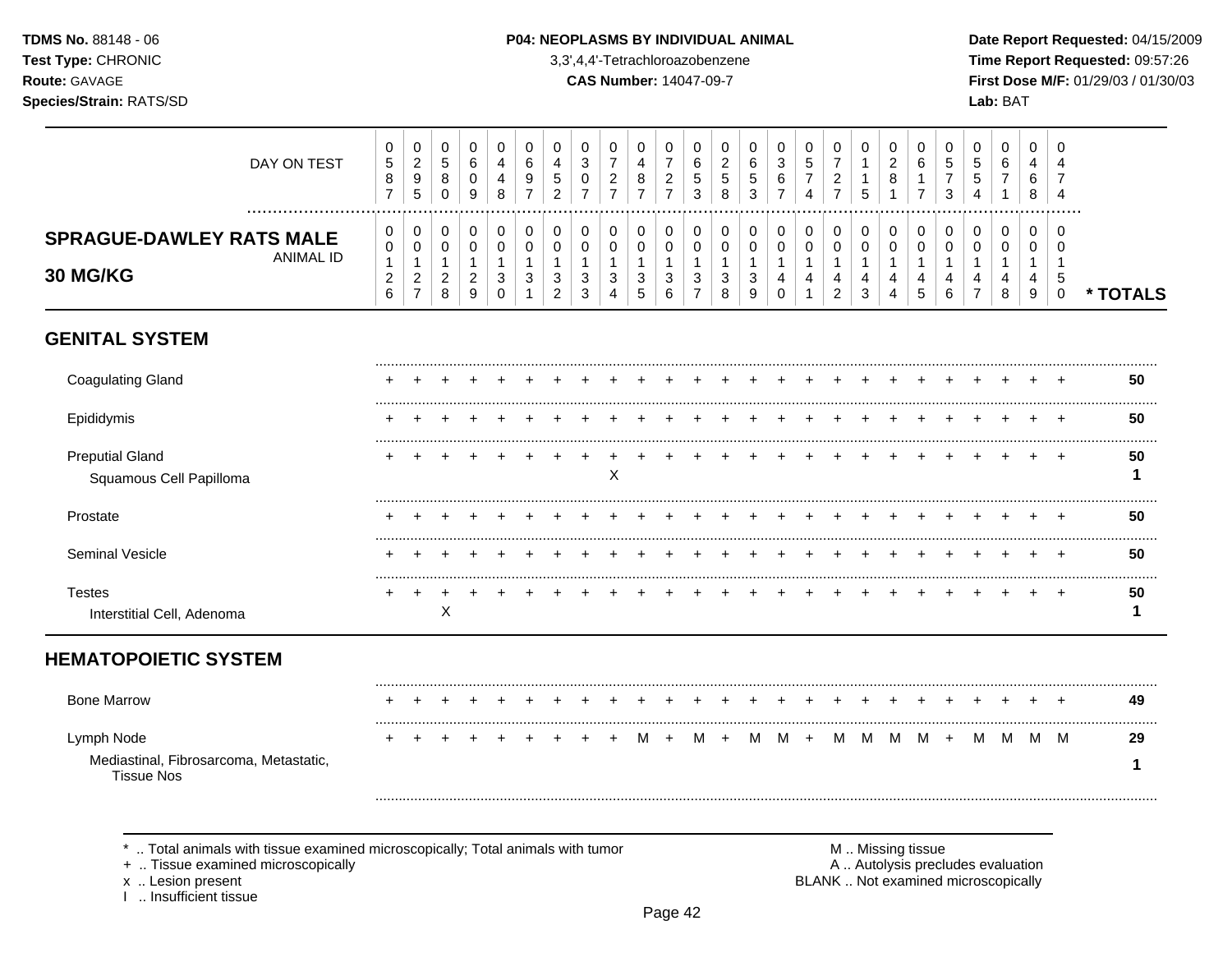**TDMS No.** 88148 - 06
**Test Type:** CHRONIC
**Route:** GAVAGE
**Species/Strain:** RATS/SD

**P04: NEOPLASMS BY INDIVIDUAL ANIMAL**
3,3',4,4'-Tetrachloroazobenzene
**CAS Number:** 14047-09-7

**Date Report Requested:** 04/15/2009
**Time Report Requested:** 09:57:26
**First Dose M/F:** 01/29/03 / 01/30/03
**Lab:** BAT

| DAY ON TEST | 0587 | 0295 | 0580 | 0609 | 0448 | 0697 | 0452 | 0307 | 0727 | 0487 | 0727 | 0653 | 0258 | 0653 | 0367 | 0574 | 0727 | 0115 | 0281 | 0617 | 0573 | 0554 | 0671 | 0468 | 0474 | |
|---|---|---|---|---|---|---|---|---|---|---|---|---|---|---|---|---|---|---|---|---|---|---|---|---|---|---|
| **SPRAGUE-DAWLEY RATS MALE 30 MG/KG** ANIMAL ID | 00126 | 00127 | 00128 | 00129 | 00130 | 00131 | 00132 | 00133 | 00134 | 00135 | 00136 | 00137 | 00138 | 00139 | 00140 | 00141 | 00142 | 00143 | 00144 | 00145 | 00146 | 00147 | 00148 | 00149 | 00150 | **\* TOTALS** |
| **GENITAL SYSTEM** | | | | | | | | | | | | | | | | | | | | | | | | | | |
| Coagulating Gland | + | + | + | + | + | + | + | + | + | + | + | + | + | + | + | + | + | + | + | + | + | + | + | + | + | **50** |
| Epididymis | + | + | + | + | + | + | + | + | + | + | + | + | + | + | + | + | + | + | + | + | + | + | + | + | + | **50** |
| Preputial Gland | + | + | + | + | + | + | + | + | + | + | + | + | + | + | + | + | + | + | + | + | + | + | + | + | + | **50** |
| Squamous Cell Papilloma | | | | | | | | | X | | | | | | | | | | | | | | | | | **1** |
| Prostate | + | + | + | + | + | + | + | + | + | + | + | + | + | + | + | + | + | + | + | + | + | + | + | + | + | **50** |
| Seminal Vesicle | + | + | + | + | + | + | + | + | + | + | + | + | + | + | + | + | + | + | + | + | + | + | + | + | + | **50** |
| Testes | + | + | + | + | + | + | + | + | + | + | + | + | + | + | + | + | + | + | + | + | + | + | + | + | + | **50** |
| Interstitial Cell, Adenoma | | | X | | | | | | | | | | | | | | | | | | | | | | | **1** |
| **HEMATOPOIETIC SYSTEM** | | | | | | | | | | | | | | | | | | | | | | | | | | |
| Bone Marrow | + | + | + | + | + | + | + | + | + | + | + | + | + | + | + | + | + | + | + | + | + | + | + | + | + | **49** |
| Lymph Node | + | + | + | + | + | + | + | + | + | M | + | M | + | M | M | + | M | M | M | M | + | M | M | M | M | **29** |
| Mediastinal, Fibrosarcoma, Metastatic, Tissue Nos | | | | | | | | | | | | | | | | | | | | | | | | | | **1** |

\* .. Total animals with tissue examined microscopically; Total animals with tumor
\+ .. Tissue examined microscopically
x .. Lesion present
I .. Insufficient tissue

M .. Missing tissue
A .. Autolysis precludes evaluation
BLANK .. Not examined microscopically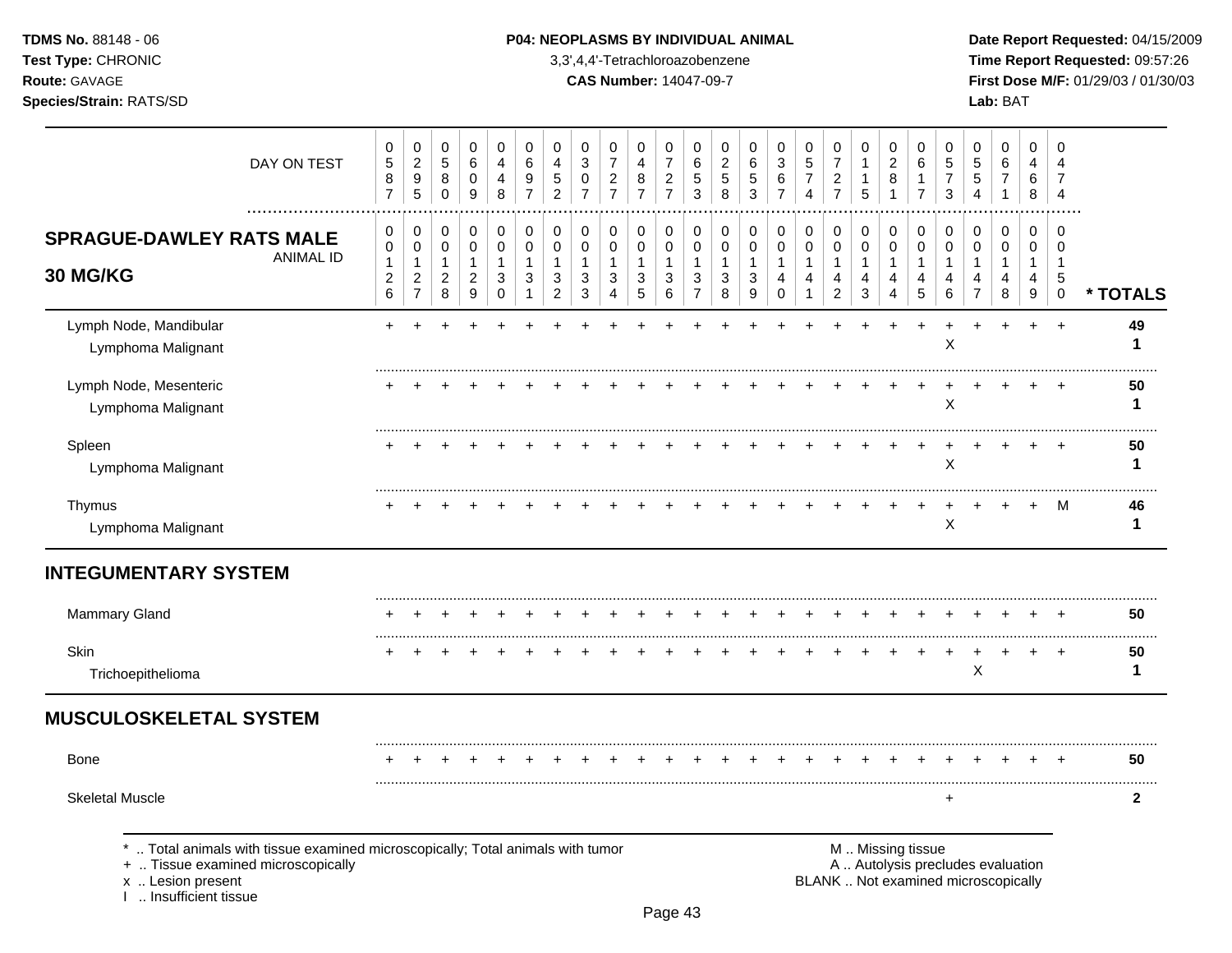**TDMS No.** 88148 - 06
**Test Type:** CHRONIC
**Route:** GAVAGE
**Species/Strain:** RATS/SD

**P04: NEOPLASMS BY INDIVIDUAL ANIMAL**
3,3',4,4'-Tetrachloroazobenzene
**CAS Number:** 14047-09-7

**Date Report Requested:** 04/15/2009
**Time Report Requested:** 09:57:26
**First Dose M/F:** 01/29/03 / 01/30/03
**Lab:** BAT

| DAY ON TEST | 587 | 295 | 580 | 609 | 448 | 697 | 452 | 307 | 727 | 487 | 727 | 653 | 258 | 653 | 367 | 574 | 727 | 115 | 281 | 617 | 573 | 554 | 671 | 468 | 474 | |
|---|---|---|---|---|---|---|---|---|---|---|---|---|---|---|---|---|---|---|---|---|---|---|---|---|---|---|
| **SPRAGUE-DAWLEY RATS MALE 30 MG/KG** ANIMAL ID | 00126 | 00127 | 00128 | 00129 | 00130 | 00131 | 00132 | 00133 | 00134 | 00135 | 00136 | 00137 | 00138 | 00139 | 00140 | 00141 | 00142 | 00143 | 00144 | 00145 | 00146 | 00147 | 00148 | 00149 | 00150 | *** TOTALS** |
| Lymph Node, Mandibular | + | + | + | + | + | + | + | + | + | + | + | + | + | + | + | + | + | + | + | + | + | + | + | + | + | **49** |
| Lymphoma Malignant | | | | | | | | | | | | | | | | | | | | | X | | | | | **1** |
| Lymph Node, Mesenteric | + | + | + | + | + | + | + | + | + | + | + | + | + | + | + | + | + | + | + | + | + | + | + | + | + | **50** |
| Lymphoma Malignant | | | | | | | | | | | | | | | | | | | | | X | | | | | **1** |
| Spleen | + | + | + | + | + | + | + | + | + | + | + | + | + | + | + | + | + | + | + | + | + | + | + | + | + | **50** |
| Lymphoma Malignant | | | | | | | | | | | | | | | | | | | | | X | | | | | **1** |
| Thymus | + | + | + | + | + | + | + | + | + | + | + | + | + | + | + | + | + | + | + | + | + | + | + | + | M | **46** |
| Lymphoma Malignant | | | | | | | | | | | | | | | | | | | | | X | | | | | **1** |
| **INTEGUMENTARY SYSTEM** | | | | | | | | | | | | | | | | | | | | | | | | | | |
| Mammary Gland | + | + | + | + | + | + | + | + | + | + | + | + | + | + | + | + | + | + | + | + | + | + | + | + | + | **50** |
| Skin | + | + | + | + | + | + | + | + | + | + | + | + | + | + | + | + | + | + | + | + | + | + | + | + | + | **50** |
| Trichoepithelioma | | | | | | | | | | | | | | | | | | | | | | X | | | | **1** |
| **MUSCULOSKELETAL SYSTEM** | | | | | | | | | | | | | | | | | | | | | | | | | | |
| Bone | + | + | + | + | + | + | + | + | + | + | + | + | + | + | + | + | + | + | + | + | + | + | + | + | + | **50** |
| Skeletal Muscle | | | | | | | | | | | | | | | | | | | | | + | | | | | **2** |

\* .. Total animals with tissue examined microscopically; Total animals with tumor
\+ .. Tissue examined microscopically
x .. Lesion present
I .. Insufficient tissue

M .. Missing tissue
A .. Autolysis precludes evaluation
BLANK .. Not examined microscopically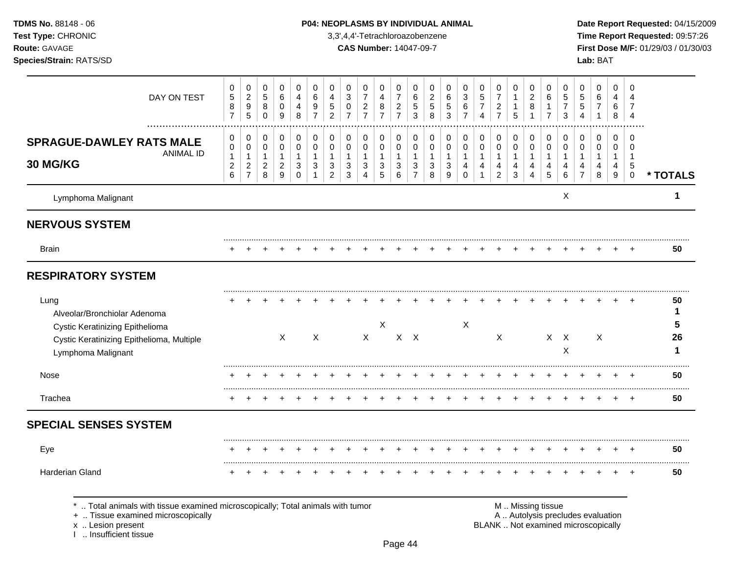**TDMS No.** 88148 - 06
**Test Type:** CHRONIC
**Route:** GAVAGE
**Species/Strain:** RATS/SD

**P04: NEOPLASMS BY INDIVIDUAL ANIMAL**
3,3',4,4'-Tetrachloroazobenzene
**CAS Number:** 14047-09-7

**Date Report Requested:** 04/15/2009
**Time Report Requested:** 09:57:26
**First Dose M/F:** 01/29/03 / 01/30/03
**Lab:** BAT

**SPRAGUE-DAWLEY RATS MALE 30 MG/KG**

| DAY ON TEST | 0587 | 0295 | 0580 | 0609 | 0448 | 0697 | 0452 | 0307 | 0727 | 0487 | 0727 | 0653 | 0258 | 0653 | 0367 | 0574 | 0727 | 0115 | 0281 | 0617 | 0573 | 0554 | 0671 | 0468 | 0474 | |
|---|---|---|---|---|---|---|---|---|---|---|---|---|---|---|---|---|---|---|---|---|---|---|---|---|---|---|
| **ANIMAL ID** | 0126 | 0127 | 0128 | 0129 | 0130 | 0131 | 0132 | 0133 | 0134 | 0135 | 0136 | 0137 | 0138 | 0139 | 0140 | 0141 | 0142 | 0143 | 0144 | 0145 | 0146 | 0147 | 0148 | 0149 | 0150 | *** TOTALS** |
| Lymphoma Malignant | | | | | | | | | | | | | | | | | | | | | X | | | | | 1 |
| **NERVOUS SYSTEM** | | | | | | | | | | | | | | | | | | | | | | | | | | |
| Brain | + | + | + | + | + | + | + | + | + | + | + | + | + | + | + | + | + | + | + | + | + | + | + | + | + | 50 |
| **RESPIRATORY SYSTEM** | | | | | | | | | | | | | | | | | | | | | | | | | | |
| Lung | + | + | + | + | + | + | + | + | + | + | + | + | + | + | + | + | + | + | + | + | + | + | + | + | + | 50 |
| Alveolar/Bronchiolar Adenoma | | | | | | | | | | | | | | | | | | | | | | | | | | 1 |
| Cystic Keratinizing Epithelioma | | | | | | | | | | X | | | | | X | | | | | | | | | | | 5 |
| Cystic Keratinizing Epithelioma, Multiple | | | | X | | X | | | X | | X | X | | | | | X | | | X | X | | X | | | 26 |
| Lymphoma Malignant | | | | | | | | | | | | | | | | | | | | | X | | | | | 1 |
| Nose | + | + | + | + | + | + | + | + | + | + | + | + | + | + | + | + | + | + | + | + | + | + | + | + | + | 50 |
| Trachea | + | + | + | + | + | + | + | + | + | + | + | + | + | + | + | + | + | + | + | + | + | + | + | + | + | 50 |
| **SPECIAL SENSES SYSTEM** | | | | | | | | | | | | | | | | | | | | | | | | | | |
| Eye | + | + | + | + | + | + | + | + | + | + | + | + | + | + | + | + | + | + | + | + | + | + | + | + | + | 50 |
| Harderian Gland | + | + | + | + | + | + | + | + | + | + | + | + | + | + | + | + | + | + | + | + | + | + | + | + | + | 50 |

* .. Total animals with tissue examined microscopically; Total animals with tumor
+ .. Tissue examined microscopically
x .. Lesion present
I .. Insufficient tissue

M .. Missing tissue
A .. Autolysis precludes evaluation
BLANK .. Not examined microscopically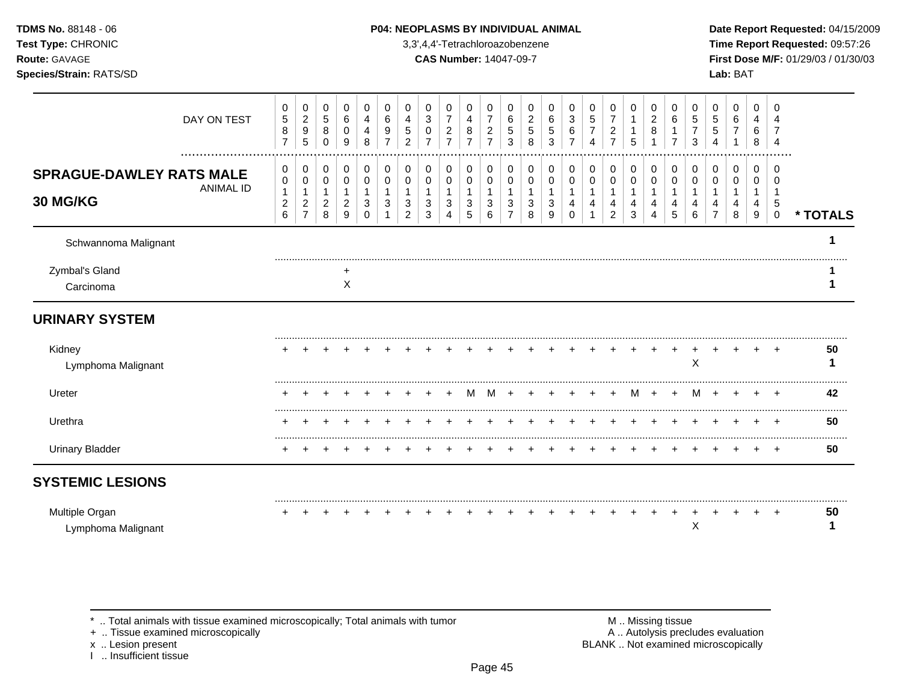**TDMS No.** 88148 - 06
**Test Type:** CHRONIC
**Route:** GAVAGE
**Species/Strain:** RATS/SD

**P04: NEOPLASMS BY INDIVIDUAL ANIMAL**
3,3',4,4'-Tetrachloroazobenzene
**CAS Number:** 14047-09-7

**Date Report Requested:** 04/15/2009
**Time Report Requested:** 09:57:26
**First Dose M/F:** 01/29/03 / 01/30/03
**Lab:** BAT

| DAY ON TEST | 0587 | 0295 | 0580 | 0609 | 0448 | 0697 | 0452 | 0307 | 0727 | 0487 | 0727 | 0653 | 0258 | 0653 | 0367 | 0574 | 0727 | 0115 | 0281 | 0617 | 0573 | 0554 | 0671 | 0468 | 0474 | |
|---|---|---|---|---|---|---|---|---|---|---|---|---|---|---|---|---|---|---|---|---|---|---|---|---|---|---|
| **SPRAGUE-DAWLEY RATS MALE 30 MG/KG** ANIMAL ID | 00126 | 00127 | 00128 | 00129 | 00130 | 00131 | 00132 | 00133 | 00134 | 00135 | 00136 | 00137 | 00138 | 00139 | 00140 | 00141 | 00142 | 00143 | 00144 | 00145 | 00146 | 00147 | 00148 | 00149 | 00150 | *** TOTALS** |
| Schwannoma Malignant | | | | | | | | | | | | | | | | | | | | | | | | | | 1 |
| Zymbal's Gland | | | | + | | | | | | | | | | | | | | | | | | | | | | 1 |
| Carcinoma | | | | X | | | | | | | | | | | | | | | | | | | | | | 1 |
| **URINARY SYSTEM** | | | | | | | | | | | | | | | | | | | | | | | | | | |
| Kidney | + | + | + | + | + | + | + | + | + | + | + | + | + | + | + | + | + | + | + | + | + | + | + | + | + | 50 |
| Lymphoma Malignant | | | | | | | | | | | | | | | | | | | | | X | | | | | 1 |
| Ureter | + | + | + | + | + | + | + | + | + | M | M | + | + | + | + | + | + | M | + | + | M | + | + | + | + | 42 |
| Urethra | + | + | + | + | + | + | + | + | + | + | + | + | + | + | + | + | + | + | + | + | + | + | + | + | + | 50 |
| Urinary Bladder | + | + | + | + | + | + | + | + | + | + | + | + | + | + | + | + | + | + | + | + | + | + | + | + | + | 50 |
| **SYSTEMIC LESIONS** | | | | | | | | | | | | | | | | | | | | | | | | | | |
| Multiple Organ | + | + | + | + | + | + | + | + | + | + | + | + | + | + | + | + | + | + | + | + | + | + | + | + | + | 50 |
| Lymphoma Malignant | | | | | | | | | | | | | | | | | | | | | X | | | | | 1 |

\* .. Total animals with tissue examined microscopically; Total animals with tumor
\+ .. Tissue examined microscopically
x .. Lesion present
I .. Insufficient tissue

M .. Missing tissue
A .. Autolysis precludes evaluation
BLANK .. Not examined microscopically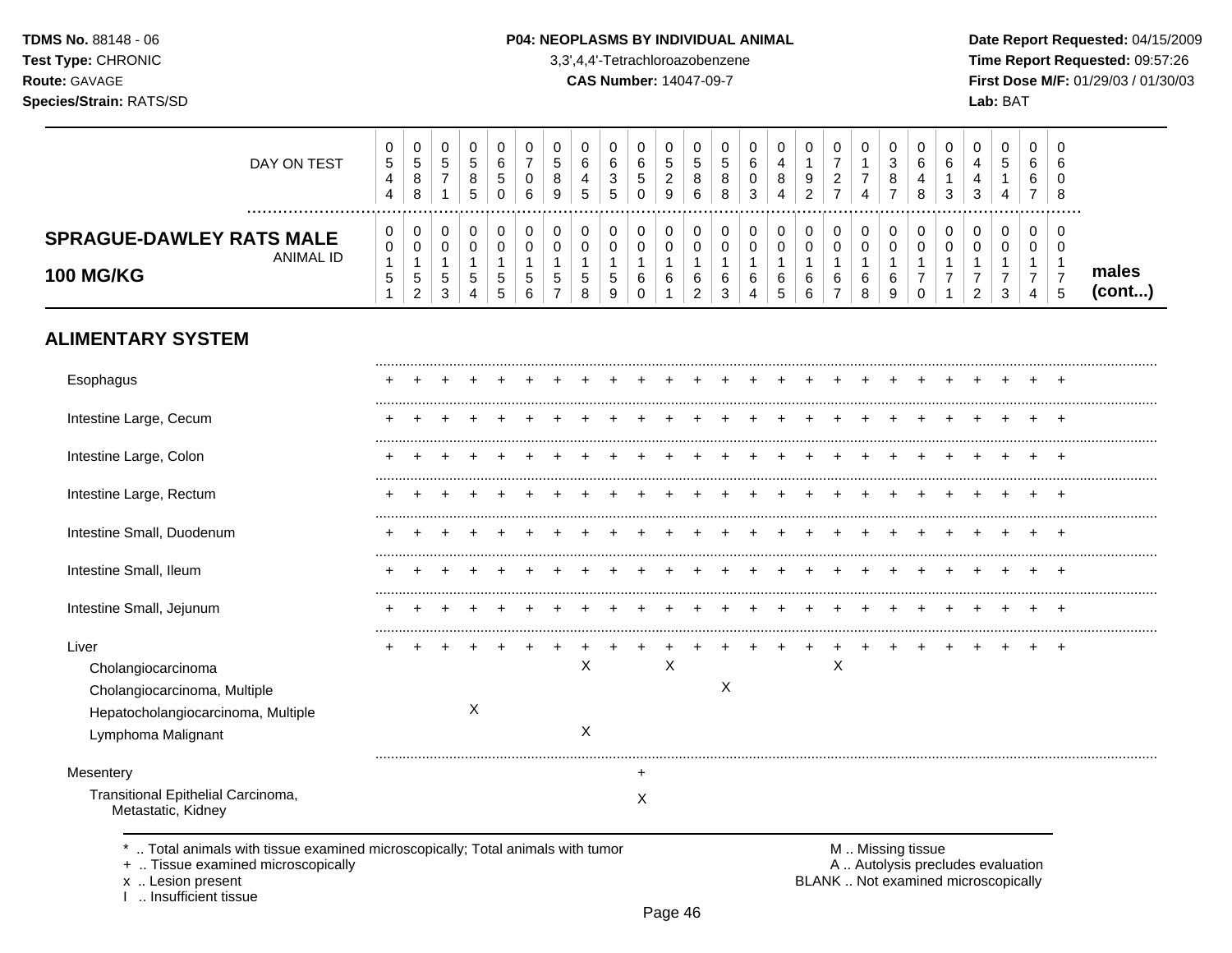TDMS No. 88148 - 06
Test Type: CHRONIC
Route: GAVAGE
Species/Strain: RATS/SD

**P04: NEOPLASMS BY INDIVIDUAL ANIMAL**
3,3',4,4'-Tetrachloroazobenzene
**CAS Number:** 14047-09-7

Date Report Requested: 04/15/2009
Time Report Requested: 09:57:26
First Dose M/F: 01/29/03 / 01/30/03
Lab: BAT

| DAY ON TEST | 0544 | 0588 | 0571 | 0585 | 0650 | 0706 | 0589 | 0645 | 0635 | 0650 | 0529 | 0586 | 0588 | 0603 | 0484 | 0192 | 0727 | 0174 | 0387 | 0648 | 0613 | 0443 | 0514 | 0667 | 0608 | |
|---|---|---|---|---|---|---|---|---|---|---|---|---|---|---|---|---|---|---|---|---|---|---|---|---|---|---|
| **SPRAGUE-DAWLEY RATS MALE 100 MG/KG** ANIMAL ID | 00151 | 00152 | 00153 | 00154 | 00155 | 00156 | 00157 | 00158 | 00159 | 00160 | 00161 | 00162 | 00163 | 00164 | 00165 | 00166 | 00167 | 00168 | 00169 | 00170 | 00171 | 00172 | 00173 | 00174 | 00175 | **males (cont...)** |
| **ALIMENTARY SYSTEM** | | | | | | | | | | | | | | | | | | | | | | | | | | |
| Esophagus | + | + | + | + | + | + | + | + | + | + | + | + | + | + | + | + | + | + | + | + | + | + | + | + | + | |
| Intestine Large, Cecum | + | + | + | + | + | + | + | + | + | + | + | + | + | + | + | + | + | + | + | + | + | + | + | + | + | |
| Intestine Large, Colon | + | + | + | + | + | + | + | + | + | + | + | + | + | + | + | + | + | + | + | + | + | + | + | + | + | |
| Intestine Large, Rectum | + | + | + | + | + | + | + | + | + | + | + | + | + | + | + | + | + | + | + | + | + | + | + | + | + | |
| Intestine Small, Duodenum | + | + | + | + | + | + | + | + | + | + | + | + | + | + | + | + | + | + | + | + | + | + | + | + | + | |
| Intestine Small, Ileum | + | + | + | + | + | + | + | + | + | + | + | + | + | + | + | + | + | + | + | + | + | + | + | + | + | |
| Intestine Small, Jejunum | + | + | + | + | + | + | + | + | + | + | + | + | + | + | + | + | + | + | + | + | + | + | + | + | + | |
| Liver | + | + | + | + | + | + | + | + | + | + | + | + | + | + | + | + | + | + | + | + | + | + | + | + | + | |
| Cholangiocarcinoma | | | | | | | | X | | | X | | | | | | X | | | | | | | | | |
| Cholangiocarcinoma, Multiple | | | | | | | | | | | | | X | | | | | | | | | | | | | |
| Hepatocholangiocarcinoma, Multiple | | | | X | | | | | | | | | | | | | | | | | | | | | | |
| Lymphoma Malignant | | | | | | | | X | | | | | | | | | | | | | | | | | | |
| Mesentery | | | | | | | | | | + | | | | | | | | | | | | | | | | |
| Transitional Epithelial Carcinoma, Metastatic, Kidney | | | | | | | | | | X | | | | | | | | | | | | | | | | |

\* .. Total animals with tissue examined microscopically; Total animals with tumor
\+ .. Tissue examined microscopically
x .. Lesion present
I .. Insufficient tissue

M .. Missing tissue
A .. Autolysis precludes evaluation
BLANK .. Not examined microscopically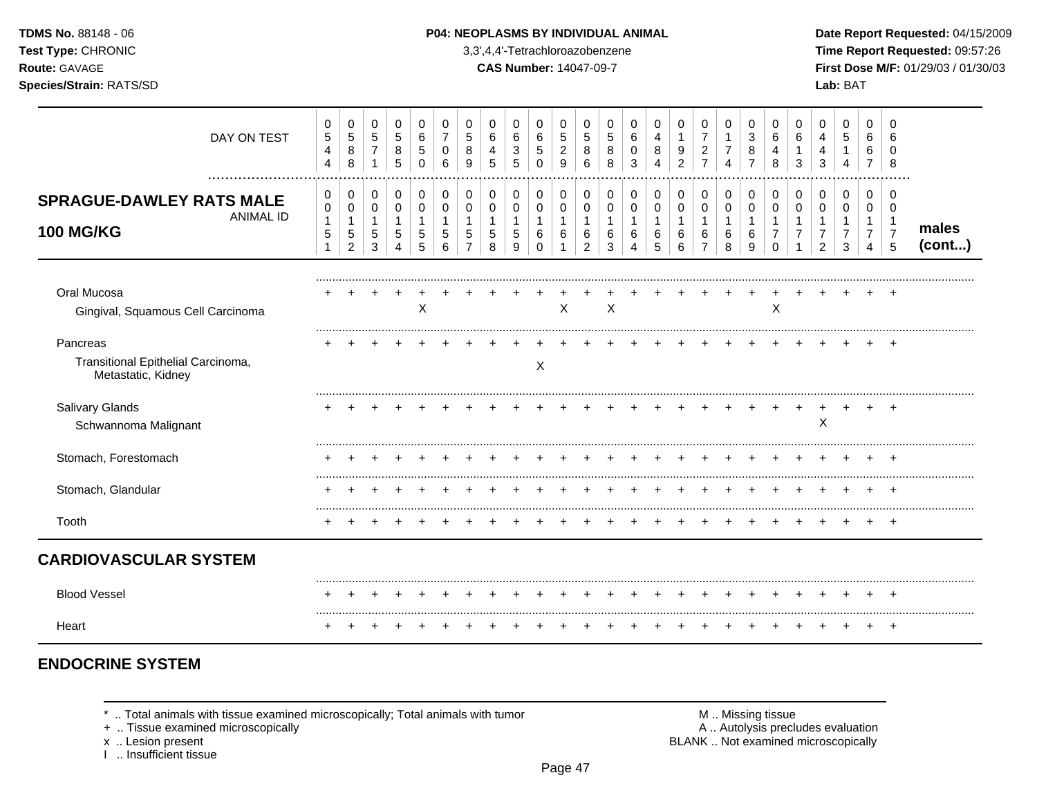**TDMS No.** 88148 - 06
**Test Type:** CHRONIC
**Route:** GAVAGE
**Species/Strain:** RATS/SD

**P04: NEOPLASMS BY INDIVIDUAL ANIMAL**
3,3',4,4'-Tetrachloroazobenzene
**CAS Number:** 14047-09-7

**Date Report Requested:** 04/15/2009
**Time Report Requested:** 09:57:26
**First Dose M/F:** 01/29/03 / 01/30/03
**Lab:** BAT

| DAY ON TEST | 0544 | 0588 | 0571 | 0585 | 0650 | 0706 | 0589 | 0645 | 0635 | 0650 | 0529 | 0586 | 0588 | 0603 | 0484 | 0192 | 0727 | 0174 | 0387 | 0648 | 0613 | 0443 | 0514 | 0667 | 0608 | |
|---|---|---|---|---|---|---|---|---|---|---|---|---|---|---|---|---|---|---|---|---|---|---|---|---|---|---|
| **SPRAGUE-DAWLEY RATS MALE 100 MG/KG** ANIMAL ID | 00151 | 00152 | 00153 | 00154 | 00155 | 00156 | 00157 | 00158 | 00159 | 00160 | 00161 | 00162 | 00163 | 00164 | 00165 | 00166 | 00167 | 00168 | 00169 | 00170 | 00171 | 00172 | 00173 | 00174 | 00175 | **males (cont...)** |
| Oral Mucosa | + | + | + | + | + | + | + | + | + | + | + | + | + | + | + | + | + | + | + | + | + | + | + | + | + | |
| Gingival, Squamous Cell Carcinoma | | | | | X | | | | | | X | | X | | | | | | | X | | | | | | |
| Pancreas | + | + | + | + | + | + | + | + | + | + | + | + | + | + | + | + | + | + | + | + | + | + | + | + | + | |
| Transitional Epithelial Carcinoma, Metastatic, Kidney | | | | | | | | | | X | | | | | | | | | | | | | | | | |
| Salivary Glands | + | + | + | + | + | + | + | + | + | + | + | + | + | + | + | + | + | + | + | + | + | + | + | + | + | |
| Schwannoma Malignant | | | | | | | | | | | | | | | | | | | | | | X | | | | |
| Stomach, Forestomach | + | + | + | + | + | + | + | + | + | + | + | + | + | + | + | + | + | + | + | + | + | + | + | + | + | |
| Stomach, Glandular | + | + | + | + | + | + | + | + | + | + | + | + | + | + | + | + | + | + | + | + | + | + | + | + | + | |
| Tooth | + | + | + | + | + | + | + | + | + | + | + | + | + | + | + | + | + | + | + | + | + | + | + | + | + | |
| **CARDIOVASCULAR SYSTEM** | | | | | | | | | | | | | | | | | | | | | | | | | | |
| Blood Vessel | + | + | + | + | + | + | + | + | + | + | + | + | + | + | + | + | + | + | + | + | + | + | + | + | + | |
| Heart | + | + | + | + | + | + | + | + | + | + | + | + | + | + | + | + | + | + | + | + | + | + | + | + | + | |

## ENDOCRINE SYSTEM

\* .. Total animals with tissue examined microscopically; Total animals with tumor
\+ .. Tissue examined microscopically
x .. Lesion present
I .. Insufficient tissue

M .. Missing tissue
A .. Autolysis precludes evaluation
BLANK .. Not examined microscopically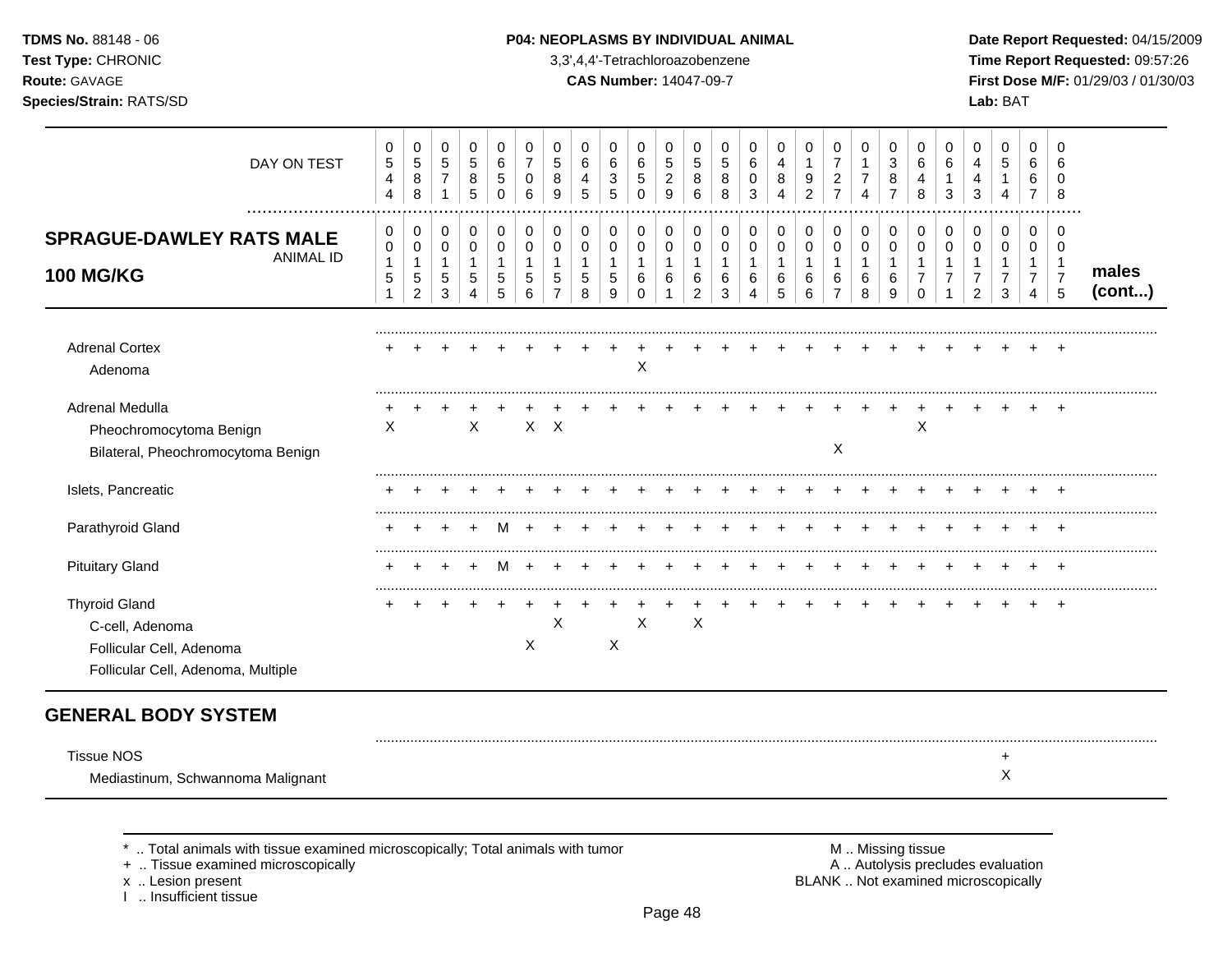**TDMS No.** 88148 - 06
**Test Type:** CHRONIC
**Route:** GAVAGE
**Species/Strain:** RATS/SD

**P04: NEOPLASMS BY INDIVIDUAL ANIMAL**
3,3',4,4'-Tetrachloroazobenzene
**CAS Number:** 14047-09-7

**Date Report Requested:** 04/15/2009
**Time Report Requested:** 09:57:26
**First Dose M/F:** 01/29/03 / 01/30/03
**Lab:** BAT

| DAY ON TEST | 0544 | 0588 | 0571 | 0585 | 0650 | 0706 | 0589 | 0645 | 0635 | 0650 | 0529 | 0586 | 0588 | 0603 | 0484 | 0192 | 0727 | 0174 | 0387 | 0648 | 0613 | 0443 | 0514 | 0667 | 0608 | |
|---|---|---|---|---|---|---|---|---|---|---|---|---|---|---|---|---|---|---|---|---|---|---|---|---|---|---|
| **SPRAGUE-DAWLEY RATS MALE 100 MG/KG** ANIMAL ID | 00151 | 00152 | 00153 | 00154 | 00155 | 00156 | 00157 | 00158 | 00159 | 00160 | 00161 | 00162 | 00163 | 00164 | 00165 | 00166 | 00167 | 00168 | 00169 | 00170 | 00171 | 00172 | 00173 | 00174 | 00175 | **males (cont...)** |
| Adrenal Cortex | + | + | + | + | + | + | + | + | + | + | + | + | + | + | + | + | + | + | + | + | + | + | + | + | + | |
| Adenoma | | | | | | | | | | X | | | | | | | | | | | | | | | | |
| Adrenal Medulla | + | + | + | + | + | + | + | + | + | + | + | + | + | + | + | + | + | + | + | + | + | + | + | + | + | |
| Pheochromocytoma Benign | X | | | X | | X | X | | | | | | | | | | | | | X | | | | | | |
| Bilateral, Pheochromocytoma Benign | | | | | | | | | | | | | | | | | X | | | | | | | | | |
| Islets, Pancreatic | + | + | + | + | + | + | + | + | + | + | + | + | + | + | + | + | + | + | + | + | + | + | + | + | + | |
| Parathyroid Gland | + | + | + | + | M | + | + | + | + | + | + | + | + | + | + | + | + | + | + | + | + | + | + | + | + | |
| Pituitary Gland | + | + | + | + | M | + | + | + | + | + | + | + | + | + | + | + | + | + | + | + | + | + | + | + | + | |
| Thyroid Gland | + | + | + | + | + | + | + | + | + | + | + | + | + | + | + | + | + | + | + | + | + | + | + | + | + | |
| C-cell, Adenoma | | | | | | | X | | | X | | X | | | | | | | | | | | | | | |
| Follicular Cell, Adenoma | | | | | | X | | | X | | | | | | | | | | | | | | | | | |
| Follicular Cell, Adenoma, Multiple | | | | | | | | | | | | | | | | | | | | | | | | | | |

## GENERAL BODY SYSTEM

| | 00151 | 00152 | 00153 | 00154 | 00155 | 00156 | 00157 | 00158 | 00159 | 00160 | 00161 | 00162 | 00163 | 00164 | 00165 | 00166 | 00167 | 00168 | 00169 | 00170 | 00171 | 00172 | 00173 | 00174 | 00175 |
|---|---|---|---|---|---|---|---|---|---|---|---|---|---|---|---|---|---|---|---|---|---|---|---|---|---|
| Tissue NOS | | | | | | | | | | | | | | | | | | | | | | | + | | |
| Mediastinum, Schwannoma Malignant | | | | | | | | | | | | | | | | | | | | | | | X | | |

\* .. Total animals with tissue examined microscopically; Total animals with tumor
\+ .. Tissue examined microscopically
x .. Lesion present
I .. Insufficient tissue

M .. Missing tissue
A .. Autolysis precludes evaluation
BLANK .. Not examined microscopically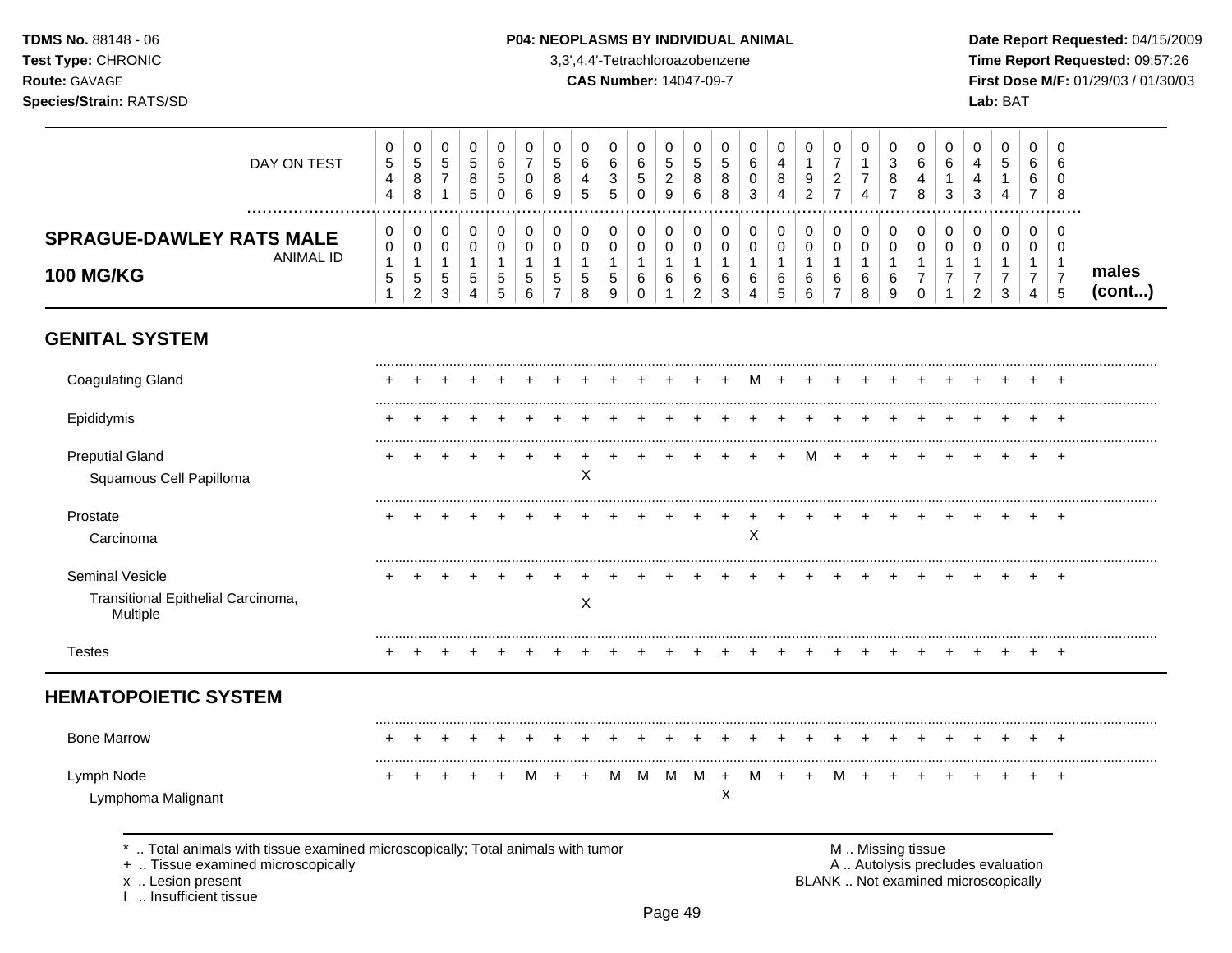**TDMS No.** 88148 - 06
**Test Type:** CHRONIC
**Route:** GAVAGE
**Species/Strain:** RATS/SD

**P04: NEOPLASMS BY INDIVIDUAL ANIMAL**
3,3',4,4'-Tetrachloroazobenzene
**CAS Number:** 14047-09-7

**Date Report Requested:** 04/15/2009
**Time Report Requested:** 09:57:26
**First Dose M/F:** 01/29/03 / 01/30/03
**Lab:** BAT

| DAY ON TEST | 0544 | 0588 | 0571 | 0585 | 0650 | 0706 | 0589 | 0645 | 0635 | 0650 | 0529 | 0586 | 0588 | 0603 | 0484 | 0192 | 0727 | 0174 | 0387 | 0648 | 0613 | 0443 | 0514 | 0667 | 0608 | |
|---|---|---|---|---|---|---|---|---|---|---|---|---|---|---|---|---|---|---|---|---|---|---|---|---|---|---|
| **SPRAGUE-DAWLEY RATS MALE 100 MG/KG** — ANIMAL ID | 00151 | 00152 | 00153 | 00154 | 00155 | 00156 | 00157 | 00158 | 00159 | 00160 | 00161 | 00162 | 00163 | 00164 | 00165 | 00166 | 00167 | 00168 | 00169 | 00170 | 00171 | 00172 | 00173 | 00174 | 00175 | **males (cont...)** |
| **GENITAL SYSTEM** | | | | | | | | | | | | | | | | | | | | | | | | | | |
| Coagulating Gland | + | + | + | + | + | + | + | + | + | + | + | + | + | M | + | + | + | + | + | + | + | + | + | + | + | |
| Epididymis | + | + | + | + | + | + | + | + | + | + | + | + | + | + | + | + | + | + | + | + | + | + | + | + | + | |
| Preputial Gland | + | + | + | + | + | + | + | + | + | + | + | + | + | + | + | M | + | + | + | + | + | + | + | + | + | |
| Squamous Cell Papilloma | | | | | | | | X | | | | | | | | | | | | | | | | | | |
| Prostate | + | + | + | + | + | + | + | + | + | + | + | + | + | + | + | + | + | + | + | + | + | + | + | + | + | |
| Carcinoma | | | | | | | | | | | | | | X | | | | | | | | | | | | |
| Seminal Vesicle | + | + | + | + | + | + | + | + | + | + | + | + | + | + | + | + | + | + | + | + | + | + | + | + | + | |
| Transitional Epithelial Carcinoma, Multiple | | | | | | | | X | | | | | | | | | | | | | | | | | | |
| Testes | + | + | + | + | + | + | + | + | + | + | + | + | + | + | + | + | + | + | + | + | + | + | + | + | + | |
| **HEMATOPOIETIC SYSTEM** | | | | | | | | | | | | | | | | | | | | | | | | | | |
| Bone Marrow | + | + | + | + | + | + | + | + | + | + | + | + | + | + | + | + | + | + | + | + | + | + | + | + | + | |
| Lymph Node | + | + | + | + | + | M | + | + | M | M | M | M | + | M | + | + | M | + | + | + | + | + | + | + | + | |
| Lymphoma Malignant | | | | | | | | | | | | | X | | | | | | | | | | | | | |

\* .. Total animals with tissue examined microscopically; Total animals with tumor
\+ .. Tissue examined microscopically
x .. Lesion present
I .. Insufficient tissue

M .. Missing tissue
A .. Autolysis precludes evaluation
BLANK .. Not examined microscopically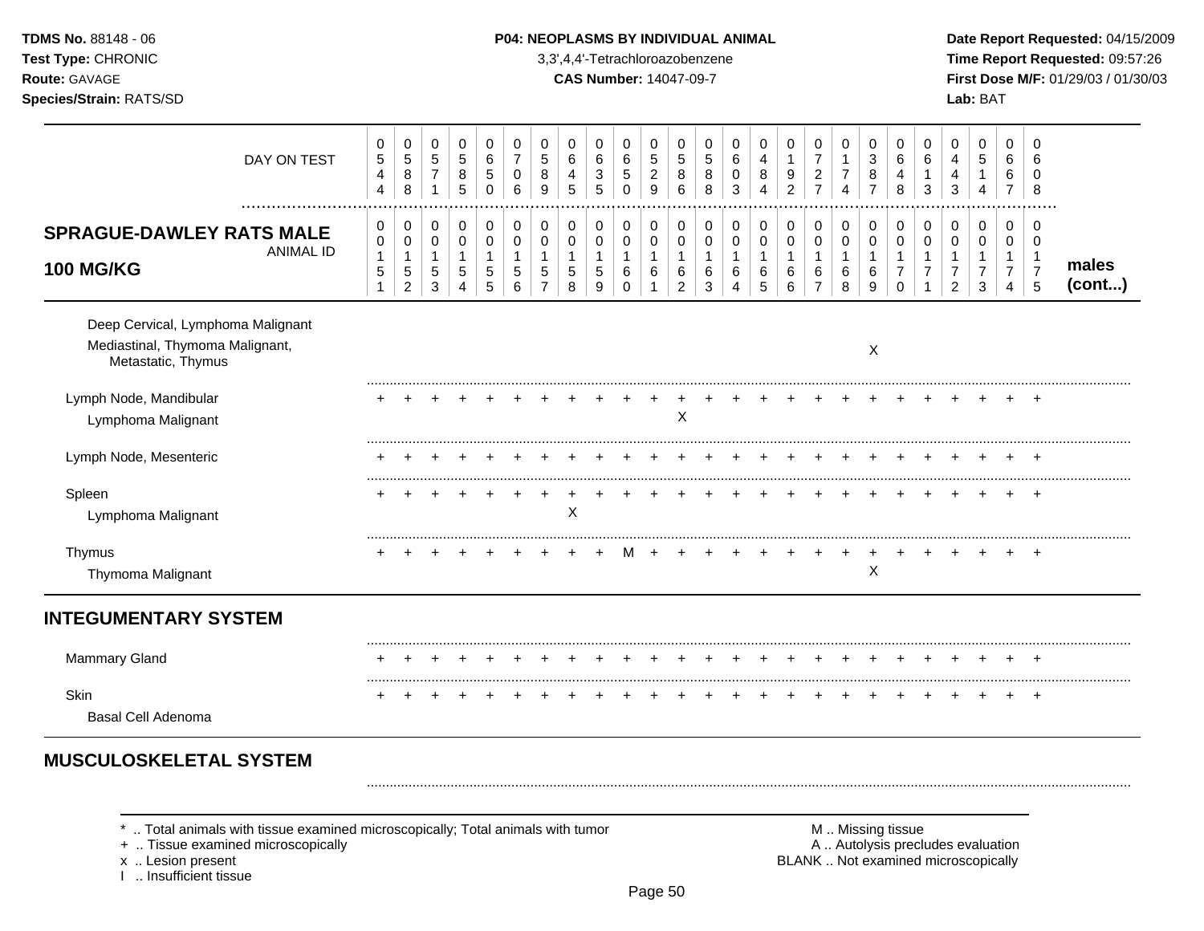## P04: NEOPLASMS BY INDIVIDUAL ANIMAL

3,3',4,4'-Tetrachloroazobenzene

**CAS Number:** 14047-09-7

| | | | | | | | | | | | | | | | | | | | | | | | | | | |
|---|---|---|---|---|---|---|---|---|---|---|---|---|---|---|---|---|---|---|---|---|---|---|---|---|---|---|
| DAY ON TEST | 0544 | 0588 | 0571 | 0585 | 0650 | 0706 | 0589 | 0645 | 0635 | 0650 | 0529 | 0586 | 0588 | 0603 | 0484 | 0192 | 0727 | 0174 | 0387 | 0648 | 0613 | 0443 | 0514 | 0667 | 0608 | |
| **SPRAGUE-DAWLEY RATS MALE 100 MG/KG** ANIMAL ID | 00151 | 00152 | 00153 | 00154 | 00155 | 00156 | 00157 | 00158 | 00159 | 00160 | 00161 | 00162 | 00163 | 00164 | 00165 | 00166 | 00167 | 00168 | 00169 | 00170 | 00171 | 00172 | 00173 | 00174 | 00175 | **males (cont...)** |
| Deep Cervical, Lymphoma Malignant | | | | | | | | | | | | | | | | | | | | | | | | | | |
| Mediastinal, Thymoma Malignant, Metastatic, Thymus | | | | | | | | | | | | | | | | | | | X | | | | | | | |
| Lymph Node, Mandibular | + | + | + | + | + | + | + | + | + | + | + | + | + | + | + | + | + | + | + | + | + | + | + | + | + | |
| Lymphoma Malignant | | | | | | | | | | | | X | | | | | | | | | | | | | | |
| Lymph Node, Mesenteric | + | + | + | + | + | + | + | + | + | + | + | + | + | + | + | + | + | + | + | + | + | + | + | + | + | |
| Spleen | + | + | + | + | + | + | + | + | + | + | + | + | + | + | + | + | + | + | + | + | + | + | + | + | + | |
| Lymphoma Malignant | | | | | | | | X | | | | | | | | | | | | | | | | | | |
| Thymus | + | + | + | + | + | + | + | + | + | M | + | + | + | + | + | + | + | + | + | + | + | + | + | + | + | |
| Thymoma Malignant | | | | | | | | | | | | | | | | | | | X | | | | | | | |
| **INTEGUMENTARY SYSTEM** | | | | | | | | | | | | | | | | | | | | | | | | | | |
| Mammary Gland | + | + | + | + | + | + | + | + | + | + | + | + | + | + | + | + | + | + | + | + | + | + | + | + | + | |
| Skin | + | + | + | + | + | + | + | + | + | + | + | + | + | + | + | + | + | + | + | + | + | + | + | + | + | |
| Basal Cell Adenoma | | | | | | | | | | | | | | | | | | | | | | | | | | |
| **MUSCULOSKELETAL SYSTEM** | | | | | | | | | | | | | | | | | | | | | | | | | | |

\* .. Total animals with tissue examined microscopically; Total animals with tumor
+ .. Tissue examined microscopically
x .. Lesion present
I .. Insufficient tissue

M .. Missing tissue
A .. Autolysis precludes evaluation
BLANK .. Not examined microscopically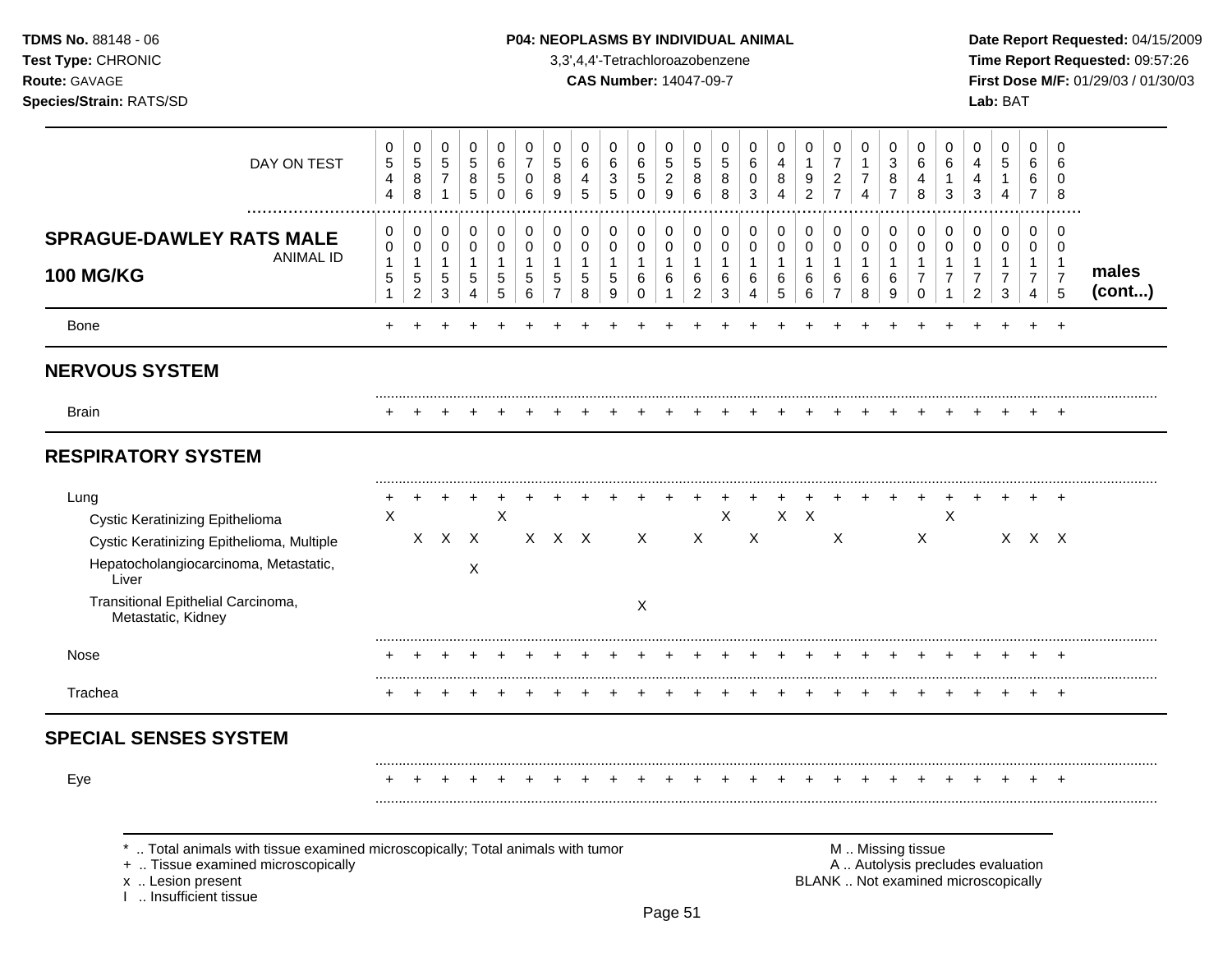**TDMS No.** 88148 - 06
**Test Type:** CHRONIC
**Route:** GAVAGE
**Species/Strain:** RATS/SD

**P04: NEOPLASMS BY INDIVIDUAL ANIMAL**
3,3',4,4'-Tetrachloroazobenzene
**CAS Number:** 14047-09-7

**Date Report Requested:** 04/15/2009
**Time Report Requested:** 09:57:26
**First Dose M/F:** 01/29/03 / 01/30/03
**Lab:** BAT

## SPRAGUE-DAWLEY RATS MALE 100 MG/KG — males (cont...)

| DAY ON TEST | 0544 | 0588 | 0571 | 0585 | 0650 | 0706 | 0589 | 0645 | 0635 | 0650 | 0529 | 0586 | 0588 | 0603 | 0484 | 0192 | 0727 | 0174 | 0387 | 0648 | 0613 | 0443 | 0514 | 0667 | 0608 |
|---|---|---|---|---|---|---|---|---|---|---|---|---|---|---|---|---|---|---|---|---|---|---|---|---|---|
| **ANIMAL ID** | 0151 | 0152 | 0153 | 0154 | 0155 | 0156 | 0157 | 0158 | 0159 | 0160 | 0161 | 0162 | 0163 | 0164 | 0165 | 0166 | 0167 | 0168 | 0169 | 0170 | 0171 | 0172 | 0173 | 0174 | 0175 |
| Bone | + | + | + | + | + | + | + | + | + | + | + | + | + | + | + | + | + | + | + | + | + | + | + | + | + |
| **NERVOUS SYSTEM** | | | | | | | | | | | | | | | | | | | | | | | | | |
| Brain | + | + | + | + | + | + | + | + | + | + | + | + | + | + | + | + | + | + | + | + | + | + | + | + | + |
| **RESPIRATORY SYSTEM** | | | | | | | | | | | | | | | | | | | | | | | | | |
| Lung | + | + | + | + | + | + | + | + | + | + | + | + | + | + | + | + | + | + | + | + | + | + | + | + | + |
| Cystic Keratinizing Epithelioma | X | | | | X | | | | | | | | X | | X | X | | | | | X | | | | |
| Cystic Keratinizing Epithelioma, Multiple | | X | X | X | | X | X | X | | X | | X | | X | | | X | | | X | | | X | X | X |
| Hepatocholangiocarcinoma, Metastatic, Liver | | | | X | | | | | | | | | | | | | | | | | | | | | |
| Transitional Epithelial Carcinoma, Metastatic, Kidney | | | | | | | | | | X | | | | | | | | | | | | | | | |
| Nose | + | + | + | + | + | + | + | + | + | + | + | + | + | + | + | + | + | + | + | + | + | + | + | + | + |
| Trachea | + | + | + | + | + | + | + | + | + | + | + | + | + | + | + | + | + | + | + | + | + | + | + | + | + |
| **SPECIAL SENSES SYSTEM** | | | | | | | | | | | | | | | | | | | | | | | | | |
| Eye | + | + | + | + | + | + | + | + | + | + | + | + | + | + | + | + | + | + | + | + | + | + | + | + | + |

\* .. Total animals with tissue examined microscopically; Total animals with tumor
\+ .. Tissue examined microscopically
x .. Lesion present
I .. Insufficient tissue

M .. Missing tissue
A .. Autolysis precludes evaluation
BLANK .. Not examined microscopically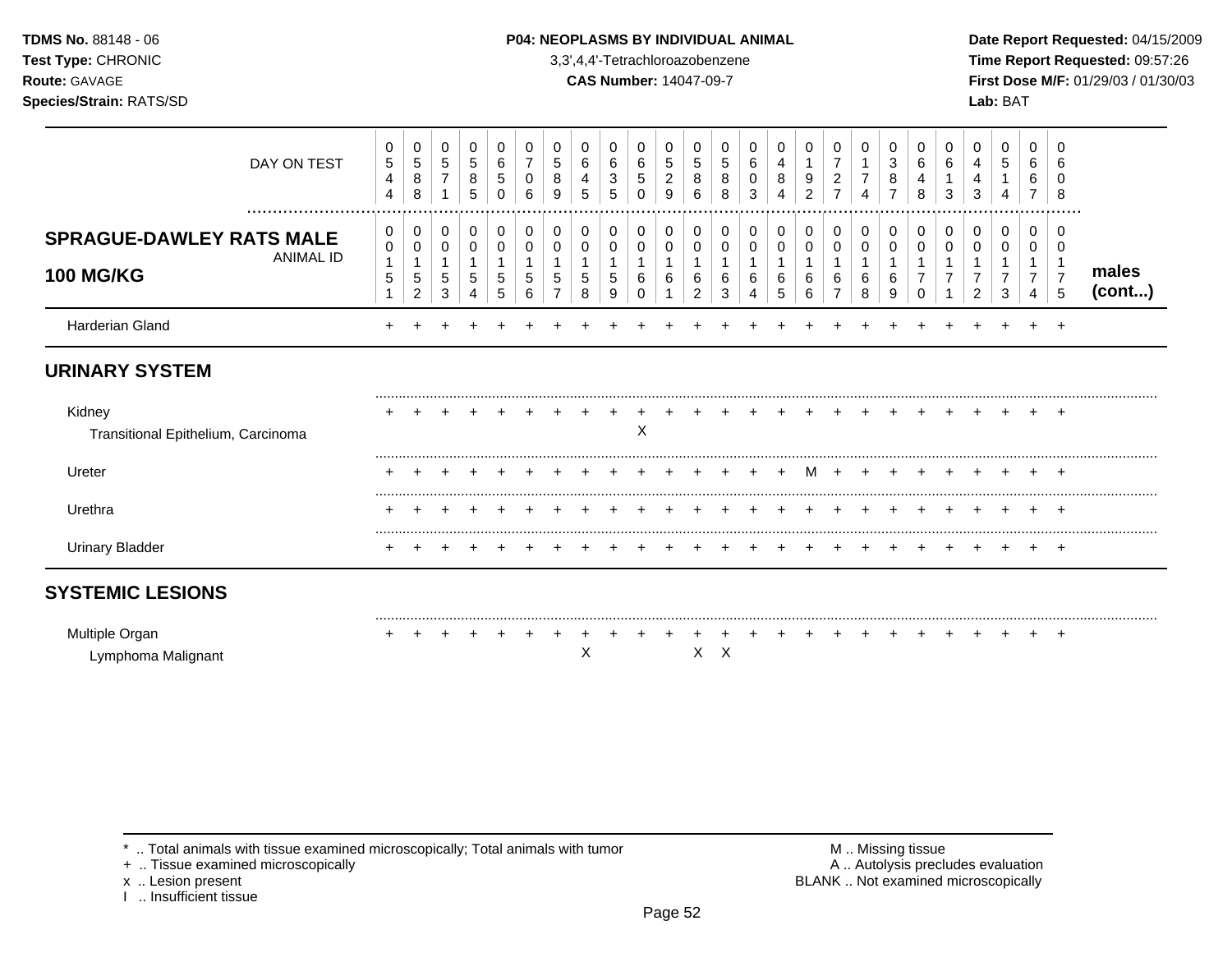**TDMS No.** 88148 - 06
**Test Type:** CHRONIC
**Route:** GAVAGE
**Species/Strain:** RATS/SD

**P04: NEOPLASMS BY INDIVIDUAL ANIMAL**
3,3',4,4'-Tetrachloroazobenzene
**CAS Number:** 14047-09-7

**Date Report Requested:** 04/15/2009
**Time Report Requested:** 09:57:26
**First Dose M/F:** 01/29/03 / 01/30/03
**Lab:** BAT

| DAY ON TEST | 0544 | 0588 | 0571 | 0585 | 0650 | 0706 | 0589 | 0645 | 0635 | 0650 | 0529 | 0586 | 0588 | 0603 | 0484 | 0192 | 0727 | 0174 | 0387 | 0648 | 0613 | 0443 | 0514 | 0667 | 0608 | |
|---|---|---|---|---|---|---|---|---|---|---|---|---|---|---|---|---|---|---|---|---|---|---|---|---|---|---|
| **SPRAGUE-DAWLEY RATS MALE 100 MG/KG** ANIMAL ID | 00151 | 00152 | 00153 | 00154 | 00155 | 00156 | 00157 | 00158 | 00159 | 00160 | 00161 | 00162 | 00163 | 00164 | 00165 | 00166 | 00167 | 00168 | 00169 | 00170 | 00171 | 00172 | 00173 | 00174 | 00175 | **males (cont...)** |
| Harderian Gland | + | + | + | + | + | + | + | + | + | + | + | + | + | + | + | + | + | + | + | + | + | + | + | + | + | |
| **URINARY SYSTEM** | | | | | | | | | | | | | | | | | | | | | | | | | | |
| Kidney | + | + | + | + | + | + | + | + | + | + | + | + | + | + | + | + | + | + | + | + | + | + | + | + | + | |
| Transitional Epithelium, Carcinoma | | | | | | | | | | X | | | | | | | | | | | | | | | | |
| Ureter | + | + | + | + | + | + | + | + | + | + | + | + | + | + | + | M | + | + | + | + | + | + | + | + | + | |
| Urethra | + | + | + | + | + | + | + | + | + | + | + | + | + | + | + | + | + | + | + | + | + | + | + | + | + | |
| Urinary Bladder | + | + | + | + | + | + | + | + | + | + | + | + | + | + | + | + | + | + | + | + | + | + | + | + | + | |
| **SYSTEMIC LESIONS** | | | | | | | | | | | | | | | | | | | | | | | | | | |
| Multiple Organ | + | + | + | + | + | + | + | + | + | + | + | + | + | + | + | + | + | + | + | + | + | + | + | + | + | |
| Lymphoma Malignant | | | | | | | | X | | | | X | X | | | | | | | | | | | | | |

\* .. Total animals with tissue examined microscopically; Total animals with tumor
\+ .. Tissue examined microscopically
x .. Lesion present
I .. Insufficient tissue

M .. Missing tissue
A .. Autolysis precludes evaluation
BLANK .. Not examined microscopically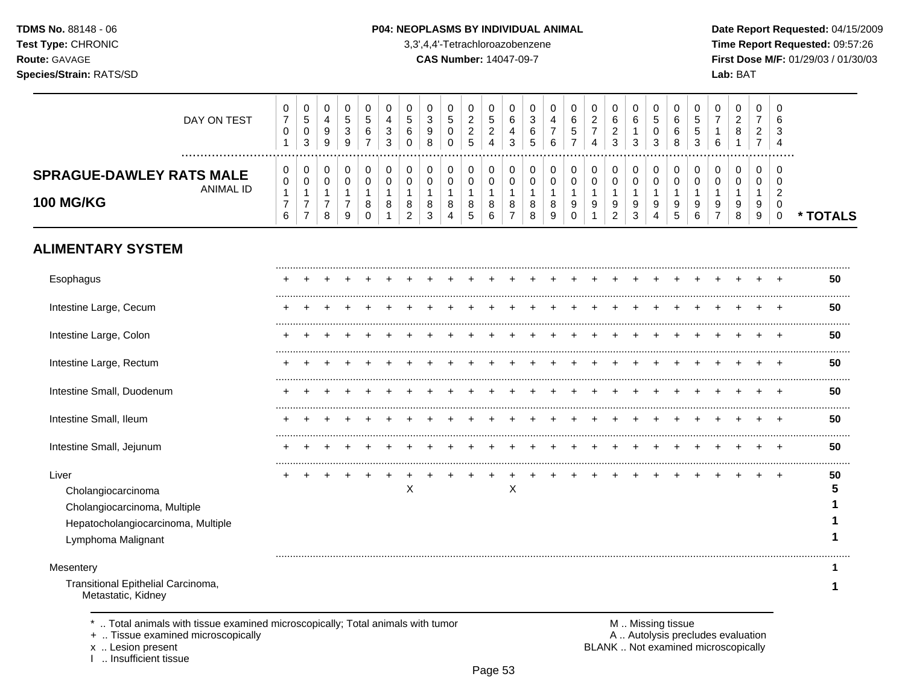**TDMS No.** 88148 - 06
**Test Type:** CHRONIC
**Route:** GAVAGE
**Species/Strain:** RATS/SD

**P04: NEOPLASMS BY INDIVIDUAL ANIMAL**
3,3',4,4'-Tetrachloroazobenzene
**CAS Number:** 14047-09-7

**Date Report Requested:** 04/15/2009
**Time Report Requested:** 09:57:26
**First Dose M/F:** 01/29/03 / 01/30/03
**Lab:** BAT

| DAY ON TEST | 0701 | 0503 | 0499 | 0539 | 0567 | 0433 | 0560 | 0398 | 0500 | 0225 | 0524 | 0643 | 0365 | 0476 | 0657 | 0274 | 0623 | 0613 | 0503 | 0668 | 0553 | 0716 | 0281 | 0727 | 0634 | |
|---|---|---|---|---|---|---|---|---|---|---|---|---|---|---|---|---|---|---|---|---|---|---|---|---|---|---|
| **SPRAGUE-DAWLEY RATS MALE 100 MG/KG** ANIMAL ID | 0017 6 | 0017 7 | 0017 8 | 0017 9 | 0018 0 | 0018 1 | 0018 2 | 0018 3 | 0018 4 | 0018 5 | 0018 6 | 0018 7 | 0018 8 | 0018 9 | 0019 0 | 0019 1 | 0019 2 | 0019 3 | 0019 4 | 0019 5 | 0019 6 | 0019 7 | 0019 8 | 0019 9 | 0020 0 | *** TOTALS** |
| **ALIMENTARY SYSTEM** | | | | | | | | | | | | | | | | | | | | | | | | | | |
| Esophagus | + | + | + | + | + | + | + | + | + | + | + | + | + | + | + | + | + | + | + | + | + | + | + | + | + | **50** |
| Intestine Large, Cecum | + | + | + | + | + | + | + | + | + | + | + | + | + | + | + | + | + | + | + | + | + | + | + | + | + | **50** |
| Intestine Large, Colon | + | + | + | + | + | + | + | + | + | + | + | + | + | + | + | + | + | + | + | + | + | + | + | + | + | **50** |
| Intestine Large, Rectum | + | + | + | + | + | + | + | + | + | + | + | + | + | + | + | + | + | + | + | + | + | + | + | + | + | **50** |
| Intestine Small, Duodenum | + | + | + | + | + | + | + | + | + | + | + | + | + | + | + | + | + | + | + | + | + | + | + | + | + | **50** |
| Intestine Small, Ileum | + | + | + | + | + | + | + | + | + | + | + | + | + | + | + | + | + | + | + | + | + | + | + | + | + | **50** |
| Intestine Small, Jejunum | + | + | + | + | + | + | + | + | + | + | + | + | + | + | + | + | + | + | + | + | + | + | + | + | + | **50** |
| Liver | + | + | + | + | + | + | + | + | + | + | + | + | + | + | + | + | + | + | + | + | + | + | + | + | + | **50** |
| Cholangiocarcinoma | | | | | | | X | | | | | X | | | | | | | | | | | | | | **5** |
| Cholangiocarcinoma, Multiple | | | | | | | | | | | | | | | | | | | | | | | | | | **1** |
| Hepatocholangiocarcinoma, Multiple | | | | | | | | | | | | | | | | | | | | | | | | | | **1** |
| Lymphoma Malignant | | | | | | | | | | | | | | | | | | | | | | | | | | **1** |
| Mesentery | | | | | | | | | | | | | | | | | | | | | | | | | | **1** |
| Transitional Epithelial Carcinoma, Metastatic, Kidney | | | | | | | | | | | | | | | | | | | | | | | | | | **1** |

\* .. Total animals with tissue examined microscopically; Total animals with tumor
\+ .. Tissue examined microscopically
x .. Lesion present
I .. Insufficient tissue

M .. Missing tissue
A .. Autolysis precludes evaluation
BLANK .. Not examined microscopically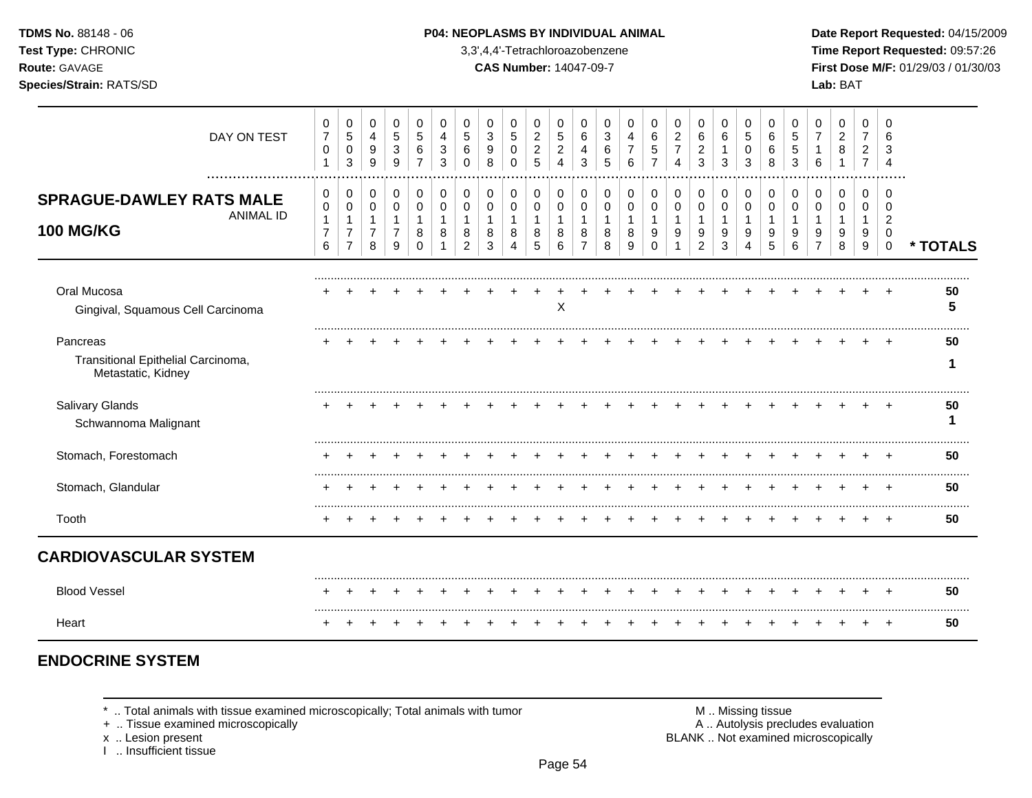**TDMS No.** 88148 - 06
**Test Type:** CHRONIC
**Route:** GAVAGE
**Species/Strain:** RATS/SD

**P04: NEOPLASMS BY INDIVIDUAL ANIMAL**
3,3',4,4'-Tetrachloroazobenzene
**CAS Number:** 14047-09-7

**Date Report Requested:** 04/15/2009
**Time Report Requested:** 09:57:26
**First Dose M/F:** 01/29/03 / 01/30/03
**Lab:** BAT

| DAY ON TEST | 0701 | 0503 | 0499 | 0539 | 0567 | 0433 | 0560 | 0398 | 0500 | 0225 | 0524 | 0643 | 0365 | 0476 | 0657 | 0274 | 0623 | 0613 | 0503 | 0668 | 0553 | 0716 | 0281 | 0727 | 0634 | |
|---|---|---|---|---|---|---|---|---|---|---|---|---|---|---|---|---|---|---|---|---|---|---|---|---|---|---|
| **SPRAGUE-DAWLEY RATS MALE 100 MG/KG** — ANIMAL ID | 00176 | 00177 | 00178 | 00179 | 00180 | 00181 | 00182 | 00183 | 00184 | 00185 | 00186 | 00187 | 00188 | 00189 | 00190 | 00191 | 00192 | 00193 | 00194 | 00195 | 00196 | 00197 | 00198 | 00199 | 00200 | *** TOTALS** |
| Oral Mucosa | + | + | + | + | + | + | + | + | + | + | + | + | + | + | + | + | + | + | + | + | + | + | + | + | + | **50** |
| Gingival, Squamous Cell Carcinoma | | | | | | | | | | | X | | | | | | | | | | | | | | | **5** |
| Pancreas | + | + | + | + | + | + | + | + | + | + | + | + | + | + | + | + | + | + | + | + | + | + | + | + | + | **50** |
| Transitional Epithelial Carcinoma, Metastatic, Kidney | | | | | | | | | | | | | | | | | | | | | | | | | | **1** |
| Salivary Glands | + | + | + | + | + | + | + | + | + | + | + | + | + | + | + | + | + | + | + | + | + | + | + | + | + | **50** |
| Schwannoma Malignant | | | | | | | | | | | | | | | | | | | | | | | | | | **1** |
| Stomach, Forestomach | + | + | + | + | + | + | + | + | + | + | + | + | + | + | + | + | + | + | + | + | + | + | + | + | + | **50** |
| Stomach, Glandular | + | + | + | + | + | + | + | + | + | + | + | + | + | + | + | + | + | + | + | + | + | + | + | + | + | **50** |
| Tooth | + | + | + | + | + | + | + | + | + | + | + | + | + | + | + | + | + | + | + | + | + | + | + | + | + | **50** |
| **CARDIOVASCULAR SYSTEM** | | | | | | | | | | | | | | | | | | | | | | | | | | |
| Blood Vessel | + | + | + | + | + | + | + | + | + | + | + | + | + | + | + | + | + | + | + | + | + | + | + | + | + | **50** |
| Heart | + | + | + | + | + | + | + | + | + | + | + | + | + | + | + | + | + | + | + | + | + | + | + | + | + | **50** |
| **ENDOCRINE SYSTEM** | | | | | | | | | | | | | | | | | | | | | | | | | | |

\* .. Total animals with tissue examined microscopically; Total animals with tumor
\+ .. Tissue examined microscopically
x .. Lesion present
I .. Insufficient tissue

M .. Missing tissue
A .. Autolysis precludes evaluation
BLANK .. Not examined microscopically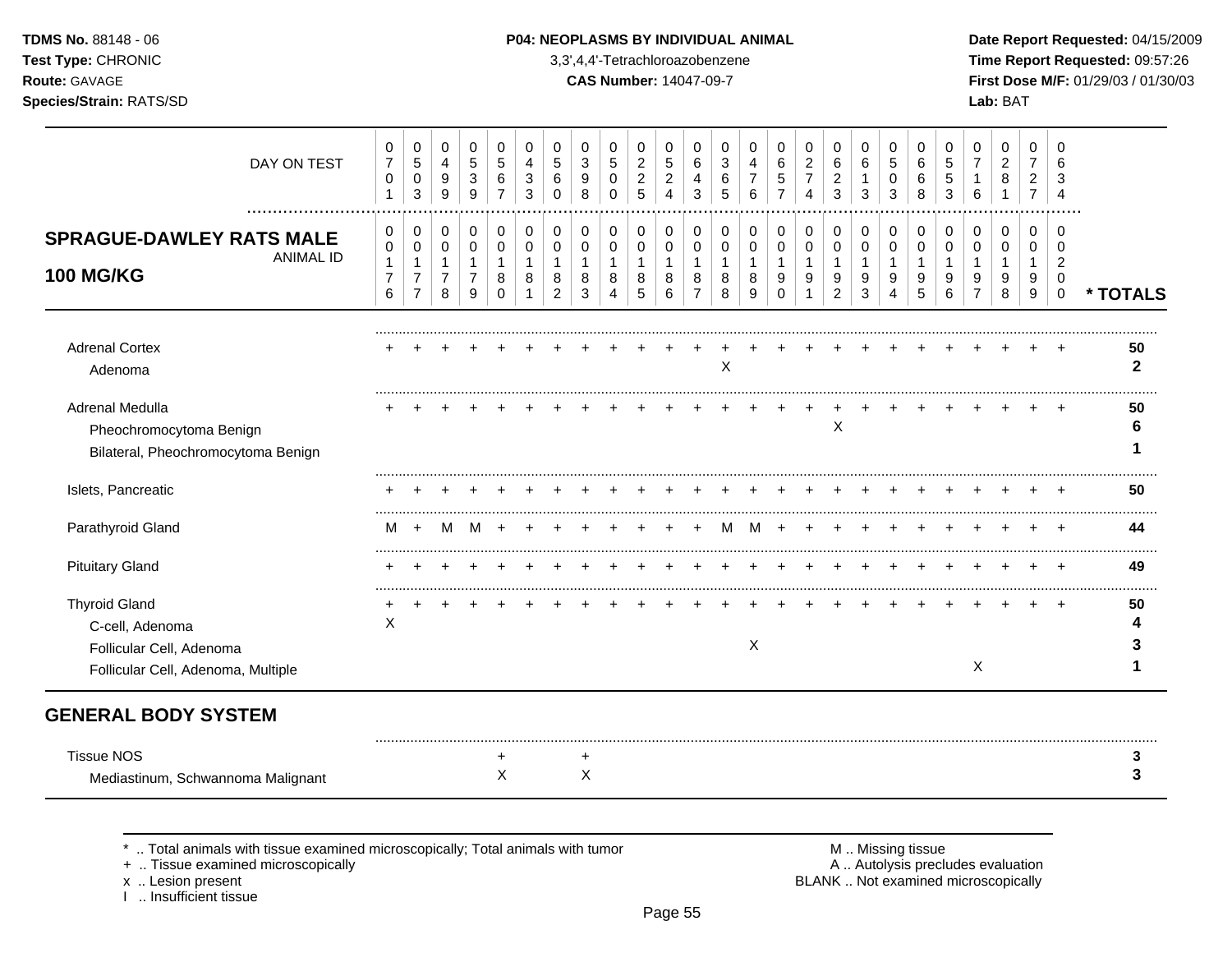**TDMS No.** 88148 - 06
**Test Type:** CHRONIC
**Route:** GAVAGE
**Species/Strain:** RATS/SD

**P04: NEOPLASMS BY INDIVIDUAL ANIMAL**
3,3',4,4'-Tetrachloroazobenzene
**CAS Number:** 14047-09-7

**Date Report Requested:** 04/15/2009
**Time Report Requested:** 09:57:26
**First Dose M/F:** 01/29/03 / 01/30/03
**Lab:** BAT

## SPRAGUE-DAWLEY RATS MALE 100 MG/KG

| DAY ON TEST | 0701 | 0503 | 0499 | 0539 | 0567 | 0433 | 0560 | 0398 | 0500 | 0225 | 0524 | 0643 | 0365 | 0476 | 0657 | 0274 | 0623 | 0613 | 0503 | 0668 | 0553 | 0716 | 0281 | 0727 | 0634 | |
|---|---|---|---|---|---|---|---|---|---|---|---|---|---|---|---|---|---|---|---|---|---|---|---|---|---|---|
| **ANIMAL ID** | 0176 | 0177 | 0178 | 0179 | 0180 | 0181 | 0182 | 0183 | 0184 | 0185 | 0186 | 0187 | 0188 | 0189 | 0190 | 0191 | 0192 | 0193 | 0194 | 0195 | 0196 | 0197 | 0198 | 0199 | 0200 | **\* TOTALS** |
| Adrenal Cortex | + | + | + | + | + | + | + | + | + | + | + | + | + | + | + | + | + | + | + | + | + | + | + | + | + | **50** |
| Adenoma | | | | | | | | | | | | | X | | | | | | | | | | | | | **2** |
| Adrenal Medulla | + | + | + | + | + | + | + | + | + | + | + | + | + | + | + | + | + | + | + | + | + | + | + | + | + | **50** |
| Pheochromocytoma Benign | | | | | | | | | | | | | | | | | X | | | | | | | | | **6** |
| Bilateral, Pheochromocytoma Benign | | | | | | | | | | | | | | | | | | | | | | | | | | **1** |
| Islets, Pancreatic | + | + | + | + | + | + | + | + | + | + | + | + | + | + | + | + | + | + | + | + | + | + | + | + | + | **50** |
| Parathyroid Gland | M | + | M | M | + | + | + | + | + | + | + | + | M | M | + | + | + | + | + | + | + | + | + | + | + | **44** |
| Pituitary Gland | + | + | + | + | + | + | + | + | + | + | + | + | + | + | + | + | + | + | + | + | + | + | + | + | + | **49** |
| Thyroid Gland | + | + | + | + | + | + | + | + | + | + | + | + | + | + | + | + | + | + | + | + | + | + | + | + | + | **50** |
| C-cell, Adenoma | X | | | | | | | | | | | | | | | | | | | | | | | | | **4** |
| Follicular Cell, Adenoma | | | | | | | | | | | | | | X | | | | | | | | | | | | **3** |
| Follicular Cell, Adenoma, Multiple | | | | | | | | | | | | | | | | | | | | | | | X | | | **1** |

## GENERAL BODY SYSTEM

| | 0176 | 0177 | 0178 | 0179 | 0180 | 0181 | 0182 | 0183 | 0184 | 0185 | 0186 | 0187 | 0188 | 0189 | 0190 | 0191 | 0192 | 0193 | 0194 | 0195 | 0196 | 0197 | 0198 | 0199 | 0200 | **\* TOTALS** |
|---|---|---|---|---|---|---|---|---|---|---|---|---|---|---|---|---|---|---|---|---|---|---|---|---|---|---|
| Tissue NOS | | | | | + | | + | | | | | | | | | | | | | | | | | | | **3** |
| Mediastinum, Schwannoma Malignant | | | | | X | | X | | | | | | | | | | | | | | | | | | | **3** |

\* .. Total animals with tissue examined microscopically; Total animals with tumor
\+ .. Tissue examined microscopically
x .. Lesion present
I .. Insufficient tissue

M .. Missing tissue
A .. Autolysis precludes evaluation
BLANK .. Not examined microscopically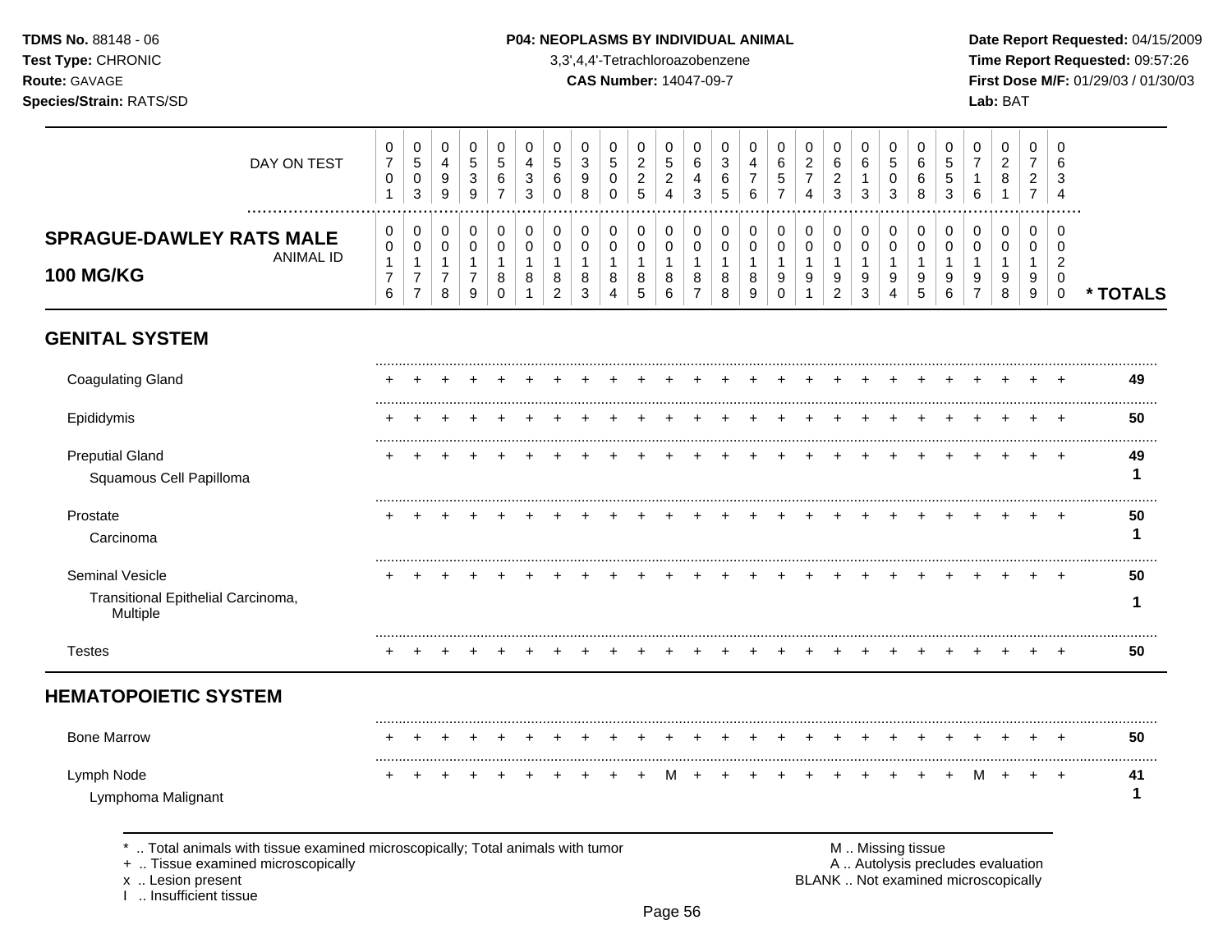**TDMS No.** 88148 - 06
**Test Type:** CHRONIC
**Route:** GAVAGE
**Species/Strain:** RATS/SD

**P04: NEOPLASMS BY INDIVIDUAL ANIMAL**
3,3',4,4'-Tetrachloroazobenzene
**CAS Number:** 14047-09-7

**Date Report Requested:** 04/15/2009
**Time Report Requested:** 09:57:26
**First Dose M/F:** 01/29/03 / 01/30/03
**Lab:** BAT

| DAY ON TEST | 0701 | 0503 | 0499 | 0539 | 0567 | 0433 | 0560 | 0398 | 0500 | 0225 | 0524 | 0643 | 0365 | 0476 | 0657 | 0274 | 0623 | 0613 | 0503 | 0668 | 0553 | 0716 | 0281 | 0727 | 0634 | |
|---|---|---|---|---|---|---|---|---|---|---|---|---|---|---|---|---|---|---|---|---|---|---|---|---|---|---|
| **SPRAGUE-DAWLEY RATS MALE 100 MG/KG** ANIMAL ID | 00176 | 00177 | 00178 | 00179 | 00180 | 00181 | 00182 | 00183 | 00184 | 00185 | 00186 | 00187 | 00188 | 00189 | 00190 | 00191 | 00192 | 00193 | 00194 | 00195 | 00196 | 00197 | 00198 | 00199 | 00200 | *** TOTALS** |
| **GENITAL SYSTEM** | | | | | | | | | | | | | | | | | | | | | | | | | | |
| Coagulating Gland | + | + | + | + | + | + | + | + | + | + | + | + | + | + | + | + | + | + | + | + | + | + | + | + | + | **49** |
| Epididymis | + | + | + | + | + | + | + | + | + | + | + | + | + | + | + | + | + | + | + | + | + | + | + | + | + | **50** |
| Preputial Gland | + | + | + | + | + | + | + | + | + | + | + | + | + | + | + | + | + | + | + | + | + | + | + | + | + | **49** |
| Squamous Cell Papilloma | | | | | | | | | | | | | | | | | | | | | | | | | | **1** |
| Prostate | + | + | + | + | + | + | + | + | + | + | + | + | + | + | + | + | + | + | + | + | + | + | + | + | + | **50** |
| Carcinoma | | | | | | | | | | | | | | | | | | | | | | | | | | **1** |
| Seminal Vesicle | + | + | + | + | + | + | + | + | + | + | + | + | + | + | + | + | + | + | + | + | + | + | + | + | + | **50** |
| Transitional Epithelial Carcinoma, Multiple | | | | | | | | | | | | | | | | | | | | | | | | | | **1** |
| Testes | + | + | + | + | + | + | + | + | + | + | + | + | + | + | + | + | + | + | + | + | + | + | + | + | + | **50** |
| **HEMATOPOIETIC SYSTEM** | | | | | | | | | | | | | | | | | | | | | | | | | | |
| Bone Marrow | + | + | + | + | + | + | + | + | + | + | + | + | + | + | + | + | + | + | + | + | + | + | + | + | + | **50** |
| Lymph Node | + | + | + | + | + | + | + | + | + | + | M | + | + | + | + | + | + | + | + | + | + | M | + | + | + | **41** |
| Lymphoma Malignant | | | | | | | | | | | | | | | | | | | | | | | | | | **1** |

\* .. Total animals with tissue examined microscopically; Total animals with tumor
\+ .. Tissue examined microscopically
x .. Lesion present
I .. Insufficient tissue

M .. Missing tissue
A .. Autolysis precludes evaluation
BLANK .. Not examined microscopically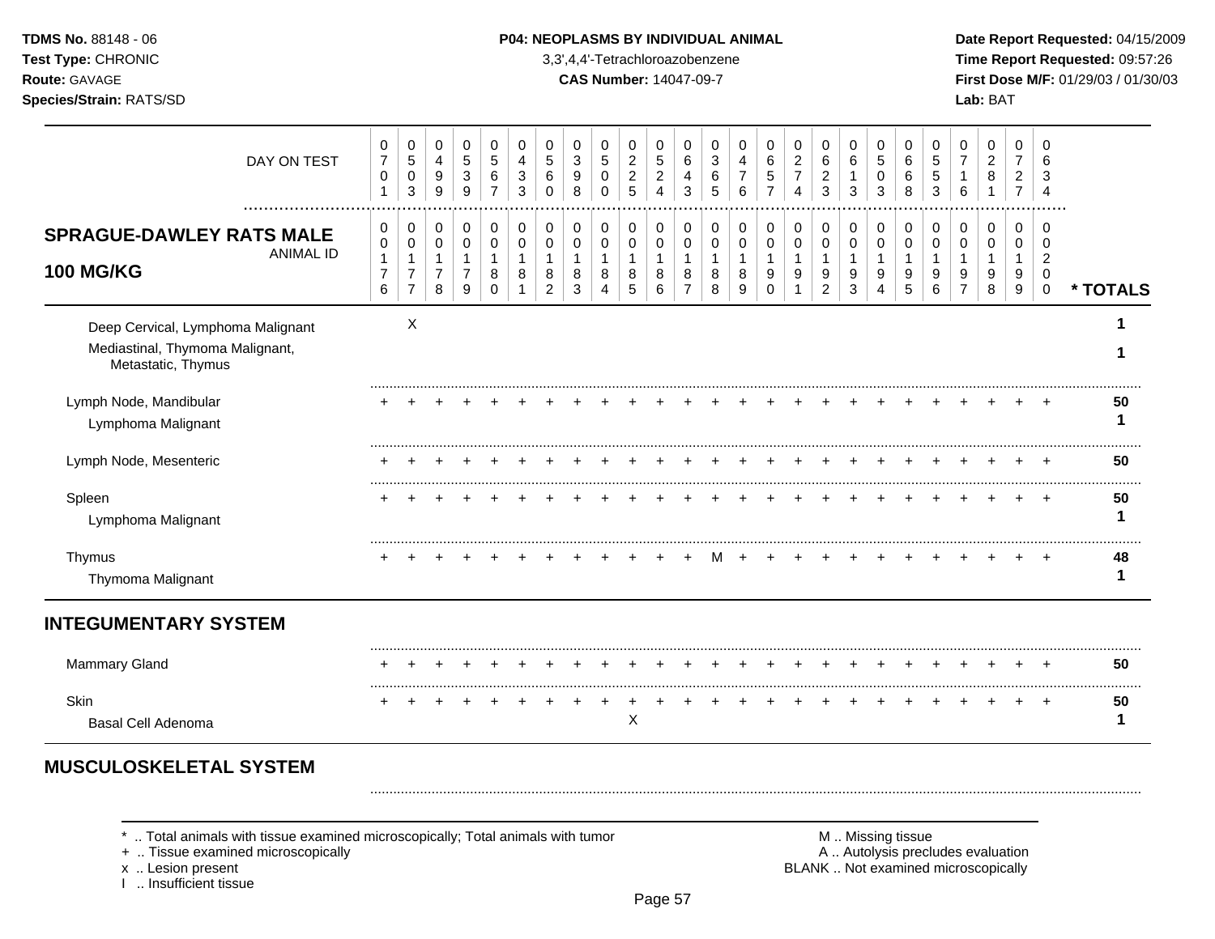**TDMS No.** 88148 - 06
**Test Type:** CHRONIC
**Route:** GAVAGE
**Species/Strain:** RATS/SD

**P04: NEOPLASMS BY INDIVIDUAL ANIMAL**
3,3',4,4'-Tetrachloroazobenzene
**CAS Number:** 14047-09-7

**Date Report Requested:** 04/15/2009
**Time Report Requested:** 09:57:26
**First Dose M/F:** 01/29/03 / 01/30/03
**Lab:** BAT

| DAY ON TEST | 0701 | 0503 | 0499 | 0539 | 0567 | 0433 | 0560 | 0398 | 0500 | 0225 | 0524 | 0643 | 0365 | 0476 | 0657 | 0274 | 0623 | 0613 | 0503 | 0668 | 0553 | 0716 | 0281 | 0727 | 0634 | |
|---|---|---|---|---|---|---|---|---|---|---|---|---|---|---|---|---|---|---|---|---|---|---|---|---|---|---|
| **SPRAGUE-DAWLEY RATS MALE 100 MG/KG** — ANIMAL ID | 00176 | 00177 | 00178 | 00179 | 00180 | 00181 | 00182 | 00183 | 00184 | 00185 | 00186 | 00187 | 00188 | 00189 | 00190 | 00191 | 00192 | 00193 | 00194 | 00195 | 00196 | 00197 | 00198 | 00199 | 00200 | * TOTALS |
| Deep Cervical, Lymphoma Malignant | | X | | | | | | | | | | | | | | | | | | | | | | | | 1 |
| Mediastinal, Thymoma Malignant, Metastatic, Thymus | | | | | | | | | | | | | | | | | | | | | | | | | | 1 |
| Lymph Node, Mandibular | + | + | + | + | + | + | + | + | + | + | + | + | + | + | + | + | + | + | + | + | + | + | + | + | + | 50 |
| Lymphoma Malignant | | | | | | | | | | | | | | | | | | | | | | | | | | 1 |
| Lymph Node, Mesenteric | + | + | + | + | + | + | + | + | + | + | + | + | + | + | + | + | + | + | + | + | + | + | + | + | + | 50 |
| Spleen | + | + | + | + | + | + | + | + | + | + | + | + | + | + | + | + | + | + | + | + | + | + | + | + | + | 50 |
| Lymphoma Malignant | | | | | | | | | | | | | | | | | | | | | | | | | | 1 |
| Thymus | + | + | + | + | + | + | + | + | + | + | + | + | M | + | + | + | + | + | + | + | + | + | + | + | + | 48 |
| Thymoma Malignant | | | | | | | | | | | | | | | | | | | | | | | | | | 1 |
| **INTEGUMENTARY SYSTEM** | | | | | | | | | | | | | | | | | | | | | | | | | | |
| Mammary Gland | + | + | + | + | + | + | + | + | + | + | + | + | + | + | + | + | + | + | + | + | + | + | + | + | + | 50 |
| Skin | + | + | + | + | + | + | + | + | + | + | + | + | + | + | + | + | + | + | + | + | + | + | + | + | + | 50 |
| Basal Cell Adenoma | | | | | | | | | | X | | | | | | | | | | | | | | | | 1 |
| **MUSCULOSKELETAL SYSTEM** | | | | | | | | | | | | | | | | | | | | | | | | | | |

\* .. Total animals with tissue examined microscopically; Total animals with tumor
\+ .. Tissue examined microscopically
x .. Lesion present
I .. Insufficient tissue

M .. Missing tissue
A .. Autolysis precludes evaluation
BLANK .. Not examined microscopically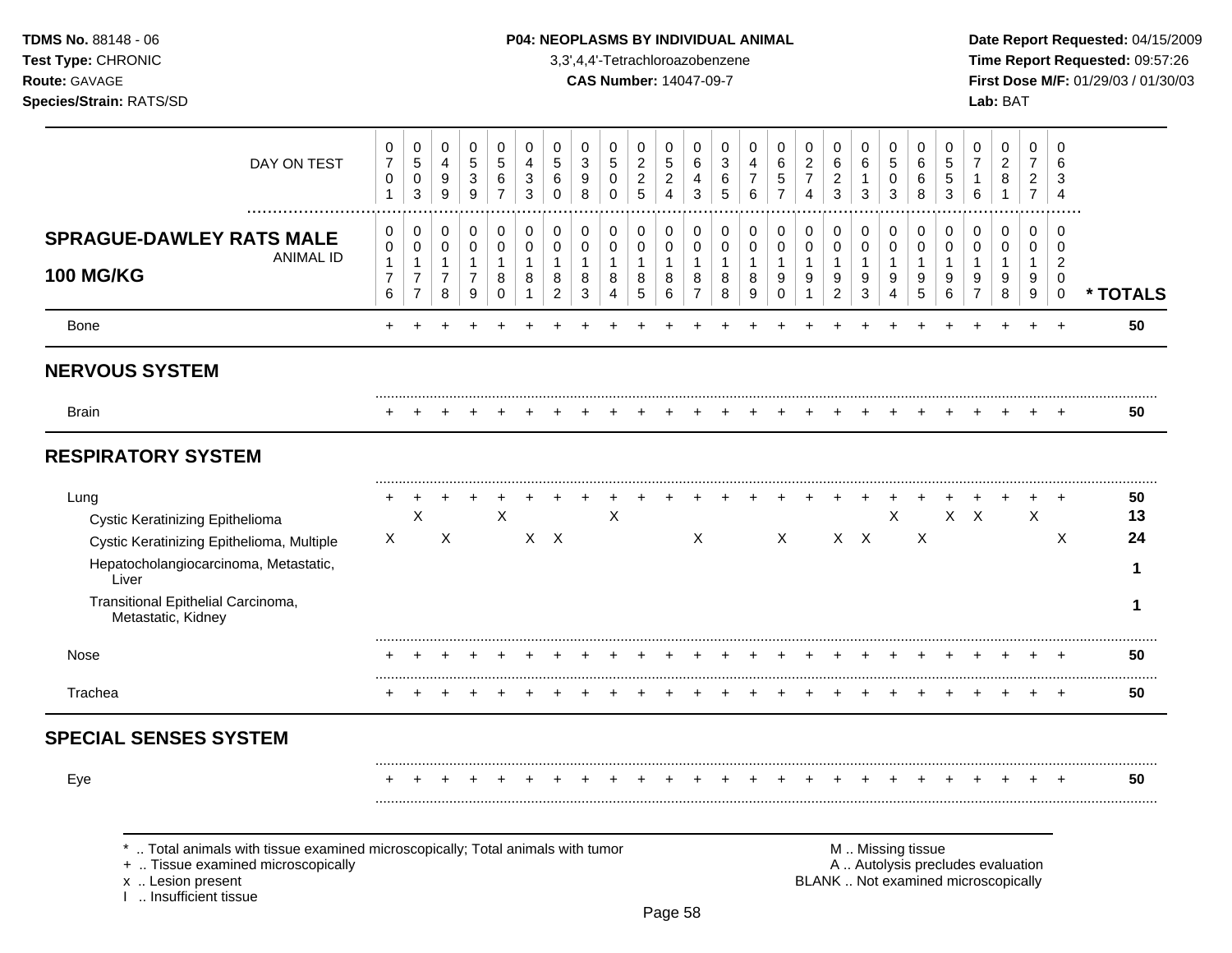**P04: NEOPLASMS BY INDIVIDUAL ANIMAL**

3,3',4,4'-Tetrachloroazobenzene

**CAS Number:** 14047-09-7

| DAY ON TEST | 0701 | 0503 | 0499 | 0539 | 0567 | 0433 | 0560 | 0398 | 0500 | 0225 | 0524 | 0643 | 0365 | 0476 | 0657 | 0274 | 0623 | 0613 | 0503 | 0668 | 0553 | 0716 | 0281 | 0727 | 0634 | |
|---|---|---|---|---|---|---|---|---|---|---|---|---|---|---|---|---|---|---|---|---|---|---|---|---|---|---|
| **SPRAGUE-DAWLEY RATS MALE 100 MG/KG** ANIMAL ID | 00176 | 00177 | 00178 | 00179 | 00180 | 00181 | 00182 | 00183 | 00184 | 00185 | 00186 | 00187 | 00188 | 00189 | 00190 | 00191 | 00192 | 00193 | 00194 | 00195 | 00196 | 00197 | 00198 | 00199 | 00200 | *** TOTALS** |
| Bone | + | + | + | + | + | + | + | + | + | + | + | + | + | + | + | + | + | + | + | + | + | + | + | + | + | 50 |
| **NERVOUS SYSTEM** | | | | | | | | | | | | | | | | | | | | | | | | | | |
| Brain | + | + | + | + | + | + | + | + | + | + | + | + | + | + | + | + | + | + | + | + | + | + | + | + | + | 50 |
| **RESPIRATORY SYSTEM** | | | | | | | | | | | | | | | | | | | | | | | | | | |
| Lung | + | + | + | + | + | + | + | + | + | + | + | + | + | + | + | + | + | + | + | + | + | + | + | + | + | 50 |
| Cystic Keratinizing Epithelioma | | X | | | X | | | | X | | | | | | | | | | X | | X | X | | X | | 13 |
| Cystic Keratinizing Epithelioma, Multiple | X | | X | | | X | X | | | | | X | | | X | | X | X | | X | | | | | X | 24 |
| Hepatocholangiocarcinoma, Metastatic, Liver | | | | | | | | | | | | | | | | | | | | | | | | | | 1 |
| Transitional Epithelial Carcinoma, Metastatic, Kidney | | | | | | | | | | | | | | | | | | | | | | | | | | 1 |
| Nose | + | + | + | + | + | + | + | + | + | + | + | + | + | + | + | + | + | + | + | + | + | + | + | + | + | 50 |
| Trachea | + | + | + | + | + | + | + | + | + | + | + | + | + | + | + | + | + | + | + | + | + | + | + | + | + | 50 |
| **SPECIAL SENSES SYSTEM** | | | | | | | | | | | | | | | | | | | | | | | | | | |
| Eye | + | + | + | + | + | + | + | + | + | + | + | + | + | + | + | + | + | + | + | + | + | + | + | + | + | 50 |

\* .. Total animals with tissue examined microscopically; Total animals with tumor
\+ .. Tissue examined microscopically
x .. Lesion present
I .. Insufficient tissue

M .. Missing tissue
A .. Autolysis precludes evaluation
BLANK .. Not examined microscopically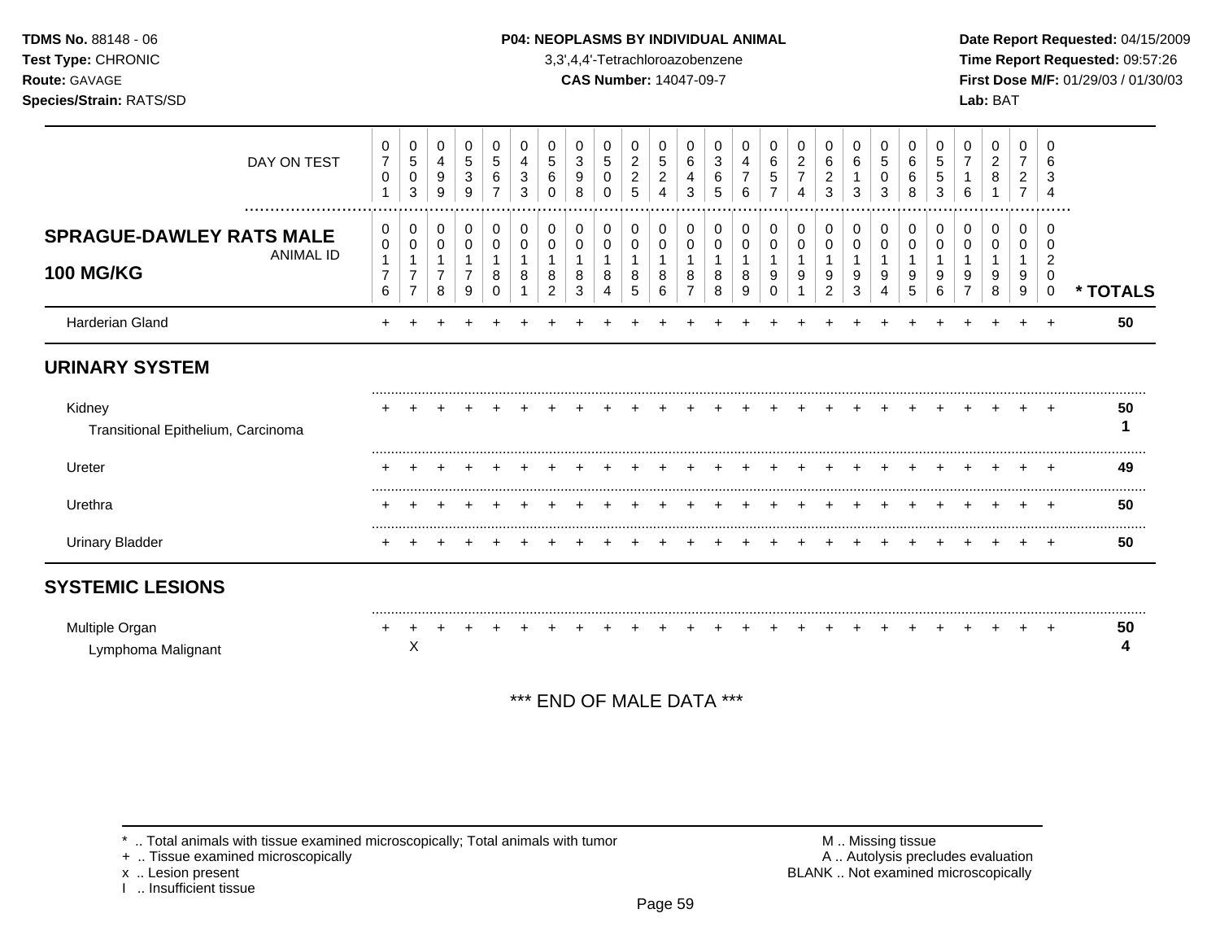**TDMS No.** 88148 - 06
**Test Type:** CHRONIC
**Route:** GAVAGE
**Species/Strain:** RATS/SD

**P04: NEOPLASMS BY INDIVIDUAL ANIMAL**
3,3',4,4'-Tetrachloroazobenzene
**CAS Number:** 14047-09-7

**Date Report Requested:** 04/15/2009
**Time Report Requested:** 09:57:26
**First Dose M/F:** 01/29/03 / 01/30/03
**Lab:** BAT

| DAY ON TEST | 0701 | 0503 | 0499 | 0539 | 0567 | 0433 | 0560 | 0398 | 0500 | 0225 | 0524 | 0643 | 0365 | 0476 | 0657 | 0274 | 0623 | 0613 | 0503 | 0668 | 0553 | 0716 | 0281 | 0727 | 0634 | |
|---|---|---|---|---|---|---|---|---|---|---|---|---|---|---|---|---|---|---|---|---|---|---|---|---|---|---|
| **SPRAGUE-DAWLEY RATS MALE 100 MG/KG** ANIMAL ID | 00176 | 00177 | 00178 | 00179 | 00180 | 00181 | 00182 | 00183 | 00184 | 00185 | 00186 | 00187 | 00188 | 00189 | 00190 | 00191 | 00192 | 00193 | 00194 | 00195 | 00196 | 00197 | 00198 | 00199 | 00200 | *** TOTALS** |
| Harderian Gland | + | + | + | + | + | + | + | + | + | + | + | + | + | + | + | + | + | + | + | + | + | + | + | + | + | 50 |
| **URINARY SYSTEM** | | | | | | | | | | | | | | | | | | | | | | | | | | |
| Kidney | + | + | + | + | + | + | + | + | + | + | + | + | + | + | + | + | + | + | + | + | + | + | + | + | + | 50 |
| Transitional Epithelium, Carcinoma | | | | | | | | | | | | | | | | | | | | | | | | | | 1 |
| Ureter | + | + | + | + | + | + | + | + | + | + | + | + | + | + | + | + | + | + | + | + | + | + | + | + | + | 49 |
| Urethra | + | + | + | + | + | + | + | + | + | + | + | + | + | + | + | + | + | + | + | + | + | + | + | + | + | 50 |
| Urinary Bladder | + | + | + | + | + | + | + | + | + | + | + | + | + | + | + | + | + | + | + | + | + | + | + | + | + | 50 |
| **SYSTEMIC LESIONS** | | | | | | | | | | | | | | | | | | | | | | | | | | |
| Multiple Organ | + | + | + | + | + | + | + | + | + | + | + | + | + | + | + | + | + | + | + | + | + | + | + | + | + | 50 |
| Lymphoma Malignant | | X | | | | | | | | | | | | | | | | | | | | | | | | 4 |

*** END OF MALE DATA ***

\* .. Total animals with tissue examined microscopically; Total animals with tumor
\+ .. Tissue examined microscopically
x .. Lesion present
I .. Insufficient tissue

M .. Missing tissue
A .. Autolysis precludes evaluation
BLANK .. Not examined microscopically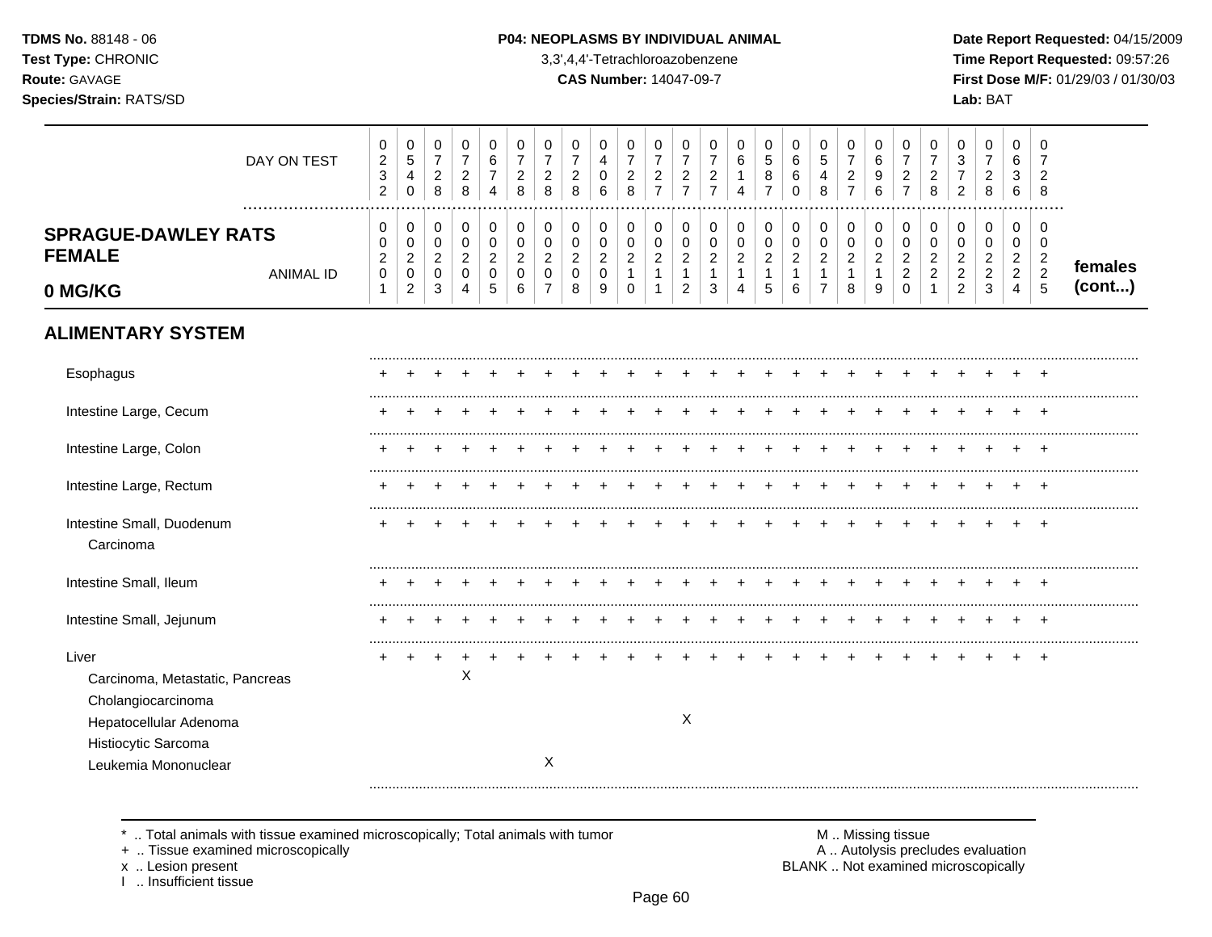**TDMS No.** 88148 - 06
**Test Type:** CHRONIC
**Route:** GAVAGE
**Species/Strain:** RATS/SD

**P04: NEOPLASMS BY INDIVIDUAL ANIMAL**
3,3',4,4'-Tetrachloroazobenzene
**CAS Number:** 14047-09-7

**Date Report Requested:** 04/15/2009
**Time Report Requested:** 09:57:26
**First Dose M/F:** 01/29/03 / 01/30/03
**Lab:** BAT

| DAY ON TEST | 0232 | 0540 | 0728 | 0728 | 0674 | 0728 | 0728 | 0728 | 0406 | 0728 | 0727 | 0727 | 0727 | 0614 | 0587 | 0660 | 0548 | 0727 | 0696 | 0727 | 0728 | 0372 | 0728 | 0636 | 0728 | |
|---|---|---|---|---|---|---|---|---|---|---|---|---|---|---|---|---|---|---|---|---|---|---|---|---|---|---|
| **SPRAGUE-DAWLEY RATS FEMALE 0 MG/KG** ANIMAL ID | 00201 | 00202 | 00203 | 00204 | 00205 | 00206 | 00207 | 00208 | 00209 | 00210 | 00211 | 00212 | 00213 | 00214 | 00215 | 00216 | 00217 | 00218 | 00219 | 00220 | 00221 | 00222 | 00223 | 00224 | 00225 | **females (cont...)** |
| **ALIMENTARY SYSTEM** | | | | | | | | | | | | | | | | | | | | | | | | | | |
| Esophagus | + | + | + | + | + | + | + | + | + | + | + | + | + | + | + | + | + | + | + | + | + | + | + | + | + | |
| Intestine Large, Cecum | + | + | + | + | + | + | + | + | + | + | + | + | + | + | + | + | + | + | + | + | + | + | + | + | + | |
| Intestine Large, Colon | + | + | + | + | + | + | + | + | + | + | + | + | + | + | + | + | + | + | + | + | + | + | + | + | + | |
| Intestine Large, Rectum | + | + | + | + | + | + | + | + | + | + | + | + | + | + | + | + | + | + | + | + | + | + | + | + | + | |
| Intestine Small, Duodenum | + | + | + | + | + | + | + | + | + | + | + | + | + | + | + | + | + | + | + | + | + | + | + | + | + | |
| Carcinoma | | | | | | | | | | | | | | | | | | | | | | | | | | |
| Intestine Small, Ileum | + | + | + | + | + | + | + | + | + | + | + | + | + | + | + | + | + | + | + | + | + | + | + | + | + | |
| Intestine Small, Jejunum | + | + | + | + | + | + | + | + | + | + | + | + | + | + | + | + | + | + | + | + | + | + | + | + | + | |
| Liver | + | + | + | + | + | + | + | + | + | + | + | + | + | + | + | + | + | + | + | + | + | + | + | + | + | |
| Carcinoma, Metastatic, Pancreas | | | | X | | | | | | | | | | | | | | | | | | | | | | |
| Cholangiocarcinoma | | | | | | | | | | | | | | | | | | | | | | | | | | |
| Hepatocellular Adenoma | | | | | | | | | | | | X | | | | | | | | | | | | | | |
| Histiocytic Sarcoma | | | | | | | | | | | | | | | | | | | | | | | | | | |
| Leukemia Mononuclear | | | | | | | X | | | | | | | | | | | | | | | | | | | |

\* .. Total animals with tissue examined microscopically; Total animals with tumor
\+ .. Tissue examined microscopically
x .. Lesion present
I .. Insufficient tissue

M .. Missing tissue
A .. Autolysis precludes evaluation
BLANK .. Not examined microscopically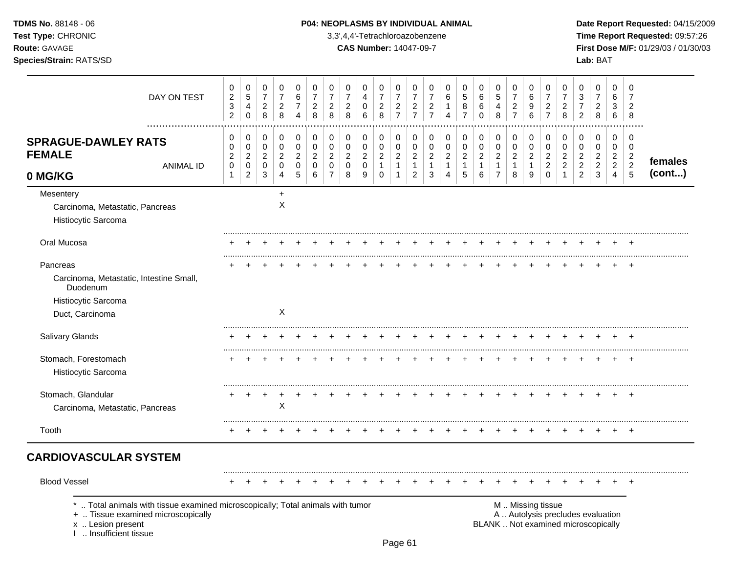**TDMS No.** 88148 - 06
**Test Type:** CHRONIC
**Route:** GAVAGE
**Species/Strain:** RATS/SD

**P04: NEOPLASMS BY INDIVIDUAL ANIMAL**
3,3',4,4'-Tetrachloroazobenzene
**CAS Number:** 14047-09-7

**Date Report Requested:** 04/15/2009
**Time Report Requested:** 09:57:26
**First Dose M/F:** 01/29/03 / 01/30/03
**Lab:** BAT

| DAY ON TEST | 0232 | 0540 | 0728 | 0728 | 0674 | 0728 | 0728 | 0728 | 0406 | 0728 | 0727 | 0727 | 0727 | 0614 | 0587 | 0660 | 0548 | 0727 | 0696 | 0727 | 0728 | 0372 | 0728 | 0636 | 0728 | |
|---|---|---|---|---|---|---|---|---|---|---|---|---|---|---|---|---|---|---|---|---|---|---|---|---|---|---|
| **SPRAGUE-DAWLEY RATS FEMALE 0 MG/KG** ANIMAL ID | 00201 | 00202 | 00203 | 00204 | 00205 | 00206 | 00207 | 00208 | 00209 | 00210 | 00211 | 00212 | 00213 | 00214 | 00215 | 00216 | 00217 | 00218 | 00219 | 00220 | 00221 | 00222 | 00223 | 00224 | 00225 | **females (cont...)** |
| Mesentery | | | | + | | | | | | | | | | | | | | | | | | | | | | |
| Carcinoma, Metastatic, Pancreas | | | | X | | | | | | | | | | | | | | | | | | | | | | |
| Histiocytic Sarcoma | | | | | | | | | | | | | | | | | | | | | | | | | | |
| Oral Mucosa | + | + | + | + | + | + | + | + | + | + | + | + | + | + | + | + | + | + | + | + | + | + | + | + | + | |
| Pancreas | + | + | + | + | + | + | + | + | + | + | + | + | + | + | + | + | + | + | + | + | + | + | + | + | + | |
| Carcinoma, Metastatic, Intestine Small, Duodenum | | | | | | | | | | | | | | | | | | | | | | | | | | |
| Histiocytic Sarcoma | | | | | | | | | | | | | | | | | | | | | | | | | | |
| Duct, Carcinoma | | | | X | | | | | | | | | | | | | | | | | | | | | | |
| Salivary Glands | + | + | + | + | + | + | + | + | + | + | + | + | + | + | + | + | + | + | + | + | + | + | + | + | + | |
| Stomach, Forestomach | + | + | + | + | + | + | + | + | + | + | + | + | + | + | + | + | + | + | + | + | + | + | + | + | + | |
| Histiocytic Sarcoma | | | | | | | | | | | | | | | | | | | | | | | | | | |
| Stomach, Glandular | + | + | + | + | + | + | + | + | + | + | + | + | + | + | + | + | + | + | + | + | + | + | + | + | + | |
| Carcinoma, Metastatic, Pancreas | | | | X | | | | | | | | | | | | | | | | | | | | | | |
| Tooth | + | + | + | + | + | + | + | + | + | + | + | + | + | + | + | + | + | + | + | + | + | + | + | + | + | |
| **CARDIOVASCULAR SYSTEM** | | | | | | | | | | | | | | | | | | | | | | | | | | |
| Blood Vessel | + | + | + | + | + | + | + | + | + | + | + | + | + | + | + | + | + | + | + | + | + | + | + | + | + | |

\* .. Total animals with tissue examined microscopically; Total animals with tumor
\+ .. Tissue examined microscopically
x .. Lesion present
I .. Insufficient tissue

M .. Missing tissue
A .. Autolysis precludes evaluation
BLANK .. Not examined microscopically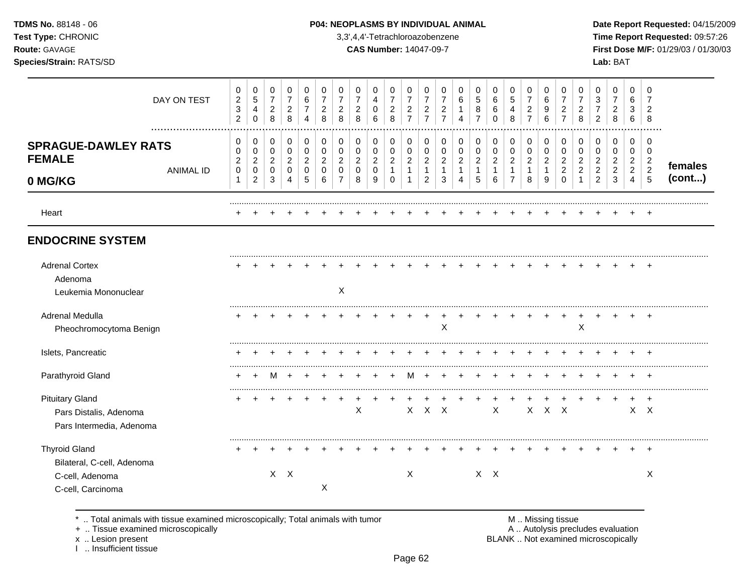**TDMS No.** 88148 - 06
**Test Type:** CHRONIC
**Route:** GAVAGE
**Species/Strain:** RATS/SD

**P04: NEOPLASMS BY INDIVIDUAL ANIMAL**
3,3',4,4'-Tetrachloroazobenzene
**CAS Number:** 14047-09-7

**Date Report Requested:** 04/15/2009
**Time Report Requested:** 09:57:26
**First Dose M/F:** 01/29/03 / 01/30/03
**Lab:** BAT

| DAY ON TEST | 0232 | 0540 | 0728 | 0728 | 0674 | 0728 | 0728 | 0728 | 0406 | 0728 | 0727 | 0727 | 0727 | 0614 | 0587 | 0660 | 0548 | 0727 | 0696 | 0727 | 0728 | 0372 | 0728 | 0636 | 0728 | |
|---|---|---|---|---|---|---|---|---|---|---|---|---|---|---|---|---|---|---|---|---|---|---|---|---|---|---|
| **SPRAGUE-DAWLEY RATS FEMALE 0 MG/KG** — ANIMAL ID | 00201 | 00202 | 00203 | 00204 | 00205 | 00206 | 00207 | 00208 | 00209 | 00210 | 00211 | 00212 | 00213 | 00214 | 00215 | 00216 | 00217 | 00218 | 00219 | 00220 | 00221 | 00222 | 00223 | 00224 | 00225 | **females (cont...)** |
| Heart | + | + | + | + | + | + | + | + | + | + | + | + | + | + | + | + | + | + | + | + | + | + | + | + | + | |
| **ENDOCRINE SYSTEM** | | | | | | | | | | | | | | | | | | | | | | | | | | |
| Adrenal Cortex | + | + | + | + | + | + | + | + | + | + | + | + | + | + | + | + | + | + | + | + | + | + | + | + | + | |
| Adenoma | | | | | | | | | | | | | | | | | | | | | | | | | | |
| Leukemia Mononuclear | | | | | | | X | | | | | | | | | | | | | | | | | | | |
| Adrenal Medulla | + | + | + | + | + | + | + | + | + | + | + | + | + | + | + | + | + | + | + | + | + | + | + | + | + | |
| Pheochromocytoma Benign | | | | | | | | | | | | | X | | | | | | | | X | | | | | |
| Islets, Pancreatic | + | + | + | + | + | + | + | + | + | + | + | + | + | + | + | + | + | + | + | + | + | + | + | + | + | |
| Parathyroid Gland | + | + | M | + | + | + | + | + | + | + | M | + | + | + | + | + | + | + | + | + | + | + | + | + | + | |
| Pituitary Gland | + | + | + | + | + | + | + | + | + | + | + | + | + | + | + | + | + | + | + | + | + | + | + | + | + | |
| Pars Distalis, Adenoma | | | | | | | | X | | | X | X | X | | | X | | X | X | X | | | | X | X | |
| Pars Intermedia, Adenoma | | | | | | | | | | | | | | | | | | | | | | | | | | |
| Thyroid Gland | + | + | + | + | + | + | + | + | + | + | + | + | + | + | + | + | + | + | + | + | + | + | + | + | + | |
| Bilateral, C-cell, Adenoma | | | | | | | | | | | | | | | | | | | | | | | | | | |
| C-cell, Adenoma | | | X | X | | | | | | | X | | | | X | X | | | | | | | | | X | |
| C-cell, Carcinoma | | | | | | X | | | | | | | | | | | | | | | | | | | | |

\* .. Total animals with tissue examined microscopically; Total animals with tumor
+ .. Tissue examined microscopically
x .. Lesion present
I .. Insufficient tissue

M .. Missing tissue
A .. Autolysis precludes evaluation
BLANK .. Not examined microscopically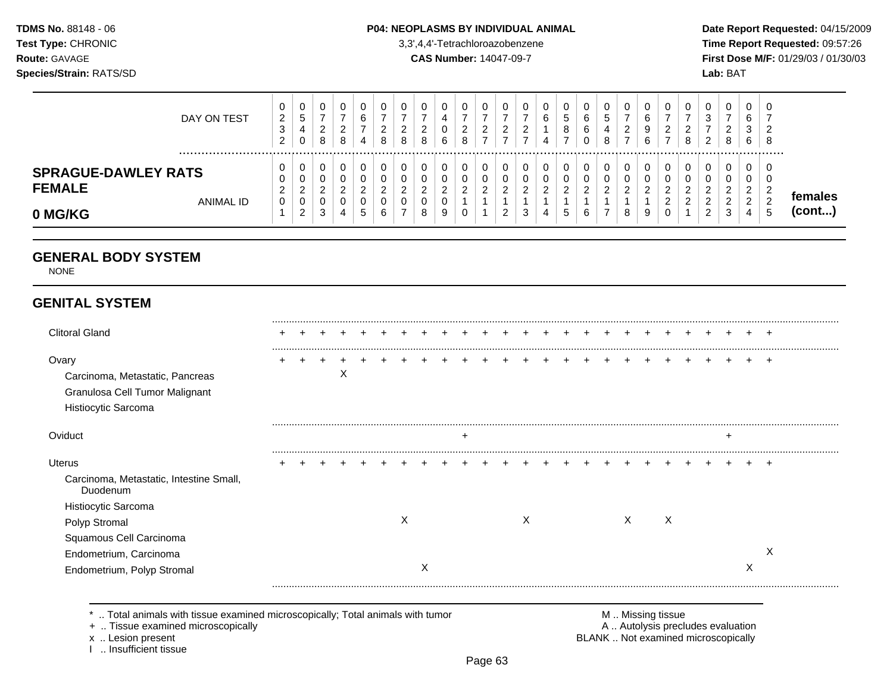## SPRAGUE-DAWLEY RATS FEMALE 0 MG/KG

| | | | | | | | | | | | | | | | | | | | | | | | | | |
|---|---|---|---|---|---|---|---|---|---|---|---|---|---|---|---|---|---|---|---|---|---|---|---|---|---|
| DAY ON TEST | 0232 | 0540 | 0728 | 0728 | 0674 | 0728 | 0728 | 0728 | 0406 | 0728 | 0727 | 0727 | 0727 | 0614 | 0587 | 0660 | 0548 | 0727 | 0696 | 0727 | 0728 | 0372 | 0728 | 0636 | 0728 |
| ANIMAL ID | 0201 | 0202 | 0203 | 0204 | 0205 | 0206 | 0207 | 0208 | 0209 | 0210 | 0211 | 0212 | 0213 | 0214 | 0215 | 0216 | 0217 | 0218 | 0219 | 0220 | 0221 | 0222 | 0223 | 0224 | 0225 |

**females (cont...)**

## GENERAL BODY SYSTEM

NONE

## GENITAL SYSTEM

| Tissue / Lesion | 0201 | 0202 | 0203 | 0204 | 0205 | 0206 | 0207 | 0208 | 0209 | 0210 | 0211 | 0212 | 0213 | 0214 | 0215 | 0216 | 0217 | 0218 | 0219 | 0220 | 0221 | 0222 | 0223 | 0224 | 0225 |
|---|---|---|---|---|---|---|---|---|---|---|---|---|---|---|---|---|---|---|---|---|---|---|---|---|---|
| Clitoral Gland | + | + | + | + | + | + | + | + | + | + | + | + | + | + | + | + | + | + | + | + | + | + | + | + | + |
| Ovary | + | + | + | + | + | + | + | + | + | + | + | + | + | + | + | + | + | + | + | + | + | + | + | + | + |
| Carcinoma, Metastatic, Pancreas | | | | X | | | | | | | | | | | | | | | | | | | | | |
| Granulosa Cell Tumor Malignant | | | | | | | | | | | | | | | | | | | | | | | | | |
| Histiocytic Sarcoma | | | | | | | | | | | | | | | | | | | | | | | | | |
| Oviduct | | | | | | | | | | + | | | | | | | | | | | | | + | | |
| Uterus | + | + | + | + | + | + | + | + | + | + | + | + | + | + | + | + | + | + | + | + | + | + | + | + | + |
| Carcinoma, Metastatic, Intestine Small, Duodenum | | | | | | | | | | | | | | | | | | | | | | | | | |
| Histiocytic Sarcoma | | | | | | | | | | | | | | | | | | | | | | | | | |
| Polyp Stromal | | | | | | | X | | | | | | X | | | | | X | | X | | | | | |
| Squamous Cell Carcinoma | | | | | | | | | | | | | | | | | | | | | | | | | |
| Endometrium, Carcinoma | | | | | | | | | | | | | | | | | | | | | | | | | X |
| Endometrium, Polyp Stromal | | | | | | | | X | | | | | | | | | | | | | | | | X | |

\* .. Total animals with tissue examined microscopically; Total animals with tumor
+ .. Tissue examined microscopically
x .. Lesion present
I .. Insufficient tissue

M .. Missing tissue
A .. Autolysis precludes evaluation
BLANK .. Not examined microscopically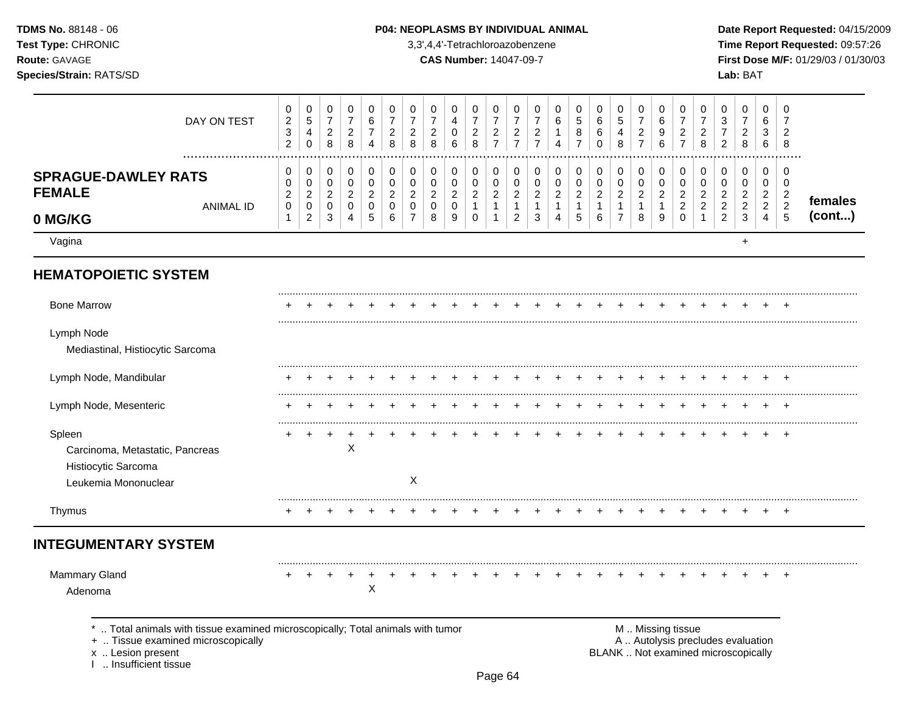**TDMS No.** 88148 - 06
**Test Type:** CHRONIC
**Route:** GAVAGE
**Species/Strain:** RATS/SD

**P04: NEOPLASMS BY INDIVIDUAL ANIMAL**
3,3',4,4'-Tetrachloroazobenzene
**CAS Number:** 14047-09-7

**Date Report Requested:** 04/15/2009
**Time Report Requested:** 09:57:26
**First Dose M/F:** 01/29/03 / 01/30/03
**Lab:** BAT

| SPRAGUE-DAWLEY RATS FEMALE 0 MG/KG | | | | | | | | | | | | | | | | | | | | | | | | | | |
|---|---|---|---|---|---|---|---|---|---|---|---|---|---|---|---|---|---|---|---|---|---|---|---|---|---|---|
| DAY ON TEST | 0232 | 0540 | 0728 | 0728 | 0674 | 0728 | 0728 | 0728 | 0406 | 0728 | 0727 | 0727 | 0727 | 0614 | 0587 | 0660 | 0548 | 0727 | 0696 | 0727 | 0728 | 0372 | 0728 | 0636 | 0728 | |
| ANIMAL ID | 0201 | 0202 | 0203 | 0204 | 0205 | 0206 | 0207 | 0208 | 0209 | 0210 | 0211 | 0212 | 0213 | 0214 | 0215 | 0216 | 0217 | 0218 | 0219 | 0220 | 0221 | 0222 | 0223 | 0224 | 0225 | **females (cont...)** |
| Vagina | | | | | | | | | | | | | | | | | | | | | | | + | | | |
| **HEMATOPOIETIC SYSTEM** | | | | | | | | | | | | | | | | | | | | | | | | | | |
| Bone Marrow | + | + | + | + | + | + | + | + | + | + | + | + | + | + | + | + | + | + | + | + | + | + | + | + | + | |
| Lymph Node | | | | | | | | | | | | | | | | | | | | | | | | | | |
| Mediastinal, Histiocytic Sarcoma | | | | | | | | | | | | | | | | | | | | | | | | | | |
| Lymph Node, Mandibular | + | + | + | + | + | + | + | + | + | + | + | + | + | + | + | + | + | + | + | + | + | + | + | + | + | |
| Lymph Node, Mesenteric | + | + | + | + | + | + | + | + | + | + | + | + | + | + | + | + | + | + | + | + | + | + | + | + | + | |
| Spleen | + | + | + | + | + | + | + | + | + | + | + | + | + | + | + | + | + | + | + | + | + | + | + | + | + | |
| Carcinoma, Metastatic, Pancreas | | | | X | | | | | | | | | | | | | | | | | | | | | | |
| Histiocytic Sarcoma | | | | | | | | | | | | | | | | | | | | | | | | | | |
| Leukemia Mononuclear | | | | | | | X | | | | | | | | | | | | | | | | | | | |
| Thymus | + | + | + | + | + | + | + | + | + | + | + | + | + | + | + | + | + | + | + | + | + | + | + | + | + | |
| **INTEGUMENTARY SYSTEM** | | | | | | | | | | | | | | | | | | | | | | | | | | |
| Mammary Gland | + | + | + | + | + | + | + | + | + | + | + | + | + | + | + | + | + | + | + | + | + | + | + | + | + | |
| Adenoma | | | | | X | | | | | | | | | | | | | | | | | | | | | |

\* .. Total animals with tissue examined microscopically; Total animals with tumor
\+ .. Tissue examined microscopically
x .. Lesion present
I .. Insufficient tissue

M .. Missing tissue
A .. Autolysis precludes evaluation
BLANK .. Not examined microscopically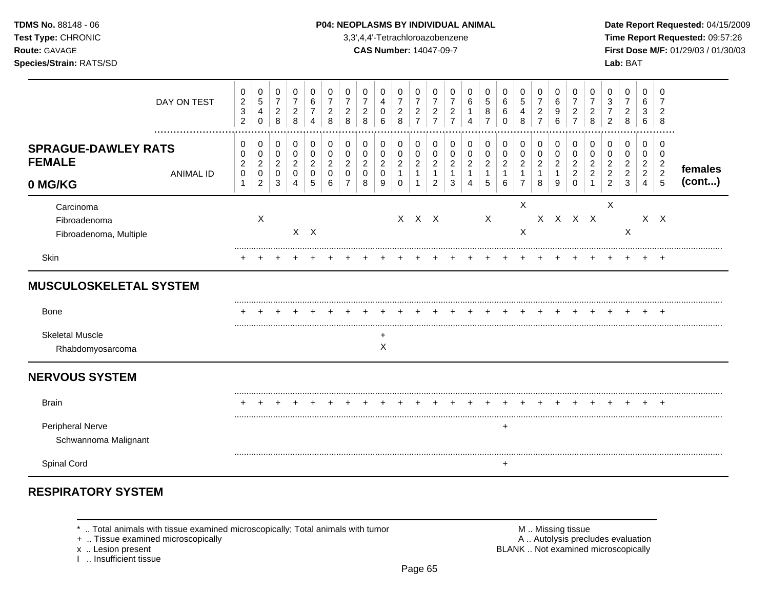**P04: NEOPLASMS BY INDIVIDUAL ANIMAL**

3,3',4,4'-Tetrachloroazobenzene

**CAS Number:** 14047-09-7

| SPRAGUE-DAWLEY RATS FEMALE 0 MG/KG | | | | | | | | | | | | | | | | | | | | | | | | | | females (cont...) |
|---|---|---|---|---|---|---|---|---|---|---|---|---|---|---|---|---|---|---|---|---|---|---|---|---|---|---|
| DAY ON TEST | 0232 | 0540 | 0728 | 0728 | 0674 | 0728 | 0728 | 0728 | 0406 | 0728 | 0727 | 0727 | 0727 | 0614 | 0587 | 0660 | 0548 | 0727 | 0696 | 0727 | 0728 | 0372 | 0728 | 0636 | 0728 | |
| ANIMAL ID | 00201 | 00202 | 00203 | 00204 | 00205 | 00206 | 00207 | 00208 | 00209 | 00210 | 00211 | 00212 | 00213 | 00214 | 00215 | 00216 | 00217 | 00218 | 00219 | 00220 | 00221 | 00222 | 00223 | 00224 | 00225 | |
| Carcinoma | | | | | | | | | | | | | | | | | X | | | | | X | | | | |
| Fibroadenoma | | X | | | | | | | | X | X | X | | | X | | | X | X | X | X | | | X | X | |
| Fibroadenoma, Multiple | | | | X | X | | | | | | | | | | | | X | | | | | | X | | | |
| Skin | + | + | + | + | + | + | + | + | + | + | + | + | + | + | + | + | + | + | + | + | + | + | + | + | + | |
| **MUSCULOSKELETAL SYSTEM** | | | | | | | | | | | | | | | | | | | | | | | | | | |
| Bone | + | + | + | + | + | + | + | + | + | + | + | + | + | + | + | + | + | + | + | + | + | + | + | + | + | |
| Skeletal Muscle | | | | | | | | | + | | | | | | | | | | | | | | | | | |
| Rhabdomyosarcoma | | | | | | | | | X | | | | | | | | | | | | | | | | | |
| **NERVOUS SYSTEM** | | | | | | | | | | | | | | | | | | | | | | | | | | |
| Brain | + | + | + | + | + | + | + | + | + | + | + | + | + | + | + | + | + | + | + | + | + | + | + | + | + | |
| Peripheral Nerve | | | | | | | | | | | | | | | | + | | | | | | | | | | |
| Schwannoma Malignant | | | | | | | | | | | | | | | | | | | | | | | | | | |
| Spinal Cord | | | | | | | | | | | | | | | | + | | | | | | | | | | |

## RESPIRATORY SYSTEM

\* .. Total animals with tissue examined microscopically; Total animals with tumor
\+ .. Tissue examined microscopically
x .. Lesion present
I .. Insufficient tissue
M .. Missing tissue
A .. Autolysis precludes evaluation
BLANK .. Not examined microscopically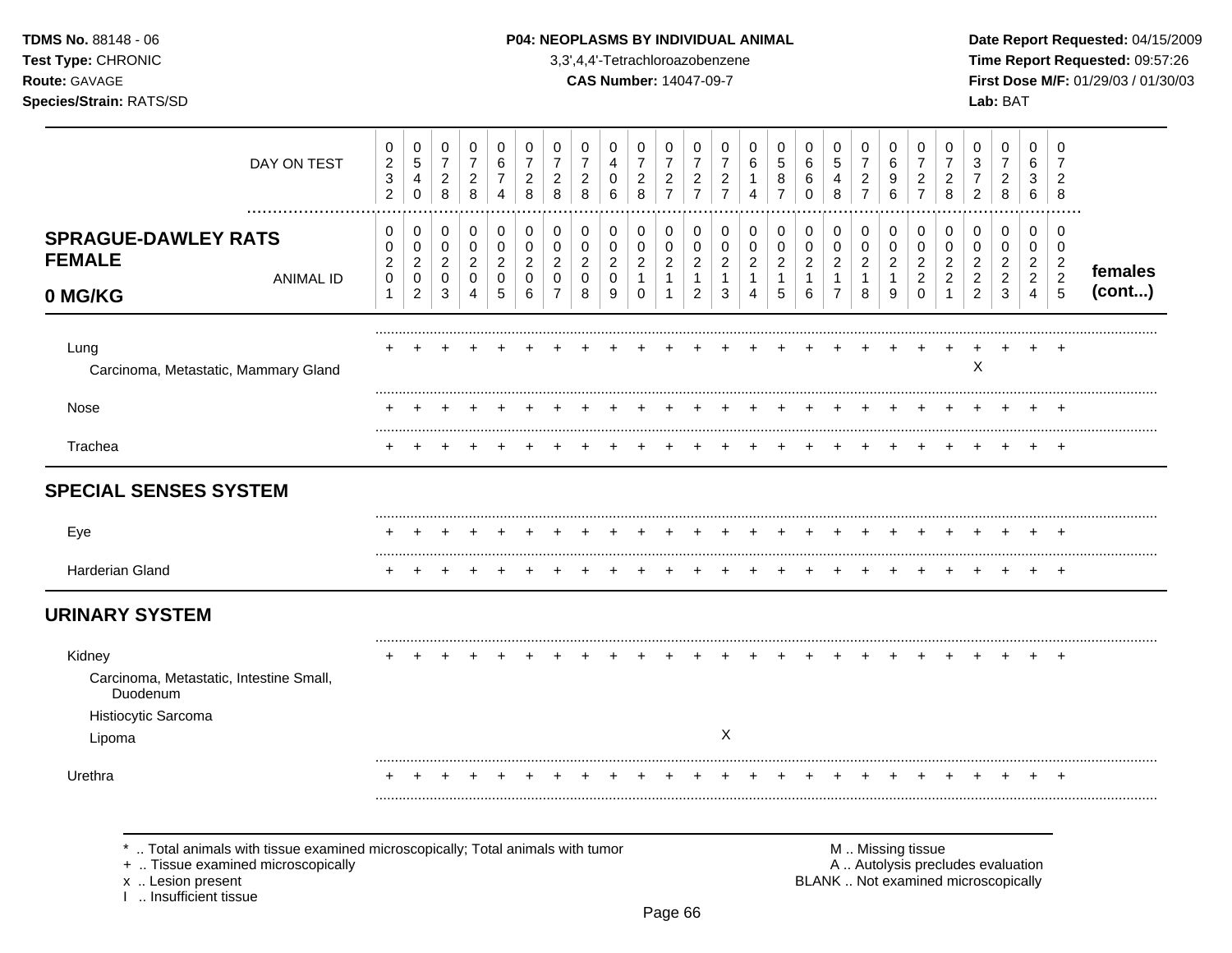**TDMS No.** 88148 - 06
**Test Type:** CHRONIC
**Route:** GAVAGE
**Species/Strain:** RATS/SD

**P04: NEOPLASMS BY INDIVIDUAL ANIMAL**
3,3',4,4'-Tetrachloroazobenzene
**CAS Number:** 14047-09-7

**Date Report Requested:** 04/15/2009
**Time Report Requested:** 09:57:26
**First Dose M/F:** 01/29/03 / 01/30/03
**Lab:** BAT

| DAY ON TEST | 0232 | 0540 | 0728 | 0728 | 0674 | 0728 | 0728 | 0728 | 0406 | 0728 | 0727 | 0727 | 0727 | 0614 | 0587 | 0660 | 0548 | 0727 | 0696 | 0727 | 0728 | 0372 | 0728 | 0636 | 0728 | |
|---|---|---|---|---|---|---|---|---|---|---|---|---|---|---|---|---|---|---|---|---|---|---|---|---|---|---|
| **SPRAGUE-DAWLEY RATS FEMALE 0 MG/KG** — ANIMAL ID | 00201 | 00202 | 00203 | 00204 | 00205 | 00206 | 00207 | 00208 | 00209 | 00210 | 00211 | 00212 | 00213 | 00214 | 00215 | 00216 | 00217 | 00218 | 00219 | 00220 | 00221 | 00222 | 00223 | 00224 | 00225 | **females (cont...)** |
| Lung | + | + | + | + | + | + | + | + | + | + | + | + | + | + | + | + | + | + | + | + | + | + | + | + | + | |
| Carcinoma, Metastatic, Mammary Gland | | | | | | | | | | | | | | | | | | | | | | X | | | | |
| Nose | + | + | + | + | + | + | + | + | + | + | + | + | + | + | + | + | + | + | + | + | + | + | + | + | + | |
| Trachea | + | + | + | + | + | + | + | + | + | + | + | + | + | + | + | + | + | + | + | + | + | + | + | + | + | |
| **SPECIAL SENSES SYSTEM** | | | | | | | | | | | | | | | | | | | | | | | | | | |
| Eye | + | + | + | + | + | + | + | + | + | + | + | + | + | + | + | + | + | + | + | + | + | + | + | + | + | |
| Harderian Gland | + | + | + | + | + | + | + | + | + | + | + | + | + | + | + | + | + | + | + | + | + | + | + | + | + | |
| **URINARY SYSTEM** | | | | | | | | | | | | | | | | | | | | | | | | | | |
| Kidney | + | + | + | + | + | + | + | + | + | + | + | + | + | + | + | + | + | + | + | + | + | + | + | + | + | |
| Carcinoma, Metastatic, Intestine Small, Duodenum | | | | | | | | | | | | | | | | | | | | | | | | | | |
| Histiocytic Sarcoma | | | | | | | | | | | | | | | | | | | | | | | | | | |
| Lipoma | | | | | | | | | | | | | X | | | | | | | | | | | | | |
| Urethra | + | + | + | + | + | + | + | + | + | + | + | + | + | + | + | + | + | + | + | + | + | + | + | + | + | |

\* .. Total animals with tissue examined microscopically; Total animals with tumor
\+ .. Tissue examined microscopically
x .. Lesion present
I .. Insufficient tissue

M .. Missing tissue
A .. Autolysis precludes evaluation
BLANK .. Not examined microscopically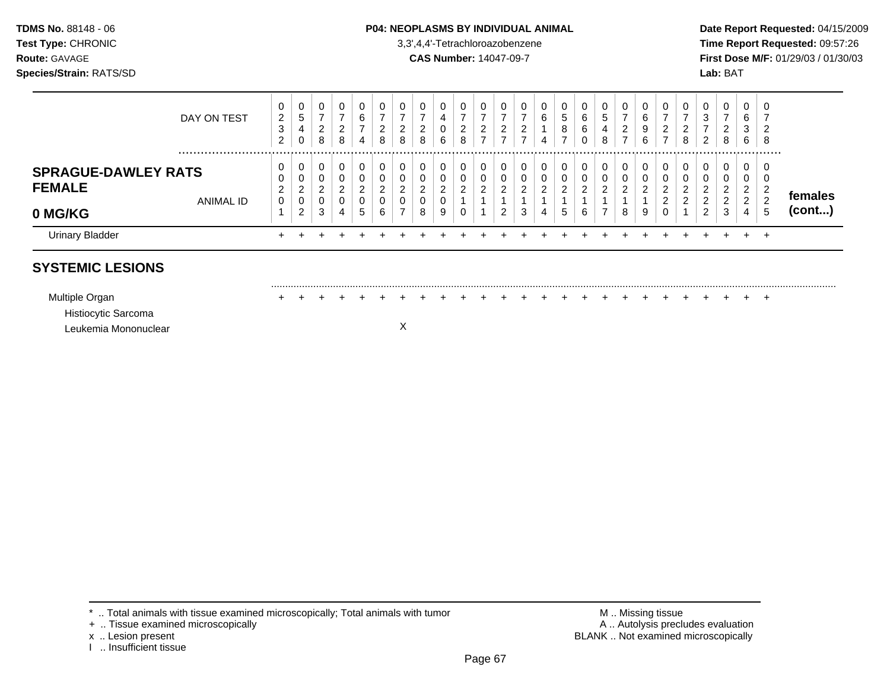**TDMS No.** 88148 - 06
**Test Type:** CHRONIC
**Route:** GAVAGE
**Species/Strain:** RATS/SD

**P04: NEOPLASMS BY INDIVIDUAL ANIMAL**
3,3',4,4'-Tetrachloroazobenzene
**CAS Number:** 14047-09-7

**Date Report Requested:** 04/15/2009
**Time Report Requested:** 09:57:26
**First Dose M/F:** 01/29/03 / 01/30/03
**Lab:** BAT

| DAY ON TEST | 0232 | 0540 | 0728 | 0728 | 0674 | 0728 | 0728 | 0728 | 0406 | 0728 | 0727 | 0727 | 0727 | 0614 | 0587 | 0660 | 0548 | 0727 | 0696 | 0727 | 0728 | 0372 | 0728 | 0636 | 0728 | |
|---|---|---|---|---|---|---|---|---|---|---|---|---|---|---|---|---|---|---|---|---|---|---|---|---|---|---|
| **SPRAGUE-DAWLEY RATS FEMALE 0 MG/KG** — ANIMAL ID | 00201 | 00202 | 00203 | 00204 | 00205 | 00206 | 00207 | 00208 | 00209 | 00210 | 00211 | 00212 | 00213 | 00214 | 00215 | 00216 | 00217 | 00218 | 00219 | 00220 | 00221 | 00222 | 00223 | 00224 | 00225 | **females (cont...)** |
| Urinary Bladder | + | + | + | + | + | + | + | + | + | + | + | + | + | + | + | + | + | + | + | + | + | + | + | + | + | |
| **SYSTEMIC LESIONS** | | | | | | | | | | | | | | | | | | | | | | | | | | |
| Multiple Organ | + | + | + | + | + | + | + | + | + | + | + | + | + | + | + | + | + | + | + | + | + | + | + | + | + | |
| Histiocytic Sarcoma | | | | | | | | | | | | | | | | | | | | | | | | | | |
| Leukemia Mononuclear | | | | | | | X | | | | | | | | | | | | | | | | | | | |

\* .. Total animals with tissue examined microscopically; Total animals with tumor
+ .. Tissue examined microscopically
x .. Lesion present
I .. Insufficient tissue

M .. Missing tissue
A .. Autolysis precludes evaluation
BLANK .. Not examined microscopically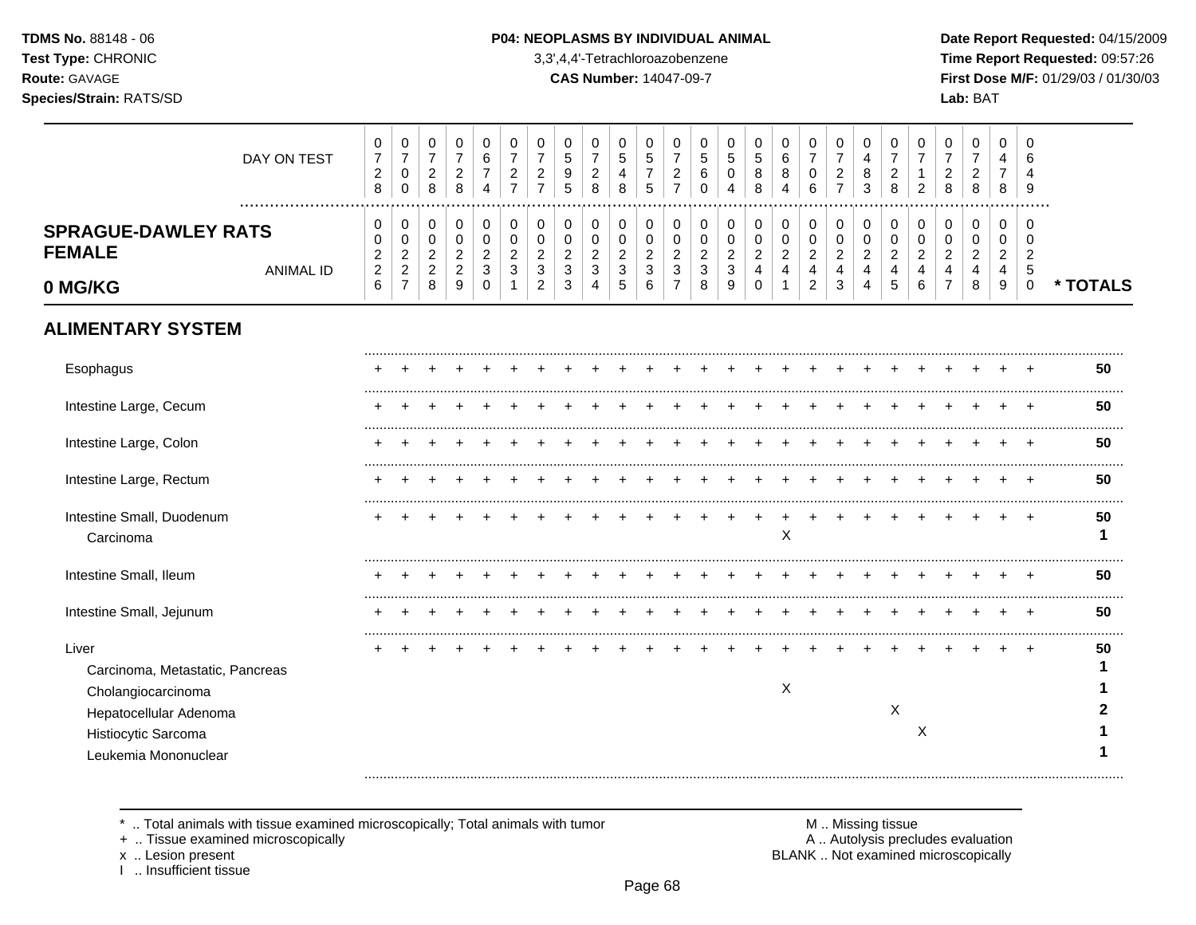## SPRAGUE-DAWLEY RATS FEMALE 0 MG/KG

| DAY ON TEST | 728 | 700 | 728 | 728 | 674 | 727 | 727 | 595 | 728 | 548 | 575 | 727 | 560 | 504 | 588 | 684 | 706 | 727 | 483 | 728 | 712 | 728 | 728 | 478 | 649 | |
|---|---|---|---|---|---|---|---|---|---|---|---|---|---|---|---|---|---|---|---|---|---|---|---|---|---|---|
| **ANIMAL ID** | 0226 | 0227 | 0228 | 0229 | 0230 | 0231 | 0232 | 0233 | 0234 | 0235 | 0236 | 0237 | 0238 | 0239 | 0240 | 0241 | 0242 | 0243 | 0244 | 0245 | 0246 | 0247 | 0248 | 0249 | 0250 | *** TOTALS** |
| **ALIMENTARY SYSTEM** | | | | | | | | | | | | | | | | | | | | | | | | | | |
| Esophagus | + | + | + | + | + | + | + | + | + | + | + | + | + | + | + | + | + | + | + | + | + | + | + | + | + | 50 |
| Intestine Large, Cecum | + | + | + | + | + | + | + | + | + | + | + | + | + | + | + | + | + | + | + | + | + | + | + | + | + | 50 |
| Intestine Large, Colon | + | + | + | + | + | + | + | + | + | + | + | + | + | + | + | + | + | + | + | + | + | + | + | + | + | 50 |
| Intestine Large, Rectum | + | + | + | + | + | + | + | + | + | + | + | + | + | + | + | + | + | + | + | + | + | + | + | + | + | 50 |
| Intestine Small, Duodenum | + | + | + | + | + | + | + | + | + | + | + | + | + | + | + | + | + | + | + | + | + | + | + | + | + | 50 |
| Carcinoma | | | | | | | | | | | | | | | | X | | | | | | | | | | 1 |
| Intestine Small, Ileum | + | + | + | + | + | + | + | + | + | + | + | + | + | + | + | + | + | + | + | + | + | + | + | + | + | 50 |
| Intestine Small, Jejunum | + | + | + | + | + | + | + | + | + | + | + | + | + | + | + | + | + | + | + | + | + | + | + | + | + | 50 |
| Liver | + | + | + | + | + | + | + | + | + | + | + | + | + | + | + | + | + | + | + | + | + | + | + | + | + | 50 |
| Carcinoma, Metastatic, Pancreas | | | | | | | | | | | | | | | | | | | | | | | | | | 1 |
| Cholangiocarcinoma | | | | | | | | | | | | | | | | X | | | | | | | | | | 1 |
| Hepatocellular Adenoma | | | | | | | | | | | | | | | | | | | | X | | | | | | 2 |
| Histiocytic Sarcoma | | | | | | | | | | | | | | | | | | | | | X | | | | | 1 |
| Leukemia Mononuclear | | | | | | | | | | | | | | | | | | | | | | | | | | 1 |

\* .. Total animals with tissue examined microscopically; Total animals with tumor
\+ .. Tissue examined microscopically
x .. Lesion present
I .. Insufficient tissue

M .. Missing tissue
A .. Autolysis precludes evaluation
BLANK .. Not examined microscopically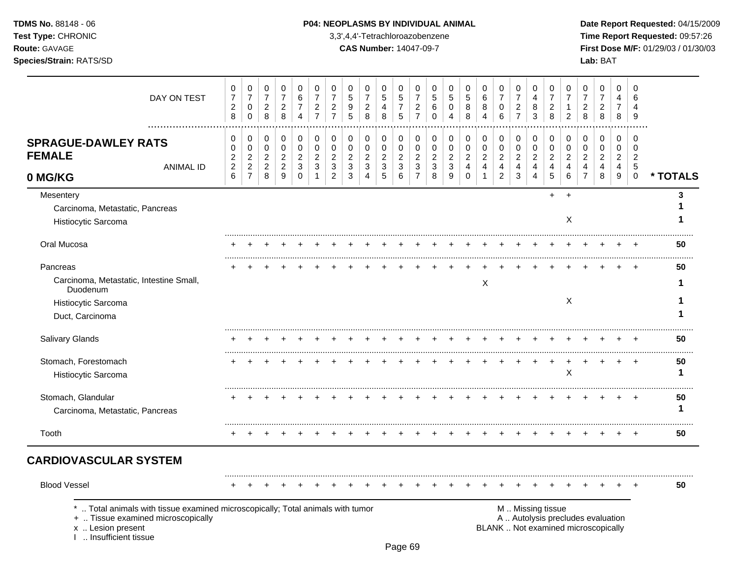**TDMS No.** 88148 - 06
**Test Type:** CHRONIC
**Route:** GAVAGE
**Species/Strain:** RATS/SD

**P04: NEOPLASMS BY INDIVIDUAL ANIMAL**
3,3',4,4'-Tetrachloroazobenzene
**CAS Number:** 14047-09-7

**Date Report Requested:** 04/15/2009
**Time Report Requested:** 09:57:26
**First Dose M/F:** 01/29/03 / 01/30/03
**Lab:** BAT

| DAY ON TEST | 0728 | 0700 | 0728 | 0728 | 0674 | 0727 | 0727 | 0595 | 0728 | 0548 | 0575 | 0727 | 0560 | 0504 | 0588 | 0684 | 0706 | 0727 | 0483 | 0728 | 0712 | 0728 | 0728 | 0478 | 0649 | |
|---|---|---|---|---|---|---|---|---|---|---|---|---|---|---|---|---|---|---|---|---|---|---|---|---|---|---|
| **SPRAGUE-DAWLEY RATS FEMALE 0 MG/KG** — ANIMAL ID | 0022 6 | 0022 7 | 0022 8 | 0022 9 | 0023 0 | 0023 1 | 0023 2 | 0023 3 | 0023 4 | 0023 5 | 0023 6 | 0023 7 | 0023 8 | 0023 9 | 0024 0 | 0024 1 | 0024 2 | 0024 3 | 0024 4 | 0024 5 | 0024 6 | 0024 7 | 0024 8 | 0024 9 | 0025 0 | **\* TOTALS** |
| Mesentery | | | | | | | | | | | | | | | | | | | | + | + | | | | | 3 |
| Carcinoma, Metastatic, Pancreas | | | | | | | | | | | | | | | | | | | | | | | | | | 1 |
| Histiocytic Sarcoma | | | | | | | | | | | | | | | | | | | | | X | | | | | 1 |
| Oral Mucosa | + | + | + | + | + | + | + | + | + | + | + | + | + | + | + | + | + | + | + | + | + | + | + | + | + | 50 |
| Pancreas | + | + | + | + | + | + | + | + | + | + | + | + | + | + | + | + | + | + | + | + | + | + | + | + | + | 50 |
| Carcinoma, Metastatic, Intestine Small, Duodenum | | | | | | | | | | | | | | | | X | | | | | | | | | | 1 |
| Histiocytic Sarcoma | | | | | | | | | | | | | | | | | | | | | X | | | | | 1 |
| Duct, Carcinoma | | | | | | | | | | | | | | | | | | | | | | | | | | 1 |
| Salivary Glands | + | + | + | + | + | + | + | + | + | + | + | + | + | + | + | + | + | + | + | + | + | + | + | + | + | 50 |
| Stomach, Forestomach | + | + | + | + | + | + | + | + | + | + | + | + | + | + | + | + | + | + | + | + | + | + | + | + | + | 50 |
| Histiocytic Sarcoma | | | | | | | | | | | | | | | | | | | | | X | | | | | 1 |
| Stomach, Glandular | + | + | + | + | + | + | + | + | + | + | + | + | + | + | + | + | + | + | + | + | + | + | + | + | + | 50 |
| Carcinoma, Metastatic, Pancreas | | | | | | | | | | | | | | | | | | | | | | | | | | 1 |
| Tooth | + | + | + | + | + | + | + | + | + | + | + | + | + | + | + | + | + | + | + | + | + | + | + | + | + | 50 |
| **CARDIOVASCULAR SYSTEM** | | | | | | | | | | | | | | | | | | | | | | | | | | |
| Blood Vessel | + | + | + | + | + | + | + | + | + | + | + | + | + | + | + | + | + | + | + | + | + | + | + | + | + | 50 |

\* .. Total animals with tissue examined microscopically; Total animals with tumor
\+ .. Tissue examined microscopically
x .. Lesion present
I .. Insufficient tissue

M .. Missing tissue
A .. Autolysis precludes evaluation
BLANK .. Not examined microscopically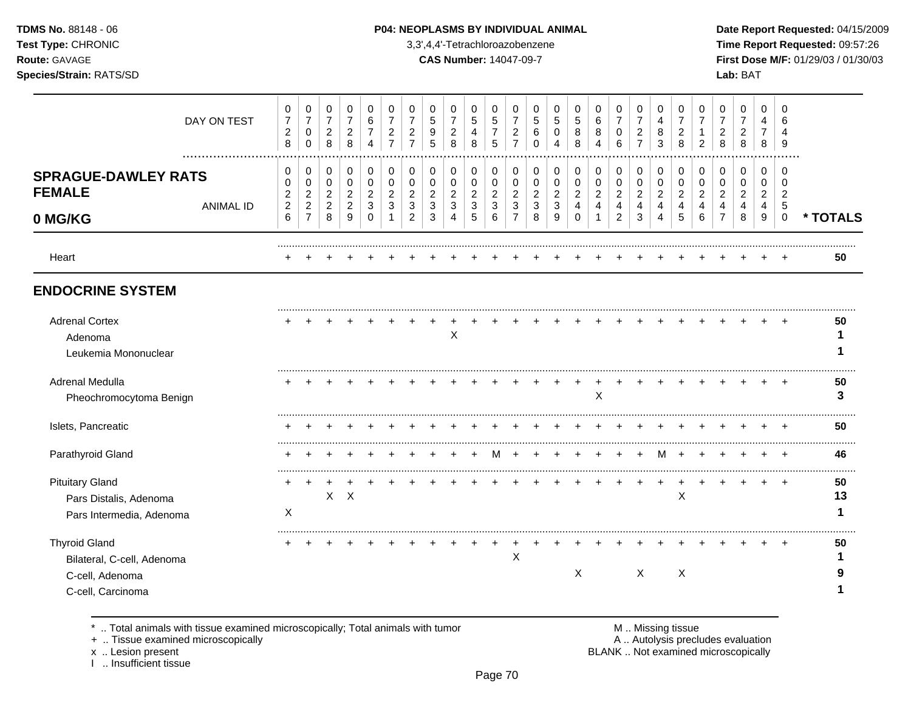# SPRAGUE-DAWLEY RATS FEMALE 0 MG/KG

| | 0226 | 0227 | 0228 | 0229 | 0230 | 0231 | 0232 | 0233 | 0234 | 0235 | 0236 | 0237 | 0238 | 0239 | 0240 | 0241 | 0242 | 0243 | 0244 | 0245 | 0246 | 0247 | 0248 | 0249 | 0250 | * TOTALS |
|---|---|---|---|---|---|---|---|---|---|---|---|---|---|---|---|---|---|---|---|---|---|---|---|---|---|---|
| DAY ON TEST | 0728 | 0700 | 0728 | 0728 | 0674 | 0727 | 0727 | 0595 | 0728 | 0548 | 0575 | 0727 | 0560 | 0504 | 0588 | 0684 | 0706 | 0727 | 0483 | 0728 | 0712 | 0728 | 0728 | 0478 | 0649 | |
| Heart | + | + | + | + | + | + | + | + | + | + | + | + | + | + | + | + | + | + | + | + | + | + | + | + | + | 50 |
| **ENDOCRINE SYSTEM** | | | | | | | | | | | | | | | | | | | | | | | | | | |
| Adrenal Cortex | + | + | + | + | + | + | + | + | + | + | + | + | + | + | + | + | + | + | + | + | + | + | + | + | + | 50 |
| Adenoma | | | | | | | | | X | | | | | | | | | | | | | | | | | 1 |
| Leukemia Mononuclear | | | | | | | | | | | | | | | | | | | | | | | | | | 1 |
| Adrenal Medulla | + | + | + | + | + | + | + | + | + | + | + | + | + | + | + | + | + | + | + | + | + | + | + | + | + | 50 |
| Pheochromocytoma Benign | | | | | | | | | | | | | | | | X | | | | | | | | | | 3 |
| Islets, Pancreatic | + | + | + | + | + | + | + | + | + | + | + | + | + | + | + | + | + | + | + | + | + | + | + | + | + | 50 |
| Parathyroid Gland | + | + | + | + | + | + | + | + | + | + | M | + | + | + | + | + | + | + | M | + | + | + | + | + | + | 46 |
| Pituitary Gland | + | + | + | + | + | + | + | + | + | + | + | + | + | + | + | + | + | + | + | + | + | + | + | + | + | 50 |
| Pars Distalis, Adenoma | | | X | X | | | | | | | | | | | | | | | | X | | | | | | 13 |
| Pars Intermedia, Adenoma | X | | | | | | | | | | | | | | | | | | | | | | | | | 1 |
| Thyroid Gland | + | + | + | + | + | + | + | + | + | + | + | + | + | + | + | + | + | + | + | + | + | + | + | + | + | 50 |
| Bilateral, C-cell, Adenoma | | | | | | | | | | | | X | | | | | | | | | | | | | | 1 |
| C-cell, Adenoma | | | | | | | | | | | | | | | X | | | X | | X | | | | | | 9 |
| C-cell, Carcinoma | | | | | | | | | | | | | | | | | | | | | | | | | | 1 |

\* .. Total animals with tissue examined microscopically; Total animals with tumor
\+ .. Tissue examined microscopically
x .. Lesion present
I .. Insufficient tissue

M .. Missing tissue
A .. Autolysis precludes evaluation
BLANK .. Not examined microscopically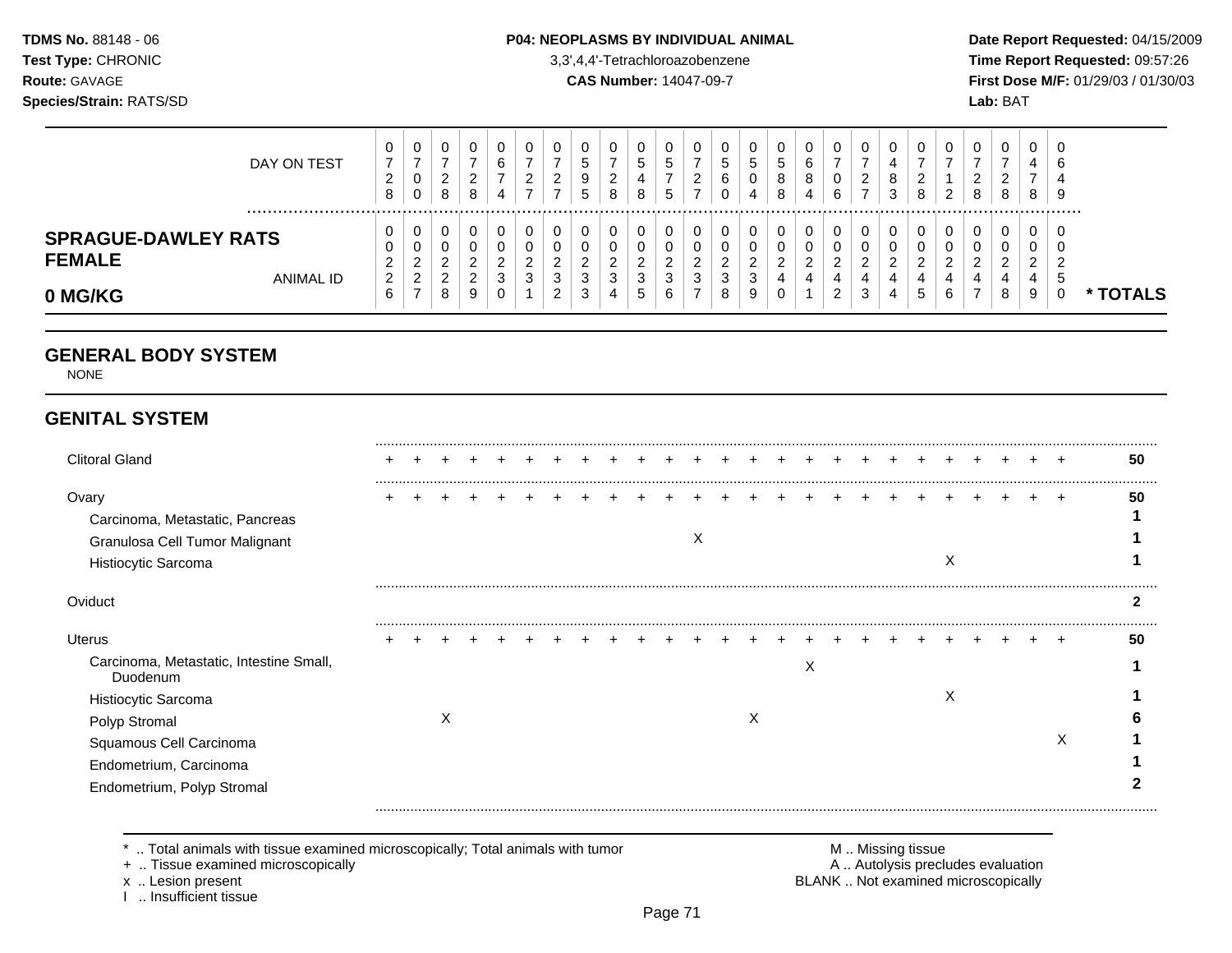**TDMS No.** 88148 - 06
**Test Type:** CHRONIC
**Route:** GAVAGE
**Species/Strain:** RATS/SD

**P04: NEOPLASMS BY INDIVIDUAL ANIMAL**
3,3',4,4'-Tetrachloroazobenzene
**CAS Number:** 14047-09-7

**Date Report Requested:** 04/15/2009
**Time Report Requested:** 09:57:26
**First Dose M/F:** 01/29/03 / 01/30/03
**Lab:** BAT

| DAY ON TEST | 0728 | 0700 | 0728 | 0728 | 0674 | 0727 | 0727 | 0595 | 0728 | 0548 | 0575 | 0727 | 0560 | 0504 | 0588 | 0684 | 0706 | 0727 | 0483 | 0728 | 0712 | 0728 | 0728 | 0478 | 0649 | |
|---|---|---|---|---|---|---|---|---|---|---|---|---|---|---|---|---|---|---|---|---|---|---|---|---|---|---|
| **SPRAGUE-DAWLEY RATS FEMALE 0 MG/KG** ANIMAL ID | 00226 | 00227 | 00228 | 00229 | 00230 | 00231 | 00232 | 00233 | 00234 | 00235 | 00236 | 00237 | 00238 | 00239 | 00240 | 00241 | 00242 | 00243 | 00244 | 00245 | 00246 | 00247 | 00248 | 00249 | 00250 | *** TOTALS** |
| **GENERAL BODY SYSTEM** | | | | | | | | | | | | | | | | | | | | | | | | | | |
| NONE | | | | | | | | | | | | | | | | | | | | | | | | | | |
| **GENITAL SYSTEM** | | | | | | | | | | | | | | | | | | | | | | | | | | |
| Clitoral Gland | + | + | + | + | + | + | + | + | + | + | + | + | + | + | + | + | + | + | + | + | + | + | + | + | + | **50** |
| Ovary | + | + | + | + | + | + | + | + | + | + | + | + | + | + | + | + | + | + | + | + | + | + | + | + | + | **50** |
| Carcinoma, Metastatic, Pancreas | | | | | | | | | | | | | | | | | | | | | | | | | | **1** |
| Granulosa Cell Tumor Malignant | | | | | | | | | | | | X | | | | | | | | | | | | | | **1** |
| Histiocytic Sarcoma | | | | | | | | | | | | | | | | | | | | | X | | | | | **1** |
| Oviduct | | | | | | | | | | | | | | | | | | | | | | | | | | **2** |
| Uterus | + | + | + | + | + | + | + | + | + | + | + | + | + | + | + | + | + | + | + | + | + | + | + | + | + | **50** |
| Carcinoma, Metastatic, Intestine Small, Duodenum | | | | | | | | | | | | | | | | X | | | | | | | | | | **1** |
| Histiocytic Sarcoma | | | | | | | | | | | | | | | | | | | | | X | | | | | **1** |
| Polyp Stromal | | | X | | | | | | | | | | | X | | | | | | | | | | | | **6** |
| Squamous Cell Carcinoma | | | | | | | | | | | | | | | | | | | | | | | | | X | **1** |
| Endometrium, Carcinoma | | | | | | | | | | | | | | | | | | | | | | | | | | **1** |
| Endometrium, Polyp Stromal | | | | | | | | | | | | | | | | | | | | | | | | | | **2** |

\* .. Total animals with tissue examined microscopically; Total animals with tumor
\+ .. Tissue examined microscopically
x .. Lesion present
I .. Insufficient tissue

M .. Missing tissue
A .. Autolysis precludes evaluation
BLANK .. Not examined microscopically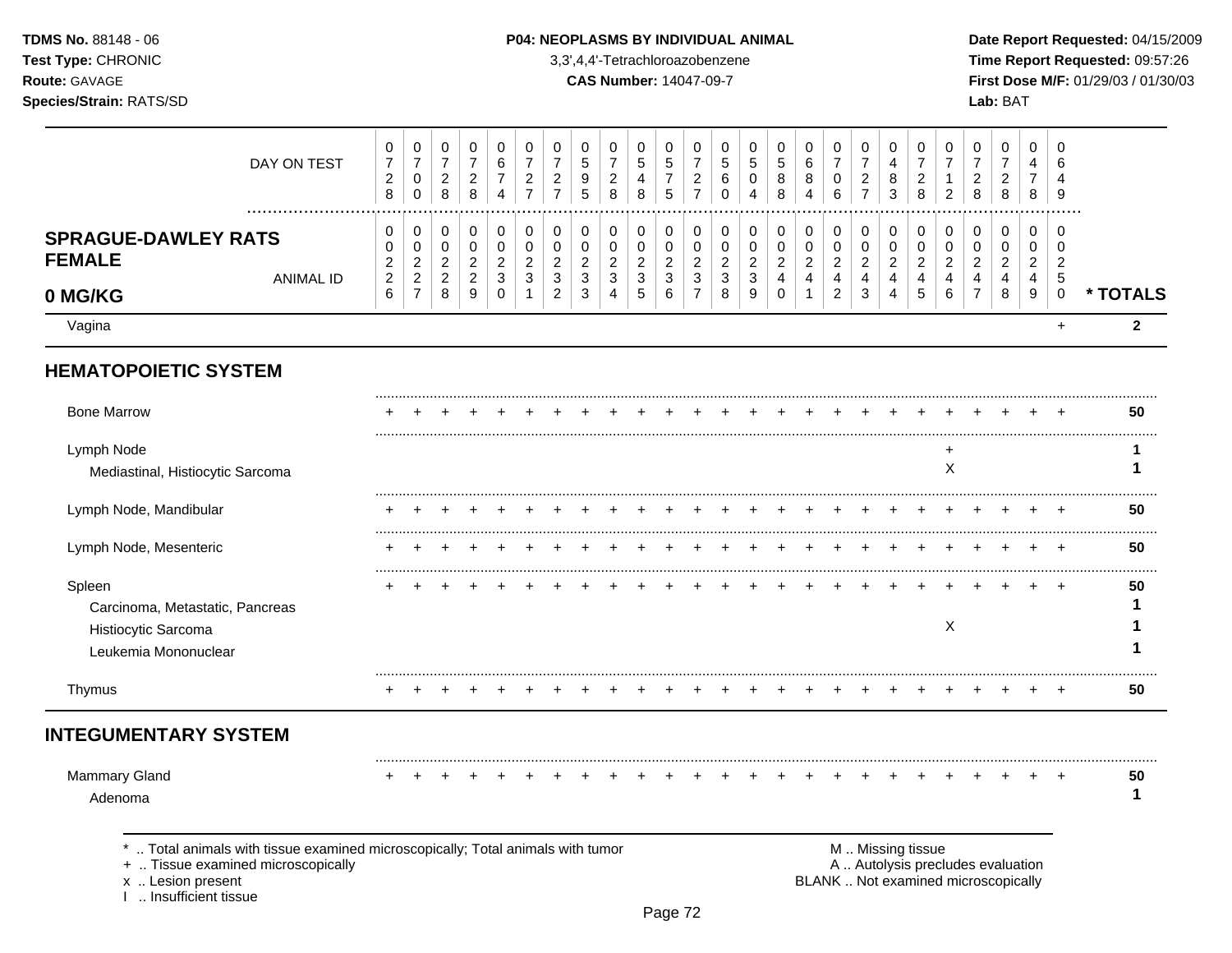**TDMS No.** 88148 - 06
**Test Type:** CHRONIC
**Route:** GAVAGE
**Species/Strain:** RATS/SD

**P04: NEOPLASMS BY INDIVIDUAL ANIMAL**
3,3',4,4'-Tetrachloroazobenzene
**CAS Number:** 14047-09-7

**Date Report Requested:** 04/15/2009
**Time Report Requested:** 09:57:26
**First Dose M/F:** 01/29/03 / 01/30/03
**Lab:** BAT

| DAY ON TEST | 0728 | 0700 | 0728 | 0728 | 0674 | 0727 | 0727 | 0595 | 0728 | 0548 | 0575 | 0727 | 0560 | 0504 | 0588 | 0684 | 0706 | 0727 | 0483 | 0728 | 0712 | 0728 | 0728 | 0478 | 0649 | |
|---|---|---|---|---|---|---|---|---|---|---|---|---|---|---|---|---|---|---|---|---|---|---|---|---|---|---|
| **SPRAGUE-DAWLEY RATS FEMALE 0 MG/KG** ANIMAL ID | 00226 | 00227 | 00228 | 00229 | 00230 | 00231 | 00232 | 00233 | 00234 | 00235 | 00236 | 00237 | 00238 | 00239 | 00240 | 00241 | 00242 | 00243 | 00244 | 00245 | 00246 | 00247 | 00248 | 00249 | 00250 | *** TOTALS** |
| Vagina | | | | | | | | | | | | | | | | | | | | | | | | | + | **2** |
| **HEMATOPOIETIC SYSTEM** | | | | | | | | | | | | | | | | | | | | | | | | | | |
| Bone Marrow | + | + | + | + | + | + | + | + | + | + | + | + | + | + | + | + | + | + | + | + | + | + | + | + | + | **50** |
| Lymph Node | | | | | | | | | | | | | | | | | | | | | + | | | | | **1** |
| Mediastinal, Histiocytic Sarcoma | | | | | | | | | | | | | | | | | | | | | X | | | | | **1** |
| Lymph Node, Mandibular | + | + | + | + | + | + | + | + | + | + | + | + | + | + | + | + | + | + | + | + | + | + | + | + | + | **50** |
| Lymph Node, Mesenteric | + | + | + | + | + | + | + | + | + | + | + | + | + | + | + | + | + | + | + | + | + | + | + | + | + | **50** |
| Spleen | + | + | + | + | + | + | + | + | + | + | + | + | + | + | + | + | + | + | + | + | + | + | + | + | + | **50** |
| Carcinoma, Metastatic, Pancreas | | | | | | | | | | | | | | | | | | | | | | | | | | **1** |
| Histiocytic Sarcoma | | | | | | | | | | | | | | | | | | | | | X | | | | | **1** |
| Leukemia Mononuclear | | | | | | | | | | | | | | | | | | | | | | | | | | **1** |
| Thymus | + | + | + | + | + | + | + | + | + | + | + | + | + | + | + | + | + | + | + | + | + | + | + | + | + | **50** |
| **INTEGUMENTARY SYSTEM** | | | | | | | | | | | | | | | | | | | | | | | | | | |
| Mammary Gland | + | + | + | + | + | + | + | + | + | + | + | + | + | + | + | + | + | + | + | + | + | + | + | + | + | **50** |
| Adenoma | | | | | | | | | | | | | | | | | | | | | | | | | | **1** |

\* .. Total animals with tissue examined microscopically; Total animals with tumor
\+ .. Tissue examined microscopically
x .. Lesion present
I .. Insufficient tissue

M .. Missing tissue
A .. Autolysis precludes evaluation
BLANK .. Not examined microscopically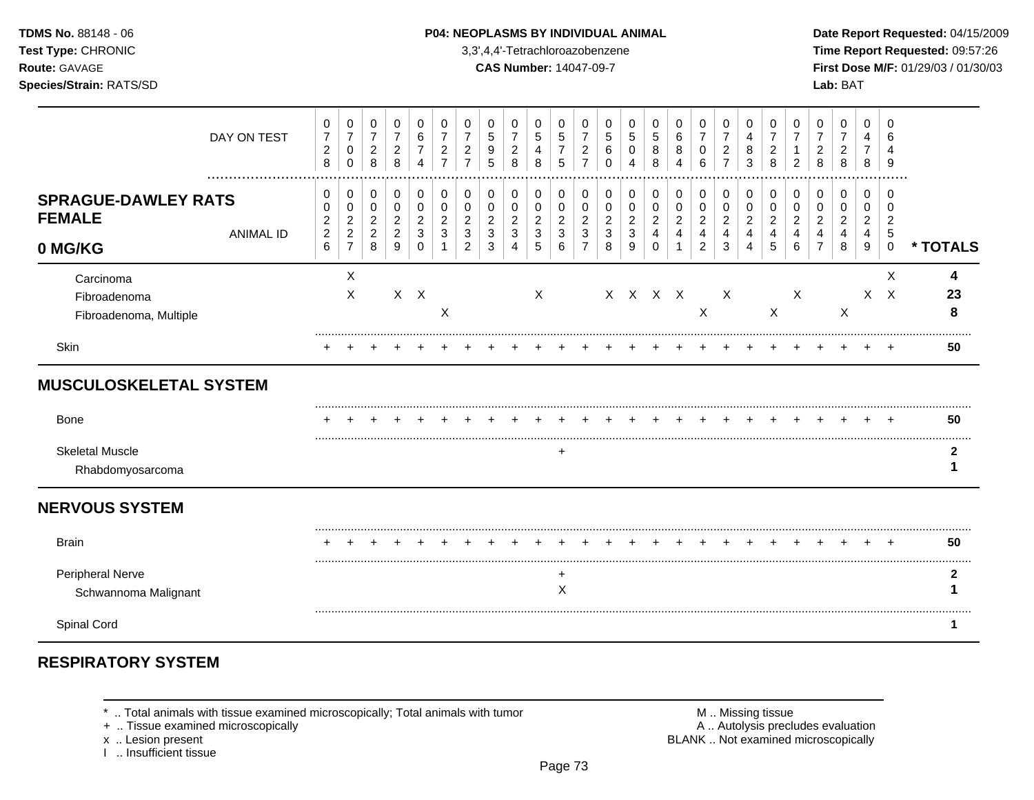| | 0226 | 0227 | 0228 | 0229 | 0230 | 0231 | 0232 | 0233 | 0234 | 0235 | 0236 | 0237 | 0238 | 0239 | 0240 | 0241 | 0242 | 0243 | 0244 | 0245 | 0246 | 0247 | 0248 | 0249 | 0250 | * TOTALS |
|---|---|---|---|---|---|---|---|---|---|---|---|---|---|---|---|---|---|---|---|---|---|---|---|---|---|---|
| DAY ON TEST | 0728 | 0700 | 0728 | 0728 | 0674 | 0727 | 0727 | 0595 | 0728 | 0548 | 0575 | 0727 | 0560 | 0504 | 0588 | 0684 | 0706 | 0727 | 0483 | 0728 | 0712 | 0728 | 0728 | 0478 | 0649 | |
| **SPRAGUE-DAWLEY RATS FEMALE 0 MG/KG** (ANIMAL ID) | | | | | | | | | | | | | | | | | | | | | | | | | | |
| Carcinoma | | X | | | | | | | | | | | | | | | | | | | | | | | X | 4 |
| Fibroadenoma | | X | | X | X | | | | | X | | | X | X | X | X | | X | | | X | | | X | X | 23 |
| Fibroadenoma, Multiple | | | | | | X | | | | | | | | | | | X | | | X | | | X | | | 8 |
| Skin | + | + | + | + | + | + | + | + | + | + | + | + | + | + | + | + | + | + | + | + | + | + | + | + | + | 50 |
| **MUSCULOSKELETAL SYSTEM** | | | | | | | | | | | | | | | | | | | | | | | | | | |
| Bone | + | + | + | + | + | + | + | + | + | + | + | + | + | + | + | + | + | + | + | + | + | + | + | + | + | 50 |
| Skeletal Muscle | | | | | | | | | | | + | | | | | | | | | | | | | | | 2 |
| Rhabdomyosarcoma | | | | | | | | | | | | | | | | | | | | | | | | | | 1 |
| **NERVOUS SYSTEM** | | | | | | | | | | | | | | | | | | | | | | | | | | |
| Brain | + | + | + | + | + | + | + | + | + | + | + | + | + | + | + | + | + | + | + | + | + | + | + | + | + | 50 |
| Peripheral Nerve | | | | | | | | | | | + | | | | | | | | | | | | | | | 2 |
| Schwannoma Malignant | | | | | | | | | | | X | | | | | | | | | | | | | | | 1 |
| Spinal Cord | | | | | | | | | | | | | | | | | | | | | | | | | | 1 |

## RESPIRATORY SYSTEM

\* .. Total animals with tissue examined microscopically; Total animals with tumor
+ .. Tissue examined microscopically
x .. Lesion present
I .. Insufficient tissue

M .. Missing tissue
A .. Autolysis precludes evaluation
BLANK .. Not examined microscopically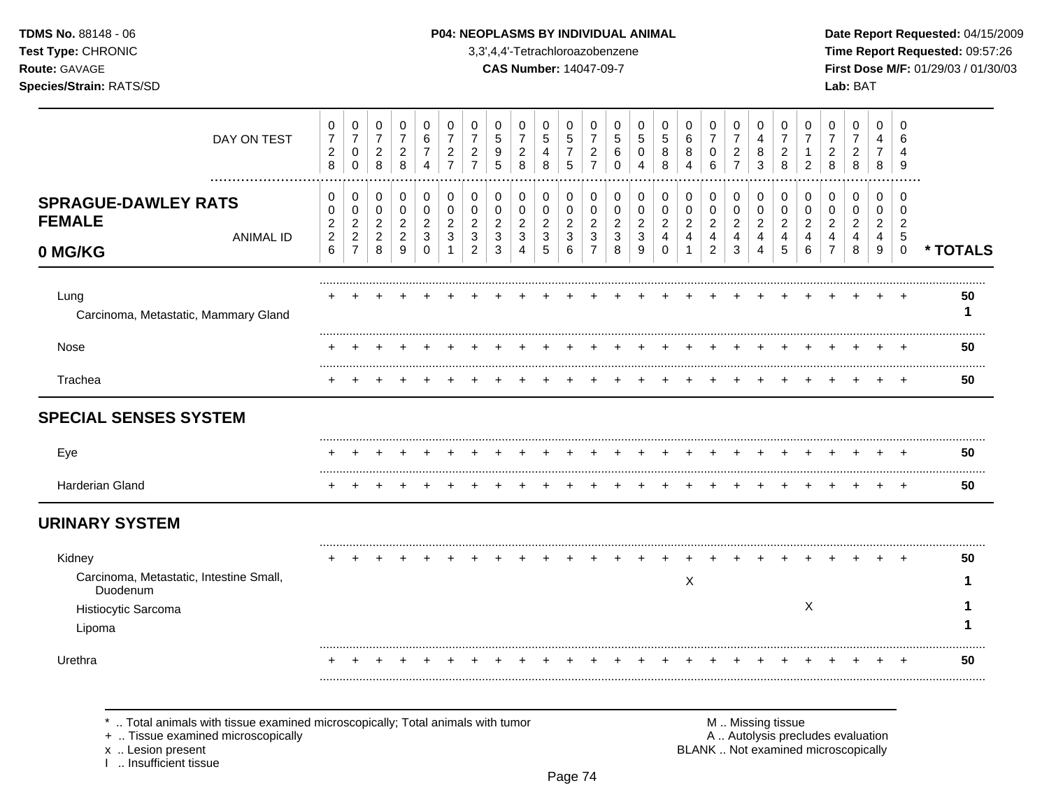**TDMS No.** 88148 - 06
**Test Type:** CHRONIC
**Route:** GAVAGE
**Species/Strain:** RATS/SD

**P04: NEOPLASMS BY INDIVIDUAL ANIMAL**
3,3',4,4'-Tetrachloroazobenzene
**CAS Number:** 14047-09-7

**Date Report Requested:** 04/15/2009
**Time Report Requested:** 09:57:26
**First Dose M/F:** 01/29/03 / 01/30/03
**Lab:** BAT

## SPRAGUE-DAWLEY RATS FEMALE 0 MG/KG

| ANIMAL ID | 0226 | 0227 | 0228 | 0229 | 0230 | 0231 | 0232 | 0233 | 0234 | 0235 | 0236 | 0237 | 0238 | 0239 | 0240 | 0241 | 0242 | 0243 | 0244 | 0245 | 0246 | 0247 | 0248 | 0249 | 0250 | * TOTALS |
|---|---|---|---|---|---|---|---|---|---|---|---|---|---|---|---|---|---|---|---|---|---|---|---|---|---|---|
| DAY ON TEST | 0728 | 0700 | 0728 | 0728 | 0674 | 0727 | 0727 | 0595 | 0728 | 0548 | 0575 | 0727 | 0560 | 0504 | 0588 | 0684 | 0706 | 0727 | 0483 | 0728 | 0712 | 0728 | 0728 | 0478 | 0649 | |
| Lung | + | + | + | + | + | + | + | + | + | + | + | + | + | + | + | + | + | + | + | + | + | + | + | + | + | 50 |
| Carcinoma, Metastatic, Mammary Gland | | | | | | | | | | | | | | | | | | | | | | | | | | 1 |
| Nose | + | + | + | + | + | + | + | + | + | + | + | + | + | + | + | + | + | + | + | + | + | + | + | + | + | 50 |
| Trachea | + | + | + | + | + | + | + | + | + | + | + | + | + | + | + | + | + | + | + | + | + | + | + | + | + | 50 |
| **SPECIAL SENSES SYSTEM** | | | | | | | | | | | | | | | | | | | | | | | | | | |
| Eye | + | + | + | + | + | + | + | + | + | + | + | + | + | + | + | + | + | + | + | + | + | + | + | + | + | 50 |
| Harderian Gland | + | + | + | + | + | + | + | + | + | + | + | + | + | + | + | + | + | + | + | + | + | + | + | + | + | 50 |
| **URINARY SYSTEM** | | | | | | | | | | | | | | | | | | | | | | | | | | |
| Kidney | + | + | + | + | + | + | + | + | + | + | + | + | + | + | + | + | + | + | + | + | + | + | + | + | + | 50 |
| Carcinoma, Metastatic, Intestine Small, Duodenum | | | | | | | | | | | | | | | | X | | | | | | | | | | 1 |
| Histiocytic Sarcoma | | | | | | | | | | | | | | | | | | | | | X | | | | | 1 |
| Lipoma | | | | | | | | | | | | | | | | | | | | | | | | | | 1 |
| Urethra | + | + | + | + | + | + | + | + | + | + | + | + | + | + | + | + | + | + | + | + | + | + | + | + | + | 50 |

\* .. Total animals with tissue examined microscopically; Total animals with tumor
\+ .. Tissue examined microscopically
x .. Lesion present
I .. Insufficient tissue

M .. Missing tissue
A .. Autolysis precludes evaluation
BLANK .. Not examined microscopically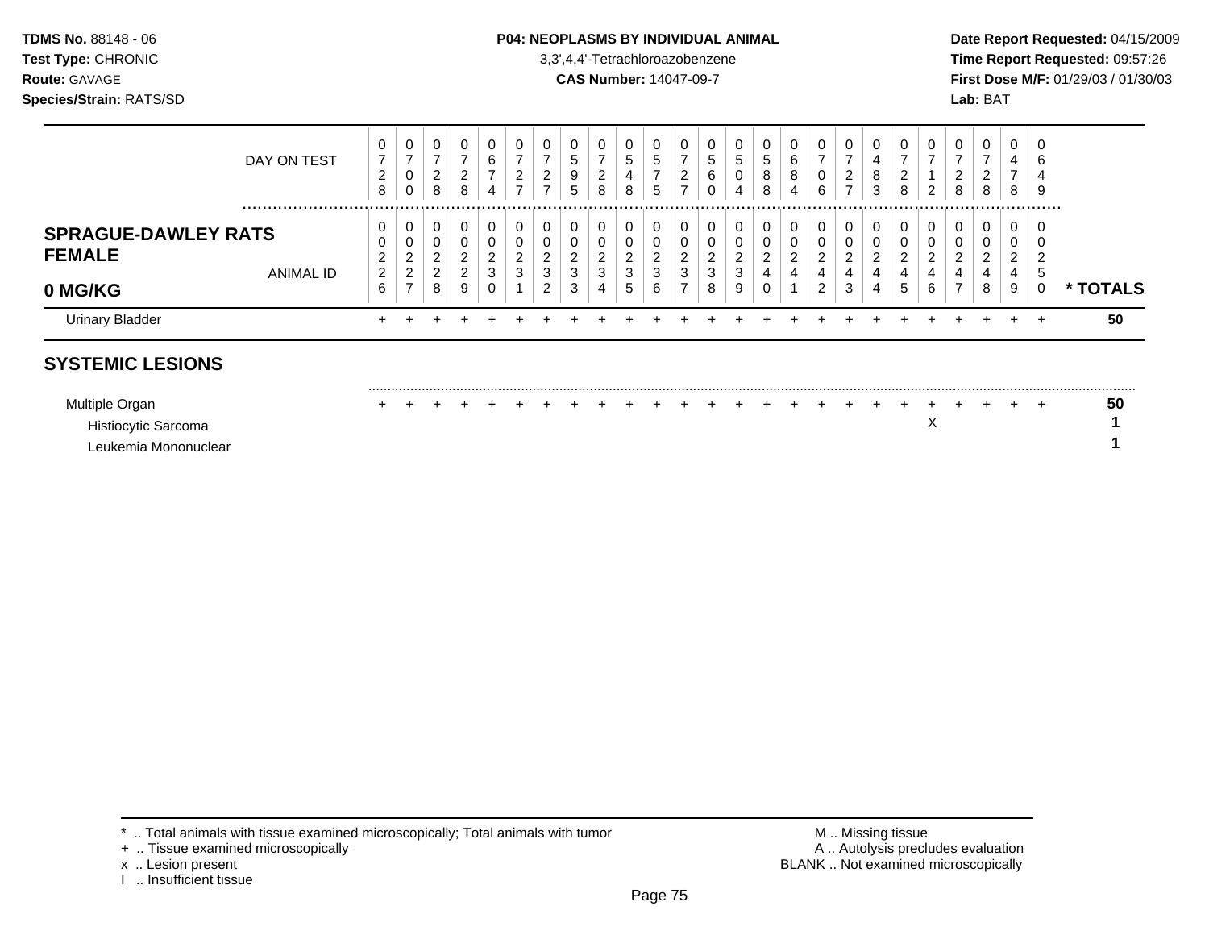## P04: NEOPLASMS BY INDIVIDUAL ANIMAL

3,3',4,4'-Tetrachloroazobenzene

**CAS Number:** 14047-09-7

| DAY ON TEST | 0728 | 0700 | 0728 | 0728 | 0674 | 0727 | 0727 | 0595 | 0728 | 0548 | 0575 | 0727 | 0560 | 0504 | 0588 | 0684 | 0706 | 0727 | 0483 | 0728 | 0712 | 0728 | 0728 | 0478 | 0649 | |
|---|---|---|---|---|---|---|---|---|---|---|---|---|---|---|---|---|---|---|---|---|---|---|---|---|---|---|
| **SPRAGUE-DAWLEY RATS FEMALE 0 MG/KG** ANIMAL ID | 0226 | 0227 | 0228 | 0229 | 0230 | 0231 | 0232 | 0233 | 0234 | 0235 | 0236 | 0237 | 0238 | 0239 | 0240 | 0241 | 0242 | 0243 | 0244 | 0245 | 0246 | 0247 | 0248 | 0249 | 0250 | *** TOTALS** |
| Urinary Bladder | + | + | + | + | + | + | + | + | + | + | + | + | + | + | + | + | + | + | + | + | + | + | + | + | + | **50** |
| **SYSTEMIC LESIONS** | | | | | | | | | | | | | | | | | | | | | | | | | | |
| Multiple Organ | + | + | + | + | + | + | + | + | + | + | + | + | + | + | + | + | + | + | + | + | + | + | + | + | + | **50** |
| Histiocytic Sarcoma | | | | | | | | | | | | | | | | | | | | | X | | | | | **1** |
| Leukemia Mononuclear | | | | | | | | | | | | | | | | | | | | | | | | | | **1** |

* .. Total animals with tissue examined microscopically; Total animals with tumor
+ .. Tissue examined microscopically
x .. Lesion present
I .. Insufficient tissue

M .. Missing tissue
A .. Autolysis precludes evaluation
BLANK .. Not examined microscopically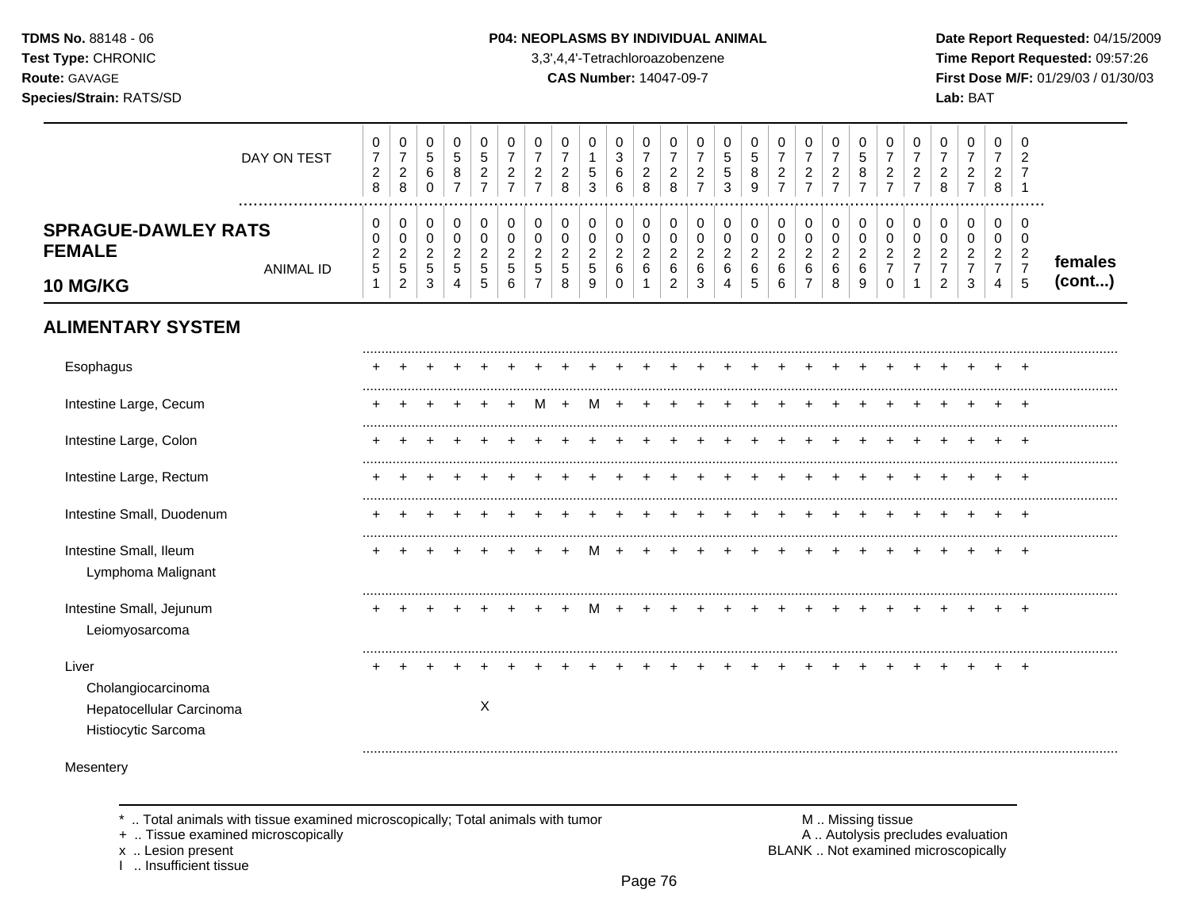**TDMS No.** 88148 - 06
**Test Type:** CHRONIC
**Route:** GAVAGE
**Species/Strain:** RATS/SD

**P04: NEOPLASMS BY INDIVIDUAL ANIMAL**
3,3',4,4'-Tetrachloroazobenzene
**CAS Number:** 14047-09-7

**Date Report Requested:** 04/15/2009
**Time Report Requested:** 09:57:26
**First Dose M/F:** 01/29/03 / 01/30/03
**Lab:** BAT

| DAY ON TEST | 0728 | 0728 | 0560 | 0587 | 0527 | 0727 | 0727 | 0728 | 0153 | 0366 | 0728 | 0728 | 0727 | 0553 | 0589 | 0727 | 0727 | 0727 | 0587 | 0727 | 0727 | 0728 | 0727 | 0728 | 0271 | |
|---|---|---|---|---|---|---|---|---|---|---|---|---|---|---|---|---|---|---|---|---|---|---|---|---|---|---|
| **SPRAGUE-DAWLEY RATS FEMALE 10 MG/KG** ANIMAL ID | 00251 | 00252 | 00253 | 00254 | 00255 | 00256 | 00257 | 00258 | 00259 | 00260 | 00261 | 00262 | 00263 | 00264 | 00265 | 00266 | 00267 | 00268 | 00269 | 00270 | 00271 | 00272 | 00273 | 00274 | 00275 | **females (cont...)** |
| **ALIMENTARY SYSTEM** | | | | | | | | | | | | | | | | | | | | | | | | | | |
| Esophagus | + | + | + | + | + | + | + | + | + | + | + | + | + | + | + | + | + | + | + | + | + | + | + | + | + | |
| Intestine Large, Cecum | + | + | + | + | + | + | M | + | M | + | + | + | + | + | + | + | + | + | + | + | + | + | + | + | + | |
| Intestine Large, Colon | + | + | + | + | + | + | + | + | + | + | + | + | + | + | + | + | + | + | + | + | + | + | + | + | + | |
| Intestine Large, Rectum | + | + | + | + | + | + | + | + | + | + | + | + | + | + | + | + | + | + | + | + | + | + | + | + | + | |
| Intestine Small, Duodenum | + | + | + | + | + | + | + | + | + | + | + | + | + | + | + | + | + | + | + | + | + | + | + | + | + | |
| Intestine Small, Ileum | + | + | + | + | + | + | + | + | M | + | + | + | + | + | + | + | + | + | + | + | + | + | + | + | + | |
| Lymphoma Malignant | | | | | | | | | | | | | | | | | | | | | | | | | | |
| Intestine Small, Jejunum | + | + | + | + | + | + | + | + | M | + | + | + | + | + | + | + | + | + | + | + | + | + | + | + | + | |
| Leiomyosarcoma | | | | | | | | | | | | | | | | | | | | | | | | | | |
| Liver | + | + | + | + | + | + | + | + | + | + | + | + | + | + | + | + | + | + | + | + | + | + | + | + | + | |
| Cholangiocarcinoma | | | | | | | | | | | | | | | | | | | | | | | | | | |
| Hepatocellular Carcinoma | | | | | X | | | | | | | | | | | | | | | | | | | | | |
| Histiocytic Sarcoma | | | | | | | | | | | | | | | | | | | | | | | | | | |
| Mesentery | | | | | | | | | | | | | | | | | | | | | | | | | | |

\* .. Total animals with tissue examined microscopically; Total animals with tumor
\+ .. Tissue examined microscopically
x .. Lesion present
I .. Insufficient tissue

M .. Missing tissue
A .. Autolysis precludes evaluation
BLANK .. Not examined microscopically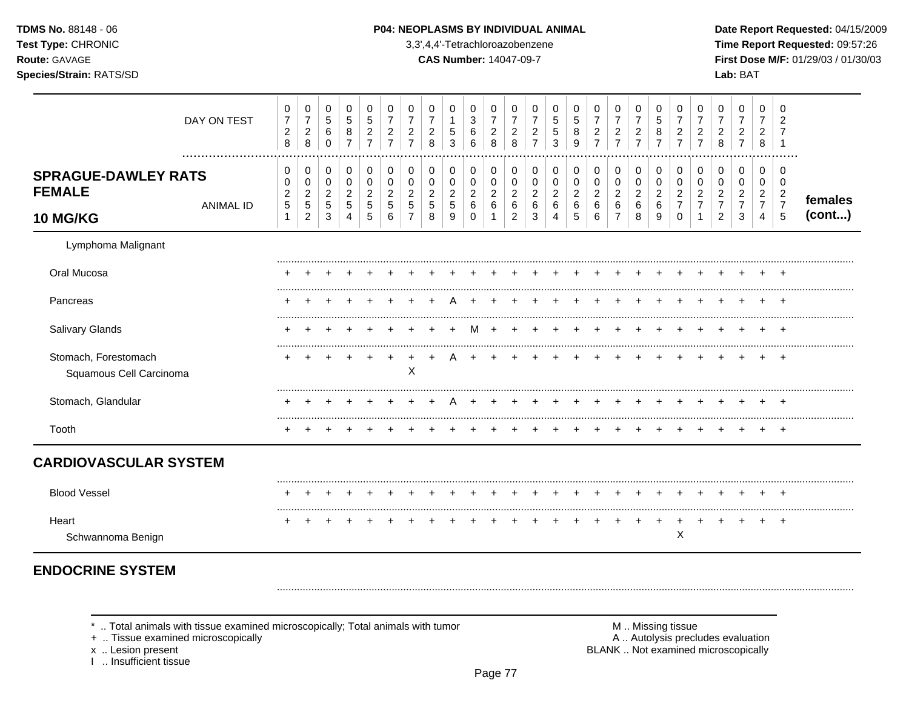**TDMS No.** 88148 - 06
**Test Type:** CHRONIC
**Route:** GAVAGE
**Species/Strain:** RATS/SD

**P04: NEOPLASMS BY INDIVIDUAL ANIMAL**
3,3',4,4'-Tetrachloroazobenzene
**CAS Number:** 14047-09-7

**Date Report Requested:** 04/15/2009
**Time Report Requested:** 09:57:26
**First Dose M/F:** 01/29/03 / 01/30/03
**Lab:** BAT

| SPRAGUE-DAWLEY RATS FEMALE 10 MG/KG | | | | | | | | | | | | | | | | | | | | | | | | | | |
|---|---|---|---|---|---|---|---|---|---|---|---|---|---|---|---|---|---|---|---|---|---|---|---|---|---|---|
| DAY ON TEST | 0728 | 0728 | 0560 | 0587 | 0527 | 0727 | 0727 | 0728 | 0153 | 0366 | 0728 | 0728 | 0727 | 0553 | 0589 | 0727 | 0727 | 0727 | 0587 | 0727 | 0727 | 0728 | 0727 | 0728 | 0271 | |
| ANIMAL ID | 00251 | 00252 | 00253 | 00254 | 00255 | 00256 | 00257 | 00258 | 00259 | 00260 | 00261 | 00262 | 00263 | 00264 | 00265 | 00266 | 00267 | 00268 | 00269 | 00270 | 00271 | 00272 | 00273 | 00274 | 00275 | females (cont...) |
| Lymphoma Malignant | | | | | | | | | | | | | | | | | | | | | | | | | | |
| Oral Mucosa | + | + | + | + | + | + | + | + | + | + | + | + | + | + | + | + | + | + | + | + | + | + | + | + | + | |
| Pancreas | + | + | + | + | + | + | + | + | A | + | + | + | + | + | + | + | + | + | + | + | + | + | + | + | + | |
| Salivary Glands | + | + | + | + | + | + | + | + | + | M | + | + | + | + | + | + | + | + | + | + | + | + | + | + | + | |
| Stomach, Forestomach | + | + | + | + | + | + | + | + | A | + | + | + | + | + | + | + | + | + | + | + | + | + | + | + | + | |
| Squamous Cell Carcinoma | | | | | | | X | | | | | | | | | | | | | | | | | | | |
| Stomach, Glandular | + | + | + | + | + | + | + | + | A | + | + | + | + | + | + | + | + | + | + | + | + | + | + | + | + | |
| Tooth | + | + | + | + | + | + | + | + | + | + | + | + | + | + | + | + | + | + | + | + | + | + | + | + | + | |
| **CARDIOVASCULAR SYSTEM** | | | | | | | | | | | | | | | | | | | | | | | | | | |
| Blood Vessel | + | + | + | + | + | + | + | + | + | + | + | + | + | + | + | + | + | + | + | + | + | + | + | + | + | |
| Heart | + | + | + | + | + | + | + | + | + | + | + | + | + | + | + | + | + | + | + | + | + | + | + | + | + | |
| Schwannoma Benign | | | | | | | | | | | | | | | | | | | | X | | | | | | |
| **ENDOCRINE SYSTEM** | | | | | | | | | | | | | | | | | | | | | | | | | | |

\* .. Total animals with tissue examined microscopically; Total animals with tumor
\+ .. Tissue examined microscopically
x .. Lesion present
I .. Insufficient tissue

M .. Missing tissue
A .. Autolysis precludes evaluation
BLANK .. Not examined microscopically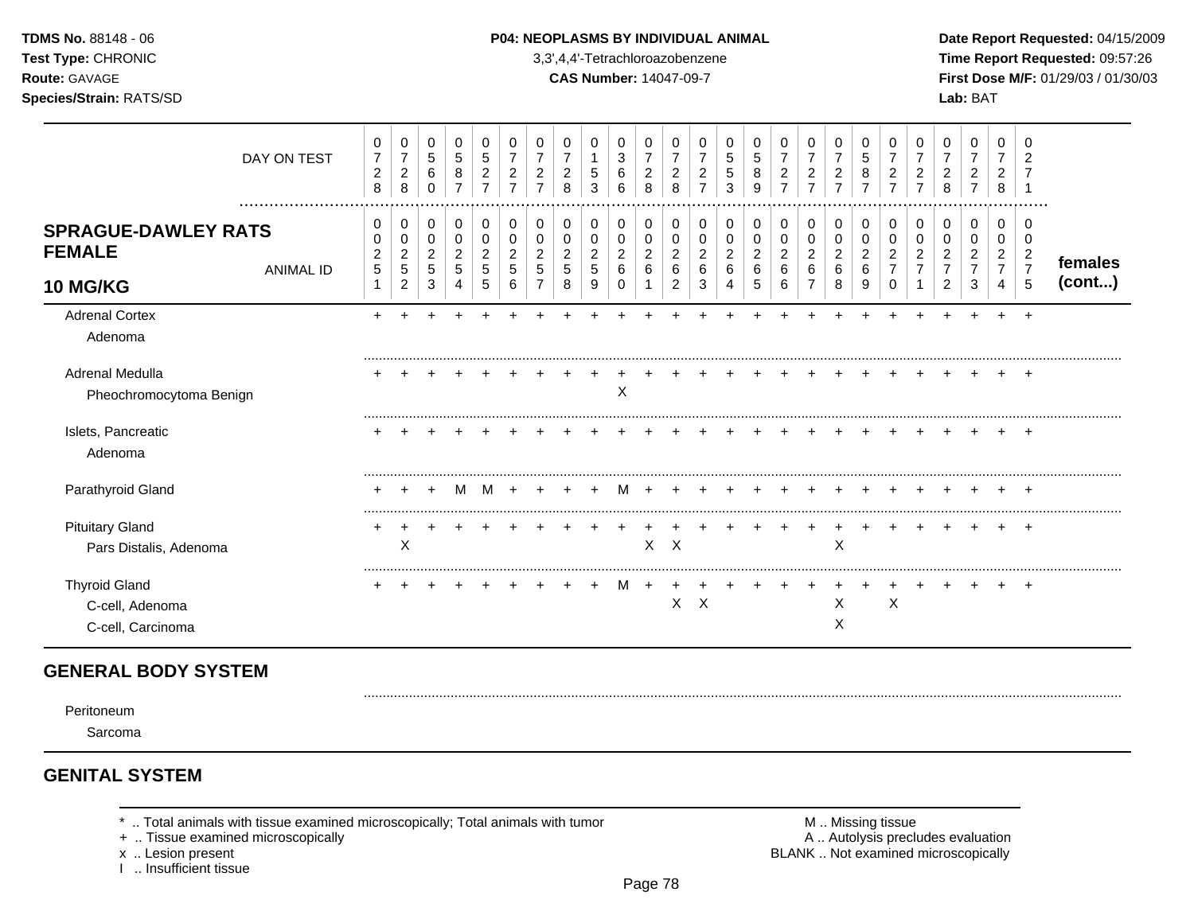**TDMS No.** 88148 - 06
**Test Type:** CHRONIC
**Route:** GAVAGE
**Species/Strain:** RATS/SD

**P04: NEOPLASMS BY INDIVIDUAL ANIMAL**
3,3',4,4'-Tetrachloroazobenzene
**CAS Number:** 14047-09-7

**Date Report Requested:** 04/15/2009
**Time Report Requested:** 09:57:26
**First Dose M/F:** 01/29/03 / 01/30/03
**Lab:** BAT

| DAY ON TEST | 0728 | 0728 | 0560 | 0587 | 0527 | 0727 | 0727 | 0728 | 0153 | 0366 | 0728 | 0728 | 0727 | 0553 | 0589 | 0727 | 0727 | 0727 | 0587 | 0727 | 0727 | 0728 | 0727 | 0728 | 0271 | |
|---|---|---|---|---|---|---|---|---|---|---|---|---|---|---|---|---|---|---|---|---|---|---|---|---|---|---|
| **SPRAGUE-DAWLEY RATS FEMALE 10 MG/KG** ANIMAL ID | 00251 | 00252 | 00253 | 00254 | 00255 | 00256 | 00257 | 00258 | 00259 | 00260 | 00261 | 00262 | 00263 | 00264 | 00265 | 00266 | 00267 | 00268 | 00269 | 00270 | 00271 | 00272 | 00273 | 00274 | 00275 | **females (cont...)** |
| Adrenal Cortex | + | + | + | + | + | + | + | + | + | + | + | + | + | + | + | + | + | + | + | + | + | + | + | + | + | |
| Adenoma | | | | | | | | | | | | | | | | | | | | | | | | | | |
| Adrenal Medulla | + | + | + | + | + | + | + | + | + | + | + | + | + | + | + | + | + | + | + | + | + | + | + | + | + | |
| Pheochromocytoma Benign | | | | | | | | | | X | | | | | | | | | | | | | | | | |
| Islets, Pancreatic | + | + | + | + | + | + | + | + | + | + | + | + | + | + | + | + | + | + | + | + | + | + | + | + | + | |
| Adenoma | | | | | | | | | | | | | | | | | | | | | | | | | | |
| Parathyroid Gland | + | + | + | M | M | + | + | + | + | M | + | + | + | + | + | + | + | + | + | + | + | + | + | + | + | |
| Pituitary Gland | + | + | + | + | + | + | + | + | + | + | + | + | + | + | + | + | + | + | + | + | + | + | + | + | + | |
| Pars Distalis, Adenoma | | X | | | | | | | | | X | X | | | | | | X | | | | | | | | |
| Thyroid Gland | + | + | + | + | + | + | + | + | + | M | + | + | + | + | + | + | + | + | + | + | + | + | + | + | + | |
| C-cell, Adenoma | | | | | | | | | | | | X | X | | | | | X | | X | | | | | | |
| C-cell, Carcinoma | | | | | | | | | | | | | | | | | | X | | | | | | | | |

## GENERAL BODY SYSTEM

| | |
|---|---|
| Peritoneum | |
| Sarcoma | |

## GENITAL SYSTEM

\* .. Total animals with tissue examined microscopically; Total animals with tumor
\+ .. Tissue examined microscopically
x .. Lesion present
I .. Insufficient tissue

M .. Missing tissue
A .. Autolysis precludes evaluation
BLANK .. Not examined microscopically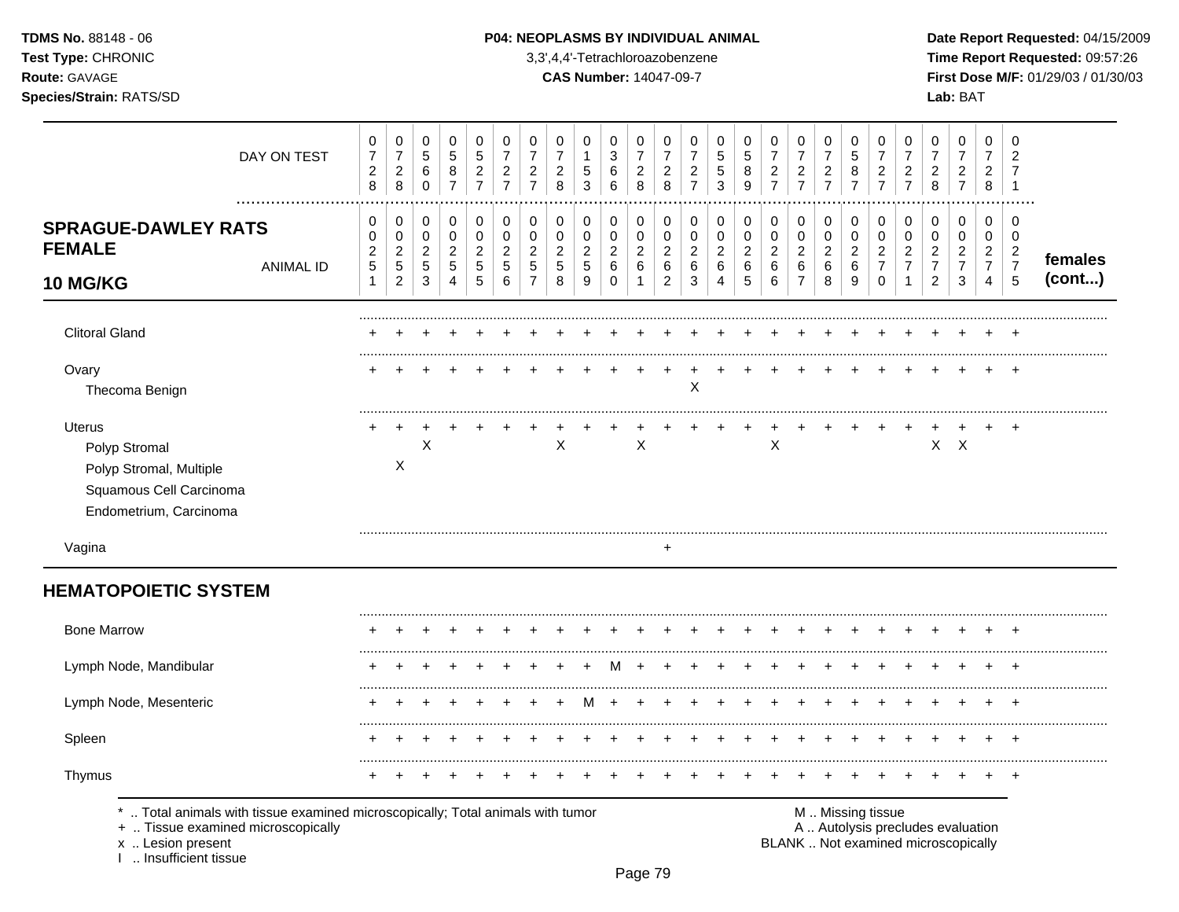**TDMS No.** 88148 - 06
**Test Type:** CHRONIC
**Route:** GAVAGE
**Species/Strain:** RATS/SD

**P04: NEOPLASMS BY INDIVIDUAL ANIMAL**
3,3',4,4'-Tetrachloroazobenzene
**CAS Number:** 14047-09-7

**Date Report Requested:** 04/15/2009
**Time Report Requested:** 09:57:26
**First Dose M/F:** 01/29/03 / 01/30/03
**Lab:** BAT

| DAY ON TEST | 0728 | 0728 | 0560 | 0587 | 0527 | 0727 | 0727 | 0728 | 0153 | 0366 | 0728 | 0728 | 0727 | 0553 | 0589 | 0727 | 0727 | 0727 | 0587 | 0727 | 0727 | 0728 | 0727 | 0728 | 0271 | |
|---|---|---|---|---|---|---|---|---|---|---|---|---|---|---|---|---|---|---|---|---|---|---|---|---|---|---|
| **SPRAGUE-DAWLEY RATS FEMALE 10 MG/KG** — ANIMAL ID | 00251 | 00252 | 00253 | 00254 | 00255 | 00256 | 00257 | 00258 | 00259 | 00260 | 00261 | 00262 | 00263 | 00264 | 00265 | 00266 | 00267 | 00268 | 00269 | 00270 | 00271 | 00272 | 00273 | 00274 | 00275 | **females (cont...)** |
| Clitoral Gland | + | + | + | + | + | + | + | + | + | + | + | + | + | + | + | + | + | + | + | + | + | + | + | + | + | |
| Ovary | + | + | + | + | + | + | + | + | + | + | + | + | + | + | + | + | + | + | + | + | + | + | + | + | + | |
| Thecoma Benign | | | | | | | | | | | | | X | | | | | | | | | | | | | |
| Uterus | + | + | + | + | + | + | + | + | + | + | + | + | + | + | + | + | + | + | + | + | + | + | + | + | + | |
| Polyp Stromal | | | X | | | | | X | | | X | | | | | X | | | | | | X | X | | | |
| Polyp Stromal, Multiple | | X | | | | | | | | | | | | | | | | | | | | | | | | |
| Squamous Cell Carcinoma | | | | | | | | | | | | | | | | | | | | | | | | | | |
| Endometrium, Carcinoma | | | | | | | | | | | | | | | | | | | | | | | | | | |
| Vagina | | | | | | | | | | | | + | | | | | | | | | | | | | | |
| **HEMATOPOIETIC SYSTEM** | | | | | | | | | | | | | | | | | | | | | | | | | | |
| Bone Marrow | + | + | + | + | + | + | + | + | + | + | + | + | + | + | + | + | + | + | + | + | + | + | + | + | + | |
| Lymph Node, Mandibular | + | + | + | + | + | + | + | + | + | M | + | + | + | + | + | + | + | + | + | + | + | + | + | + | + | |
| Lymph Node, Mesenteric | + | + | + | + | + | + | + | + | M | + | + | + | + | + | + | + | + | + | + | + | + | + | + | + | + | |
| Spleen | + | + | + | + | + | + | + | + | + | + | + | + | + | + | + | + | + | + | + | + | + | + | + | + | + | |
| Thymus | + | + | + | + | + | + | + | + | + | + | + | + | + | + | + | + | + | + | + | + | + | + | + | + | + | |

\* .. Total animals with tissue examined microscopically; Total animals with tumor
\+ .. Tissue examined microscopically
x .. Lesion present
I .. Insufficient tissue

M .. Missing tissue
A .. Autolysis precludes evaluation
BLANK .. Not examined microscopically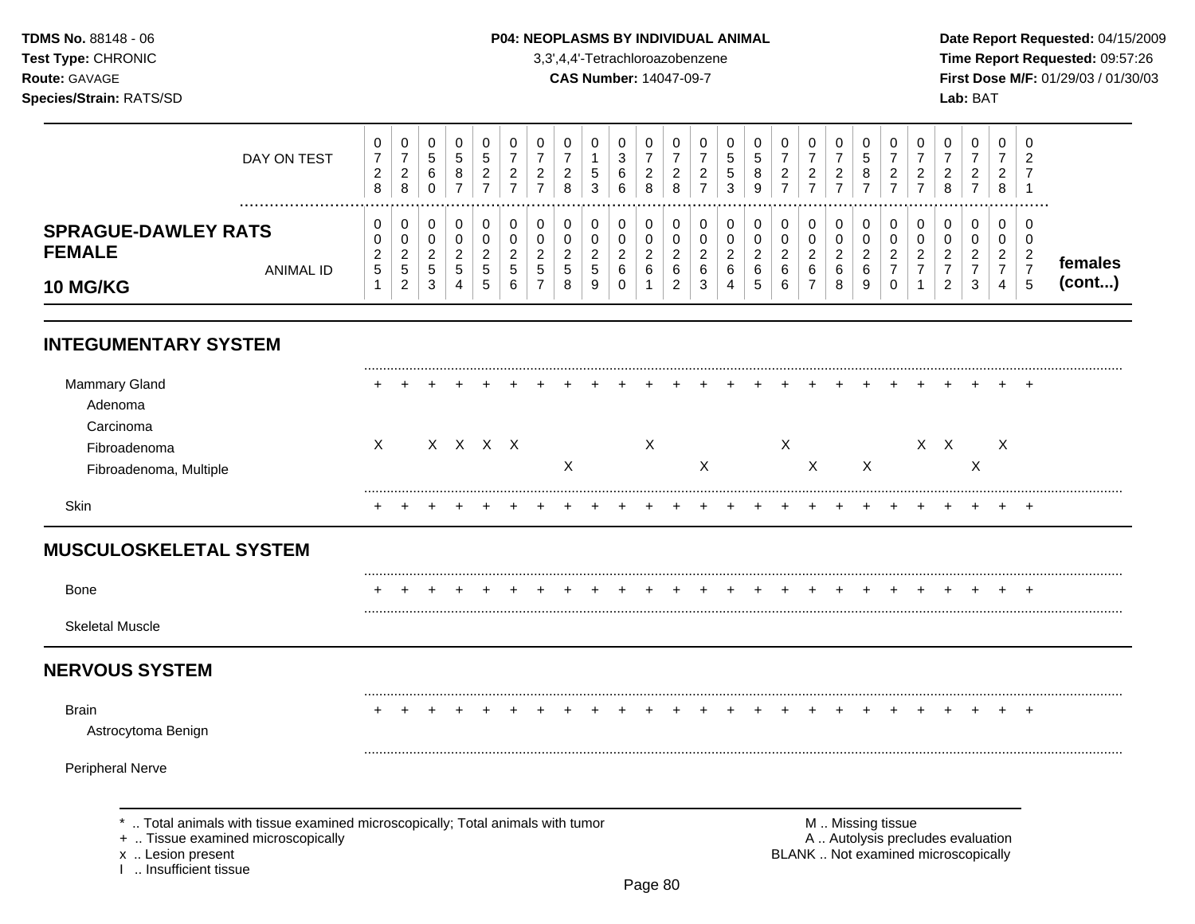**TDMS No.** 88148 - 06
**Test Type:** CHRONIC
**Route:** GAVAGE
**Species/Strain:** RATS/SD

**P04: NEOPLASMS BY INDIVIDUAL ANIMAL**
3,3',4,4'-Tetrachloroazobenzene
**CAS Number:** 14047-09-7

**Date Report Requested:** 04/15/2009
**Time Report Requested:** 09:57:26
**First Dose M/F:** 01/29/03 / 01/30/03
**Lab:** BAT

| DAY ON TEST | 0728 | 0728 | 0560 | 0587 | 0527 | 0727 | 0727 | 0728 | 0153 | 0366 | 0728 | 0728 | 0727 | 0553 | 0589 | 0727 | 0727 | 0727 | 0587 | 0727 | 0727 | 0728 | 0727 | 0728 | 0271 | |
|---|---|---|---|---|---|---|---|---|---|---|---|---|---|---|---|---|---|---|---|---|---|---|---|---|---|---|
| **SPRAGUE-DAWLEY RATS FEMALE 10 MG/KG** ANIMAL ID | 00251 | 00252 | 00253 | 00254 | 00255 | 00256 | 00257 | 00258 | 00259 | 00260 | 00261 | 00262 | 00263 | 00264 | 00265 | 00266 | 00267 | 00268 | 00269 | 00270 | 00271 | 00272 | 00273 | 00274 | 00275 | **females (cont...)** |
| **INTEGUMENTARY SYSTEM** | | | | | | | | | | | | | | | | | | | | | | | | | | |
| Mammary Gland | + | + | + | + | + | + | + | + | + | + | + | + | + | + | + | + | + | + | + | + | + | + | + | + | + | |
| Adenoma | | | | | | | | | | | | | | | | | | | | | | | | | | |
| Carcinoma | | | | | | | | | | | | | | | | | | | | | | | | | | |
| Fibroadenoma | X | | X | X | X | X | | | | | X | | | | | X | | | | | X | X | | X | | |
| Fibroadenoma, Multiple | | | | | | | | X | | | | | X | | | | X | | X | | | | X | | | |
| Skin | + | + | + | + | + | + | + | + | + | + | + | + | + | + | + | + | + | + | + | + | + | + | + | + | + | |
| **MUSCULOSKELETAL SYSTEM** | | | | | | | | | | | | | | | | | | | | | | | | | | |
| Bone | + | + | + | + | + | + | + | + | + | + | + | + | + | + | + | + | + | + | + | + | + | + | + | + | + | |
| Skeletal Muscle | | | | | | | | | | | | | | | | | | | | | | | | | | |
| **NERVOUS SYSTEM** | | | | | | | | | | | | | | | | | | | | | | | | | | |
| Brain | + | + | + | + | + | + | + | + | + | + | + | + | + | + | + | + | + | + | + | + | + | + | + | + | + | |
| Astrocytoma Benign | | | | | | | | | | | | | | | | | | | | | | | | | | |
| Peripheral Nerve | | | | | | | | | | | | | | | | | | | | | | | | | | |

\* .. Total animals with tissue examined microscopically; Total animals with tumor
\+ .. Tissue examined microscopically
x .. Lesion present
I .. Insufficient tissue

M .. Missing tissue
A .. Autolysis precludes evaluation
BLANK .. Not examined microscopically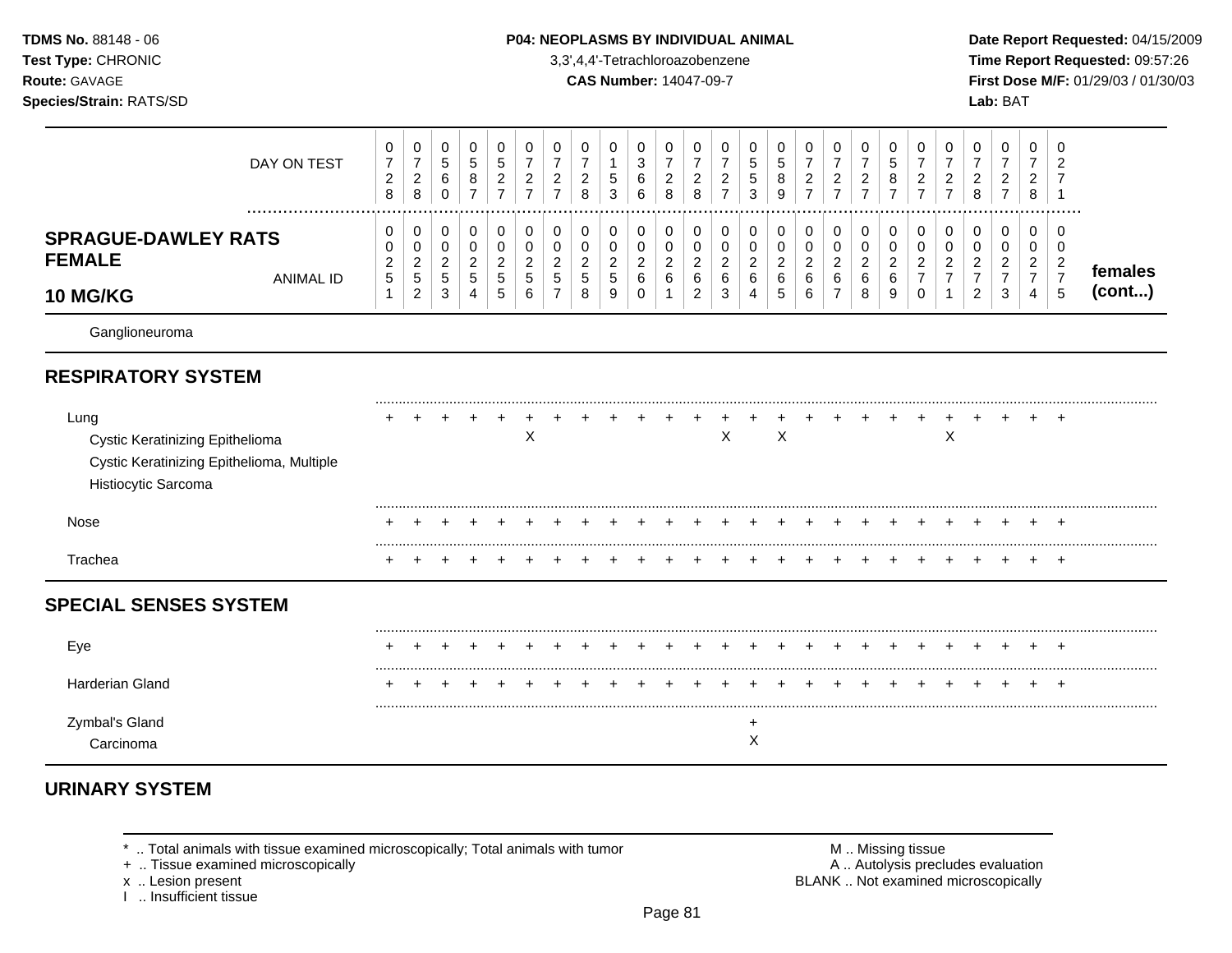**TDMS No.** 88148 - 06
**Test Type:** CHRONIC
**Route:** GAVAGE
**Species/Strain:** RATS/SD

**P04: NEOPLASMS BY INDIVIDUAL ANIMAL**
3,3',4,4'-Tetrachloroazobenzene
**CAS Number:** 14047-09-7

**Date Report Requested:** 04/15/2009
**Time Report Requested:** 09:57:26
**First Dose M/F:** 01/29/03 / 01/30/03
**Lab:** BAT

| DAY ON TEST | 0728 | 0728 | 0560 | 0587 | 0527 | 0727 | 0727 | 0728 | 0153 | 0366 | 0728 | 0728 | 0727 | 0553 | 0589 | 0727 | 0727 | 0727 | 0587 | 0727 | 0727 | 0728 | 0727 | 0728 | 0271 | |
|---|---|---|---|---|---|---|---|---|---|---|---|---|---|---|---|---|---|---|---|---|---|---|---|---|---|---|
| **SPRAGUE-DAWLEY RATS FEMALE 10 MG/KG** — ANIMAL ID | 00251 | 00252 | 00253 | 00254 | 00255 | 00256 | 00257 | 00258 | 00259 | 00260 | 00261 | 00262 | 00263 | 00264 | 00265 | 00266 | 00267 | 00268 | 00269 | 00270 | 00271 | 00272 | 00273 | 00274 | 00275 | **females (cont...)** |
| Ganglioneuroma | | | | | | | | | | | | | | | | | | | | | | | | | | |
| **RESPIRATORY SYSTEM** | | | | | | | | | | | | | | | | | | | | | | | | | | |
| Lung | + | + | + | + | + | + | + | + | + | + | + | + | + | + | + | + | + | + | + | + | + | + | + | + | + | |
| Cystic Keratinizing Epithelioma | | | | | | X | | | | | | | X | | X | | | | | | X | | | | | |
| Cystic Keratinizing Epithelioma, Multiple | | | | | | | | | | | | | | | | | | | | | | | | | | |
| Histiocytic Sarcoma | | | | | | | | | | | | | | | | | | | | | | | | | | |
| Nose | + | + | + | + | + | + | + | + | + | + | + | + | + | + | + | + | + | + | + | + | + | + | + | + | + | |
| Trachea | + | + | + | + | + | + | + | + | + | + | + | + | + | + | + | + | + | + | + | + | + | + | + | + | + | |
| **SPECIAL SENSES SYSTEM** | | | | | | | | | | | | | | | | | | | | | | | | | | |
| Eye | + | + | + | + | + | + | + | + | + | + | + | + | + | + | + | + | + | + | + | + | + | + | + | + | + | |
| Harderian Gland | + | + | + | + | + | + | + | + | + | + | + | + | + | + | + | + | + | + | + | + | + | + | + | + | + | |
| Zymbal's Gland | | | | | | | | | | | | | | + | | | | | | | | | | | | |
| Carcinoma | | | | | | | | | | | | | | X | | | | | | | | | | | | |
| **URINARY SYSTEM** | | | | | | | | | | | | | | | | | | | | | | | | | | |

\* .. Total animals with tissue examined microscopically; Total animals with tumor
\+ .. Tissue examined microscopically
x .. Lesion present
I .. Insufficient tissue

M .. Missing tissue
A .. Autolysis precludes evaluation
BLANK .. Not examined microscopically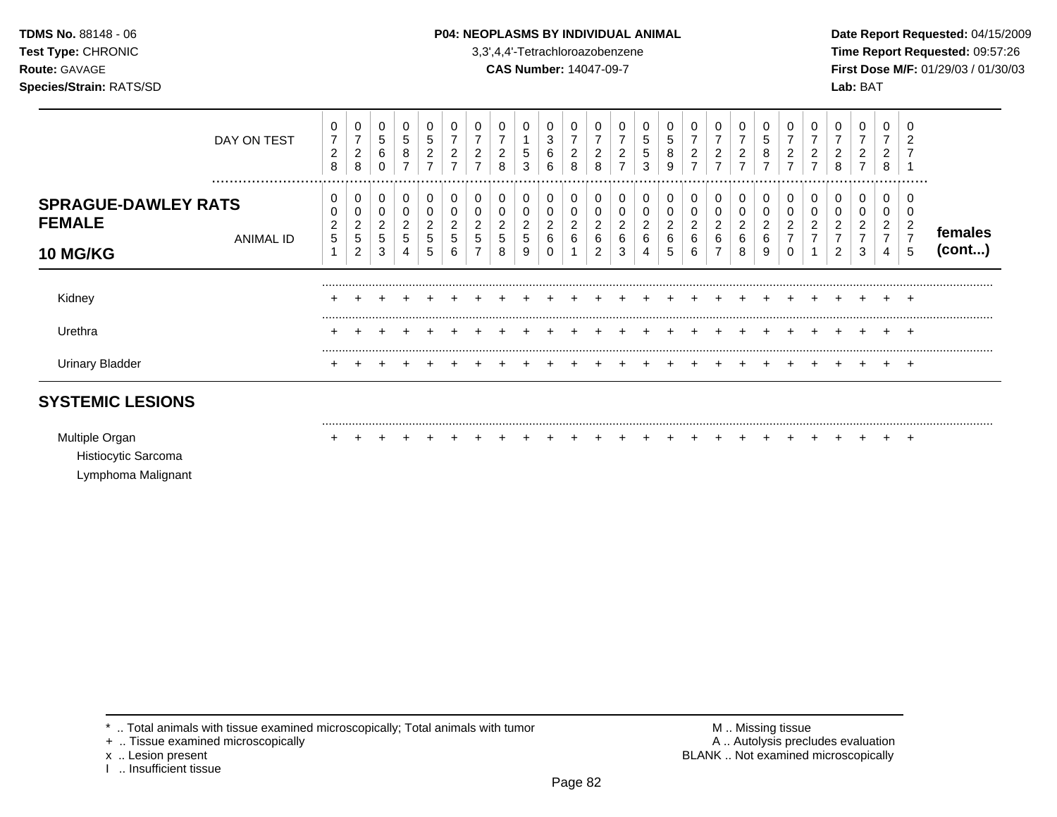**TDMS No.** 88148 - 06
**Test Type:** CHRONIC
**Route:** GAVAGE
**Species/Strain:** RATS/SD

**P04: NEOPLASMS BY INDIVIDUAL ANIMAL**
3,3',4,4'-Tetrachloroazobenzene
**CAS Number:** 14047-09-7

**Date Report Requested:** 04/15/2009
**Time Report Requested:** 09:57:26
**First Dose M/F:** 01/29/03 / 01/30/03
**Lab:** BAT

| DAY ON TEST | 0728 | 0728 | 0560 | 0587 | 0527 | 0727 | 0727 | 0728 | 0153 | 0366 | 0728 | 0728 | 0727 | 0553 | 0589 | 0727 | 0727 | 0727 | 0587 | 0727 | 0727 | 0728 | 0727 | 0728 | 0271 | |
|---|---|---|---|---|---|---|---|---|---|---|---|---|---|---|---|---|---|---|---|---|---|---|---|---|---|---|
| **SPRAGUE-DAWLEY RATS FEMALE 10 MG/KG** ANIMAL ID | 00251 | 00252 | 00253 | 00254 | 00255 | 00256 | 00257 | 00258 | 00259 | 00260 | 00261 | 00262 | 00263 | 00264 | 00265 | 00266 | 00267 | 00268 | 00269 | 00270 | 00271 | 00272 | 00273 | 00274 | 00275 | **females (cont...)** |
| Kidney | + | + | + | + | + | + | + | + | + | + | + | + | + | + | + | + | + | + | + | + | + | + | + | + | + | |
| Urethra | + | + | + | + | + | + | + | + | + | + | + | + | + | + | + | + | + | + | + | + | + | + | + | + | + | |
| Urinary Bladder | + | + | + | + | + | + | + | + | + | + | + | + | + | + | + | + | + | + | + | + | + | + | + | + | + | |

## SYSTEMIC LESIONS

| | | | | | | | | | | | | | | | | | | | | | | | | | | |
|---|---|---|---|---|---|---|---|---|---|---|---|---|---|---|---|---|---|---|---|---|---|---|---|---|---|---|
| Multiple Organ | + | + | + | + | + | + | + | + | + | + | + | + | + | + | + | + | + | + | + | + | + | + | + | + | + | |
| Histiocytic Sarcoma | | | | | | | | | | | | | | | | | | | | | | | | | | |
| Lymphoma Malignant | | | | | | | | | | | | | | | | | | | | | | | | | | |

\* .. Total animals with tissue examined microscopically; Total animals with tumor
+ .. Tissue examined microscopically
x .. Lesion present
I .. Insufficient tissue

M .. Missing tissue
A .. Autolysis precludes evaluation
BLANK .. Not examined microscopically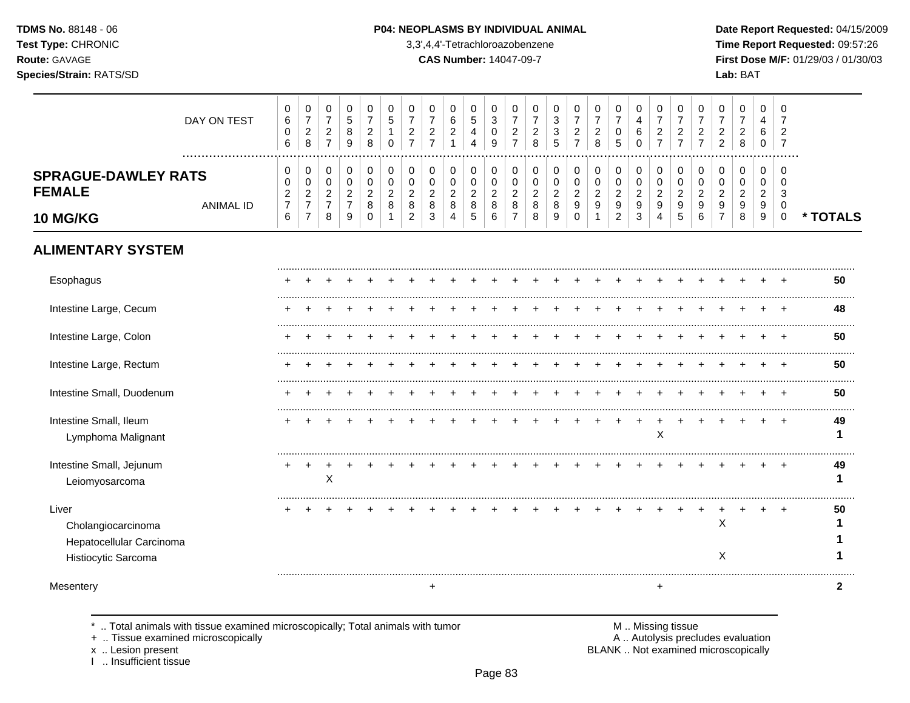**TDMS No.** 88148 - 06
**Test Type:** CHRONIC
**Route:** GAVAGE
**Species/Strain:** RATS/SD

**P04: NEOPLASMS BY INDIVIDUAL ANIMAL**
3,3',4,4'-Tetrachloroazobenzene
**CAS Number:** 14047-09-7

**Date Report Requested:** 04/15/2009
**Time Report Requested:** 09:57:26
**First Dose M/F:** 01/29/03 / 01/30/03
**Lab:** BAT

| DAY ON TEST | 0606 | 0728 | 0727 | 0589 | 0728 | 0510 | 0727 | 0727 | 0621 | 0544 | 0309 | 0727 | 0728 | 0335 | 0727 | 0728 | 0705 | 0460 | 0727 | 0727 | 0727 | 0722 | 0728 | 0460 | 0727 | |
|---|---|---|---|---|---|---|---|---|---|---|---|---|---|---|---|---|---|---|---|---|---|---|---|---|---|---|
| **SPRAGUE-DAWLEY RATS FEMALE 10 MG/KG** — ANIMAL ID | 00276 | 00277 | 00278 | 00279 | 00280 | 00281 | 00282 | 00283 | 00284 | 00285 | 00286 | 00287 | 00288 | 00289 | 00290 | 00291 | 00292 | 00293 | 00294 | 00295 | 00296 | 00297 | 00298 | 00299 | 00300 | *** TOTALS** |
| **ALIMENTARY SYSTEM** | | | | | | | | | | | | | | | | | | | | | | | | | | |
| Esophagus | + | + | + | + | + | + | + | + | + | + | + | + | + | + | + | + | + | + | + | + | + | + | + | + | + | **50** |
| Intestine Large, Cecum | + | + | + | + | + | + | + | + | + | + | + | + | + | + | + | + | + | + | + | + | + | + | + | + | + | **48** |
| Intestine Large, Colon | + | + | + | + | + | + | + | + | + | + | + | + | + | + | + | + | + | + | + | + | + | + | + | + | + | **50** |
| Intestine Large, Rectum | + | + | + | + | + | + | + | + | + | + | + | + | + | + | + | + | + | + | + | + | + | + | + | + | + | **50** |
| Intestine Small, Duodenum | + | + | + | + | + | + | + | + | + | + | + | + | + | + | + | + | + | + | + | + | + | + | + | + | + | **50** |
| Intestine Small, Ileum | + | + | + | + | + | + | + | + | + | + | + | + | + | + | + | + | + | + | + | + | + | + | + | + | + | **49** |
| Lymphoma Malignant | | | | | | | | | | | | | | | | | | | X | | | | | | | **1** |
| Intestine Small, Jejunum | + | + | + | + | + | + | + | + | + | + | + | + | + | + | + | + | + | + | + | + | + | + | + | + | + | **49** |
| Leiomyosarcoma | | | X | | | | | | | | | | | | | | | | | | | | | | | **1** |
| Liver | + | + | + | + | + | + | + | + | + | + | + | + | + | + | + | + | + | + | + | + | + | + | + | + | + | **50** |
| Cholangiocarcinoma | | | | | | | | | | | | | | | | | | | | | | X | | | | **1** |
| Hepatocellular Carcinoma | | | | | | | | | | | | | | | | | | | | | | | | | | **1** |
| Histiocytic Sarcoma | | | | | | | | | | | | | | | | | | | | | | X | | | | **1** |
| Mesentery | | | | | | | | + | | | | | | | | | | | + | | | | | | | **2** |

\* .. Total animals with tissue examined microscopically; Total animals with tumor
\+ .. Tissue examined microscopically
x .. Lesion present
I .. Insufficient tissue

M .. Missing tissue
A .. Autolysis precludes evaluation
BLANK .. Not examined microscopically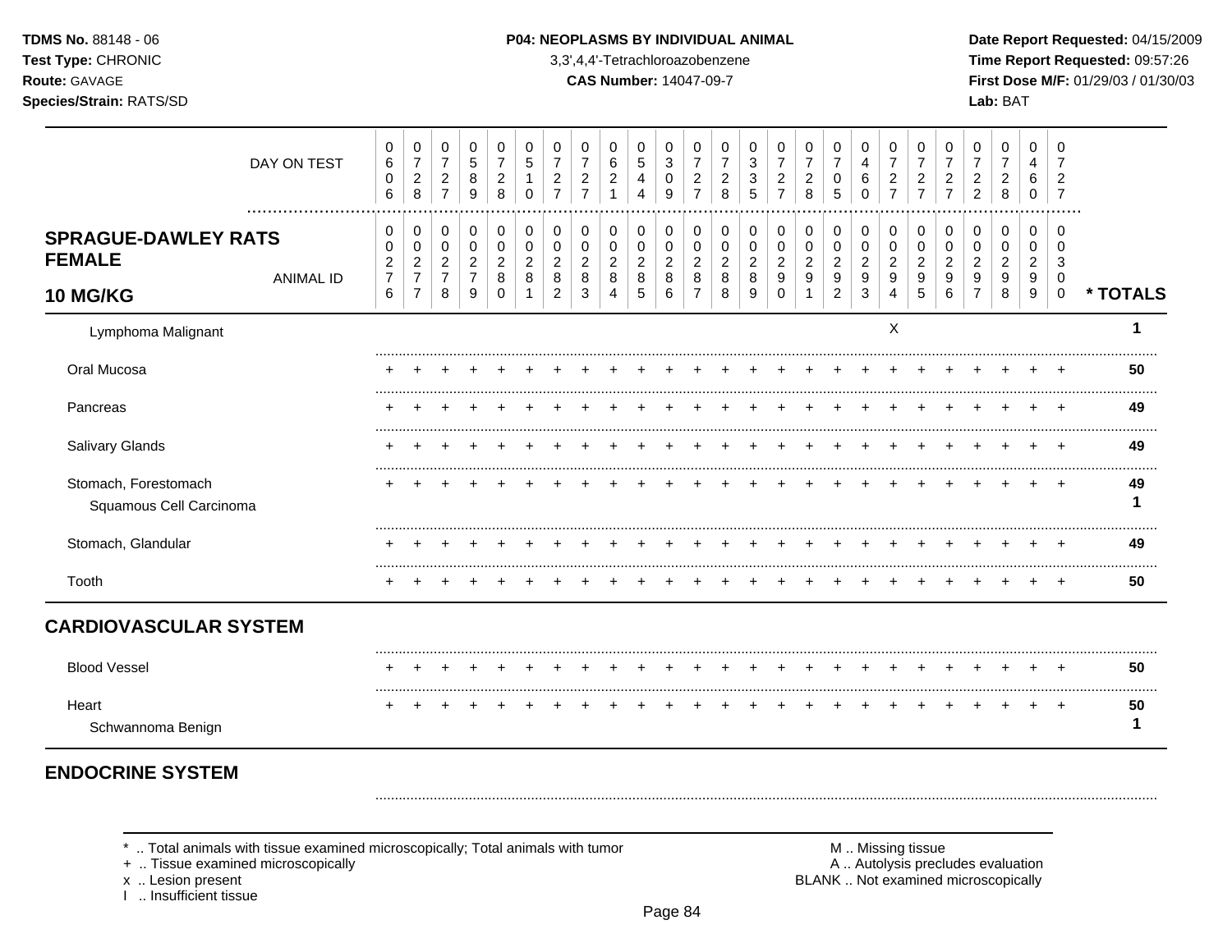TDMS No. 88148 - 06
Test Type: CHRONIC
Route: GAVAGE
Species/Strain: RATS/SD

**P04: NEOPLASMS BY INDIVIDUAL ANIMAL**
3,3',4,4'-Tetrachloroazobenzene
**CAS Number:** 14047-09-7

Date Report Requested: 04/15/2009
Time Report Requested: 09:57:26
First Dose M/F: 01/29/03 / 01/30/03
Lab: BAT

| DAY ON TEST | 0606 | 0728 | 0727 | 0589 | 0728 | 0510 | 0727 | 0727 | 0621 | 0544 | 0309 | 0727 | 0728 | 0335 | 0727 | 0728 | 0705 | 0460 | 0727 | 0727 | 0727 | 0722 | 0728 | 0460 | 0727 | |
|---|---|---|---|---|---|---|---|---|---|---|---|---|---|---|---|---|---|---|---|---|---|---|---|---|---|---|
| **SPRAGUE-DAWLEY RATS FEMALE 10 MG/KG** — ANIMAL ID | 00276 | 00277 | 00278 | 00279 | 00280 | 00281 | 00282 | 00283 | 00284 | 00285 | 00286 | 00287 | 00288 | 00289 | 00290 | 00291 | 00292 | 00293 | 00294 | 00295 | 00296 | 00297 | 00298 | 00299 | 00300 | *** TOTALS** |
| Lymphoma Malignant | | | | | | | | | | | | | | | | | | | X | | | | | | | **1** |
| Oral Mucosa | + | + | + | + | + | + | + | + | + | + | + | + | + | + | + | + | + | + | + | + | + | + | + | + | + | **50** |
| Pancreas | + | + | + | + | + | + | + | + | + | + | + | + | + | + | + | + | + | + | + | + | + | + | + | + | + | **49** |
| Salivary Glands | + | + | + | + | + | + | + | + | + | + | + | + | + | + | + | + | + | + | + | + | + | + | + | + | + | **49** |
| Stomach, Forestomach | + | + | + | + | + | + | + | + | + | + | + | + | + | + | + | + | + | + | + | + | + | + | + | + | + | **49** |
| Squamous Cell Carcinoma | | | | | | | | | | | | | | | | | | | | | | | | | | **1** |
| Stomach, Glandular | + | + | + | + | + | + | + | + | + | + | + | + | + | + | + | + | + | + | + | + | + | + | + | + | + | **49** |
| Tooth | + | + | + | + | + | + | + | + | + | + | + | + | + | + | + | + | + | + | + | + | + | + | + | + | + | **50** |
| **CARDIOVASCULAR SYSTEM** | | | | | | | | | | | | | | | | | | | | | | | | | | |
| Blood Vessel | + | + | + | + | + | + | + | + | + | + | + | + | + | + | + | + | + | + | + | + | + | + | + | + | + | **50** |
| Heart | + | + | + | + | + | + | + | + | + | + | + | + | + | + | + | + | + | + | + | + | + | + | + | + | + | **50** |
| Schwannoma Benign | | | | | | | | | | | | | | | | | | | | | | | | | | **1** |
| **ENDOCRINE SYSTEM** | | | | | | | | | | | | | | | | | | | | | | | | | | |

\* .. Total animals with tissue examined microscopically; Total animals with tumor
\+ .. Tissue examined microscopically
x .. Lesion present
I .. Insufficient tissue

M .. Missing tissue
A .. Autolysis precludes evaluation
BLANK .. Not examined microscopically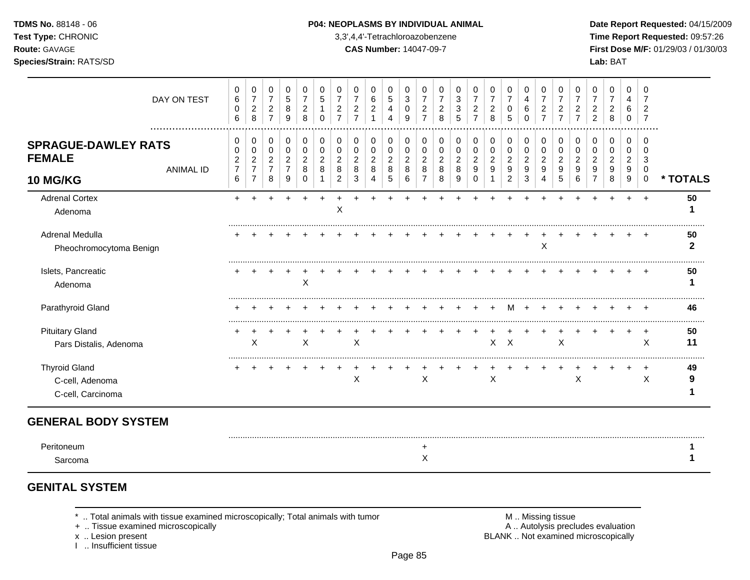## P04: NEOPLASMS BY INDIVIDUAL ANIMAL

3,3',4,4'-Tetrachloroazobenzene
**CAS Number:** 14047-09-7

**SPRAGUE-DAWLEY RATS FEMALE 10 MG/KG**

| DAY ON TEST | 0606 | 0728 | 0727 | 0589 | 0728 | 0510 | 0727 | 0727 | 0621 | 0544 | 0309 | 0727 | 0728 | 0335 | 0727 | 0728 | 0705 | 0460 | 0727 | 0727 | 0727 | 0722 | 0728 | 0460 | 0727 | |
|---|---|---|---|---|---|---|---|---|---|---|---|---|---|---|---|---|---|---|---|---|---|---|---|---|---|---|
| **ANIMAL ID** | 0276 | 0277 | 0278 | 0279 | 0280 | 0281 | 0282 | 0283 | 0284 | 0285 | 0286 | 0287 | 0288 | 0289 | 0290 | 0291 | 0292 | 0293 | 0294 | 0295 | 0296 | 0297 | 0298 | 0299 | 0300 | *** TOTALS** |
| Adrenal Cortex | + | + | + | + | + | + | + | + | + | + | + | + | + | + | + | + | + | + | + | + | + | + | + | + | + | 50 |
| Adenoma | | | | | | | X | | | | | | | | | | | | | | | | | | | 1 |
| Adrenal Medulla | + | + | + | + | + | + | + | + | + | + | + | + | + | + | + | + | + | + | + | + | + | + | + | + | + | 50 |
| Pheochromocytoma Benign | | | | | | | | | | | | | | | | | | | X | | | | | | | 2 |
| Islets, Pancreatic | + | + | + | + | + | + | + | + | + | + | + | + | + | + | + | + | + | + | + | + | + | + | + | + | + | 50 |
| Adenoma | | | | | X | | | | | | | | | | | | | | | | | | | | | 1 |
| Parathyroid Gland | + | + | + | + | + | + | + | + | + | + | + | + | + | + | + | + | M | + | + | + | + | + | + | + | + | 46 |
| Pituitary Gland | + | + | + | + | + | + | + | + | + | + | + | + | + | + | + | + | + | + | + | + | + | + | + | + | + | 50 |
| Pars Distalis, Adenoma | | X | | | X | | | X | | | | | | | | X | X | | | X | | | | | X | 11 |
| Thyroid Gland | + | + | + | + | + | + | + | + | + | + | + | + | + | + | + | + | + | + | + | + | + | + | + | + | + | 49 |
| C-cell, Adenoma | | | | | | | | X | | | | X | | | | X | | | | | X | | | | X | 9 |
| C-cell, Carcinoma | | | | | | | | | | | | | | | | | | | | | | | | | | 1 |

## GENERAL BODY SYSTEM

| | | | | | | | | | | | | | | | | | | | | | | | | | | |
|---|---|---|---|---|---|---|---|---|---|---|---|---|---|---|---|---|---|---|---|---|---|---|---|---|---|---|
| Peritoneum | | | | | | | | | | | | + | | | | | | | | | | | | | | 1 |
| Sarcoma | | | | | | | | | | | | X | | | | | | | | | | | | | | 1 |

## GENITAL SYSTEM

\* .. Total animals with tissue examined microscopically; Total animals with tumor
\+ .. Tissue examined microscopically
x .. Lesion present
I .. Insufficient tissue

M .. Missing tissue
A .. Autolysis precludes evaluation
BLANK .. Not examined microscopically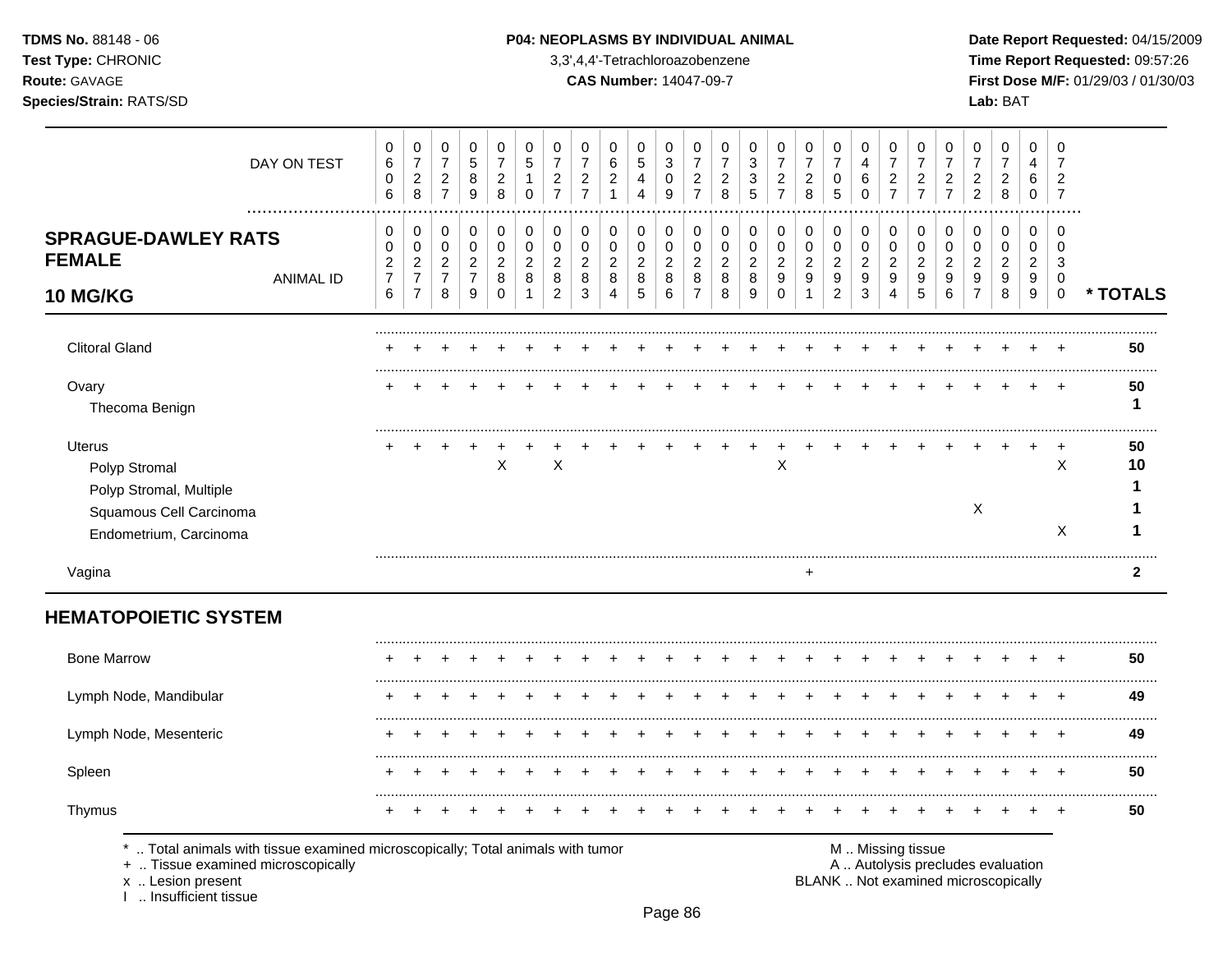**TDMS No.** 88148 - 06
**Test Type:** CHRONIC
**Route:** GAVAGE
**Species/Strain:** RATS/SD

**P04: NEOPLASMS BY INDIVIDUAL ANIMAL**
3,3',4,4'-Tetrachloroazobenzene
**CAS Number:** 14047-09-7

**Date Report Requested:** 04/15/2009
**Time Report Requested:** 09:57:26
**First Dose M/F:** 01/29/03 / 01/30/03
**Lab:** BAT

| DAY ON TEST | 0606 | 0728 | 0727 | 0589 | 0728 | 0510 | 0727 | 0727 | 0621 | 0544 | 0309 | 0727 | 0728 | 0335 | 0727 | 0728 | 0705 | 0460 | 0727 | 0727 | 0727 | 0722 | 0728 | 0460 | 0727 | |
|---|---|---|---|---|---|---|---|---|---|---|---|---|---|---|---|---|---|---|---|---|---|---|---|---|---|---|
| **SPRAGUE-DAWLEY RATS FEMALE 10 MG/KG** ANIMAL ID | 00276 | 00277 | 00278 | 00279 | 00280 | 00281 | 00282 | 00283 | 00284 | 00285 | 00286 | 00287 | 00288 | 00289 | 00290 | 00291 | 00292 | 00293 | 00294 | 00295 | 00296 | 00297 | 00298 | 00299 | 00300 | *** TOTALS** |
| Clitoral Gland | + | + | + | + | + | + | + | + | + | + | + | + | + | + | + | + | + | + | + | + | + | + | + | + | + | 50 |
| Ovary | + | + | + | + | + | + | + | + | + | + | + | + | + | + | + | + | + | + | + | + | + | + | + | + | + | 50 |
| Thecoma Benign | | | | | | | | | | | | | | | | | | | | | | | | | | 1 |
| Uterus | + | + | + | + | + | + | + | + | + | + | + | + | + | + | + | + | + | + | + | + | + | + | + | + | + | 50 |
| Polyp Stromal | | | | | X | | X | | | | | | | | X | | | | | | | | | | X | 10 |
| Polyp Stromal, Multiple | | | | | | | | | | | | | | | | | | | | | | | | | | 1 |
| Squamous Cell Carcinoma | | | | | | | | | | | | | | | | | | | | | | X | | | | 1 |
| Endometrium, Carcinoma | | | | | | | | | | | | | | | | | | | | | | | | | X | 1 |
| Vagina | | | | | | | | | | | | | | | | + | | | | | | | | | | 2 |

## HEMATOPOIETIC SYSTEM

| | 00276 | 00277 | 00278 | 00279 | 00280 | 00281 | 00282 | 00283 | 00284 | 00285 | 00286 | 00287 | 00288 | 00289 | 00290 | 00291 | 00292 | 00293 | 00294 | 00295 | 00296 | 00297 | 00298 | 00299 | 00300 | *** TOTALS** |
|---|---|---|---|---|---|---|---|---|---|---|---|---|---|---|---|---|---|---|---|---|---|---|---|---|---|---|
| Bone Marrow | + | + | + | + | + | + | + | + | + | + | + | + | + | + | + | + | + | + | + | + | + | + | + | + | + | 50 |
| Lymph Node, Mandibular | + | + | + | + | + | + | + | + | + | + | + | + | + | + | + | + | + | + | + | + | + | + | + | + | + | 49 |
| Lymph Node, Mesenteric | + | + | + | + | + | + | + | + | + | + | + | + | + | + | + | + | + | + | + | + | + | + | + | + | + | 49 |
| Spleen | + | + | + | + | + | + | + | + | + | + | + | + | + | + | + | + | + | + | + | + | + | + | + | + | + | 50 |
| Thymus | + | + | + | + | + | + | + | + | + | + | + | + | + | + | + | + | + | + | + | + | + | + | + | + | + | 50 |

\* .. Total animals with tissue examined microscopically; Total animals with tumor
\+ .. Tissue examined microscopically
x .. Lesion present
I .. Insufficient tissue

M .. Missing tissue
A .. Autolysis precludes evaluation
BLANK .. Not examined microscopically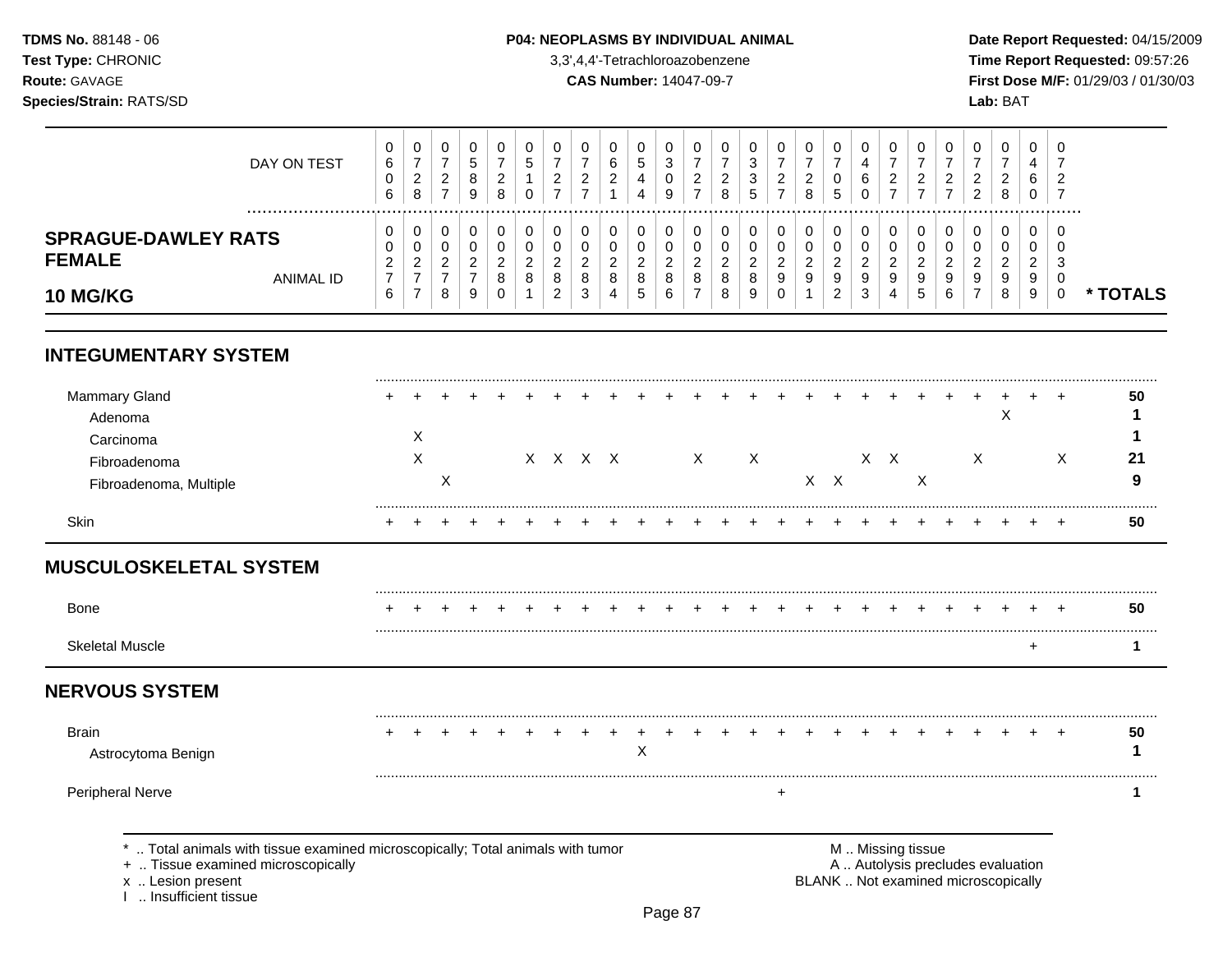**TDMS No.** 88148 - 06
**Test Type:** CHRONIC
**Route:** GAVAGE
**Species/Strain:** RATS/SD

**P04: NEOPLASMS BY INDIVIDUAL ANIMAL**
3,3',4,4'-Tetrachloroazobenzene
**CAS Number:** 14047-09-7

**Date Report Requested:** 04/15/2009
**Time Report Requested:** 09:57:26
**First Dose M/F:** 01/29/03 / 01/30/03
**Lab:** BAT

| DAY ON TEST | 0606 | 0728 | 0727 | 0589 | 0728 | 0510 | 0727 | 0727 | 0621 | 0544 | 0309 | 0727 | 0728 | 0335 | 0727 | 0728 | 0705 | 0460 | 0727 | 0727 | 0727 | 0722 | 0728 | 0460 | 0727 | |
|---|---|---|---|---|---|---|---|---|---|---|---|---|---|---|---|---|---|---|---|---|---|---|---|---|---|---|
| **SPRAGUE-DAWLEY RATS FEMALE 10 MG/KG** ANIMAL ID | 00276 | 00277 | 00278 | 00279 | 00280 | 00281 | 00282 | 00283 | 00284 | 00285 | 00286 | 00287 | 00288 | 00289 | 00290 | 00291 | 00292 | 00293 | 00294 | 00295 | 00296 | 00297 | 00298 | 00299 | 00300 | *** TOTALS** |
| **INTEGUMENTARY SYSTEM** | | | | | | | | | | | | | | | | | | | | | | | | | | |
| Mammary Gland | + | + | + | + | + | + | + | + | + | + | + | + | + | + | + | + | + | + | + | + | + | + | + | + | + | **50** |
| Adenoma | | | | | | | | | | | | | | | | | | | | | | | X | | | **1** |
| Carcinoma | | X | | | | | | | | | | | | | | | | | | | | | | | | **1** |
| Fibroadenoma | | X | | | | X | X | X | X | | | X | | X | | | | X | X | | | X | | | X | **21** |
| Fibroadenoma, Multiple | | | X | | | | | | | | | | | | | X | X | | | X | | | | | | **9** |
| Skin | + | + | + | + | + | + | + | + | + | + | + | + | + | + | + | + | + | + | + | + | + | + | + | + | + | **50** |
| **MUSCULOSKELETAL SYSTEM** | | | | | | | | | | | | | | | | | | | | | | | | | | |
| Bone | + | + | + | + | + | + | + | + | + | + | + | + | + | + | + | + | + | + | + | + | + | + | + | + | + | **50** |
| Skeletal Muscle | | | | | | | | | | | | | | | | | | | | | | | | + | | **1** |
| **NERVOUS SYSTEM** | | | | | | | | | | | | | | | | | | | | | | | | | | |
| Brain | + | + | + | + | + | + | + | + | + | + | + | + | + | + | + | + | + | + | + | + | + | + | + | + | + | **50** |
| Astrocytoma Benign | | | | | | | | | | X | | | | | | | | | | | | | | | | **1** |
| Peripheral Nerve | | | | | | | | | | | | | | | + | | | | | | | | | | | **1** |

\* .. Total animals with tissue examined microscopically; Total animals with tumor
\+ .. Tissue examined microscopically
x .. Lesion present
I .. Insufficient tissue

M .. Missing tissue
A .. Autolysis precludes evaluation
BLANK .. Not examined microscopically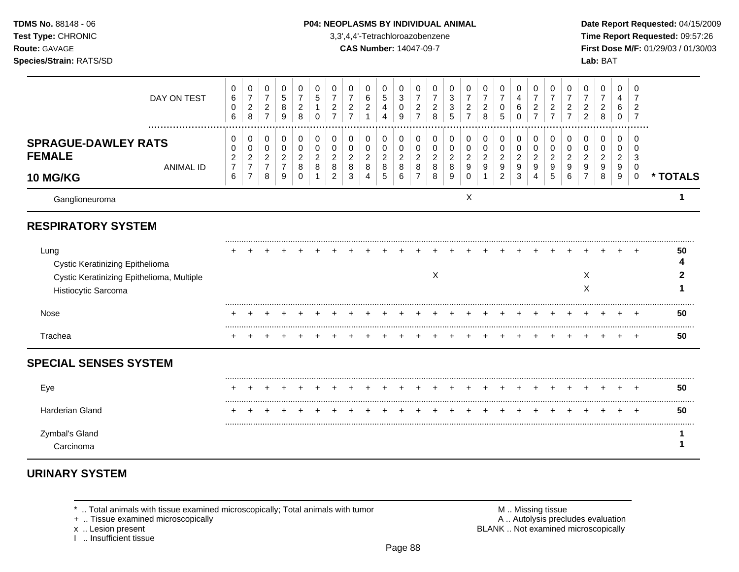**TDMS No.** 88148 - 06
**Test Type:** CHRONIC
**Route:** GAVAGE
**Species/Strain:** RATS/SD

**P04: NEOPLASMS BY INDIVIDUAL ANIMAL**
3,3',4,4'-Tetrachloroazobenzene
**CAS Number:** 14047-09-7

**Date Report Requested:** 04/15/2009
**Time Report Requested:** 09:57:26
**First Dose M/F:** 01/29/03 / 01/30/03
**Lab:** BAT

| DAY ON TEST | 0606 | 0728 | 0727 | 0589 | 0728 | 0510 | 0727 | 0727 | 0621 | 0544 | 0309 | 0727 | 0728 | 0335 | 0727 | 0728 | 0705 | 0460 | 0727 | 0727 | 0727 | 0722 | 0728 | 0460 | 0727 | |
|---|---|---|---|---|---|---|---|---|---|---|---|---|---|---|---|---|---|---|---|---|---|---|---|---|---|---|
| **SPRAGUE-DAWLEY RATS FEMALE 10 MG/KG** ANIMAL ID | 00276 | 00277 | 00278 | 00279 | 00280 | 00281 | 00282 | 00283 | 00284 | 00285 | 00286 | 00287 | 00288 | 00289 | 00290 | 00291 | 00292 | 00293 | 00294 | 00295 | 00296 | 00297 | 00298 | 00299 | 00300 | *** TOTALS** |
| Ganglioneuroma | | | | | | | | | | | | | | | X | | | | | | | | | | | 1 |
| **RESPIRATORY SYSTEM** | | | | | | | | | | | | | | | | | | | | | | | | | | |
| Lung | + | + | + | + | + | + | + | + | + | + | + | + | + | + | + | + | + | + | + | + | + | + | + | + | + | 50 |
| Cystic Keratinizing Epithelioma | | | | | | | | | | | | | | | | | | | | | | | | | | 4 |
| Cystic Keratinizing Epithelioma, Multiple | | | | | | | | | | | | | X | | | | | | | | | X | | | | 2 |
| Histiocytic Sarcoma | | | | | | | | | | | | | | | | | | | | | | X | | | | 1 |
| Nose | + | + | + | + | + | + | + | + | + | + | + | + | + | + | + | + | + | + | + | + | + | + | + | + | + | 50 |
| Trachea | + | + | + | + | + | + | + | + | + | + | + | + | + | + | + | + | + | + | + | + | + | + | + | + | + | 50 |
| **SPECIAL SENSES SYSTEM** | | | | | | | | | | | | | | | | | | | | | | | | | | |
| Eye | + | + | + | + | + | + | + | + | + | + | + | + | + | + | + | + | + | + | + | + | + | + | + | + | + | 50 |
| Harderian Gland | + | + | + | + | + | + | + | + | + | + | + | + | + | + | + | + | + | + | + | + | + | + | + | + | + | 50 |
| Zymbal's Gland | | | | | | | | | | | | | | | | | | | | | | | | | | 1 |
| Carcinoma | | | | | | | | | | | | | | | | | | | | | | | | | | 1 |

## URINARY SYSTEM

\* .. Total animals with tissue examined microscopically; Total animals with tumor
\+ .. Tissue examined microscopically
x .. Lesion present
I .. Insufficient tissue

M .. Missing tissue
A .. Autolysis precludes evaluation
BLANK .. Not examined microscopically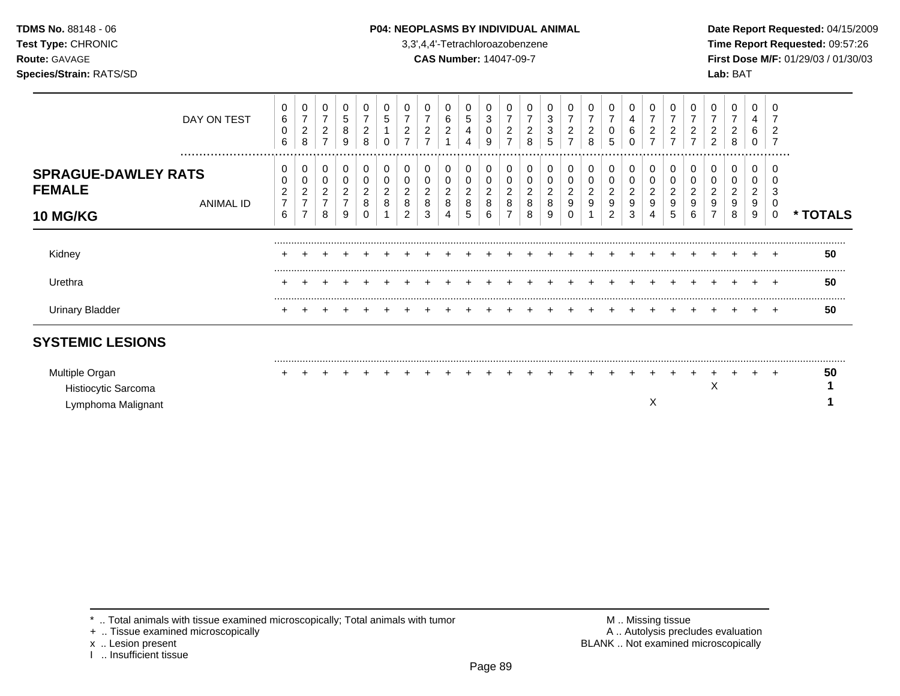**TDMS No.** 88148 - 06
**Test Type:** CHRONIC
**Route:** GAVAGE
**Species/Strain:** RATS/SD

**P04: NEOPLASMS BY INDIVIDUAL ANIMAL**
3,3',4,4'-Tetrachloroazobenzene
**CAS Number:** 14047-09-7

**Date Report Requested:** 04/15/2009
**Time Report Requested:** 09:57:26
**First Dose M/F:** 01/29/03 / 01/30/03
**Lab:** BAT

| DAY ON TEST | 0606 | 0728 | 0727 | 0589 | 0728 | 0510 | 0727 | 0727 | 0621 | 0544 | 0309 | 0727 | 0728 | 0335 | 0727 | 0728 | 0705 | 0460 | 0727 | 0727 | 0727 | 0722 | 0728 | 0460 | 0727 | |
|---|---|---|---|---|---|---|---|---|---|---|---|---|---|---|---|---|---|---|---|---|---|---|---|---|---|---|
| **SPRAGUE-DAWLEY RATS FEMALE 10 MG/KG** ANIMAL ID | 00276 | 00277 | 00278 | 00279 | 00280 | 00281 | 00282 | 00283 | 00284 | 00285 | 00286 | 00287 | 00288 | 00289 | 00290 | 00291 | 00292 | 00293 | 00294 | 00295 | 00296 | 00297 | 00298 | 00299 | 00300 | **\* TOTALS** |
| Kidney | + | + | + | + | + | + | + | + | + | + | + | + | + | + | + | + | + | + | + | + | + | + | + | + | + | **50** |
| Urethra | + | + | + | + | + | + | + | + | + | + | + | + | + | + | + | + | + | + | + | + | + | + | + | + | + | **50** |
| Urinary Bladder | + | + | + | + | + | + | + | + | + | + | + | + | + | + | + | + | + | + | + | + | + | + | + | + | + | **50** |
| **SYSTEMIC LESIONS** | | | | | | | | | | | | | | | | | | | | | | | | | | |
| Multiple Organ | + | + | + | + | + | + | + | + | + | + | + | + | + | + | + | + | + | + | + | + | + | + | + | + | + | **50** |
| Histiocytic Sarcoma | | | | | | | | | | | | | | | | | | | | | | X | | | | **1** |
| Lymphoma Malignant | | | | | | | | | | | | | | | | | | | X | | | | | | | **1** |

\* .. Total animals with tissue examined microscopically; Total animals with tumor
\+ .. Tissue examined microscopically
x .. Lesion present
I .. Insufficient tissue

M .. Missing tissue
A .. Autolysis precludes evaluation
BLANK .. Not examined microscopically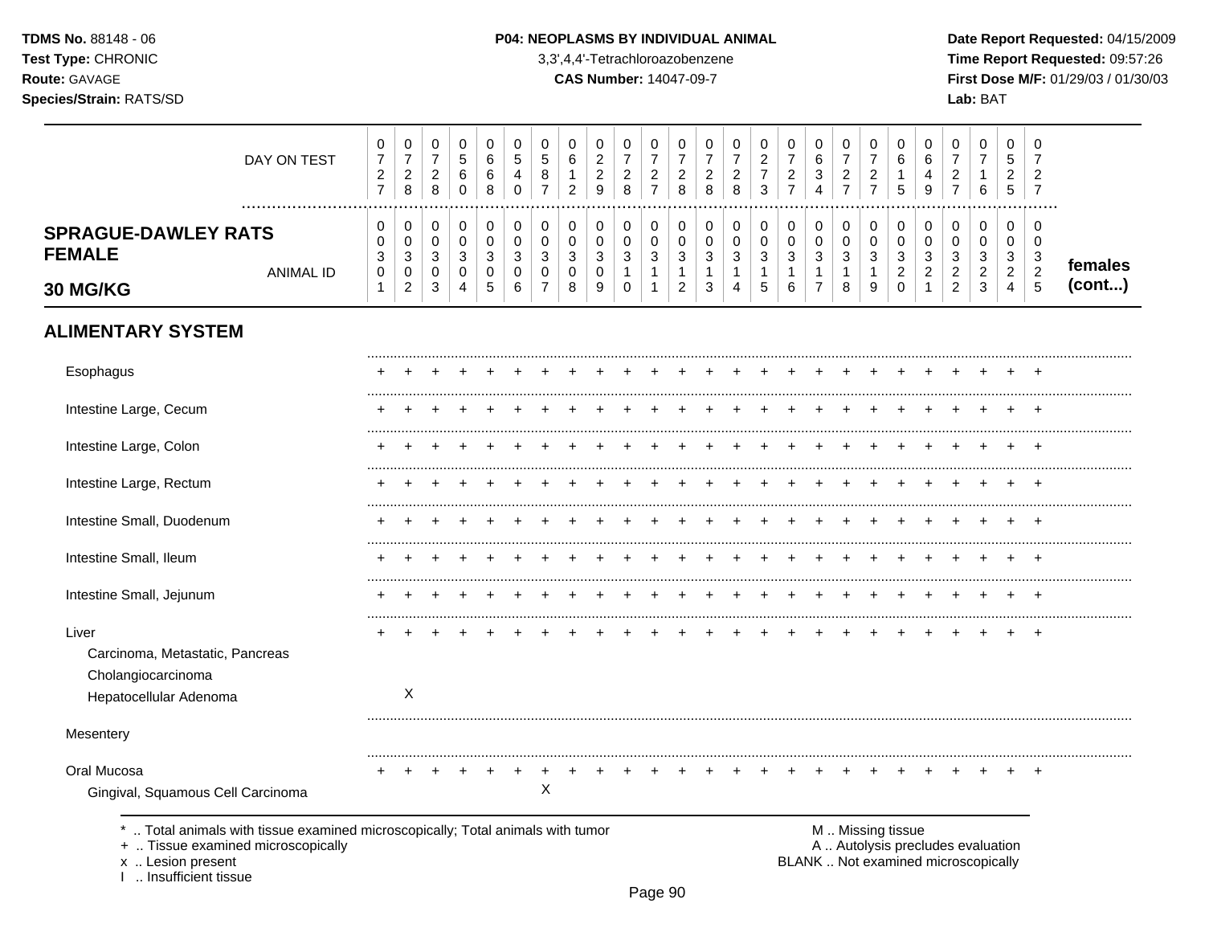**TDMS No.** 88148 - 06
**Test Type:** CHRONIC
**Route:** GAVAGE
**Species/Strain:** RATS/SD

**P04: NEOPLASMS BY INDIVIDUAL ANIMAL**
3,3',4,4'-Tetrachloroazobenzene
**CAS Number:** 14047-09-7

**Date Report Requested:** 04/15/2009
**Time Report Requested:** 09:57:26
**First Dose M/F:** 01/29/03 / 01/30/03
**Lab:** BAT

| DAY ON TEST | 0727 | 0728 | 0728 | 0560 | 0668 | 0540 | 0587 | 0612 | 0229 | 0728 | 0727 | 0728 | 0728 | 0728 | 0273 | 0727 | 0634 | 0727 | 0727 | 0615 | 0649 | 0727 | 0716 | 0525 | 0727 | |
|---|---|---|---|---|---|---|---|---|---|---|---|---|---|---|---|---|---|---|---|---|---|---|---|---|---|---|
| **SPRAGUE-DAWLEY RATS FEMALE 30 MG/KG** ANIMAL ID | 00301 | 00302 | 00303 | 00304 | 00305 | 00306 | 00307 | 00308 | 00309 | 00310 | 00311 | 00312 | 00313 | 00314 | 00315 | 00316 | 00317 | 00318 | 00319 | 00320 | 00321 | 00322 | 00323 | 00324 | 00325 | **females (cont...)** |
| **ALIMENTARY SYSTEM** | | | | | | | | | | | | | | | | | | | | | | | | | | |
| Esophagus | + | + | + | + | + | + | + | + | + | + | + | + | + | + | + | + | + | + | + | + | + | + | + | + | + | |
| Intestine Large, Cecum | + | + | + | + | + | + | + | + | + | + | + | + | + | + | + | + | + | + | + | + | + | + | + | + | + | |
| Intestine Large, Colon | + | + | + | + | + | + | + | + | + | + | + | + | + | + | + | + | + | + | + | + | + | + | + | + | + | |
| Intestine Large, Rectum | + | + | + | + | + | + | + | + | + | + | + | + | + | + | + | + | + | + | + | + | + | + | + | + | + | |
| Intestine Small, Duodenum | + | + | + | + | + | + | + | + | + | + | + | + | + | + | + | + | + | + | + | + | + | + | + | + | + | |
| Intestine Small, Ileum | + | + | + | + | + | + | + | + | + | + | + | + | + | + | + | + | + | + | + | + | + | + | + | + | + | |
| Intestine Small, Jejunum | + | + | + | + | + | + | + | + | + | + | + | + | + | + | + | + | + | + | + | + | + | + | + | + | + | |
| Liver | + | + | + | + | + | + | + | + | + | + | + | + | + | + | + | + | + | + | + | + | + | + | + | + | + | |
| Carcinoma, Metastatic, Pancreas | | | | | | | | | | | | | | | | | | | | | | | | | | |
| Cholangiocarcinoma | | | | | | | | | | | | | | | | | | | | | | | | | | |
| Hepatocellular Adenoma | | X | | | | | | | | | | | | | | | | | | | | | | | | |
| Mesentery | | | | | | | | | | | | | | | | | | | | | | | | | | |
| Oral Mucosa | + | + | + | + | + | + | + | + | + | + | + | + | + | + | + | + | + | + | + | + | + | + | + | + | + | |
| Gingival, Squamous Cell Carcinoma | | | | | | | X | | | | | | | | | | | | | | | | | | | |

\* .. Total animals with tissue examined microscopically; Total animals with tumor
\+ .. Tissue examined microscopically
x .. Lesion present
I .. Insufficient tissue

M .. Missing tissue
A .. Autolysis precludes evaluation
BLANK .. Not examined microscopically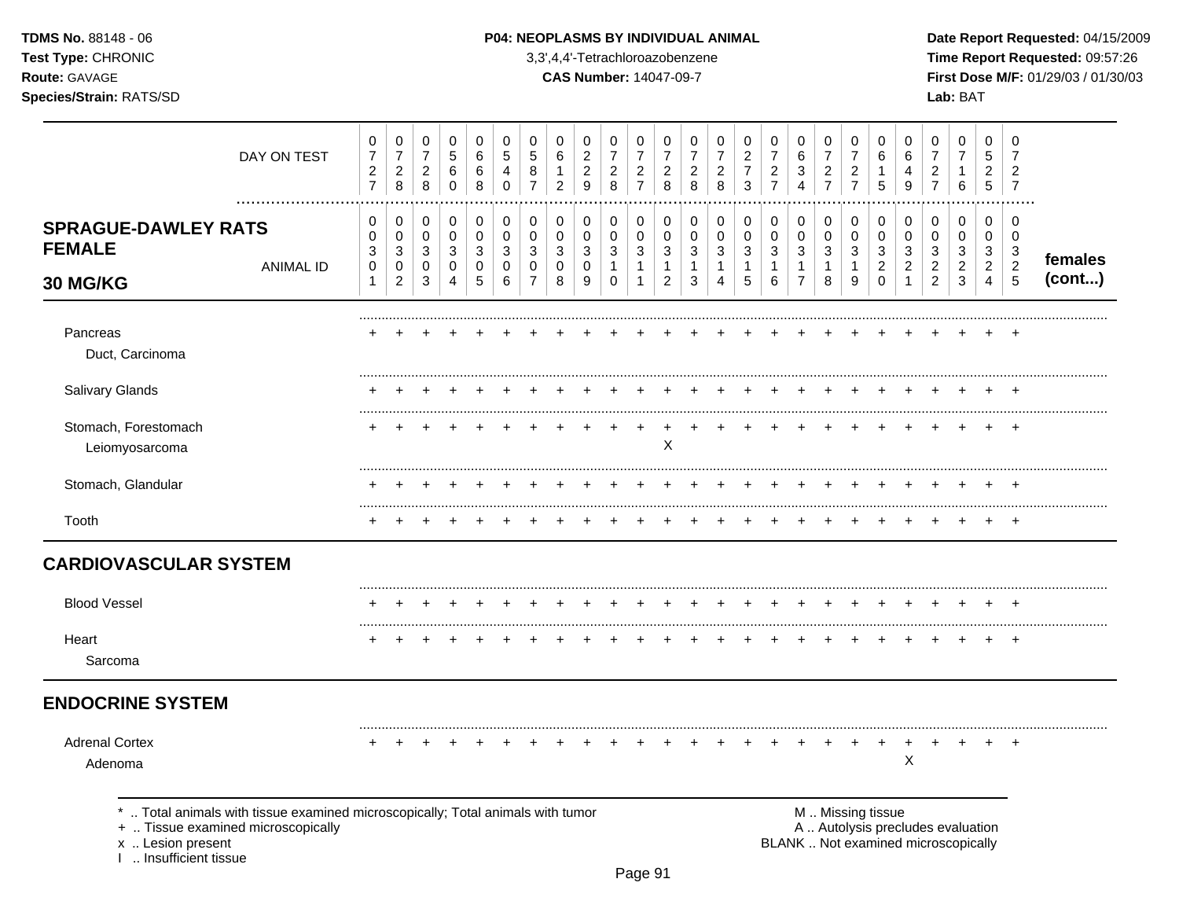**TDMS No.** 88148 - 06
**Test Type:** CHRONIC
**Route:** GAVAGE
**Species/Strain:** RATS/SD

**P04: NEOPLASMS BY INDIVIDUAL ANIMAL**
3,3',4,4'-Tetrachloroazobenzene
**CAS Number:** 14047-09-7

**Date Report Requested:** 04/15/2009
**Time Report Requested:** 09:57:26
**First Dose M/F:** 01/29/03 / 01/30/03
**Lab:** BAT

| DAY ON TEST | 0727 | 0728 | 0728 | 0560 | 0668 | 0540 | 0587 | 0612 | 0229 | 0728 | 0727 | 0728 | 0728 | 0728 | 0273 | 0727 | 0634 | 0727 | 0727 | 0615 | 0649 | 0727 | 0716 | 0525 | 0727 | |
|---|---|---|---|---|---|---|---|---|---|---|---|---|---|---|---|---|---|---|---|---|---|---|---|---|---|---|
| **SPRAGUE-DAWLEY RATS FEMALE 30 MG/KG** — ANIMAL ID | 00301 | 00302 | 00303 | 00304 | 00305 | 00306 | 00307 | 00308 | 00309 | 00310 | 00311 | 00312 | 00313 | 00314 | 00315 | 00316 | 00317 | 00318 | 00319 | 00320 | 00321 | 00322 | 00323 | 00324 | 00325 | **females (cont...)** |
| Pancreas | + | + | + | + | + | + | + | + | + | + | + | + | + | + | + | + | + | + | + | + | + | + | + | + | + | |
| Duct, Carcinoma | | | | | | | | | | | | | | | | | | | | | | | | | | |
| Salivary Glands | + | + | + | + | + | + | + | + | + | + | + | + | + | + | + | + | + | + | + | + | + | + | + | + | + | |
| Stomach, Forestomach | + | + | + | + | + | + | + | + | + | + | + | + | + | + | + | + | + | + | + | + | + | + | + | + | + | |
| Leiomyosarcoma | | | | | | | | | | | | X | | | | | | | | | | | | | | |
| Stomach, Glandular | + | + | + | + | + | + | + | + | + | + | + | + | + | + | + | + | + | + | + | + | + | + | + | + | + | |
| Tooth | + | + | + | + | + | + | + | + | + | + | + | + | + | + | + | + | + | + | + | + | + | + | + | + | + | |
| **CARDIOVASCULAR SYSTEM** | | | | | | | | | | | | | | | | | | | | | | | | | | |
| Blood Vessel | + | + | + | + | + | + | + | + | + | + | + | + | + | + | + | + | + | + | + | + | + | + | + | + | + | |
| Heart | + | + | + | + | + | + | + | + | + | + | + | + | + | + | + | + | + | + | + | + | + | + | + | + | + | |
| Sarcoma | | | | | | | | | | | | | | | | | | | | | | | | | | |
| **ENDOCRINE SYSTEM** | | | | | | | | | | | | | | | | | | | | | | | | | | |
| Adrenal Cortex | + | + | + | + | + | + | + | + | + | + | + | + | + | + | + | + | + | + | + | + | + | + | + | + | + | |
| Adenoma | | | | | | | | | | | | | | | | | | | | | X | | | | | |

\* .. Total animals with tissue examined microscopically; Total animals with tumor
\+ .. Tissue examined microscopically
x .. Lesion present
I .. Insufficient tissue

M .. Missing tissue
A .. Autolysis precludes evaluation
BLANK .. Not examined microscopically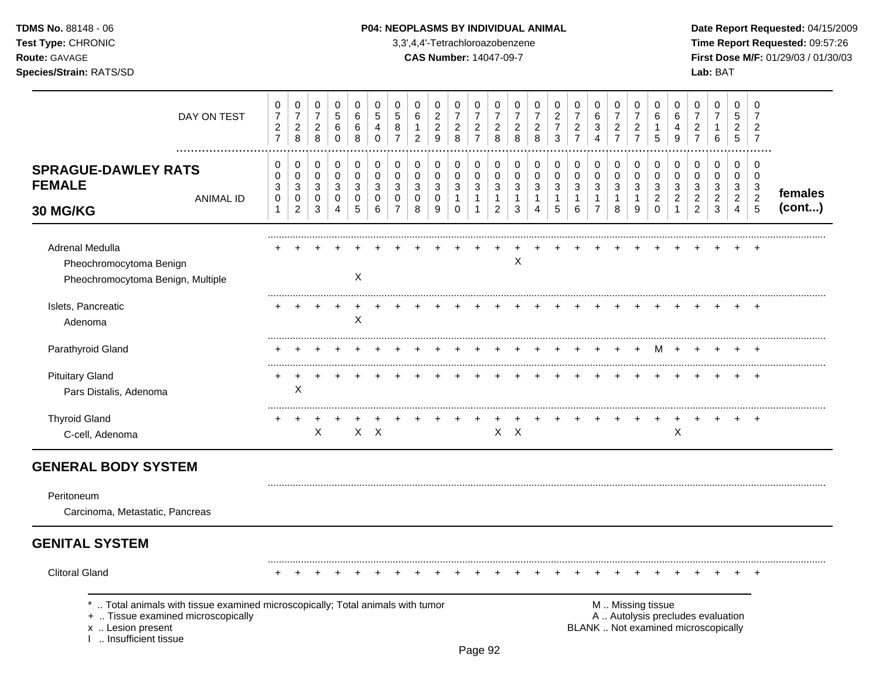**TDMS No.** 88148 - 06
**Test Type:** CHRONIC
**Route:** GAVAGE
**Species/Strain:** RATS/SD

**P04: NEOPLASMS BY INDIVIDUAL ANIMAL**
3,3',4,4'-Tetrachloroazobenzene
**CAS Number:** 14047-09-7

**Date Report Requested:** 04/15/2009
**Time Report Requested:** 09:57:26
**First Dose M/F:** 01/29/03 / 01/30/03
**Lab:** BAT

| DAY ON TEST | 0727 | 0728 | 0728 | 0560 | 0668 | 0540 | 0587 | 0612 | 0229 | 0728 | 0727 | 0728 | 0728 | 0728 | 0273 | 0727 | 0634 | 0727 | 0727 | 0615 | 0649 | 0727 | 0716 | 0525 | 0727 | |
|---|---|---|---|---|---|---|---|---|---|---|---|---|---|---|---|---|---|---|---|---|---|---|---|---|---|---|
| **SPRAGUE-DAWLEY RATS FEMALE 30 MG/KG** — ANIMAL ID | 0030 1 | 0030 2 | 0030 3 | 0030 4 | 0030 5 | 0030 6 | 0030 7 | 0030 8 | 0030 9 | 0031 0 | 0031 1 | 0031 2 | 0031 3 | 0031 4 | 0031 5 | 0031 6 | 0031 7 | 0031 8 | 0031 9 | 0032 0 | 0032 1 | 0032 2 | 0032 3 | 0032 4 | 0032 5 | **females (cont...)** |
| Adrenal Medulla | + | + | + | + | + | + | + | + | + | + | + | + | + | + | + | + | + | + | + | + | + | + | + | + | + | |
| Pheochromocytoma Benign | | | | | | | | | | | | | X | | | | | | | | | | | | | |
| Pheochromocytoma Benign, Multiple | | | | | X | | | | | | | | | | | | | | | | | | | | | |
| Islets, Pancreatic | + | + | + | + | + | + | + | + | + | + | + | + | + | + | + | + | + | + | + | + | + | + | + | + | + | |
| Adenoma | | | | | X | | | | | | | | | | | | | | | | | | | | | |
| Parathyroid Gland | + | + | + | + | + | + | + | + | + | + | + | + | + | + | + | + | + | + | + | M | + | + | + | + | + | |
| Pituitary Gland | + | + | + | + | + | + | + | + | + | + | + | + | + | + | + | + | + | + | + | + | + | + | + | + | + | |
| Pars Distalis, Adenoma | | X | | | | | | | | | | | | | | | | | | | | | | | | |
| Thyroid Gland | + | + | + | + | + | + | + | + | + | + | + | + | + | + | + | + | + | + | + | + | + | + | + | + | + | |
| C-cell, Adenoma | | | X | | X | X | | | | | | X | X | | | | | | | | X | | | | | |

## GENERAL BODY SYSTEM

| | | | | | | | | | | | | | | | | | | | | | | | | | |
|---|---|---|---|---|---|---|---|---|---|---|---|---|---|---|---|---|---|---|---|---|---|---|---|---|---|
| Peritoneum | | | | | | | | | | | | | | | | | | | | | | | | | |
| Carcinoma, Metastatic, Pancreas | | | | | | | | | | | | | | | | | | | | | | | | | |

## GENITAL SYSTEM

| | | | | | | | | | | | | | | | | | | | | | | | | | |
|---|---|---|---|---|---|---|---|---|---|---|---|---|---|---|---|---|---|---|---|---|---|---|---|---|---|
| Clitoral Gland | + | + | + | + | + | + | + | + | + | + | + | + | + | + | + | + | + | + | + | + | + | + | + | + | + |

\* .. Total animals with tissue examined microscopically; Total animals with tumor
\+ .. Tissue examined microscopically
x .. Lesion present
I .. Insufficient tissue

M .. Missing tissue
A .. Autolysis precludes evaluation
BLANK .. Not examined microscopically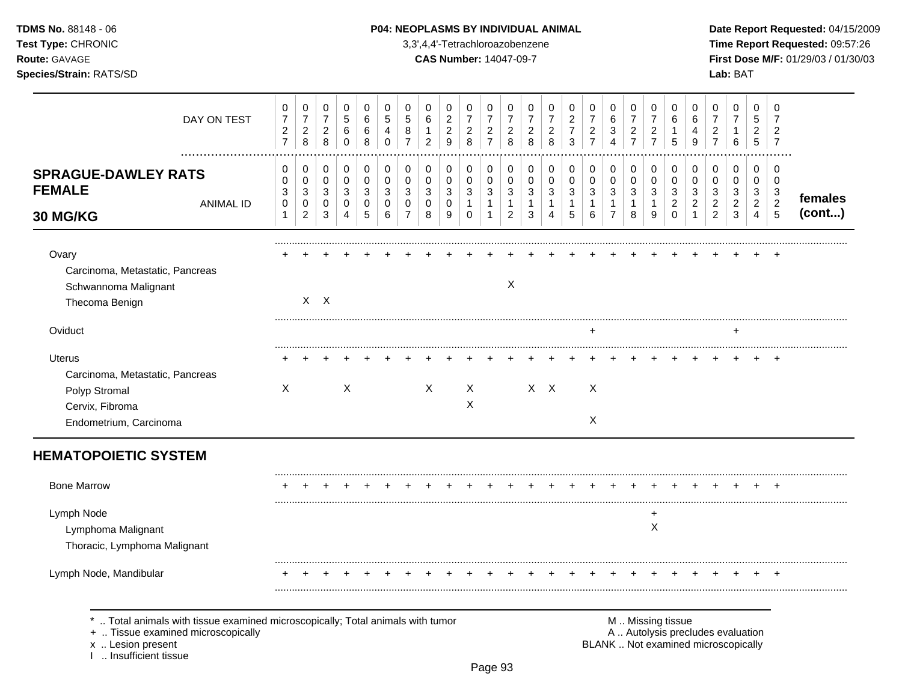**TDMS No.** 88148 - 06
**Test Type:** CHRONIC
**Route:** GAVAGE
**Species/Strain:** RATS/SD

**P04: NEOPLASMS BY INDIVIDUAL ANIMAL**
3,3',4,4'-Tetrachloroazobenzene
**CAS Number:** 14047-09-7

**Date Report Requested:** 04/15/2009
**Time Report Requested:** 09:57:26
**First Dose M/F:** 01/29/03 / 01/30/03
**Lab:** BAT

| DAY ON TEST | 0727 | 0728 | 0728 | 0560 | 0668 | 0540 | 0587 | 0612 | 0229 | 0728 | 0727 | 0728 | 0728 | 0728 | 0273 | 0727 | 0634 | 0727 | 0727 | 0615 | 0649 | 0727 | 0716 | 0525 | 0727 | |
|---|---|---|---|---|---|---|---|---|---|---|---|---|---|---|---|---|---|---|---|---|---|---|---|---|---|---|
| **SPRAGUE-DAWLEY RATS FEMALE 30 MG/KG** ANIMAL ID | 00301 | 00302 | 00303 | 00304 | 00305 | 00306 | 00307 | 00308 | 00309 | 00310 | 00311 | 00312 | 00313 | 00314 | 00315 | 00316 | 00317 | 00318 | 00319 | 00320 | 00321 | 00322 | 00323 | 00324 | 00325 | **females (cont...)** |
| Ovary | + | + | + | + | + | + | + | + | + | + | + | + | + | + | + | + | + | + | + | + | + | + | + | + | + | |
| Carcinoma, Metastatic, Pancreas | | | | | | | | | | | | | | | | | | | | | | | | | | |
| Schwannoma Malignant | | | | | | | | | | | | X | | | | | | | | | | | | | | |
| Thecoma Benign | | X | X | | | | | | | | | | | | | | | | | | | | | | | |
| Oviduct | | | | | | | | | | | | | | | | + | | | | | | | + | | | |
| Uterus | + | + | + | + | + | + | + | + | + | + | + | + | + | + | + | + | + | + | + | + | + | + | + | + | + | |
| Carcinoma, Metastatic, Pancreas | | | | | | | | | | | | | | | | | | | | | | | | | | |
| Polyp Stromal | X | | | X | | | | X | | X | | | X | X | | X | | | | | | | | | | |
| Cervix, Fibroma | | | | | | | | | | X | | | | | | | | | | | | | | | | |
| Endometrium, Carcinoma | | | | | | | | | | | | | | | | X | | | | | | | | | | |

## HEMATOPOIETIC SYSTEM

| | 00301 | 00302 | 00303 | 00304 | 00305 | 00306 | 00307 | 00308 | 00309 | 00310 | 00311 | 00312 | 00313 | 00314 | 00315 | 00316 | 00317 | 00318 | 00319 | 00320 | 00321 | 00322 | 00323 | 00324 | 00325 |
|---|---|---|---|---|---|---|---|---|---|---|---|---|---|---|---|---|---|---|---|---|---|---|---|---|---|
| Bone Marrow | + | + | + | + | + | + | + | + | + | + | + | + | + | + | + | + | + | + | + | + | + | + | + | + | + |
| Lymph Node | | | | | | | | | | | | | | | | | | | + | | | | | | |
| Lymphoma Malignant | | | | | | | | | | | | | | | | | | | X | | | | | | |
| Thoracic, Lymphoma Malignant | | | | | | | | | | | | | | | | | | | | | | | | | |
| Lymph Node, Mandibular | + | + | + | + | + | + | + | + | + | + | + | + | + | + | + | + | + | + | + | + | + | + | + | + | + |

\* .. Total animals with tissue examined microscopically; Total animals with tumor
+ .. Tissue examined microscopically
x .. Lesion present
I .. Insufficient tissue

M .. Missing tissue
A .. Autolysis precludes evaluation
BLANK .. Not examined microscopically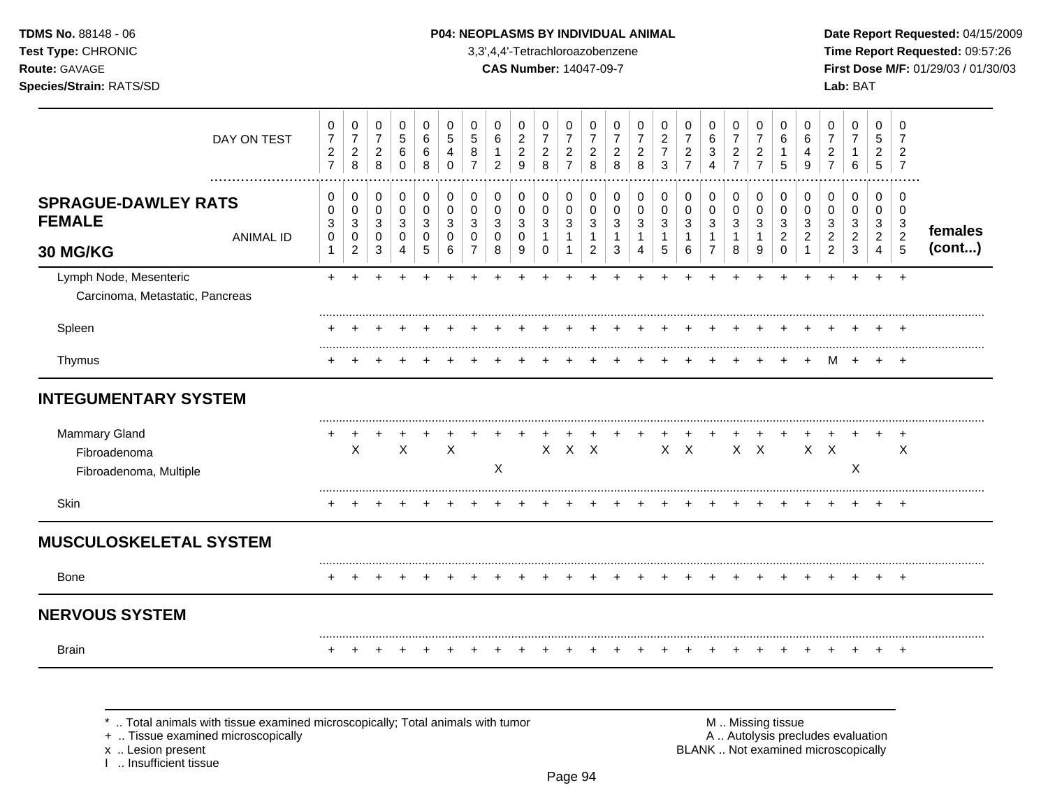**TDMS No.** 88148 - 06
**Test Type:** CHRONIC
**Route:** GAVAGE
**Species/Strain:** RATS/SD

**P04: NEOPLASMS BY INDIVIDUAL ANIMAL**
3,3',4,4'-Tetrachloroazobenzene
**CAS Number:** 14047-09-7

**Date Report Requested:** 04/15/2009
**Time Report Requested:** 09:57:26
**First Dose M/F:** 01/29/03 / 01/30/03
**Lab:** BAT

| DAY ON TEST | 0727 | 0728 | 0728 | 0560 | 0668 | 0540 | 0587 | 0612 | 0229 | 0728 | 0727 | 0728 | 0728 | 0728 | 0273 | 0727 | 0634 | 0727 | 0727 | 0615 | 0649 | 0727 | 0716 | 0525 | 0727 | |
|---|---|---|---|---|---|---|---|---|---|---|---|---|---|---|---|---|---|---|---|---|---|---|---|---|---|---|
| **SPRAGUE-DAWLEY RATS FEMALE 30 MG/KG** — ANIMAL ID | 0030 1 | 0030 2 | 0030 3 | 0030 4 | 0030 5 | 0030 6 | 0030 7 | 0030 8 | 0030 9 | 0031 0 | 0031 1 | 0031 2 | 0031 3 | 0031 4 | 0031 5 | 0031 6 | 0031 7 | 0031 8 | 0031 9 | 0032 0 | 0032 1 | 0032 2 | 0032 3 | 0032 4 | 0032 5 | **females (cont...)** |
| Lymph Node, Mesenteric | + | + | + | + | + | + | + | + | + | + | + | + | + | + | + | + | + | + | + | + | + | + | + | + | + | |
| Carcinoma, Metastatic, Pancreas | | | | | | | | | | | | | | | | | | | | | | | | | | |
| Spleen | + | + | + | + | + | + | + | + | + | + | + | + | + | + | + | + | + | + | + | + | + | + | + | + | + | |
| Thymus | + | + | + | + | + | + | + | + | + | + | + | + | + | + | + | + | + | + | + | + | + | M | + | + | + | |
| **INTEGUMENTARY SYSTEM** | | | | | | | | | | | | | | | | | | | | | | | | | | |
| Mammary Gland | + | + | + | + | + | + | + | + | + | + | + | + | + | + | + | + | + | + | + | + | + | + | + | + | + | |
| Fibroadenoma | | X | | X | | X | | | | X | X | X | | | X | X | | X | X | | X | X | | | X | |
| Fibroadenoma, Multiple | | | | | | | | X | | | | | | | | | | | | | | | X | | | |
| Skin | + | + | + | + | + | + | + | + | + | + | + | + | + | + | + | + | + | + | + | + | + | + | + | + | + | |
| **MUSCULOSKELETAL SYSTEM** | | | | | | | | | | | | | | | | | | | | | | | | | | |
| Bone | + | + | + | + | + | + | + | + | + | + | + | + | + | + | + | + | + | + | + | + | + | + | + | + | + | |
| **NERVOUS SYSTEM** | | | | | | | | | | | | | | | | | | | | | | | | | | |
| Brain | + | + | + | + | + | + | + | + | + | + | + | + | + | + | + | + | + | + | + | + | + | + | + | + | + | |

\* .. Total animals with tissue examined microscopically; Total animals with tumor
\+ .. Tissue examined microscopically
x .. Lesion present
I .. Insufficient tissue

M .. Missing tissue
A .. Autolysis precludes evaluation
BLANK .. Not examined microscopically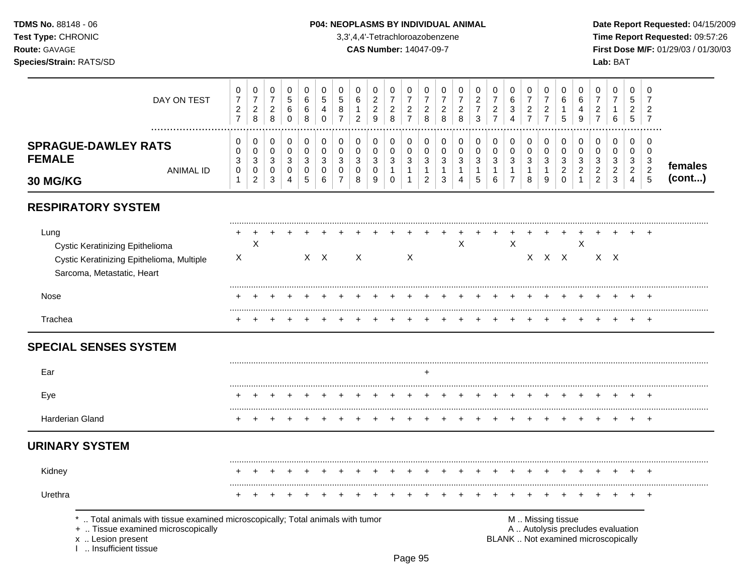**TDMS No.** 88148 - 06
**Test Type:** CHRONIC
**Route:** GAVAGE
**Species/Strain:** RATS/SD

**P04: NEOPLASMS BY INDIVIDUAL ANIMAL**
3,3',4,4'-Tetrachloroazobenzene
**CAS Number:** 14047-09-7

**Date Report Requested:** 04/15/2009
**Time Report Requested:** 09:57:26
**First Dose M/F:** 01/29/03 / 01/30/03
**Lab:** BAT

| DAY ON TEST | 0727 | 0728 | 0728 | 0560 | 0668 | 0540 | 0587 | 0612 | 0229 | 0728 | 0727 | 0728 | 0728 | 0728 | 0273 | 0727 | 0634 | 0727 | 0727 | 0615 | 0649 | 0727 | 0716 | 0525 | 0727 | |
|---|---|---|---|---|---|---|---|---|---|---|---|---|---|---|---|---|---|---|---|---|---|---|---|---|---|---|
| **SPRAGUE-DAWLEY RATS FEMALE 30 MG/KG** — ANIMAL ID | 0030<br>1 | 0030<br>2 | 0030<br>3 | 0030<br>4 | 0030<br>5 | 0030<br>6 | 0030<br>7 | 0030<br>8 | 0030<br>9 | 0031<br>0 | 0031<br>1 | 0031<br>2 | 0031<br>3 | 0031<br>4 | 0031<br>5 | 0031<br>6 | 0031<br>7 | 0031<br>8 | 0031<br>9 | 0032<br>0 | 0032<br>1 | 0032<br>2 | 0032<br>3 | 0032<br>4 | 0032<br>5 | **females (cont...)** |
| **RESPIRATORY SYSTEM** | | | | | | | | | | | | | | | | | | | | | | | | | | |
| Lung | + | + | + | + | + | + | + | + | + | + | + | + | + | + | + | + | + | + | + | + | + | + | + | + | + | |
| Cystic Keratinizing Epithelioma | | X | | | | | | | | | | | | X | | | X | | | | X | | | | | |
| Cystic Keratinizing Epithelioma, Multiple | X | | | | X | X | | X | | | X | | | | | | | X | X | X | | X | X | | | |
| Sarcoma, Metastatic, Heart | | | | | | | | | | | | | | | | | | | | | | | | | | |
| Nose | + | + | + | + | + | + | + | + | + | + | + | + | + | + | + | + | + | + | + | + | + | + | + | + | + | |
| Trachea | + | + | + | + | + | + | + | + | + | + | + | + | + | + | + | + | + | + | + | + | + | + | + | + | + | |
| **SPECIAL SENSES SYSTEM** | | | | | | | | | | | | | | | | | | | | | | | | | | |
| Ear | | | | | | | | | | | | + | | | | | | | | | | | | | | |
| Eye | + | + | + | + | + | + | + | + | + | + | + | + | + | + | + | + | + | + | + | + | + | + | + | + | + | |
| Harderian Gland | + | + | + | + | + | + | + | + | + | + | + | + | + | + | + | + | + | + | + | + | + | + | + | + | + | |
| **URINARY SYSTEM** | | | | | | | | | | | | | | | | | | | | | | | | | | |
| Kidney | + | + | + | + | + | + | + | + | + | + | + | + | + | + | + | + | + | + | + | + | + | + | + | + | + | |
| Urethra | + | + | + | + | + | + | + | + | + | + | + | + | + | + | + | + | + | + | + | + | + | + | + | + | + | |

\* .. Total animals with tissue examined microscopically; Total animals with tumor
\+ .. Tissue examined microscopically
x .. Lesion present
I .. Insufficient tissue

M .. Missing tissue
A .. Autolysis precludes evaluation
BLANK .. Not examined microscopically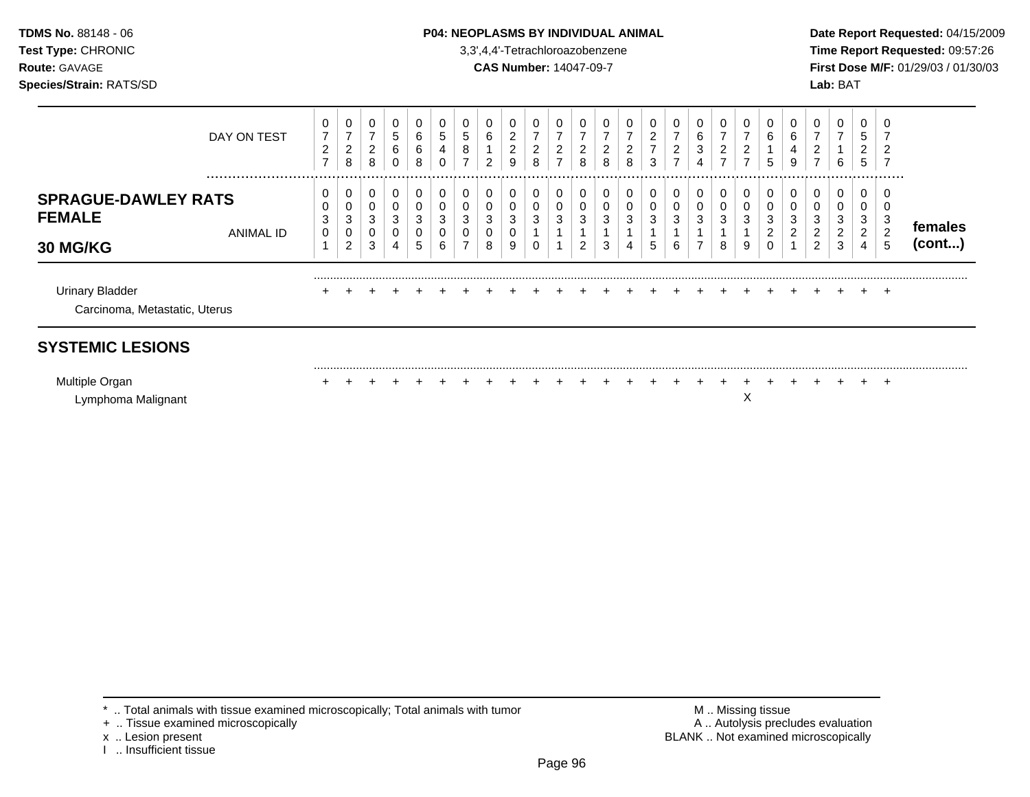**TDMS No.** 88148 - 06
**Test Type:** CHRONIC
**Route:** GAVAGE
**Species/Strain:** RATS/SD

**P04: NEOPLASMS BY INDIVIDUAL ANIMAL**
3,3',4,4'-Tetrachloroazobenzene
**CAS Number:** 14047-09-7

**Date Report Requested:** 04/15/2009
**Time Report Requested:** 09:57:26
**First Dose M/F:** 01/29/03 / 01/30/03
**Lab:** BAT

| DAY ON TEST | 0727 | 0728 | 0728 | 0560 | 0668 | 0540 | 0587 | 0612 | 0229 | 0728 | 0727 | 0728 | 0728 | 0728 | 0273 | 0727 | 0634 | 0727 | 0727 | 0615 | 0649 | 0727 | 0716 | 0525 | 0727 | |
|---|---|---|---|---|---|---|---|---|---|---|---|---|---|---|---|---|---|---|---|---|---|---|---|---|---|---|
| **SPRAGUE-DAWLEY RATS FEMALE 30 MG/KG** ANIMAL ID | 00301 | 00302 | 00303 | 00304 | 00305 | 00306 | 00307 | 00308 | 00309 | 00310 | 00311 | 00312 | 00313 | 00314 | 00315 | 00316 | 00317 | 00318 | 00319 | 00320 | 00321 | 00322 | 00323 | 00324 | 00325 | **females (cont...)** |
| Urinary Bladder | + | + | + | + | + | + | + | + | + | + | + | + | + | + | + | + | + | + | + | + | + | + | + | + | + | |
| Carcinoma, Metastatic, Uterus | | | | | | | | | | | | | | | | | | | | | | | | | | |
| **SYSTEMIC LESIONS** | | | | | | | | | | | | | | | | | | | | | | | | | | |
| Multiple Organ | + | + | + | + | + | + | + | + | + | + | + | + | + | + | + | + | + | + | + | + | + | + | + | + | + | |
| Lymphoma Malignant | | | | | | | | | | | | | | | | | | | X | | | | | | | |

\* .. Total animals with tissue examined microscopically; Total animals with tumor
+ .. Tissue examined microscopically
x .. Lesion present
I .. Insufficient tissue

M .. Missing tissue
A .. Autolysis precludes evaluation
BLANK .. Not examined microscopically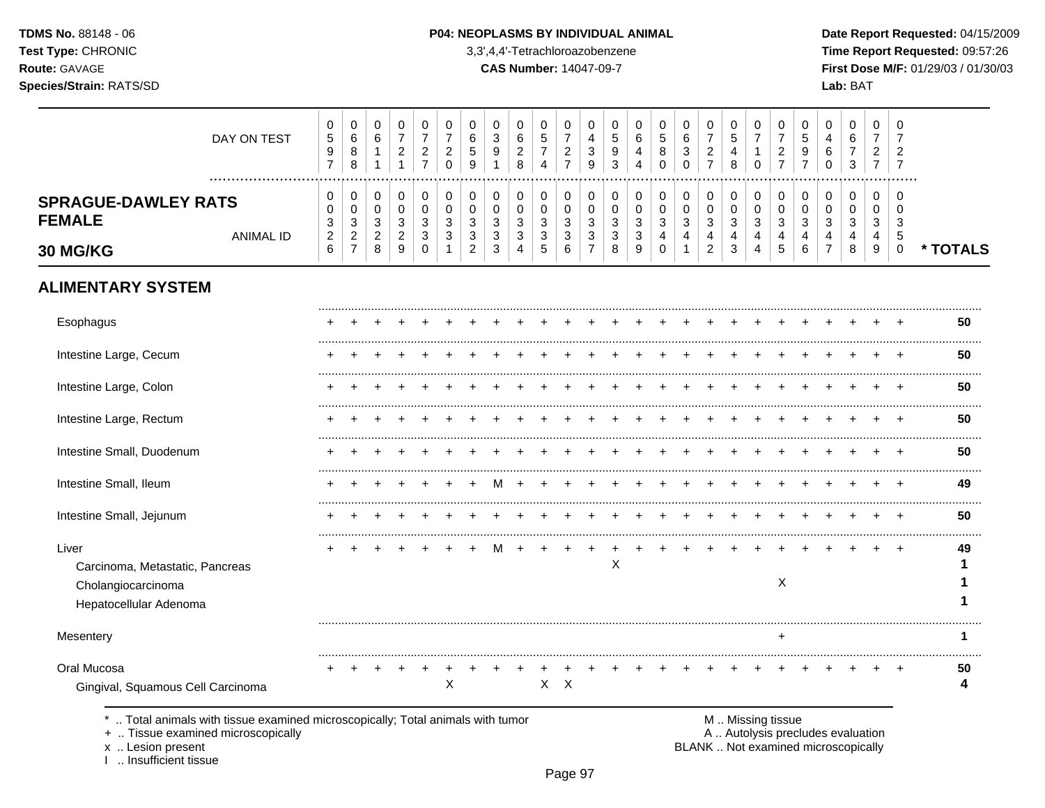**TDMS No.** 88148 - 06
**Test Type:** CHRONIC
**Route:** GAVAGE
**Species/Strain:** RATS/SD

**P04: NEOPLASMS BY INDIVIDUAL ANIMAL**
3,3',4,4'-Tetrachloroazobenzene
**CAS Number:** 14047-09-7

**Date Report Requested:** 04/15/2009
**Time Report Requested:** 09:57:26
**First Dose M/F:** 01/29/03 / 01/30/03
**Lab:** BAT

## SPRAGUE-DAWLEY RATS FEMALE 30 MG/KG

| DAY ON TEST | 0597 | 0688 | 0611 | 0721 | 0727 | 0720 | 0659 | 0391 | 0628 | 0574 | 0727 | 0439 | 0593 | 0644 | 0580 | 0630 | 0727 | 0548 | 0710 | 0727 | 0597 | 0460 | 0673 | 0727 | 0727 | |
|---|---|---|---|---|---|---|---|---|---|---|---|---|---|---|---|---|---|---|---|---|---|---|---|---|---|---|
| **ANIMAL ID** | 0326 | 0327 | 0328 | 0329 | 0330 | 0331 | 0332 | 0333 | 0334 | 0335 | 0336 | 0337 | 0338 | 0339 | 0340 | 0341 | 0342 | 0343 | 0344 | 0345 | 0346 | 0347 | 0348 | 0349 | 0350 | *** TOTALS** |
| **ALIMENTARY SYSTEM** | | | | | | | | | | | | | | | | | | | | | | | | | | |
| Esophagus | + | + | + | + | + | + | + | + | + | + | + | + | + | + | + | + | + | + | + | + | + | + | + | + | + | 50 |
| Intestine Large, Cecum | + | + | + | + | + | + | + | + | + | + | + | + | + | + | + | + | + | + | + | + | + | + | + | + | + | 50 |
| Intestine Large, Colon | + | + | + | + | + | + | + | + | + | + | + | + | + | + | + | + | + | + | + | + | + | + | + | + | + | 50 |
| Intestine Large, Rectum | + | + | + | + | + | + | + | + | + | + | + | + | + | + | + | + | + | + | + | + | + | + | + | + | + | 50 |
| Intestine Small, Duodenum | + | + | + | + | + | + | + | + | + | + | + | + | + | + | + | + | + | + | + | + | + | + | + | + | + | 50 |
| Intestine Small, Ileum | + | + | + | + | + | + | + | M | + | + | + | + | + | + | + | + | + | + | + | + | + | + | + | + | + | 49 |
| Intestine Small, Jejunum | + | + | + | + | + | + | + | + | + | + | + | + | + | + | + | + | + | + | + | + | + | + | + | + | + | 50 |
| Liver | + | + | + | + | + | + | + | M | + | + | + | + | + | + | + | + | + | + | + | + | + | + | + | + | + | 49 |
| Carcinoma, Metastatic, Pancreas | | | | | | | | | | | | | X | | | | | | | | | | | | | 1 |
| Cholangiocarcinoma | | | | | | | | | | | | | | | | | | | | X | | | | | | 1 |
| Hepatocellular Adenoma | | | | | | | | | | | | | | | | | | | | | | | | | | 1 |
| Mesentery | | | | | | | | | | | | | | | | | | | | + | | | | | | 1 |
| Oral Mucosa | + | + | + | + | + | + | + | + | + | + | + | + | + | + | + | + | + | + | + | + | + | + | + | + | + | 50 |
| Gingival, Squamous Cell Carcinoma | | | | | | X | | | | X | X | | | | | | | | | | | | | | | 4 |

\* .. Total animals with tissue examined microscopically; Total animals with tumor
\+ .. Tissue examined microscopically
x .. Lesion present
I .. Insufficient tissue

M .. Missing tissue
A .. Autolysis precludes evaluation
BLANK .. Not examined microscopically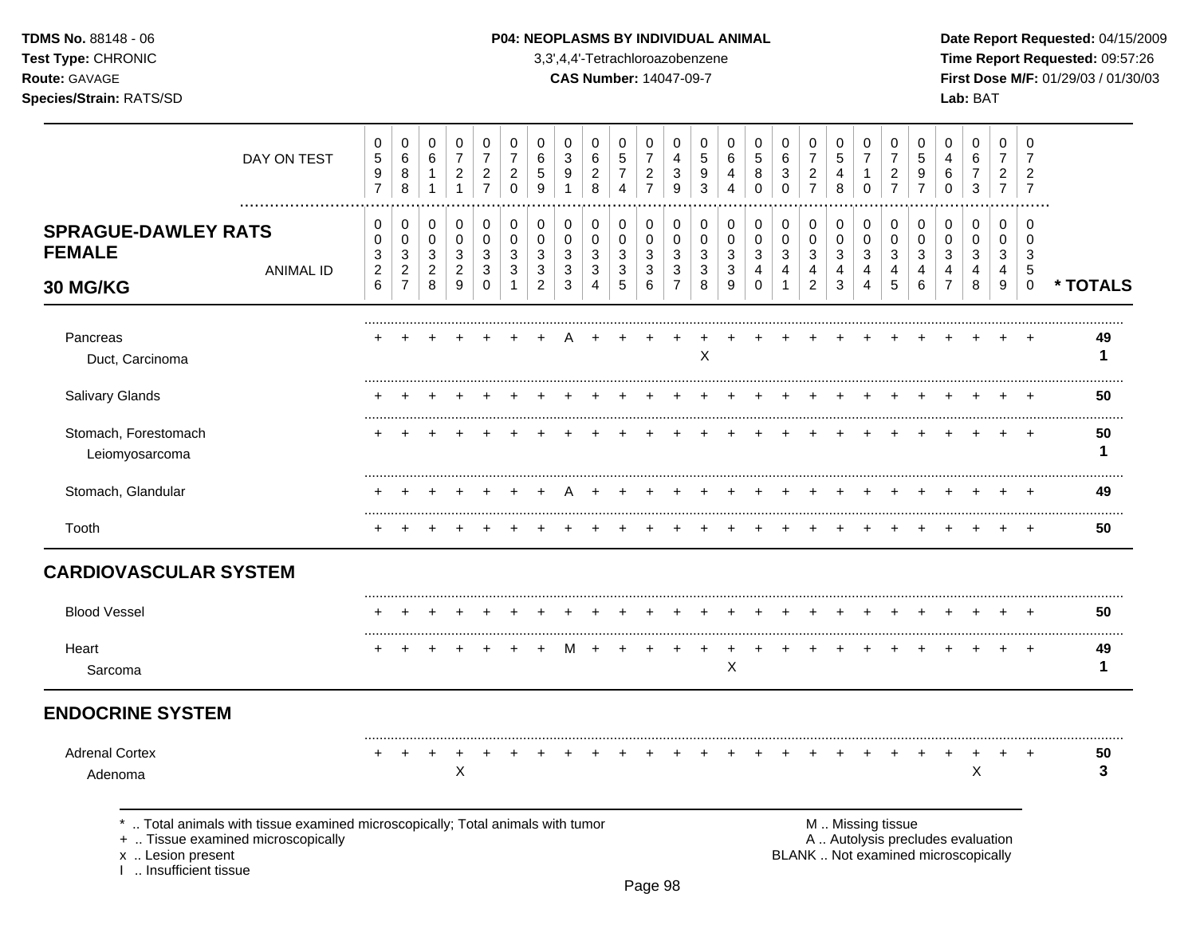**TDMS No.** 88148 - 06
**Test Type:** CHRONIC
**Route:** GAVAGE
**Species/Strain:** RATS/SD

**P04: NEOPLASMS BY INDIVIDUAL ANIMAL**
3,3',4,4'-Tetrachloroazobenzene
**CAS Number:** 14047-09-7

**Date Report Requested:** 04/15/2009
**Time Report Requested:** 09:57:26
**First Dose M/F:** 01/29/03 / 01/30/03
**Lab:** BAT

## SPRAGUE-DAWLEY RATS FEMALE 30 MG/KG

| DAY ON TEST | 0597 | 0688 | 0611 | 0721 | 0727 | 0720 | 0659 | 0391 | 0628 | 0574 | 0727 | 0439 | 0593 | 0644 | 0580 | 0630 | 0727 | 0548 | 0710 | 0727 | 0597 | 0460 | 0673 | 0727 | 0727 | |
|---|---|---|---|---|---|---|---|---|---|---|---|---|---|---|---|---|---|---|---|---|---|---|---|---|---|---|
| **ANIMAL ID** | 00326 | 00327 | 00328 | 00329 | 00330 | 00331 | 00332 | 00333 | 00334 | 00335 | 00336 | 00337 | 00338 | 00339 | 00340 | 00341 | 00342 | 00343 | 00344 | 00345 | 00346 | 00347 | 00348 | 00349 | 00350 | **\* TOTALS** |
| Pancreas | + | + | + | + | + | + | + | A | + | + | + | + | + | + | + | + | + | + | + | + | + | + | + | + | + | **49** |
| Duct, Carcinoma | | | | | | | | | | | | | X | | | | | | | | | | | | | **1** |
| Salivary Glands | + | + | + | + | + | + | + | + | + | + | + | + | + | + | + | + | + | + | + | + | + | + | + | + | + | **50** |
| Stomach, Forestomach | + | + | + | + | + | + | + | + | + | + | + | + | + | + | + | + | + | + | + | + | + | + | + | + | + | **50** |
| Leiomyosarcoma | | | | | | | | | | | | | | | | | | | | | | | | | | **1** |
| Stomach, Glandular | + | + | + | + | + | + | + | A | + | + | + | + | + | + | + | + | + | + | + | + | + | + | + | + | + | **49** |
| Tooth | + | + | + | + | + | + | + | + | + | + | + | + | + | + | + | + | + | + | + | + | + | + | + | + | + | **50** |
| **CARDIOVASCULAR SYSTEM** | | | | | | | | | | | | | | | | | | | | | | | | | | |
| Blood Vessel | + | + | + | + | + | + | + | + | + | + | + | + | + | + | + | + | + | + | + | + | + | + | + | + | + | **50** |
| Heart | + | + | + | + | + | + | + | M | + | + | + | + | + | + | + | + | + | + | + | + | + | + | + | + | + | **49** |
| Sarcoma | | | | | | | | | | | | | | X | | | | | | | | | | | | **1** |
| **ENDOCRINE SYSTEM** | | | | | | | | | | | | | | | | | | | | | | | | | | |
| Adrenal Cortex | + | + | + | + | + | + | + | + | + | + | + | + | + | + | + | + | + | + | + | + | + | + | + | + | + | **50** |
| Adenoma | | | | X | | | | | | | | | | | | | | | | | | | X | | | **3** |

\* .. Total animals with tissue examined microscopically; Total animals with tumor
\+ .. Tissue examined microscopically
x .. Lesion present
I .. Insufficient tissue

M .. Missing tissue
A .. Autolysis precludes evaluation
BLANK .. Not examined microscopically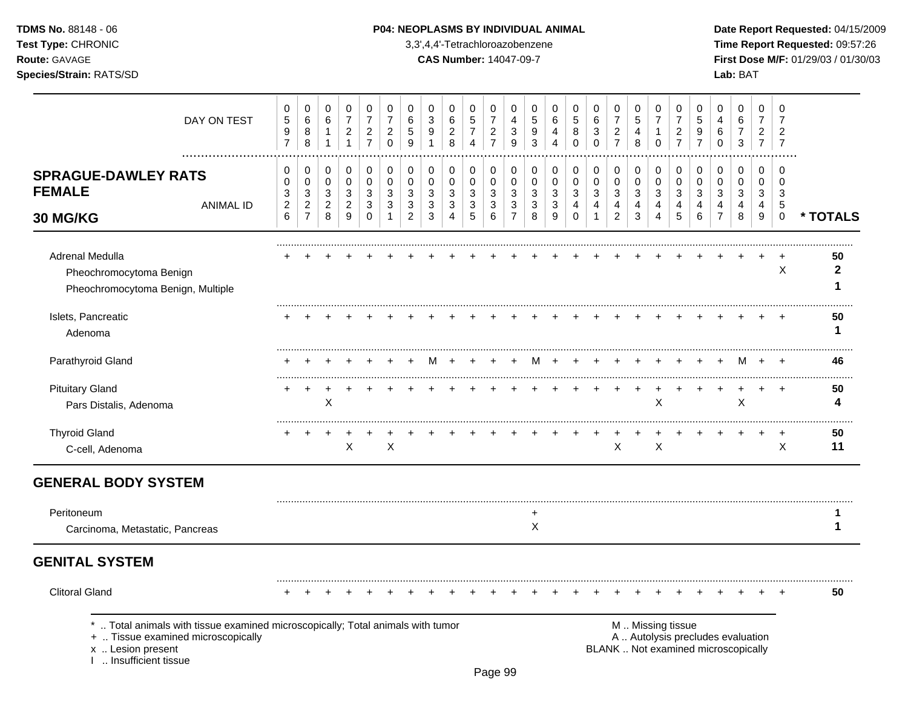**TDMS No.** 88148 - 06
**Test Type:** CHRONIC
**Route:** GAVAGE
**Species/Strain:** RATS/SD

**P04: NEOPLASMS BY INDIVIDUAL ANIMAL**
3,3',4,4'-Tetrachloroazobenzene
**CAS Number:** 14047-09-7

**Date Report Requested:** 04/15/2009
**Time Report Requested:** 09:57:26
**First Dose M/F:** 01/29/03 / 01/30/03
**Lab:** BAT

| DAY ON TEST | 0597 | 0688 | 0611 | 0721 | 0727 | 0720 | 0659 | 0391 | 0628 | 0574 | 0727 | 0439 | 0593 | 0644 | 0580 | 0630 | 0727 | 0548 | 0710 | 0727 | 0597 | 0460 | 0673 | 0727 | 0727 | |
|---|---|---|---|---|---|---|---|---|---|---|---|---|---|---|---|---|---|---|---|---|---|---|---|---|---|---|
| **SPRAGUE-DAWLEY RATS FEMALE 30 MG/KG** ANIMAL ID | 00326 | 00327 | 00328 | 00329 | 00330 | 00331 | 00332 | 00333 | 00334 | 00335 | 00336 | 00337 | 00338 | 00339 | 00340 | 00341 | 00342 | 00343 | 00344 | 00345 | 00346 | 00347 | 00348 | 00349 | 00350 | *** TOTALS** |
| Adrenal Medulla | + | + | + | + | + | + | + | + | + | + | + | + | + | + | + | + | + | + | + | + | + | + | + | + | + | **50** |
| Pheochromocytoma Benign | | | | | | | | | | | | | | | | | | | | | | | | | X | **2** |
| Pheochromocytoma Benign, Multiple | | | | | | | | | | | | | | | | | | | | | | | | | | **1** |
| Islets, Pancreatic | + | + | + | + | + | + | + | + | + | + | + | + | + | + | + | + | + | + | + | + | + | + | + | + | + | **50** |
| Adenoma | | | | | | | | | | | | | | | | | | | | | | | | | | **1** |
| Parathyroid Gland | + | + | + | + | + | + | + | M | + | + | + | + | M | + | + | + | + | + | + | + | + | + | M | + | + | **46** |
| Pituitary Gland | + | + | + | + | + | + | + | + | + | + | + | + | + | + | + | + | + | + | + | + | + | + | + | + | + | **50** |
| Pars Distalis, Adenoma | | | X | | | | | | | | | | | | | | | | X | | | | X | | | **4** |
| Thyroid Gland | + | + | + | + | + | + | + | + | + | + | + | + | + | + | + | + | + | + | + | + | + | + | + | + | + | **50** |
| C-cell, Adenoma | | | | X | | X | | | | | | | | | | | X | | X | | | | | | X | **11** |

## GENERAL BODY SYSTEM

| | | | | | | | | | | | | | | | | | | | | | | | | | | |
|---|---|---|---|---|---|---|---|---|---|---|---|---|---|---|---|---|---|---|---|---|---|---|---|---|---|---|
| Peritoneum | | | | | | | | | | | | | + | | | | | | | | | | | | | **1** |
| Carcinoma, Metastatic, Pancreas | | | | | | | | | | | | | X | | | | | | | | | | | | | **1** |

## GENITAL SYSTEM

| | | | | | | | | | | | | | | | | | | | | | | | | | | |
|---|---|---|---|---|---|---|---|---|---|---|---|---|---|---|---|---|---|---|---|---|---|---|---|---|---|---|
| Clitoral Gland | + | + | + | + | + | + | + | + | + | + | + | + | + | + | + | + | + | + | + | + | + | + | + | + | + | **50** |

\* .. Total animals with tissue examined microscopically; Total animals with tumor
\+ .. Tissue examined microscopically
x .. Lesion present
I .. Insufficient tissue

M .. Missing tissue
A .. Autolysis precludes evaluation
BLANK .. Not examined microscopically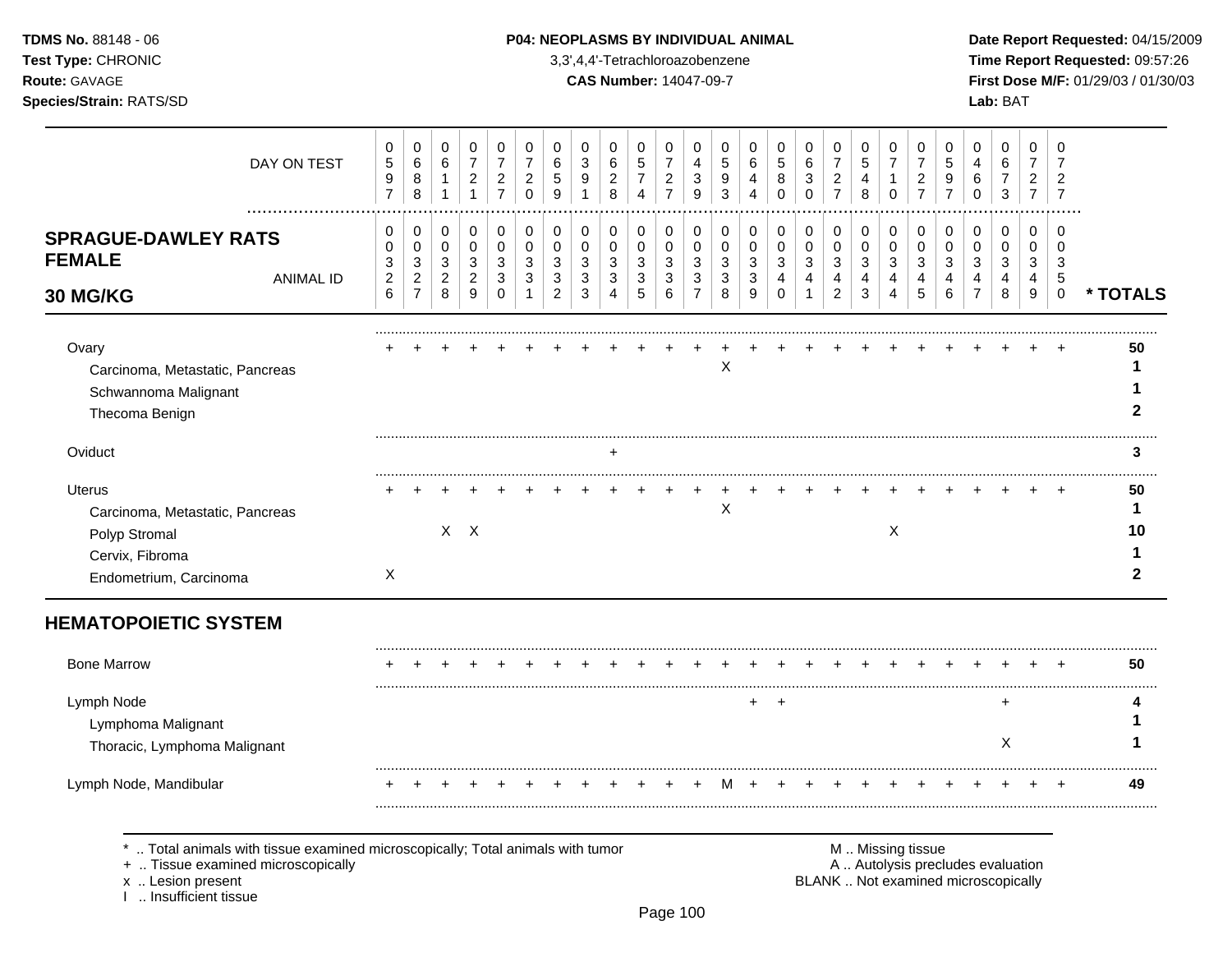**TDMS No.** 88148 - 06
**Test Type:** CHRONIC
**Route:** GAVAGE
**Species/Strain:** RATS/SD

**P04: NEOPLASMS BY INDIVIDUAL ANIMAL**
3,3',4,4'-Tetrachloroazobenzene
**CAS Number:** 14047-09-7

**Date Report Requested:** 04/15/2009
**Time Report Requested:** 09:57:26
**First Dose M/F:** 01/29/03 / 01/30/03
**Lab:** BAT

**SPRAGUE-DAWLEY RATS FEMALE 30 MG/KG**

| DAY ON TEST | 0597 | 0688 | 0611 | 0721 | 0727 | 0720 | 0659 | 0391 | 0628 | 0574 | 0727 | 0439 | 0593 | 0644 | 0580 | 0630 | 0727 | 0548 | 0710 | 0727 | 0597 | 0460 | 0673 | 0727 | 0727 | |
|---|---|---|---|---|---|---|---|---|---|---|---|---|---|---|---|---|---|---|---|---|---|---|---|---|---|---|
| **ANIMAL ID** | 00326 | 00327 | 00328 | 00329 | 00330 | 00331 | 00332 | 00333 | 00334 | 00335 | 00336 | 00337 | 00338 | 00339 | 00340 | 00341 | 00342 | 00343 | 00344 | 00345 | 00346 | 00347 | 00348 | 00349 | 00350 | *** TOTALS** |
| Ovary | + | + | + | + | + | + | + | + | + | + | + | + | + | + | + | + | + | + | + | + | + | + | + | + | + | 50 |
| Carcinoma, Metastatic, Pancreas | | | | | | | | | | | | | X | | | | | | | | | | | | | 1 |
| Schwannoma Malignant | | | | | | | | | | | | | | | | | | | | | | | | | | 1 |
| Thecoma Benign | | | | | | | | | | | | | | | | | | | | | | | | | | 2 |
| Oviduct | | | | | | | | | + | | | | | | | | | | | | | | | | | 3 |
| Uterus | + | + | + | + | + | + | + | + | + | + | + | + | + | + | + | + | + | + | + | + | + | + | + | + | + | 50 |
| Carcinoma, Metastatic, Pancreas | | | | | | | | | | | | | X | | | | | | | | | | | | | 1 |
| Polyp Stromal | | | X | X | | | | | | | | | | | | | | | X | | | | | | | 10 |
| Cervix, Fibroma | | | | | | | | | | | | | | | | | | | | | | | | | | 1 |
| Endometrium, Carcinoma | X | | | | | | | | | | | | | | | | | | | | | | | | | 2 |

**HEMATOPOIETIC SYSTEM**

| | 00326 | 00327 | 00328 | 00329 | 00330 | 00331 | 00332 | 00333 | 00334 | 00335 | 00336 | 00337 | 00338 | 00339 | 00340 | 00341 | 00342 | 00343 | 00344 | 00345 | 00346 | 00347 | 00348 | 00349 | 00350 | *** TOTALS** |
|---|---|---|---|---|---|---|---|---|---|---|---|---|---|---|---|---|---|---|---|---|---|---|---|---|---|---|
| Bone Marrow | + | + | + | + | + | + | + | + | + | + | + | + | + | + | + | + | + | + | + | + | + | + | + | + | + | 50 |
| Lymph Node | | | | | | | | | | | | | | + | + | | | | | | | | + | | | 4 |
| Lymphoma Malignant | | | | | | | | | | | | | | | | | | | | | | | | | | 1 |
| Thoracic, Lymphoma Malignant | | | | | | | | | | | | | | | | | | | | | | | X | | | 1 |
| Lymph Node, Mandibular | + | + | + | + | + | + | + | + | + | + | + | + | M | + | + | + | + | + | + | + | + | + | + | + | + | 49 |

\* .. Total animals with tissue examined microscopically; Total animals with tumor
\+ .. Tissue examined microscopically
x .. Lesion present
I .. Insufficient tissue

M .. Missing tissue
A .. Autolysis precludes evaluation
BLANK .. Not examined microscopically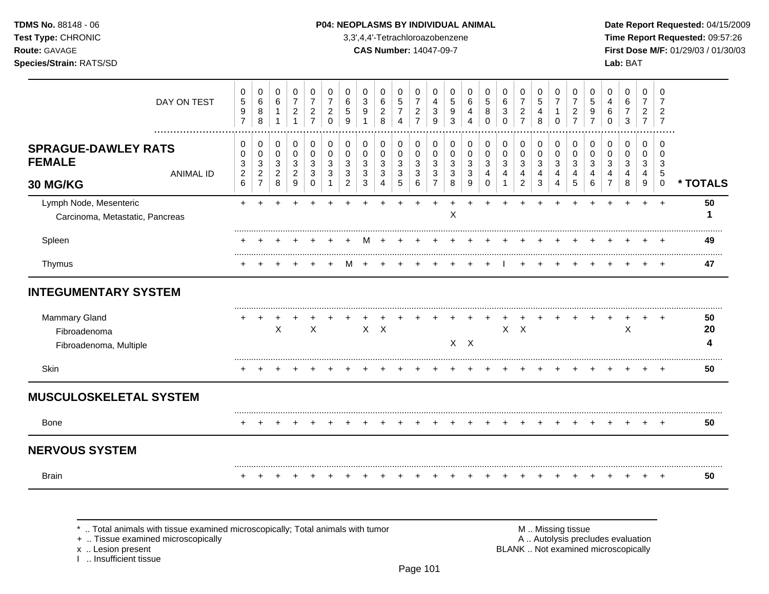**TDMS No.** 88148 - 06
**Test Type:** CHRONIC
**Route:** GAVAGE
**Species/Strain:** RATS/SD

**P04: NEOPLASMS BY INDIVIDUAL ANIMAL**
3,3',4,4'-Tetrachloroazobenzene
**CAS Number:** 14047-09-7

**Date Report Requested:** 04/15/2009
**Time Report Requested:** 09:57:26
**First Dose M/F:** 01/29/03 / 01/30/03
**Lab:** BAT

| DAY ON TEST | 0597 | 0688 | 0611 | 0721 | 0727 | 0720 | 0659 | 0391 | 0628 | 0574 | 0727 | 0439 | 0593 | 0644 | 0580 | 0630 | 0727 | 0548 | 0710 | 0727 | 0597 | 0460 | 0673 | 0727 | 0727 | |
|---|---|---|---|---|---|---|---|---|---|---|---|---|---|---|---|---|---|---|---|---|---|---|---|---|---|---|
| **SPRAGUE-DAWLEY RATS FEMALE 30 MG/KG** ANIMAL ID | 0003 26 | 0003 27 | 0003 28 | 0003 29 | 0003 30 | 0003 31 | 0003 32 | 0003 33 | 0003 34 | 0003 35 | 0003 36 | 0003 37 | 0003 38 | 0003 39 | 0003 40 | 0003 41 | 0003 42 | 0003 43 | 0003 44 | 0003 45 | 0003 46 | 0003 47 | 0003 48 | 0003 49 | 0003 50 | * TOTALS |
| Lymph Node, Mesenteric | + | + | + | + | + | + | + | + | + | + | + | + | + | + | + | + | + | + | + | + | + | + | + | + | + | 50 |
| Carcinoma, Metastatic, Pancreas | | | | | | | | | | | | | X | | | | | | | | | | | | | 1 |
| Spleen | + | + | + | + | + | + | + | M | + | + | + | + | + | + | + | + | + | + | + | + | + | + | + | + | + | 49 |
| Thymus | + | + | + | + | + | + | M | + | + | + | + | + | + | + | + | I | + | + | + | + | + | + | + | + | + | 47 |
| **INTEGUMENTARY SYSTEM** | | | | | | | | | | | | | | | | | | | | | | | | | | |
| Mammary Gland | + | + | + | + | + | + | + | + | + | + | + | + | + | + | + | + | + | + | + | + | + | + | + | + | + | 50 |
| Fibroadenoma | | | X | | X | | | X | X | | | | | | | X | X | | | | | | X | | | 20 |
| Fibroadenoma, Multiple | | | | | | | | | | | | | X | X | | | | | | | | | | | | 4 |
| Skin | + | + | + | + | + | + | + | + | + | + | + | + | + | + | + | + | + | + | + | + | + | + | + | + | + | 50 |
| **MUSCULOSKELETAL SYSTEM** | | | | | | | | | | | | | | | | | | | | | | | | | | |
| Bone | + | + | + | + | + | + | + | + | + | + | + | + | + | + | + | + | + | + | + | + | + | + | + | + | + | 50 |
| **NERVOUS SYSTEM** | | | | | | | | | | | | | | | | | | | | | | | | | | |
| Brain | + | + | + | + | + | + | + | + | + | + | + | + | + | + | + | + | + | + | + | + | + | + | + | + | + | 50 |

\* .. Total animals with tissue examined microscopically; Total animals with tumor
\+ .. Tissue examined microscopically
x .. Lesion present
I .. Insufficient tissue

M .. Missing tissue
A .. Autolysis precludes evaluation
BLANK .. Not examined microscopically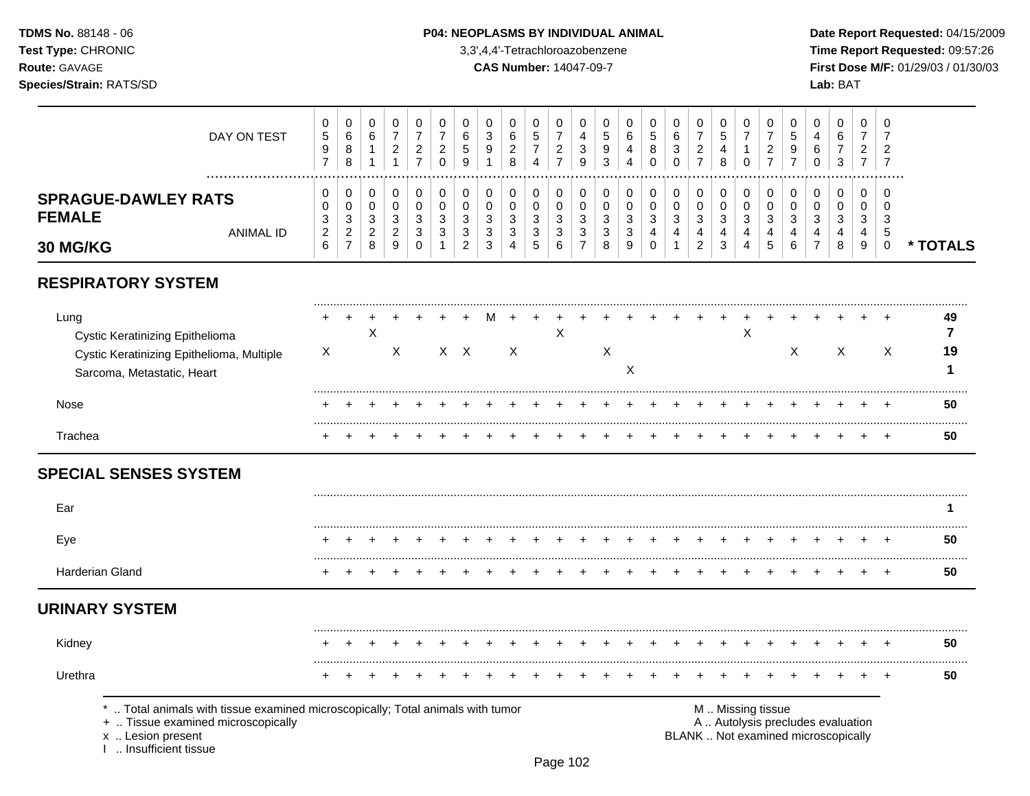**TDMS No.** 88148 - 06
**Test Type:** CHRONIC
**Route:** GAVAGE
**Species/Strain:** RATS/SD

**P04: NEOPLASMS BY INDIVIDUAL ANIMAL**
3,3',4,4'-Tetrachloroazobenzene
**CAS Number:** 14047-09-7

**Date Report Requested:** 04/15/2009
**Time Report Requested:** 09:57:26
**First Dose M/F:** 01/29/03 / 01/30/03
**Lab:** BAT

| DAY ON TEST | 0597 | 0688 | 0611 | 0721 | 0727 | 0720 | 0659 | 0391 | 0628 | 0574 | 0727 | 0439 | 0593 | 0644 | 0580 | 0630 | 0727 | 0548 | 0710 | 0727 | 0597 | 0460 | 0673 | 0727 | 0727 | |
|---|---|---|---|---|---|---|---|---|---|---|---|---|---|---|---|---|---|---|---|---|---|---|---|---|---|---|
| **SPRAGUE-DAWLEY RATS FEMALE 30 MG/KG** ANIMAL ID | 00326 | 00327 | 00328 | 00329 | 00330 | 00331 | 00332 | 00333 | 00334 | 00335 | 00336 | 00337 | 00338 | 00339 | 00340 | 00341 | 00342 | 00343 | 00344 | 00345 | 00346 | 00347 | 00348 | 00349 | 00350 | * TOTALS |
| **RESPIRATORY SYSTEM** | | | | | | | | | | | | | | | | | | | | | | | | | | |
| Lung | + | + | + | + | + | + | + | M | + | + | + | + | + | + | + | + | + | + | + | + | + | + | + | + | + | 49 |
| Cystic Keratinizing Epithelioma | | | X | | | | | | | | X | | | | | | | | X | | | | | | | 7 |
| Cystic Keratinizing Epithelioma, Multiple | X | | | X | | X | X | | X | | | | X | | | | | | | | X | | X | | X | 19 |
| Sarcoma, Metastatic, Heart | | | | | | | | | | | | | | X | | | | | | | | | | | | 1 |
| Nose | + | + | + | + | + | + | + | + | + | + | + | + | + | + | + | + | + | + | + | + | + | + | + | + | + | 50 |
| Trachea | + | + | + | + | + | + | + | + | + | + | + | + | + | + | + | + | + | + | + | + | + | + | + | + | + | 50 |
| **SPECIAL SENSES SYSTEM** | | | | | | | | | | | | | | | | | | | | | | | | | | |
| Ear | | | | | | | | | | | | | | | | | | | | | | | | | | 1 |
| Eye | + | + | + | + | + | + | + | + | + | + | + | + | + | + | + | + | + | + | + | + | + | + | + | + | + | 50 |
| Harderian Gland | + | + | + | + | + | + | + | + | + | + | + | + | + | + | + | + | + | + | + | + | + | + | + | + | + | 50 |
| **URINARY SYSTEM** | | | | | | | | | | | | | | | | | | | | | | | | | | |
| Kidney | + | + | + | + | + | + | + | + | + | + | + | + | + | + | + | + | + | + | + | + | + | + | + | + | + | 50 |
| Urethra | + | + | + | + | + | + | + | + | + | + | + | + | + | + | + | + | + | + | + | + | + | + | + | + | + | 50 |

\* .. Total animals with tissue examined microscopically; Total animals with tumor
\+ .. Tissue examined microscopically
x .. Lesion present
I .. Insufficient tissue

M .. Missing tissue
A .. Autolysis precludes evaluation
BLANK .. Not examined microscopically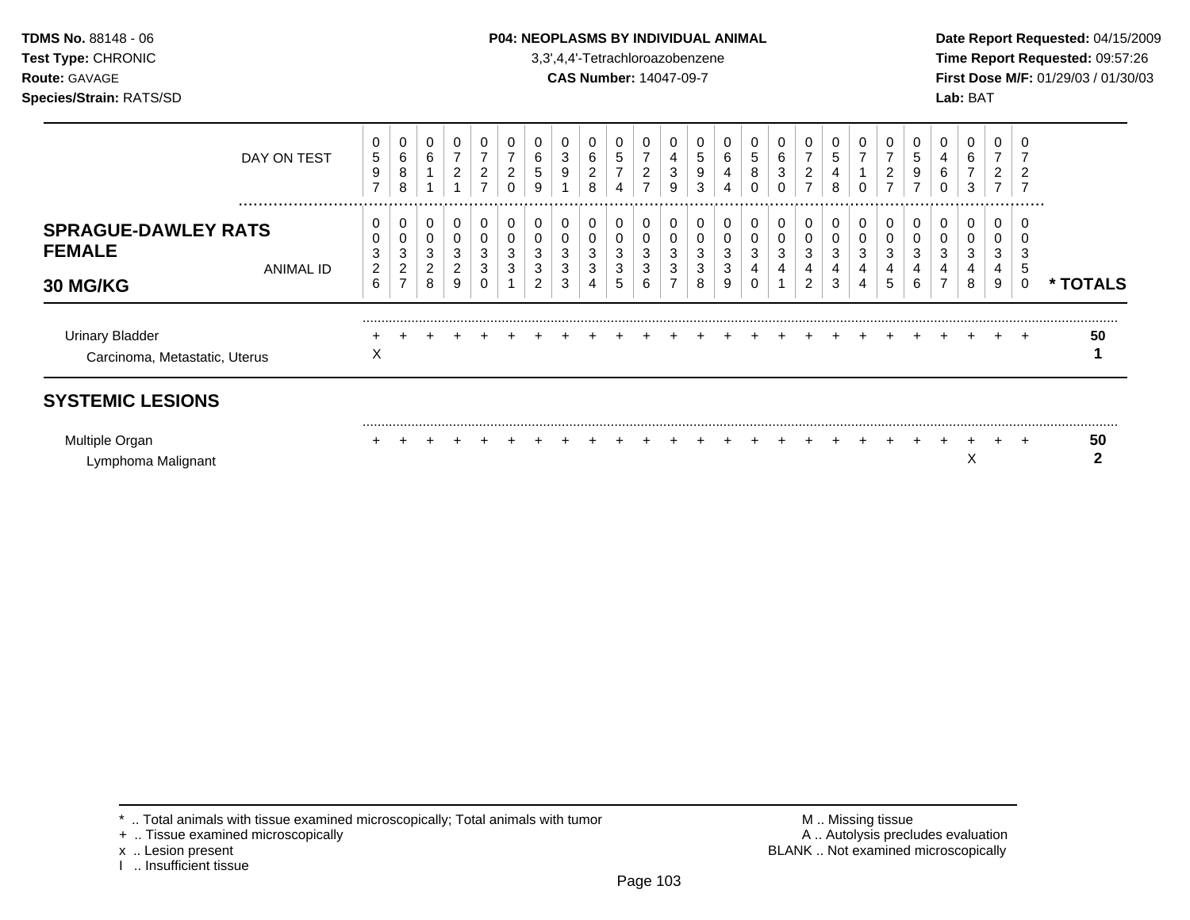**TDMS No.** 88148 - 06
**Test Type:** CHRONIC
**Route:** GAVAGE
**Species/Strain:** RATS/SD

**P04: NEOPLASMS BY INDIVIDUAL ANIMAL**
3,3',4,4'-Tetrachloroazobenzene
**CAS Number:** 14047-09-7

**Date Report Requested:** 04/15/2009
**Time Report Requested:** 09:57:26
**First Dose M/F:** 01/29/03 / 01/30/03
**Lab:** BAT

| DAY ON TEST | 0597 | 0688 | 0611 | 0721 | 0727 | 0720 | 0659 | 0391 | 0628 | 0574 | 0727 | 0439 | 0593 | 0644 | 0580 | 0630 | 0727 | 0548 | 0710 | 0727 | 0597 | 0460 | 0673 | 0727 | 0727 | |
|---|---|---|---|---|---|---|---|---|---|---|---|---|---|---|---|---|---|---|---|---|---|---|---|---|---|---|
| **SPRAGUE-DAWLEY RATS FEMALE 30 MG/KG** ANIMAL ID | 00326 | 00327 | 00328 | 00329 | 00330 | 00331 | 00332 | 00333 | 00334 | 00335 | 00336 | 00337 | 00338 | 00339 | 00340 | 00341 | 00342 | 00343 | 00344 | 00345 | 00346 | 00347 | 00348 | 00349 | 00350 | *** TOTALS** |
| Urinary Bladder | + | + | + | + | + | + | + | + | + | + | + | + | + | + | + | + | + | + | + | + | + | + | + | + | + | **50** |
| Carcinoma, Metastatic, Uterus | X | | | | | | | | | | | | | | | | | | | | | | | | | **1** |

## SYSTEMIC LESIONS

| | | | | | | | | | | | | | | | | | | | | | | | | | | |
|---|---|---|---|---|---|---|---|---|---|---|---|---|---|---|---|---|---|---|---|---|---|---|---|---|---|---|
| Multiple Organ | + | + | + | + | + | + | + | + | + | + | + | + | + | + | + | + | + | + | + | + | + | + | + | + | + | **50** |
| Lymphoma Malignant | | | | | | | | | | | | | | | | | | | | | | | X | | | **2** |

\* .. Total animals with tissue examined microscopically; Total animals with tumor
\+ .. Tissue examined microscopically
x .. Lesion present
I .. Insufficient tissue

M .. Missing tissue
A .. Autolysis precludes evaluation
BLANK .. Not examined microscopically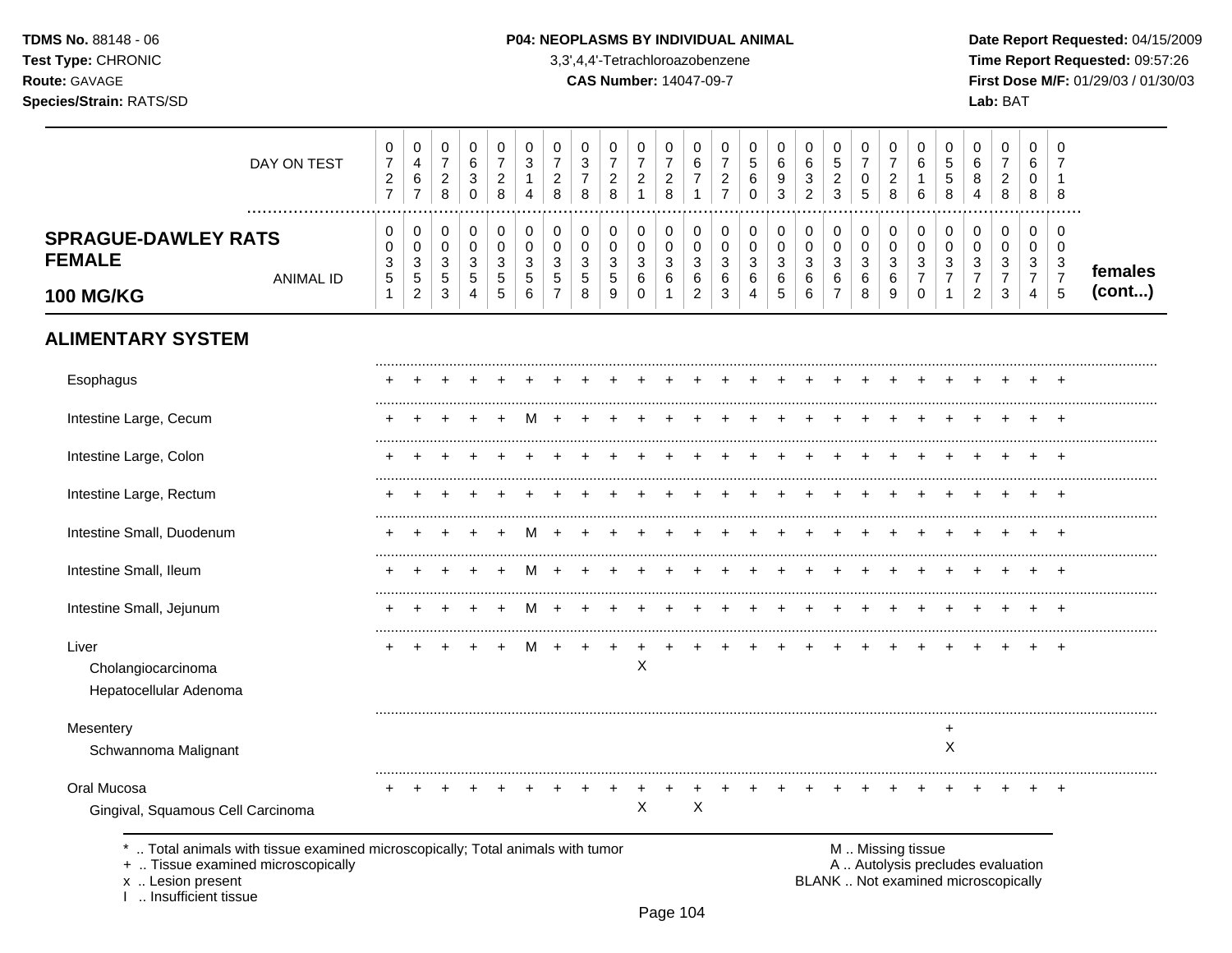**TDMS No.** 88148 - 06
**Test Type:** CHRONIC
**Route:** GAVAGE
**Species/Strain:** RATS/SD

**P04: NEOPLASMS BY INDIVIDUAL ANIMAL**
3,3',4,4'-Tetrachloroazobenzene
**CAS Number:** 14047-09-7

**Date Report Requested:** 04/15/2009
**Time Report Requested:** 09:57:26
**First Dose M/F:** 01/29/03 / 01/30/03
**Lab:** BAT

| DAY ON TEST | 0727 | 0467 | 0728 | 0630 | 0728 | 0314 | 0728 | 0378 | 0728 | 0721 | 0728 | 0671 | 0727 | 0560 | 0693 | 0632 | 0523 | 0705 | 0728 | 0616 | 0558 | 0684 | 0728 | 0608 | 0718 | |
|---|---|---|---|---|---|---|---|---|---|---|---|---|---|---|---|---|---|---|---|---|---|---|---|---|---|---|
| **SPRAGUE-DAWLEY RATS FEMALE 100 MG/KG** — ANIMAL ID | 00351 | 00352 | 00353 | 00354 | 00355 | 00356 | 00357 | 00358 | 00359 | 00360 | 00361 | 00362 | 00363 | 00364 | 00365 | 00366 | 00367 | 00368 | 00369 | 00370 | 00371 | 00372 | 00373 | 00374 | 00375 | **females (cont...)** |
| **ALIMENTARY SYSTEM** | | | | | | | | | | | | | | | | | | | | | | | | | | |
| Esophagus | + | + | + | + | + | + | + | + | + | + | + | + | + | + | + | + | + | + | + | + | + | + | + | + | + | |
| Intestine Large, Cecum | + | + | + | + | + | M | + | + | + | + | + | + | + | + | + | + | + | + | + | + | + | + | + | + | + | |
| Intestine Large, Colon | + | + | + | + | + | + | + | + | + | + | + | + | + | + | + | + | + | + | + | + | + | + | + | + | + | |
| Intestine Large, Rectum | + | + | + | + | + | + | + | + | + | + | + | + | + | + | + | + | + | + | + | + | + | + | + | + | + | |
| Intestine Small, Duodenum | + | + | + | + | + | M | + | + | + | + | + | + | + | + | + | + | + | + | + | + | + | + | + | + | + | |
| Intestine Small, Ileum | + | + | + | + | + | M | + | + | + | + | + | + | + | + | + | + | + | + | + | + | + | + | + | + | + | |
| Intestine Small, Jejunum | + | + | + | + | + | M | + | + | + | + | + | + | + | + | + | + | + | + | + | + | + | + | + | + | + | |
| Liver | + | + | + | + | + | M | + | + | + | + | + | + | + | + | + | + | + | + | + | + | + | + | + | + | + | |
| Cholangiocarcinoma | | | | | | | | | | X | | | | | | | | | | | | | | | | |
| Hepatocellular Adenoma | | | | | | | | | | | | | | | | | | | | | | | | | | |
| Mesentery | | | | | | | | | | | | | | | | | | | | | + | | | | | |
| Schwannoma Malignant | | | | | | | | | | | | | | | | | | | | | X | | | | | |
| Oral Mucosa | + | + | + | + | + | + | + | + | + | + | + | + | + | + | + | + | + | + | + | + | + | + | + | + | + | |
| Gingival, Squamous Cell Carcinoma | | | | | | | | | | X | | X | | | | | | | | | | | | | | |

* .. Total animals with tissue examined microscopically; Total animals with tumor
+ .. Tissue examined microscopically
x .. Lesion present
I .. Insufficient tissue

M .. Missing tissue
A .. Autolysis precludes evaluation
BLANK .. Not examined microscopically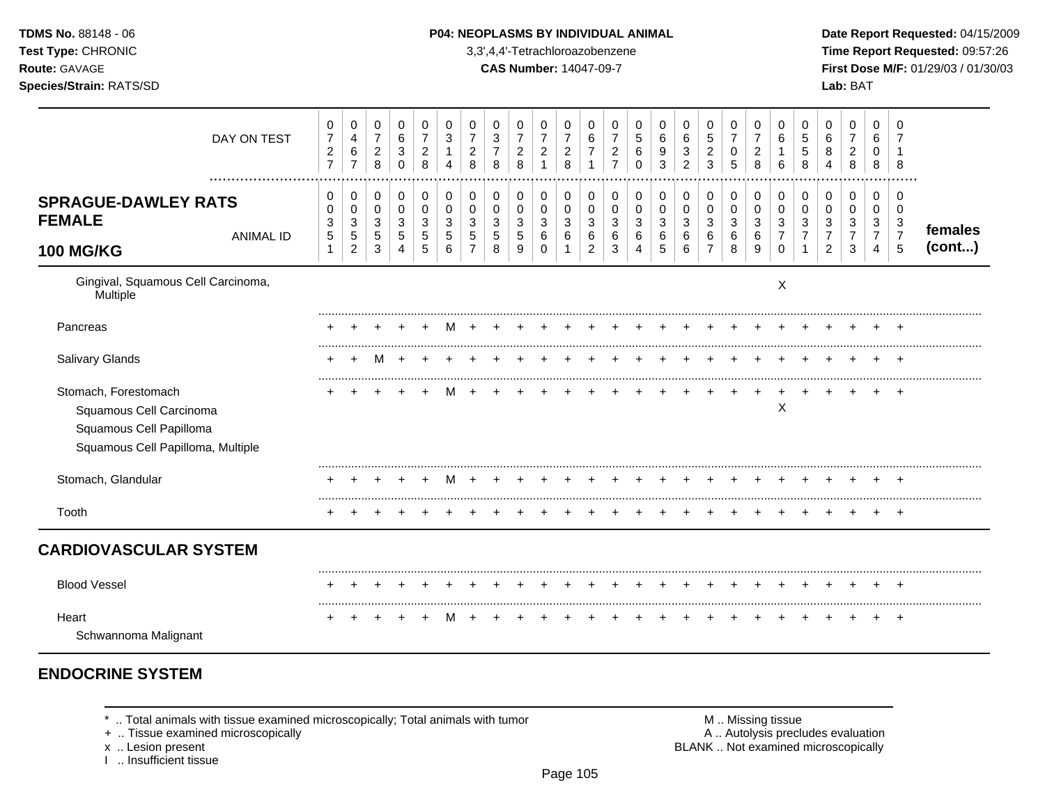**TDMS No.** 88148 - 06
**Test Type:** CHRONIC
**Route:** GAVAGE
**Species/Strain:** RATS/SD

**P04: NEOPLASMS BY INDIVIDUAL ANIMAL**
3,3',4,4'-Tetrachloroazobenzene
**CAS Number:** 14047-09-7

**Date Report Requested:** 04/15/2009
**Time Report Requested:** 09:57:26
**First Dose M/F:** 01/29/03 / 01/30/03
**Lab:** BAT

| DAY ON TEST | 0727 | 0467 | 0728 | 0630 | 0728 | 0314 | 0728 | 0378 | 0728 | 0721 | 0728 | 0671 | 0727 | 0560 | 0693 | 0632 | 0523 | 0705 | 0728 | 0616 | 0558 | 0684 | 0728 | 0608 | 0718 | |
|---|---|---|---|---|---|---|---|---|---|---|---|---|---|---|---|---|---|---|---|---|---|---|---|---|---|---|
| **SPRAGUE-DAWLEY RATS FEMALE 100 MG/KG** ANIMAL ID | 00351 | 00352 | 00353 | 00354 | 00355 | 00356 | 00357 | 00358 | 00359 | 00360 | 00361 | 00362 | 00363 | 00364 | 00365 | 00366 | 00367 | 00368 | 00369 | 00370 | 00371 | 00372 | 00373 | 00374 | 00375 | **females (cont...)** |
| Gingival, Squamous Cell Carcinoma, Multiple | | | | | | | | | | | | | | | | | | | | X | | | | | | |
| Pancreas | + | + | + | + | + | M | + | + | + | + | + | + | + | + | + | + | + | + | + | + | + | + | + | + | + | |
| Salivary Glands | + | + | M | + | + | + | + | + | + | + | + | + | + | + | + | + | + | + | + | + | + | + | + | + | + | |
| Stomach, Forestomach | + | + | + | + | + | M | + | + | + | + | + | + | + | + | + | + | + | + | + | + | + | + | + | + | + | |
| Squamous Cell Carcinoma | | | | | | | | | | | | | | | | | | | | X | | | | | | |
| Squamous Cell Papilloma | | | | | | | | | | | | | | | | | | | | | | | | | | |
| Squamous Cell Papilloma, Multiple | | | | | | | | | | | | | | | | | | | | | | | | | | |
| Stomach, Glandular | + | + | + | + | + | M | + | + | + | + | + | + | + | + | + | + | + | + | + | + | + | + | + | + | + | |
| Tooth | + | + | + | + | + | + | + | + | + | + | + | + | + | + | + | + | + | + | + | + | + | + | + | + | + | |
| **CARDIOVASCULAR SYSTEM** | | | | | | | | | | | | | | | | | | | | | | | | | | |
| Blood Vessel | + | + | + | + | + | + | + | + | + | + | + | + | + | + | + | + | + | + | + | + | + | + | + | + | + | |
| Heart | + | + | + | + | + | M | + | + | + | + | + | + | + | + | + | + | + | + | + | + | + | + | + | + | + | |
| Schwannoma Malignant | | | | | | | | | | | | | | | | | | | | | | | | | | |

## ENDOCRINE SYSTEM

\* .. Total animals with tissue examined microscopically; Total animals with tumor
\+ .. Tissue examined microscopically
x .. Lesion present
I .. Insufficient tissue

M .. Missing tissue
A .. Autolysis precludes evaluation
BLANK .. Not examined microscopically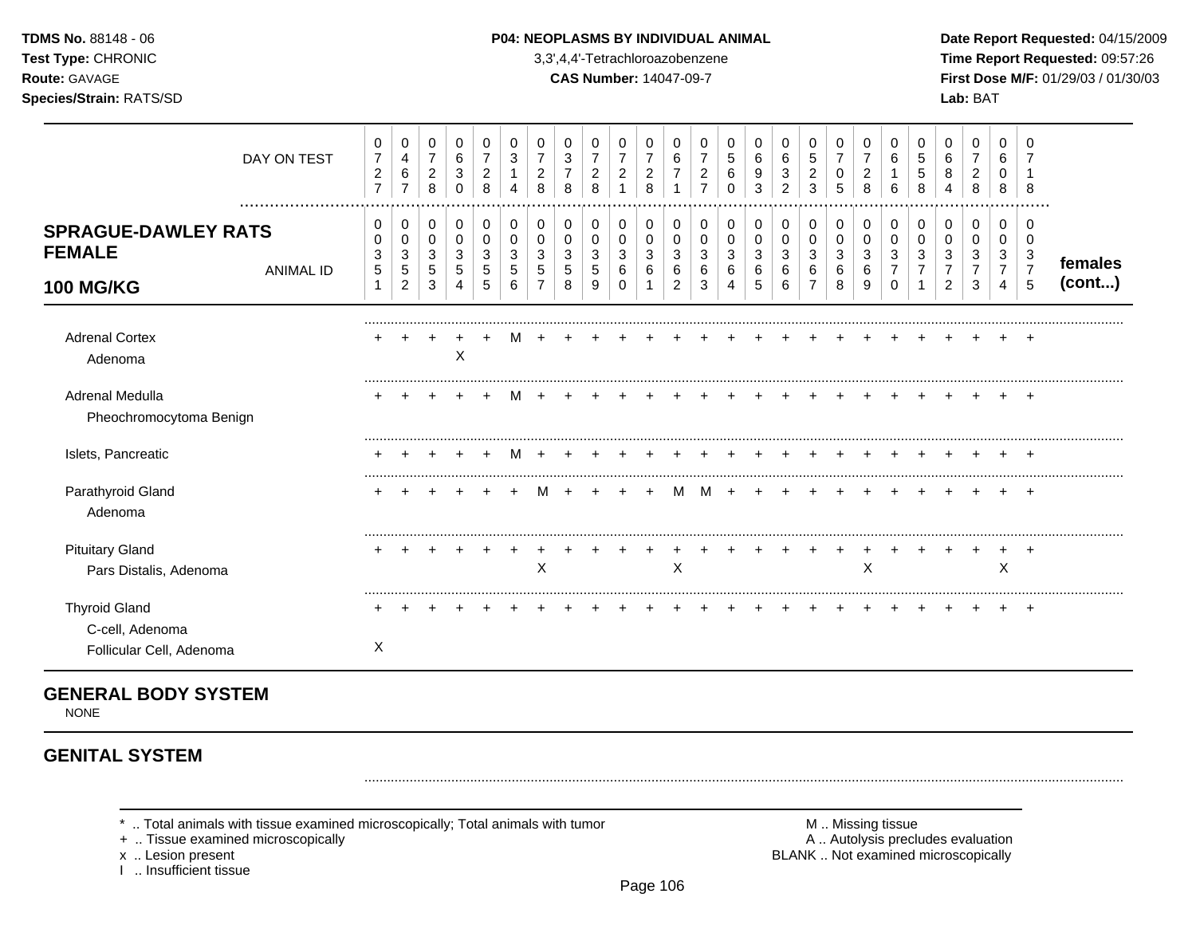**TDMS No.** 88148 - 06
**Test Type:** CHRONIC
**Route:** GAVAGE
**Species/Strain:** RATS/SD

**P04: NEOPLASMS BY INDIVIDUAL ANIMAL**
3,3',4,4'-Tetrachloroazobenzene
**CAS Number:** 14047-09-7

**Date Report Requested:** 04/15/2009
**Time Report Requested:** 09:57:26
**First Dose M/F:** 01/29/03 / 01/30/03
**Lab:** BAT

| DAY ON TEST | 0727 | 0467 | 0728 | 0630 | 0728 | 0314 | 0728 | 0378 | 0728 | 0721 | 0728 | 0671 | 0727 | 0560 | 0693 | 0632 | 0523 | 0705 | 0728 | 0616 | 0558 | 0684 | 0728 | 0608 | 0718 | |
|---|---|---|---|---|---|---|---|---|---|---|---|---|---|---|---|---|---|---|---|---|---|---|---|---|---|---|
| **SPRAGUE-DAWLEY RATS FEMALE 100 MG/KG** — ANIMAL ID | 00351 | 00352 | 00353 | 00354 | 00355 | 00356 | 00357 | 00358 | 00359 | 00360 | 00361 | 00362 | 00363 | 00364 | 00365 | 00366 | 00367 | 00368 | 00369 | 00370 | 00371 | 00372 | 00373 | 00374 | 00375 | **females (cont...)** |
| Adrenal Cortex | + | + | + | + | + | M | + | + | + | + | + | + | + | + | + | + | + | + | + | + | + | + | + | + | + | |
| Adenoma | | | | X | | | | | | | | | | | | | | | | | | | | | | |
| Adrenal Medulla | + | + | + | + | + | M | + | + | + | + | + | + | + | + | + | + | + | + | + | + | + | + | + | + | + | |
| Pheochromocytoma Benign | | | | | | | | | | | | | | | | | | | | | | | | | | |
| Islets, Pancreatic | + | + | + | + | + | M | + | + | + | + | + | + | + | + | + | + | + | + | + | + | + | + | + | + | + | |
| Parathyroid Gland | + | + | + | + | + | + | M | + | + | + | + | M | M | + | + | + | + | + | + | + | + | + | + | + | + | |
| Adenoma | | | | | | | | | | | | | | | | | | | | | | | | | | |
| Pituitary Gland | + | + | + | + | + | + | + | + | + | + | + | + | + | + | + | + | + | + | + | + | + | + | + | + | + | |
| Pars Distalis, Adenoma | | | | | | | X | | | | | X | | | | | | | X | | | | | X | | |
| Thyroid Gland | + | + | + | + | + | + | + | + | + | + | + | + | + | + | + | + | + | + | + | + | + | + | + | + | + | |
| C-cell, Adenoma | | | | | | | | | | | | | | | | | | | | | | | | | | |
| Follicular Cell, Adenoma | X | | | | | | | | | | | | | | | | | | | | | | | | | |

## GENERAL BODY SYSTEM

NONE

## GENITAL SYSTEM

\* .. Total animals with tissue examined microscopically; Total animals with tumor
\+ .. Tissue examined microscopically
x .. Lesion present
I .. Insufficient tissue

M .. Missing tissue
A .. Autolysis precludes evaluation
BLANK .. Not examined microscopically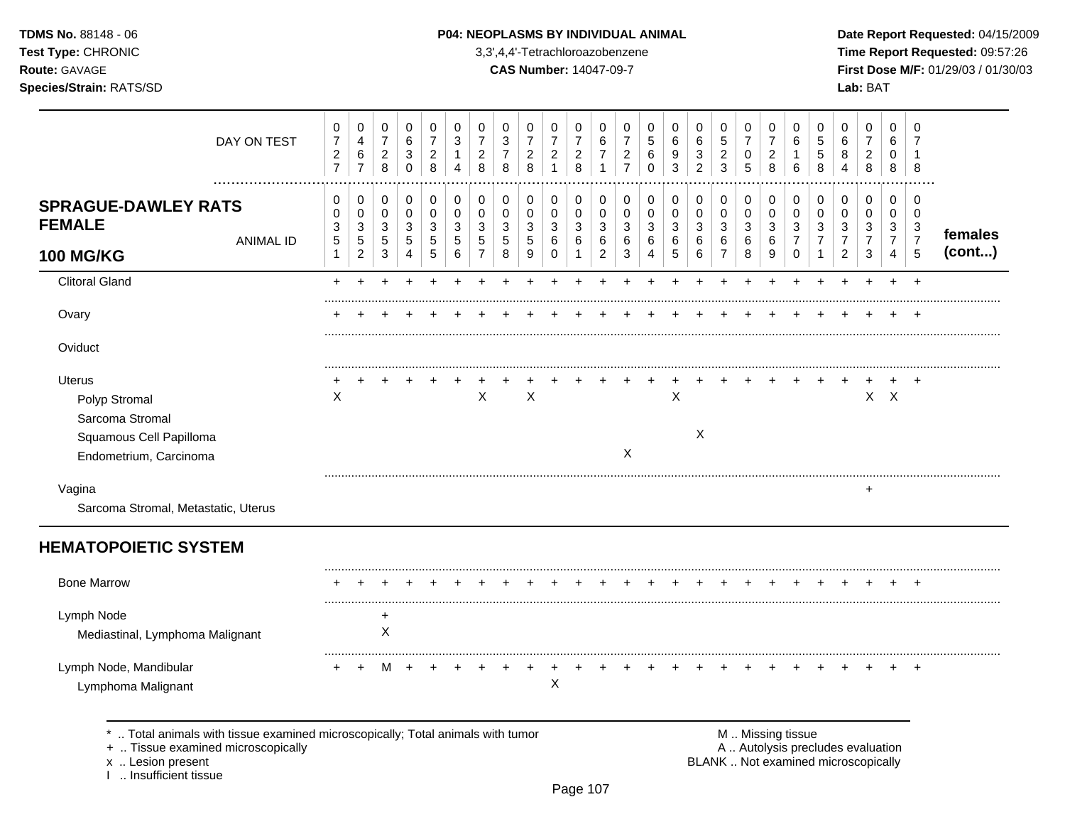**TDMS No.** 88148 - 06
**Test Type:** CHRONIC
**Route:** GAVAGE
**Species/Strain:** RATS/SD

**P04: NEOPLASMS BY INDIVIDUAL ANIMAL**
3,3',4,4'-Tetrachloroazobenzene
**CAS Number:** 14047-09-7

**Date Report Requested:** 04/15/2009
**Time Report Requested:** 09:57:26
**First Dose M/F:** 01/29/03 / 01/30/03
**Lab:** BAT

| DAY ON TEST | 0727 | 0467 | 0728 | 0630 | 0728 | 0314 | 0728 | 0378 | 0728 | 0721 | 0728 | 0671 | 0727 | 0560 | 0693 | 0632 | 0523 | 0705 | 0728 | 0616 | 0558 | 0684 | 0728 | 0608 | 0718 | |
|---|---|---|---|---|---|---|---|---|---|---|---|---|---|---|---|---|---|---|---|---|---|---|---|---|---|---|
| **SPRAGUE-DAWLEY RATS FEMALE 100 MG/KG** ANIMAL ID | 0035 1 | 0035 2 | 0035 3 | 0035 4 | 0035 5 | 0035 6 | 0035 7 | 0035 8 | 0035 9 | 0036 0 | 0036 1 | 0036 2 | 0036 3 | 0036 4 | 0036 5 | 0036 6 | 0036 7 | 0036 8 | 0036 9 | 0037 0 | 0037 1 | 0037 2 | 0037 3 | 0037 4 | 0037 5 | **females (cont...)** |
| Clitoral Gland | + | + | + | + | + | + | + | + | + | + | + | + | + | + | + | + | + | + | + | + | + | + | + | + | + | |
| Ovary | + | + | + | + | + | + | + | + | + | + | + | + | + | + | + | + | + | + | + | + | + | + | + | + | + | |
| Oviduct | | | | | | | | | | | | | | | | | | | | | | | | | | |
| Uterus | + | + | + | + | + | + | + | + | + | + | + | + | + | + | + | + | + | + | + | + | + | + | + | + | + | |
| Polyp Stromal | X | | | | | | X | | X | | | | | | X | | | | | | | | X | X | | |
| Sarcoma Stromal | | | | | | | | | | | | | | | | | | | | | | | | | | |
| Squamous Cell Papilloma | | | | | | | | | | | | | | | | X | | | | | | | | | | |
| Endometrium, Carcinoma | | | | | | | | | | | | | X | | | | | | | | | | | | | |
| Vagina | | | | | | | | | | | | | | | | | | | | | | | + | | | |
| Sarcoma Stromal, Metastatic, Uterus | | | | | | | | | | | | | | | | | | | | | | | | | | |
| **HEMATOPOIETIC SYSTEM** | | | | | | | | | | | | | | | | | | | | | | | | | | |
| Bone Marrow | + | + | + | + | + | + | + | + | + | + | + | + | + | + | + | + | + | + | + | + | + | + | + | + | + | |
| Lymph Node | | | + | | | | | | | | | | | | | | | | | | | | | | | |
| Mediastinal, Lymphoma Malignant | | | X | | | | | | | | | | | | | | | | | | | | | | | |
| Lymph Node, Mandibular | + | + | M | + | + | + | + | + | + | + | + | + | + | + | + | + | + | + | + | + | + | + | + | + | + | |
| Lymphoma Malignant | | | | | | | | | | X | | | | | | | | | | | | | | | | |

\* .. Total animals with tissue examined microscopically; Total animals with tumor
\+ .. Tissue examined microscopically
x .. Lesion present
I .. Insufficient tissue

M .. Missing tissue
A .. Autolysis precludes evaluation
BLANK .. Not examined microscopically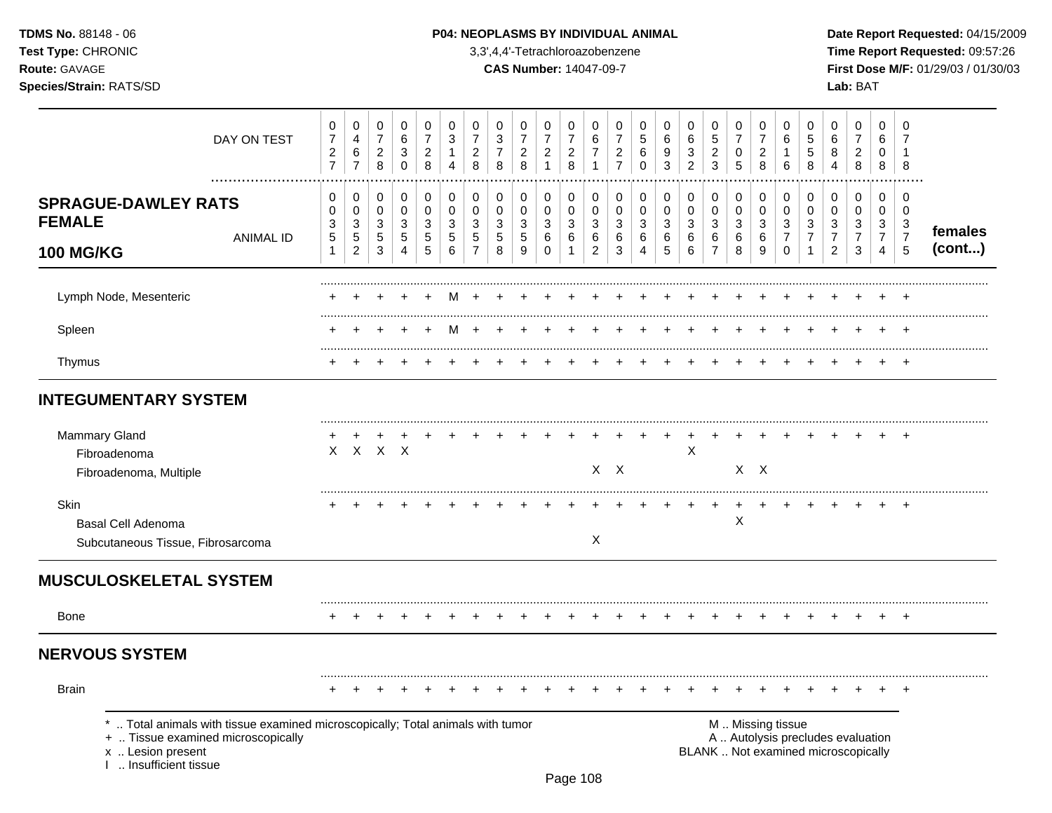**TDMS No.** 88148 - 06
**Test Type:** CHRONIC
**Route:** GAVAGE
**Species/Strain:** RATS/SD

**P04: NEOPLASMS BY INDIVIDUAL ANIMAL**
3,3',4,4'-Tetrachloroazobenzene
**CAS Number:** 14047-09-7

**Date Report Requested:** 04/15/2009
**Time Report Requested:** 09:57:26
**First Dose M/F:** 01/29/03 / 01/30/03
**Lab:** BAT

| DAY ON TEST | 0727 | 0467 | 0728 | 0630 | 0728 | 0314 | 0728 | 0378 | 0728 | 0721 | 0728 | 0671 | 0727 | 0560 | 0693 | 0632 | 0523 | 0705 | 0728 | 0616 | 0558 | 0684 | 0728 | 0608 | 0718 | |
|---|---|---|---|---|---|---|---|---|---|---|---|---|---|---|---|---|---|---|---|---|---|---|---|---|---|---|
| **SPRAGUE-DAWLEY RATS FEMALE 100 MG/KG** — ANIMAL ID | 00351 | 00352 | 00353 | 00354 | 00355 | 00356 | 00357 | 00358 | 00359 | 00360 | 00361 | 00362 | 00363 | 00364 | 00365 | 00366 | 00367 | 00368 | 00369 | 00370 | 00371 | 00372 | 00373 | 00374 | 00375 | **females (cont...)** |
| Lymph Node, Mesenteric | + | + | + | + | + | M | + | + | + | + | + | + | + | + | + | + | + | + | + | + | + | + | + | + | + | |
| Spleen | + | + | + | + | + | M | + | + | + | + | + | + | + | + | + | + | + | + | + | + | + | + | + | + | + | |
| Thymus | + | + | + | + | + | + | + | + | + | + | + | + | + | + | + | + | + | + | + | + | + | + | + | + | + | |
| **INTEGUMENTARY SYSTEM** | | | | | | | | | | | | | | | | | | | | | | | | | | |
| Mammary Gland | + | + | + | + | + | + | + | + | + | + | + | + | + | + | + | + | + | + | + | + | + | + | + | + | + | |
| Fibroadenoma | X | X | X | X | | | | | | | | | | | | X | | | | | | | | | | |
| Fibroadenoma, Multiple | | | | | | | | | | | | X | X | | | | | X | X | | | | | | | |
| Skin | + | + | + | + | + | + | + | + | + | + | + | + | + | + | + | + | + | + | + | + | + | + | + | + | + | |
| Basal Cell Adenoma | | | | | | | | | | | | | | | | | | X | | | | | | | | |
| Subcutaneous Tissue, Fibrosarcoma | | | | | | | | | | | | X | | | | | | | | | | | | | | |
| **MUSCULOSKELETAL SYSTEM** | | | | | | | | | | | | | | | | | | | | | | | | | | |
| Bone | + | + | + | + | + | + | + | + | + | + | + | + | + | + | + | + | + | + | + | + | + | + | + | + | + | |
| **NERVOUS SYSTEM** | | | | | | | | | | | | | | | | | | | | | | | | | | |
| Brain | + | + | + | + | + | + | + | + | + | + | + | + | + | + | + | + | + | + | + | + | + | + | + | + | + | |

\* .. Total animals with tissue examined microscopically; Total animals with tumor
\+ .. Tissue examined microscopically
x .. Lesion present
I .. Insufficient tissue

M .. Missing tissue
A .. Autolysis precludes evaluation
BLANK .. Not examined microscopically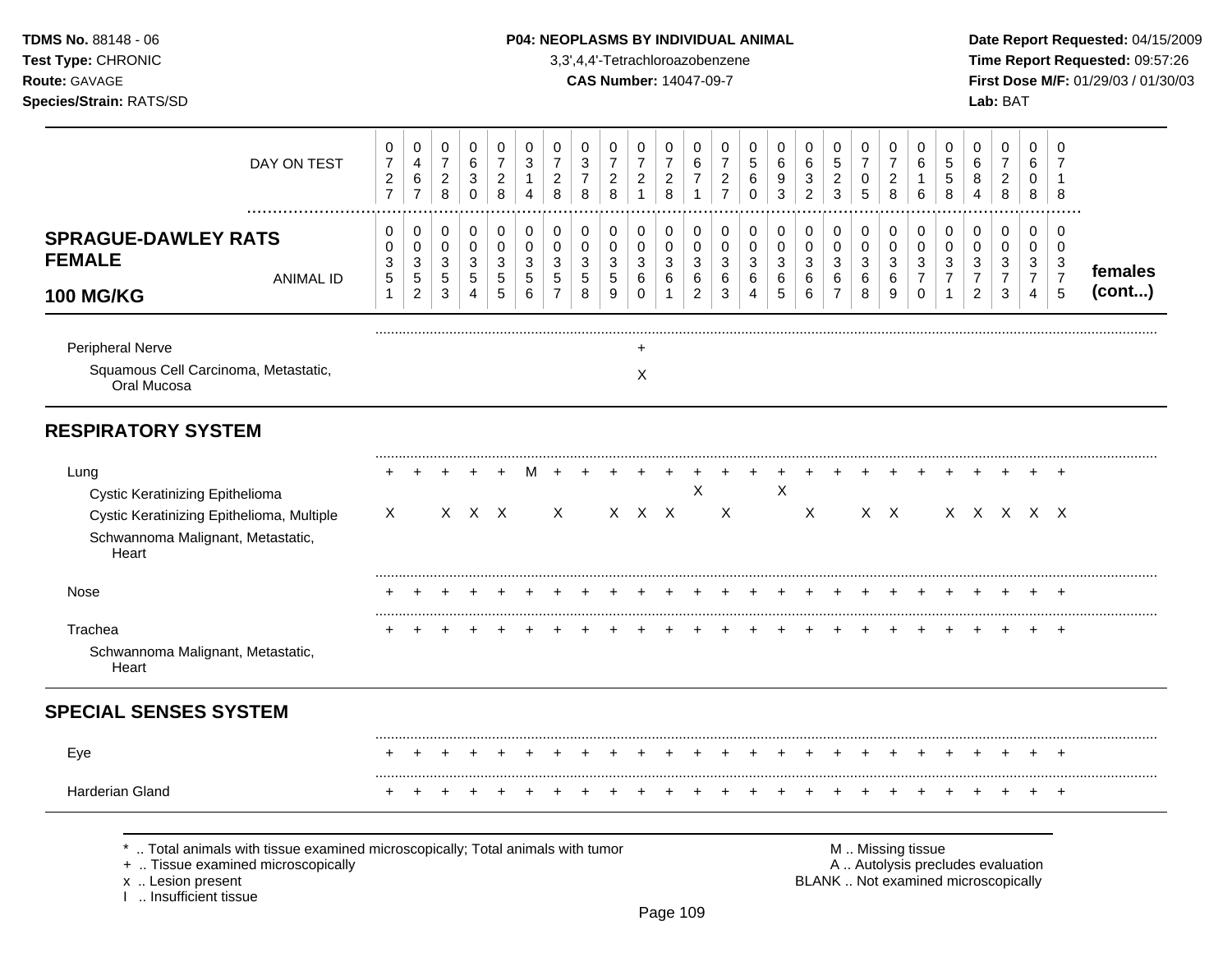**TDMS No.** 88148 - 06
**Test Type:** CHRONIC
**Route:** GAVAGE
**Species/Strain:** RATS/SD

**P04: NEOPLASMS BY INDIVIDUAL ANIMAL**
3,3',4,4'-Tetrachloroazobenzene
**CAS Number:** 14047-09-7

**Date Report Requested:** 04/15/2009
**Time Report Requested:** 09:57:26
**First Dose M/F:** 01/29/03 / 01/30/03
**Lab:** BAT

| DAY ON TEST | 0727 | 0467 | 0728 | 0630 | 0728 | 0314 | 0728 | 0378 | 0728 | 0721 | 0728 | 0671 | 0727 | 0560 | 0693 | 0632 | 0523 | 0705 | 0728 | 0616 | 0558 | 0684 | 0728 | 0608 | 0718 | |
|---|---|---|---|---|---|---|---|---|---|---|---|---|---|---|---|---|---|---|---|---|---|---|---|---|---|---|
| **SPRAGUE-DAWLEY RATS FEMALE 100 MG/KG** — ANIMAL ID | 00351 | 00352 | 00353 | 00354 | 00355 | 00356 | 00357 | 00358 | 00359 | 00360 | 00361 | 00362 | 00363 | 00364 | 00365 | 00366 | 00367 | 00368 | 00369 | 00370 | 00371 | 00372 | 00373 | 00374 | 00375 | **females (cont...)** |
| Peripheral Nerve | | | | | | | | | | + | | | | | | | | | | | | | | | | |
| Squamous Cell Carcinoma, Metastatic, Oral Mucosa | | | | | | | | | | X | | | | | | | | | | | | | | | | |
| **RESPIRATORY SYSTEM** | | | | | | | | | | | | | | | | | | | | | | | | | | |
| Lung | + | + | + | + | + | M | + | + | + | + | + | + | + | + | + | + | + | + | + | + | + | + | + | + | + | |
| Cystic Keratinizing Epithelioma | | | | | | | | | | | | X | | | X | | | | | | | | | | | |
| Cystic Keratinizing Epithelioma, Multiple | X | | X | X | X | | X | | X | X | X | | X | | | X | | X | X | | X | X | X | X | X | |
| Schwannoma Malignant, Metastatic, Heart | | | | | | | | | | | | | | | | | | | | | | | | | | |
| Nose | + | + | + | + | + | + | + | + | + | + | + | + | + | + | + | + | + | + | + | + | + | + | + | + | + | |
| Trachea | + | + | + | + | + | + | + | + | + | + | + | + | + | + | + | + | + | + | + | + | + | + | + | + | + | |
| Schwannoma Malignant, Metastatic, Heart | | | | | | | | | | | | | | | | | | | | | | | | | | |
| **SPECIAL SENSES SYSTEM** | | | | | | | | | | | | | | | | | | | | | | | | | | |
| Eye | + | + | + | + | + | + | + | + | + | + | + | + | + | + | + | + | + | + | + | + | + | + | + | + | + | |
| Harderian Gland | + | + | + | + | + | + | + | + | + | + | + | + | + | + | + | + | + | + | + | + | + | + | + | + | + | |

\* .. Total animals with tissue examined microscopically; Total animals with tumor
\+ .. Tissue examined microscopically
x .. Lesion present
I .. Insufficient tissue

M .. Missing tissue
A .. Autolysis precludes evaluation
BLANK .. Not examined microscopically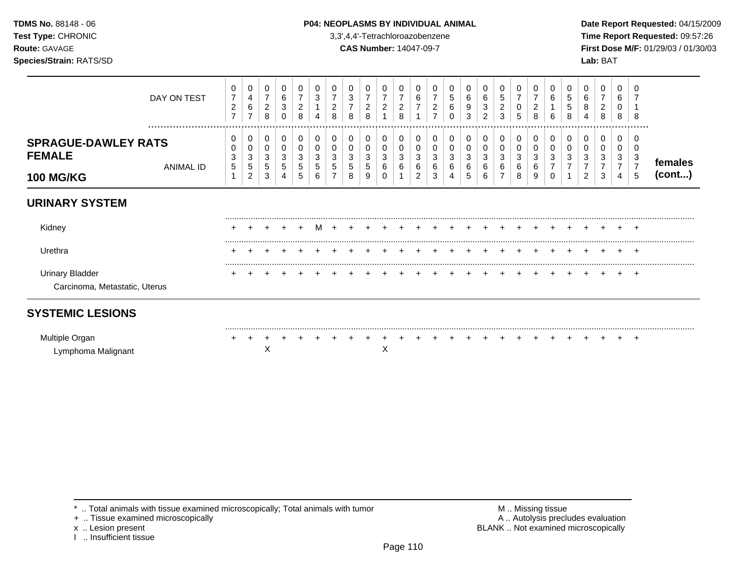**TDMS No.** 88148 - 06
**Test Type:** CHRONIC
**Route:** GAVAGE
**Species/Strain:** RATS/SD

**P04: NEOPLASMS BY INDIVIDUAL ANIMAL**
3,3',4,4'-Tetrachloroazobenzene
**CAS Number:** 14047-09-7

**Date Report Requested:** 04/15/2009
**Time Report Requested:** 09:57:26
**First Dose M/F:** 01/29/03 / 01/30/03
**Lab:** BAT

| | | | | | | | | | | | | | | | | | | | | | | | | | | |
|---|---|---|---|---|---|---|---|---|---|---|---|---|---|---|---|---|---|---|---|---|---|---|---|---|---|---|
| DAY ON TEST | 0727 | 0467 | 0728 | 0630 | 0728 | 0314 | 0728 | 0378 | 0728 | 0721 | 0728 | 0671 | 0727 | 0560 | 0693 | 0632 | 0523 | 0705 | 0728 | 0616 | 0558 | 0684 | 0728 | 0608 | 0718 | |
| **SPRAGUE-DAWLEY RATS FEMALE 100 MG/KG** — ANIMAL ID | 0351 | 0352 | 0353 | 0354 | 0355 | 0356 | 0357 | 0358 | 0359 | 0360 | 0361 | 0362 | 0363 | 0364 | 0365 | 0366 | 0367 | 0368 | 0369 | 0370 | 0371 | 0372 | 0373 | 0374 | 0375 | **females (cont...)** |
| **URINARY SYSTEM** | | | | | | | | | | | | | | | | | | | | | | | | | | |
| Kidney | + | + | + | + | + | M | + | + | + | + | + | + | + | + | + | + | + | + | + | + | + | + | + | + | + | |
| Urethra | + | + | + | + | + | + | + | + | + | + | + | + | + | + | + | + | + | + | + | + | + | + | + | + | + | |
| Urinary Bladder | + | + | + | + | + | + | + | + | + | + | + | + | + | + | + | + | + | + | + | + | + | + | + | + | + | |
| Carcinoma, Metastatic, Uterus | | | | | | | | | | | | | | | | | | | | | | | | | | |
| **SYSTEMIC LESIONS** | | | | | | | | | | | | | | | | | | | | | | | | | | |
| Multiple Organ | + | + | + | + | + | + | + | + | + | + | + | + | + | + | + | + | + | + | + | + | + | + | + | + | + | |
| Lymphoma Malignant | | | X | | | | | | | X | | | | | | | | | | | | | | | | |

\* .. Total animals with tissue examined microscopically; Total animals with tumor
\+ .. Tissue examined microscopically
x .. Lesion present
I .. Insufficient tissue

M .. Missing tissue
A .. Autolysis precludes evaluation
BLANK .. Not examined microscopically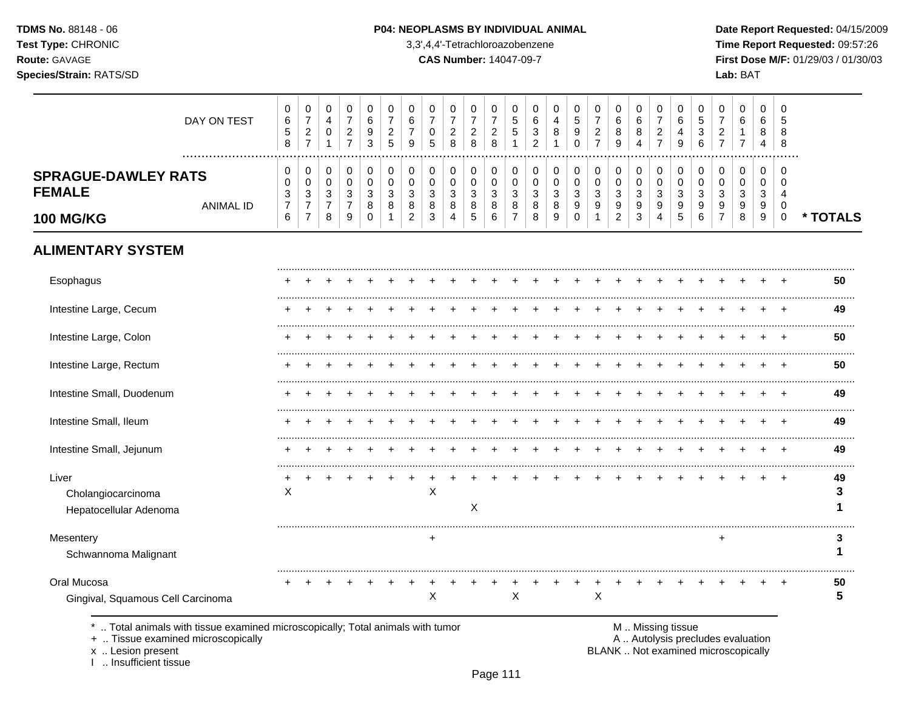**TDMS No.** 88148 - 06
**Test Type:** CHRONIC
**Route:** GAVAGE
**Species/Strain:** RATS/SD

**P04: NEOPLASMS BY INDIVIDUAL ANIMAL**
3,3',4,4'-Tetrachloroazobenzene
**CAS Number:** 14047-09-7

**Date Report Requested:** 04/15/2009
**Time Report Requested:** 09:57:26
**First Dose M/F:** 01/29/03 / 01/30/03
**Lab:** BAT

| DAY ON TEST | 0658 | 0727 | 0401 | 0727 | 0693 | 0725 | 0679 | 0705 | 0728 | 0728 | 0728 | 0551 | 0632 | 0481 | 0590 | 0727 | 0689 | 0684 | 0727 | 0649 | 0536 | 0727 | 0617 | 0684 | 0588 | |
|---|---|---|---|---|---|---|---|---|---|---|---|---|---|---|---|---|---|---|---|---|---|---|---|---|---|---|
| **SPRAGUE-DAWLEY RATS FEMALE 100 MG/KG** — ANIMAL ID | 0037 6 | 0037 7 | 0037 8 | 0037 9 | 0038 0 | 0038 1 | 0038 2 | 0038 3 | 0038 4 | 0038 5 | 0038 6 | 0038 7 | 0038 8 | 0038 9 | 0039 0 | 0039 1 | 0039 2 | 0039 3 | 0039 4 | 0039 5 | 0039 6 | 0039 7 | 0039 8 | 0039 9 | 0040 0 | *** TOTALS** |
| **ALIMENTARY SYSTEM** | | | | | | | | | | | | | | | | | | | | | | | | | | |
| Esophagus | + | + | + | + | + | + | + | + | + | + | + | + | + | + | + | + | + | + | + | + | + | + | + | + | + | **50** |
| Intestine Large, Cecum | + | + | + | + | + | + | + | + | + | + | + | + | + | + | + | + | + | + | + | + | + | + | + | + | + | **49** |
| Intestine Large, Colon | + | + | + | + | + | + | + | + | + | + | + | + | + | + | + | + | + | + | + | + | + | + | + | + | + | **50** |
| Intestine Large, Rectum | + | + | + | + | + | + | + | + | + | + | + | + | + | + | + | + | + | + | + | + | + | + | + | + | + | **50** |
| Intestine Small, Duodenum | + | + | + | + | + | + | + | + | + | + | + | + | + | + | + | + | + | + | + | + | + | + | + | + | + | **49** |
| Intestine Small, Ileum | + | + | + | + | + | + | + | + | + | + | + | + | + | + | + | + | + | + | + | + | + | + | + | + | + | **49** |
| Intestine Small, Jejunum | + | + | + | + | + | + | + | + | + | + | + | + | + | + | + | + | + | + | + | + | + | + | + | + | + | **49** |
| Liver | + | + | + | + | + | + | + | + | + | + | + | + | + | + | + | + | + | + | + | + | + | + | + | + | + | **49** |
| Cholangiocarcinoma | X | | | | | | | X | | | | | | | | | | | | | | | | | | **3** |
| Hepatocellular Adenoma | | | | | | | | | | X | | | | | | | | | | | | | | | | **1** |
| Mesentery | | | | | | | | + | | | | | | | | | | | | | | + | | | | **3** |
| Schwannoma Malignant | | | | | | | | | | | | | | | | | | | | | | | | | | **1** |
| Oral Mucosa | + | + | + | + | + | + | + | + | + | + | + | + | + | + | + | + | + | + | + | + | + | + | + | + | + | **50** |
| Gingival, Squamous Cell Carcinoma | | | | | | | | X | | | | X | | | | X | | | | | | | | | | **5** |

\* .. Total animals with tissue examined microscopically; Total animals with tumor
\+ .. Tissue examined microscopically
x .. Lesion present
I .. Insufficient tissue

M .. Missing tissue
A .. Autolysis precludes evaluation
BLANK .. Not examined microscopically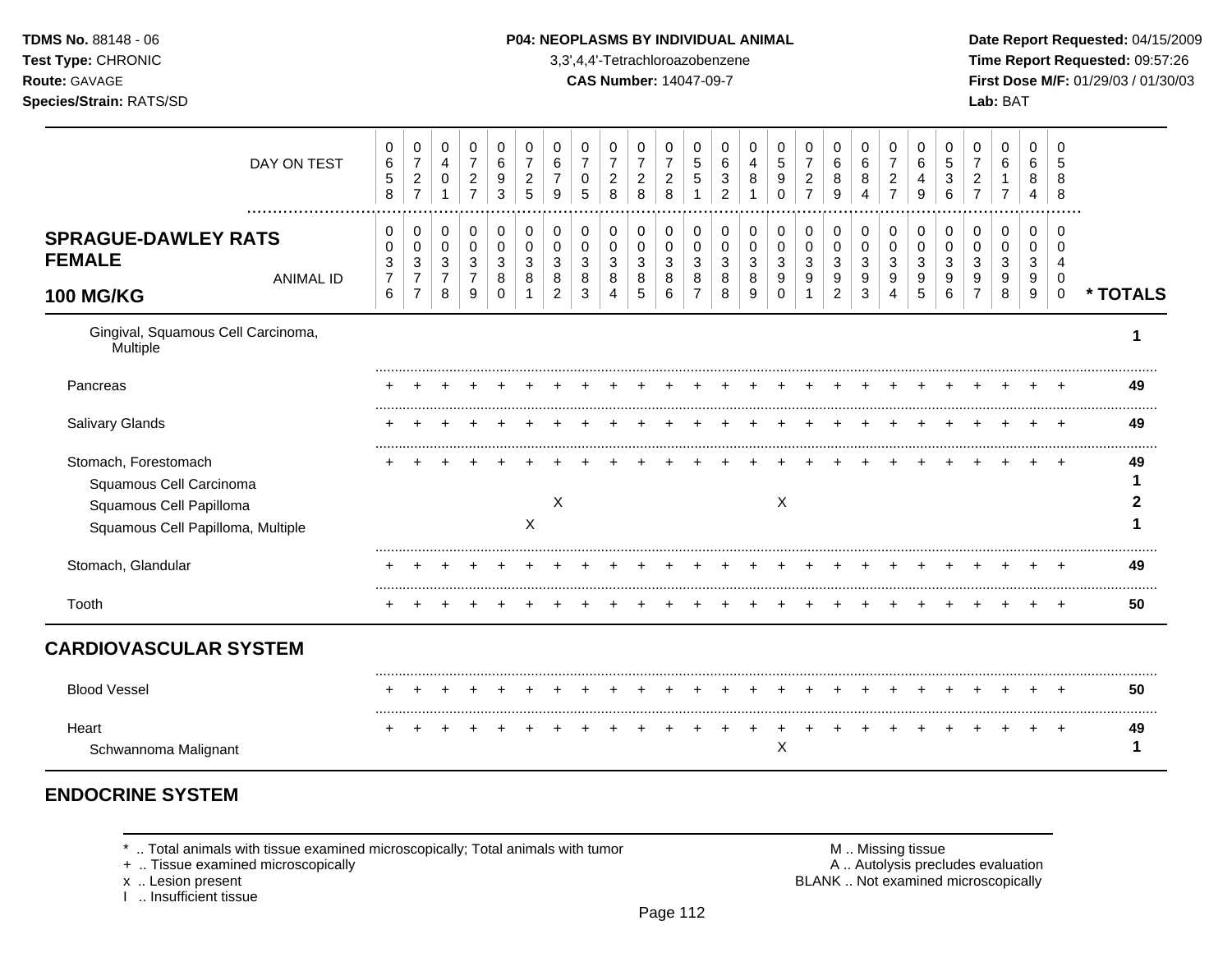**TDMS No.** 88148 - 06
**Test Type:** CHRONIC
**Route:** GAVAGE
**Species/Strain:** RATS/SD

**P04: NEOPLASMS BY INDIVIDUAL ANIMAL**
3,3',4,4'-Tetrachloroazobenzene
**CAS Number:** 14047-09-7

**Date Report Requested:** 04/15/2009
**Time Report Requested:** 09:57:26
**First Dose M/F:** 01/29/03 / 01/30/03
**Lab:** BAT

| DAY ON TEST | 0658 | 0727 | 0401 | 0727 | 0693 | 0725 | 0679 | 0705 | 0728 | 0728 | 0728 | 0551 | 0632 | 0481 | 0590 | 0727 | 0689 | 0684 | 0727 | 0649 | 0536 | 0727 | 0617 | 0684 | 0588 | |
|---|---|---|---|---|---|---|---|---|---|---|---|---|---|---|---|---|---|---|---|---|---|---|---|---|---|---|
| **SPRAGUE-DAWLEY RATS FEMALE 100 MG/KG** — ANIMAL ID | 00376 | 00377 | 00378 | 00379 | 00380 | 00381 | 00382 | 00383 | 00384 | 00385 | 00386 | 00387 | 00388 | 00389 | 00390 | 00391 | 00392 | 00393 | 00394 | 00395 | 00396 | 00397 | 00398 | 00399 | 00400 | *** TOTALS** |
| Gingival, Squamous Cell Carcinoma, Multiple | | | | | | | | | | | | | | | | | | | | | | | | | | 1 |
| Pancreas | + | + | + | + | + | + | + | + | + | + | + | + | + | + | + | + | + | + | + | + | + | + | + | + | + | 49 |
| Salivary Glands | + | + | + | + | + | + | + | + | + | + | + | + | + | + | + | + | + | + | + | + | + | + | + | + | + | 49 |
| Stomach, Forestomach | + | + | + | + | + | + | + | + | + | + | + | + | + | + | + | + | + | + | + | + | + | + | + | + | + | 49 |
| Squamous Cell Carcinoma | | | | | | | | | | | | | | | | | | | | | | | | | | 1 |
| Squamous Cell Papilloma | | | | | | | X | | | | | | | | X | | | | | | | | | | | 2 |
| Squamous Cell Papilloma, Multiple | | | | | | X | | | | | | | | | | | | | | | | | | | | 1 |
| Stomach, Glandular | + | + | + | + | + | + | + | + | + | + | + | + | + | + | + | + | + | + | + | + | + | + | + | + | + | 49 |
| Tooth | + | + | + | + | + | + | + | + | + | + | + | + | + | + | + | + | + | + | + | + | + | + | + | + | + | 50 |
| **CARDIOVASCULAR SYSTEM** | | | | | | | | | | | | | | | | | | | | | | | | | | |
| Blood Vessel | + | + | + | + | + | + | + | + | + | + | + | + | + | + | + | + | + | + | + | + | + | + | + | + | + | 50 |
| Heart | + | + | + | + | + | + | + | + | + | + | + | + | + | + | + | + | + | + | + | + | + | + | + | + | + | 49 |
| Schwannoma Malignant | | | | | | | | | | | | | | | X | | | | | | | | | | | 1 |

## ENDOCRINE SYSTEM

\* .. Total animals with tissue examined microscopically; Total animals with tumor
\+ .. Tissue examined microscopically
x .. Lesion present
I .. Insufficient tissue

M .. Missing tissue
A .. Autolysis precludes evaluation
BLANK .. Not examined microscopically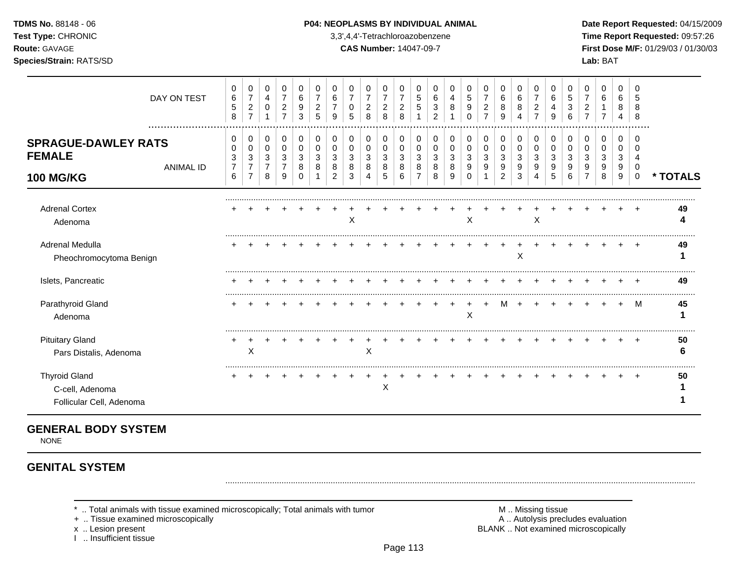**TDMS No.** 88148 - 06
**Test Type:** CHRONIC
**Route:** GAVAGE
**Species/Strain:** RATS/SD

**P04: NEOPLASMS BY INDIVIDUAL ANIMAL**
3,3',4,4'-Tetrachloroazobenzene
**CAS Number:** 14047-09-7

**Date Report Requested:** 04/15/2009
**Time Report Requested:** 09:57:26
**First Dose M/F:** 01/29/03 / 01/30/03
**Lab:** BAT

| | 0 | 0 | 0 | 0 | 0 | 0 | 0 | 0 | 0 | 0 | 0 | 0 | 0 | 0 | 0 | 0 | 0 | 0 | 0 | 0 | 0 | 0 | 0 | 0 | 0 | |
|---|---|---|---|---|---|---|---|---|---|---|---|---|---|---|---|---|---|---|---|---|---|---|---|---|---|---|
| DAY ON TEST | 6 | 7 | 4 | 7 | 6 | 7 | 6 | 7 | 7 | 7 | 7 | 5 | 6 | 4 | 5 | 7 | 6 | 6 | 7 | 6 | 5 | 7 | 6 | 6 | 5 | |
| | 5 | 2 | 0 | 2 | 9 | 2 | 7 | 0 | 2 | 2 | 2 | 5 | 3 | 8 | 9 | 2 | 8 | 8 | 2 | 4 | 3 | 2 | 1 | 8 | 8 | |
| | 8 | 7 | 1 | 7 | 3 | 5 | 9 | 5 | 8 | 8 | 8 | 1 | 2 | 1 | 0 | 7 | 9 | 4 | 7 | 9 | 6 | 7 | 7 | 4 | 8 | |
| **SPRAGUE-DAWLEY RATS FEMALE** | 0 | 0 | 0 | 0 | 0 | 0 | 0 | 0 | 0 | 0 | 0 | 0 | 0 | 0 | 0 | 0 | 0 | 0 | 0 | 0 | 0 | 0 | 0 | 0 | 0 | |
| ANIMAL ID | 0 | 0 | 0 | 0 | 0 | 0 | 0 | 0 | 0 | 0 | 0 | 0 | 0 | 0 | 0 | 0 | 0 | 0 | 0 | 0 | 0 | 0 | 0 | 0 | 0 | |
| | 3 | 3 | 3 | 3 | 3 | 3 | 3 | 3 | 3 | 3 | 3 | 3 | 3 | 3 | 3 | 3 | 3 | 3 | 3 | 3 | 3 | 3 | 3 | 3 | 4 | |
| | 7 | 7 | 7 | 7 | 8 | 8 | 8 | 8 | 8 | 8 | 8 | 8 | 8 | 8 | 9 | 9 | 9 | 9 | 9 | 9 | 9 | 9 | 9 | 9 | 0 | |
| **100 MG/KG** | 6 | 7 | 8 | 9 | 0 | 1 | 2 | 3 | 4 | 5 | 6 | 7 | 8 | 9 | 0 | 1 | 2 | 3 | 4 | 5 | 6 | 7 | 8 | 9 | 0 | *** TOTALS** |
| Adrenal Cortex | + | + | + | + | + | + | + | + | + | + | + | + | + | + | + | + | + | + | + | + | + | + | + | + | + | **49** |
| Adenoma | | | | | | | | X | | | | | | | X | | | | X | | | | | | | **4** |
| Adrenal Medulla | + | + | + | + | + | + | + | + | + | + | + | + | + | + | + | + | + | + | + | + | + | + | + | + | + | **49** |
| Pheochromocytoma Benign | | | | | | | | | | | | | | | | | | X | | | | | | | | **1** |
| Islets, Pancreatic | + | + | + | + | + | + | + | + | + | + | + | + | + | + | + | + | + | + | + | + | + | + | + | + | + | **49** |
| Parathyroid Gland | + | + | + | + | + | + | + | + | + | + | + | + | + | + | + | + | M | + | + | + | + | + | + | + | M | **45** |
| Adenoma | | | | | | | | | | | | | | | X | | | | | | | | | | | **1** |
| Pituitary Gland | + | + | + | + | + | + | + | + | + | + | + | + | + | + | + | + | + | + | + | + | + | + | + | + | + | **50** |
| Pars Distalis, Adenoma | | X | | | | | | | X | | | | | | | | | | | | | | | | | **6** |
| Thyroid Gland | + | + | + | + | + | + | + | + | + | + | + | + | + | + | + | + | + | + | + | + | + | + | + | + | + | **50** |
| C-cell, Adenoma | | | | | | | | | | X | | | | | | | | | | | | | | | | **1** |
| Follicular Cell, Adenoma | | | | | | | | | | | | | | | | | | | | | | | | | | **1** |

## GENERAL BODY SYSTEM

NONE

## GENITAL SYSTEM

\* .. Total animals with tissue examined microscopically; Total animals with tumor
\+ .. Tissue examined microscopically
x .. Lesion present
I .. Insufficient tissue

M .. Missing tissue
A .. Autolysis precludes evaluation
BLANK .. Not examined microscopically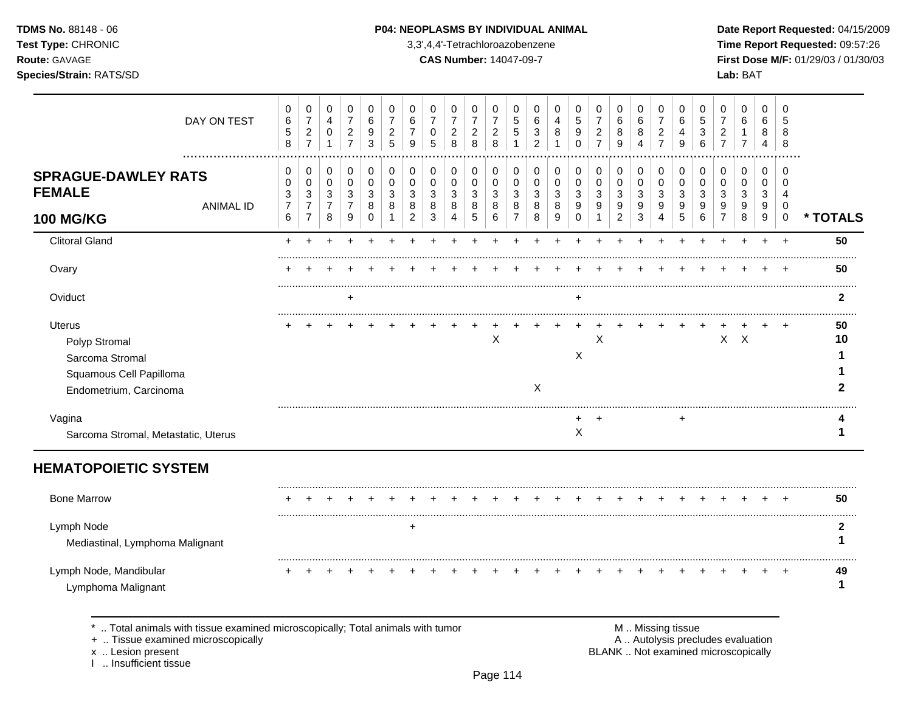**TDMS No.** 88148 - 06
**Test Type:** CHRONIC
**Route:** GAVAGE
**Species/Strain:** RATS/SD

**P04: NEOPLASMS BY INDIVIDUAL ANIMAL**
3,3',4,4'-Tetrachloroazobenzene
**CAS Number:** 14047-09-7

**Date Report Requested:** 04/15/2009
**Time Report Requested:** 09:57:26
**First Dose M/F:** 01/29/03 / 01/30/03
**Lab:** BAT

## SPRAGUE-DAWLEY RATS FEMALE 100 MG/KG

| DAY ON TEST | 0658 | 0727 | 0401 | 0727 | 0693 | 0725 | 0679 | 0705 | 0728 | 0728 | 0728 | 0551 | 0632 | 0481 | 0590 | 0727 | 0689 | 0684 | 0727 | 0649 | 0536 | 0727 | 0617 | 0684 | 0588 | |
|---|---|---|---|---|---|---|---|---|---|---|---|---|---|---|---|---|---|---|---|---|---|---|---|---|---|---|
| **ANIMAL ID** | 0376 | 0377 | 0378 | 0379 | 0380 | 0381 | 0382 | 0383 | 0384 | 0385 | 0386 | 0387 | 0388 | 0389 | 0390 | 0391 | 0392 | 0393 | 0394 | 0395 | 0396 | 0397 | 0398 | 0399 | 0400 | *** TOTALS** |
| Clitoral Gland | + | + | + | + | + | + | + | + | + | + | + | + | + | + | + | + | + | + | + | + | + | + | + | + | + | 50 |
| Ovary | + | + | + | + | + | + | + | + | + | + | + | + | + | + | + | + | + | + | + | + | + | + | + | + | + | 50 |
| Oviduct | | | | + | | | | | | | | | | | + | | | | | | | | | | | 2 |
| Uterus | + | + | + | + | + | + | + | + | + | + | + | + | + | + | + | + | + | + | + | + | + | + | + | + | + | 50 |
| Polyp Stromal | | | | | | | | | | | X | | | | | X | | | | | | X | X | | | 10 |
| Sarcoma Stromal | | | | | | | | | | | | | | | X | | | | | | | | | | | 1 |
| Squamous Cell Papilloma | | | | | | | | | | | | | | | | | | | | | | | | | | 1 |
| Endometrium, Carcinoma | | | | | | | | | | | | | X | | | | | | | | | | | | | 2 |
| Vagina | | | | | | | | | | | | | | | + | + | | | | + | | | | | | 4 |
| Sarcoma Stromal, Metastatic, Uterus | | | | | | | | | | | | | | | X | | | | | | | | | | | 1 |

## HEMATOPOIETIC SYSTEM

| | | | | | | | | | | | | | | | | | | | | | | | | | | |
|---|---|---|---|---|---|---|---|---|---|---|---|---|---|---|---|---|---|---|---|---|---|---|---|---|---|---|
| Bone Marrow | + | + | + | + | + | + | + | + | + | + | + | + | + | + | + | + | + | + | + | + | + | + | + | + | + | 50 |
| Lymph Node | | | | | | | + | | | | | | | | | | | | | | | | | | | 2 |
| Mediastinal, Lymphoma Malignant | | | | | | | | | | | | | | | | | | | | | | | | | | 1 |
| Lymph Node, Mandibular | + | + | + | + | + | + | + | + | + | + | + | + | + | + | + | + | + | + | + | + | + | + | + | + | + | 49 |
| Lymphoma Malignant | | | | | | | | | | | | | | | | | | | | | | | | | | 1 |

* .. Total animals with tissue examined microscopically; Total animals with tumor
+ .. Tissue examined microscopically
x .. Lesion present
I .. Insufficient tissue

M .. Missing tissue
A .. Autolysis precludes evaluation
BLANK .. Not examined microscopically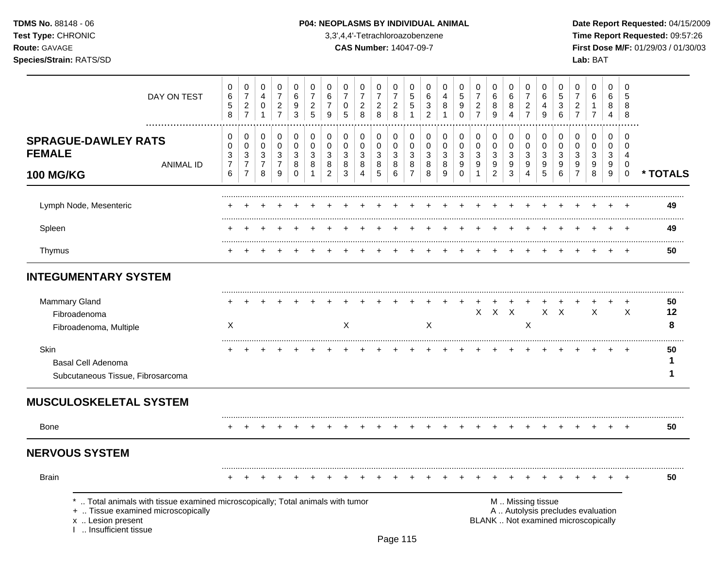**TDMS No.** 88148 - 06
**Test Type:** CHRONIC
**Route:** GAVAGE
**Species/Strain:** RATS/SD

**P04: NEOPLASMS BY INDIVIDUAL ANIMAL**
3,3',4,4'-Tetrachloroazobenzene
**CAS Number:** 14047-09-7

**Date Report Requested:** 04/15/2009
**Time Report Requested:** 09:57:26
**First Dose M/F:** 01/29/03 / 01/30/03
**Lab:** BAT

| | | | | | | | | | | | | | | | | | | | | | | | | | | |
|---|---|---|---|---|---|---|---|---|---|---|---|---|---|---|---|---|---|---|---|---|---|---|---|---|---|---|
| DAY ON TEST | 0658 | 0727 | 0401 | 0727 | 0693 | 0725 | 0679 | 0705 | 0728 | 0728 | 0728 | 0551 | 0632 | 0481 | 0590 | 0727 | 0689 | 0684 | 0727 | 0649 | 0536 | 0727 | 0617 | 0684 | 0588 | |
| **SPRAGUE-DAWLEY RATS FEMALE 100 MG/KG** — ANIMAL ID | 0376 | 0377 | 0378 | 0379 | 0380 | 0381 | 0382 | 0383 | 0384 | 0385 | 0386 | 0387 | 0388 | 0389 | 0390 | 0391 | 0392 | 0393 | 0394 | 0395 | 0396 | 0397 | 0398 | 0399 | 0400 | *** TOTALS** |
| Lymph Node, Mesenteric | + | + | + | + | + | + | + | + | + | + | + | + | + | + | + | + | + | + | + | + | + | + | + | + | + | **49** |
| Spleen | + | + | + | + | + | + | + | + | + | + | + | + | + | + | + | + | + | + | + | + | + | + | + | + | + | **49** |
| Thymus | + | + | + | + | + | + | + | + | + | + | + | + | + | + | + | + | + | + | + | + | + | + | + | + | + | **50** |
| **INTEGUMENTARY SYSTEM** | | | | | | | | | | | | | | | | | | | | | | | | | | |
| Mammary Gland | + | + | + | + | + | + | + | + | + | + | + | + | + | + | + | + | + | + | + | + | + | + | + | + | + | **50** |
| Fibroadenoma | | | | | | | | | | | | | | | | X | X | X | | X | X | | X | | X | **12** |
| Fibroadenoma, Multiple | X | | | | | | | X | | | | | X | | | | | | X | | | | | | | **8** |
| Skin | + | + | + | + | + | + | + | + | + | + | + | + | + | + | + | + | + | + | + | + | + | + | + | + | + | **50** |
| Basal Cell Adenoma | | | | | | | | | | | | | | | | | | | | | | | | | | **1** |
| Subcutaneous Tissue, Fibrosarcoma | | | | | | | | | | | | | | | | | | | | | | | | | | **1** |
| **MUSCULOSKELETAL SYSTEM** | | | | | | | | | | | | | | | | | | | | | | | | | | |
| Bone | + | + | + | + | + | + | + | + | + | + | + | + | + | + | + | + | + | + | + | + | + | + | + | + | + | **50** |
| **NERVOUS SYSTEM** | | | | | | | | | | | | | | | | | | | | | | | | | | |
| Brain | + | + | + | + | + | + | + | + | + | + | + | + | + | + | + | + | + | + | + | + | + | + | + | + | + | **50** |

* .. Total animals with tissue examined microscopically; Total animals with tumor
+ .. Tissue examined microscopically
x .. Lesion present
I .. Insufficient tissue

M .. Missing tissue
A .. Autolysis precludes evaluation
BLANK .. Not examined microscopically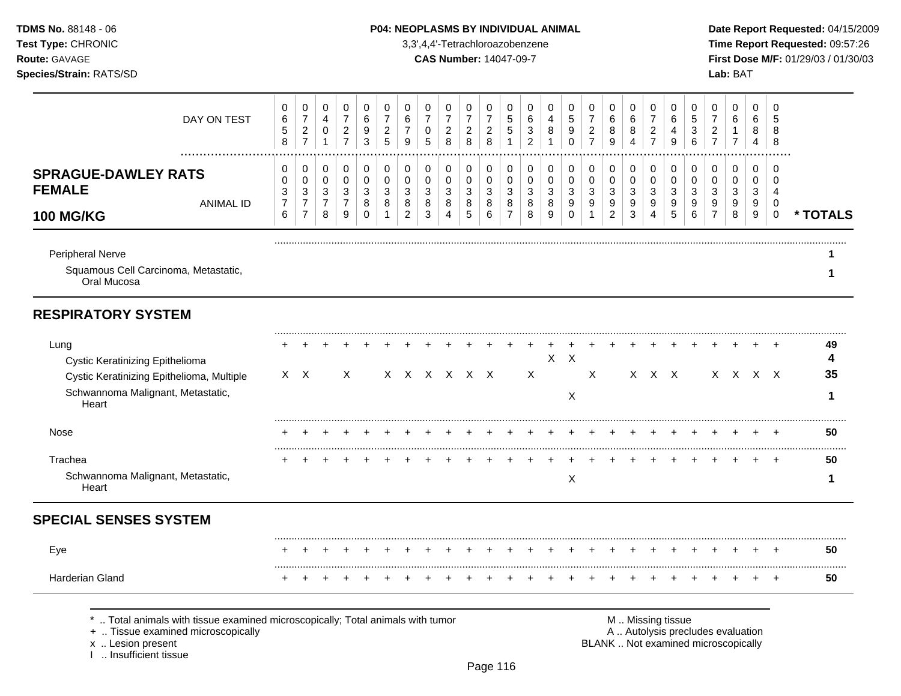**TDMS No.** 88148 - 06
**Test Type:** CHRONIC
**Route:** GAVAGE
**Species/Strain:** RATS/SD

**P04: NEOPLASMS BY INDIVIDUAL ANIMAL**
3,3',4,4'-Tetrachloroazobenzene
**CAS Number:** 14047-09-7

**Date Report Requested:** 04/15/2009
**Time Report Requested:** 09:57:26
**First Dose M/F:** 01/29/03 / 01/30/03
**Lab:** BAT

| DAY ON TEST | 0658 | 0727 | 0401 | 0727 | 0693 | 0725 | 0679 | 0705 | 0728 | 0728 | 0728 | 0551 | 0632 | 0481 | 0590 | 0727 | 0689 | 0684 | 0727 | 0649 | 0536 | 0727 | 0617 | 0684 | 0588 | |
|---|---|---|---|---|---|---|---|---|---|---|---|---|---|---|---|---|---|---|---|---|---|---|---|---|---|---|
| **SPRAGUE-DAWLEY RATS FEMALE 100 MG/KG** ANIMAL ID | 00376 | 00377 | 00378 | 00379 | 00380 | 00381 | 00382 | 00383 | 00384 | 00385 | 00386 | 00387 | 00388 | 00389 | 00390 | 00391 | 00392 | 00393 | 00394 | 00395 | 00396 | 00397 | 00398 | 00399 | 00400 | *** TOTALS** |
| Peripheral Nerve | | | | | | | | | | | | | | | | | | | | | | | | | | **1** |
| Squamous Cell Carcinoma, Metastatic, Oral Mucosa | | | | | | | | | | | | | | | | | | | | | | | | | | **1** |

## RESPIRATORY SYSTEM

| | 376 | 377 | 378 | 379 | 380 | 381 | 382 | 383 | 384 | 385 | 386 | 387 | 388 | 389 | 390 | 391 | 392 | 393 | 394 | 395 | 396 | 397 | 398 | 399 | 400 | *** TOTALS** |
|---|---|---|---|---|---|---|---|---|---|---|---|---|---|---|---|---|---|---|---|---|---|---|---|---|---|---|
| Lung | + | + | + | + | + | + | + | + | + | + | + | + | + | + | + | + | + | + | + | + | + | + | + | + | + | **49** |
| Cystic Keratinizing Epithelioma | | | | | | | | | | | | | | X | X | | | | | | | | | | | **4** |
| Cystic Keratinizing Epithelioma, Multiple | X | X | | X | | X | X | X | X | X | X | | X | | | X | | X | X | X | | X | X | X | X | **35** |
| Schwannoma Malignant, Metastatic, Heart | | | | | | | | | | | | | | | X | | | | | | | | | | | **1** |
| Nose | + | + | + | + | + | + | + | + | + | + | + | + | + | + | + | + | + | + | + | + | + | + | + | + | + | **50** |
| Trachea | + | + | + | + | + | + | + | + | + | + | + | + | + | + | + | + | + | + | + | + | + | + | + | + | + | **50** |
| Schwannoma Malignant, Metastatic, Heart | | | | | | | | | | | | | | | X | | | | | | | | | | | **1** |

## SPECIAL SENSES SYSTEM

| | 376 | 377 | 378 | 379 | 380 | 381 | 382 | 383 | 384 | 385 | 386 | 387 | 388 | 389 | 390 | 391 | 392 | 393 | 394 | 395 | 396 | 397 | 398 | 399 | 400 | *** TOTALS** |
|---|---|---|---|---|---|---|---|---|---|---|---|---|---|---|---|---|---|---|---|---|---|---|---|---|---|---|
| Eye | + | + | + | + | + | + | + | + | + | + | + | + | + | + | + | + | + | + | + | + | + | + | + | + | + | **50** |
| Harderian Gland | + | + | + | + | + | + | + | + | + | + | + | + | + | + | + | + | + | + | + | + | + | + | + | + | + | **50** |

\* .. Total animals with tissue examined microscopically; Total animals with tumor
\+ .. Tissue examined microscopically
x .. Lesion present
I .. Insufficient tissue

M .. Missing tissue
A .. Autolysis precludes evaluation
BLANK .. Not examined microscopically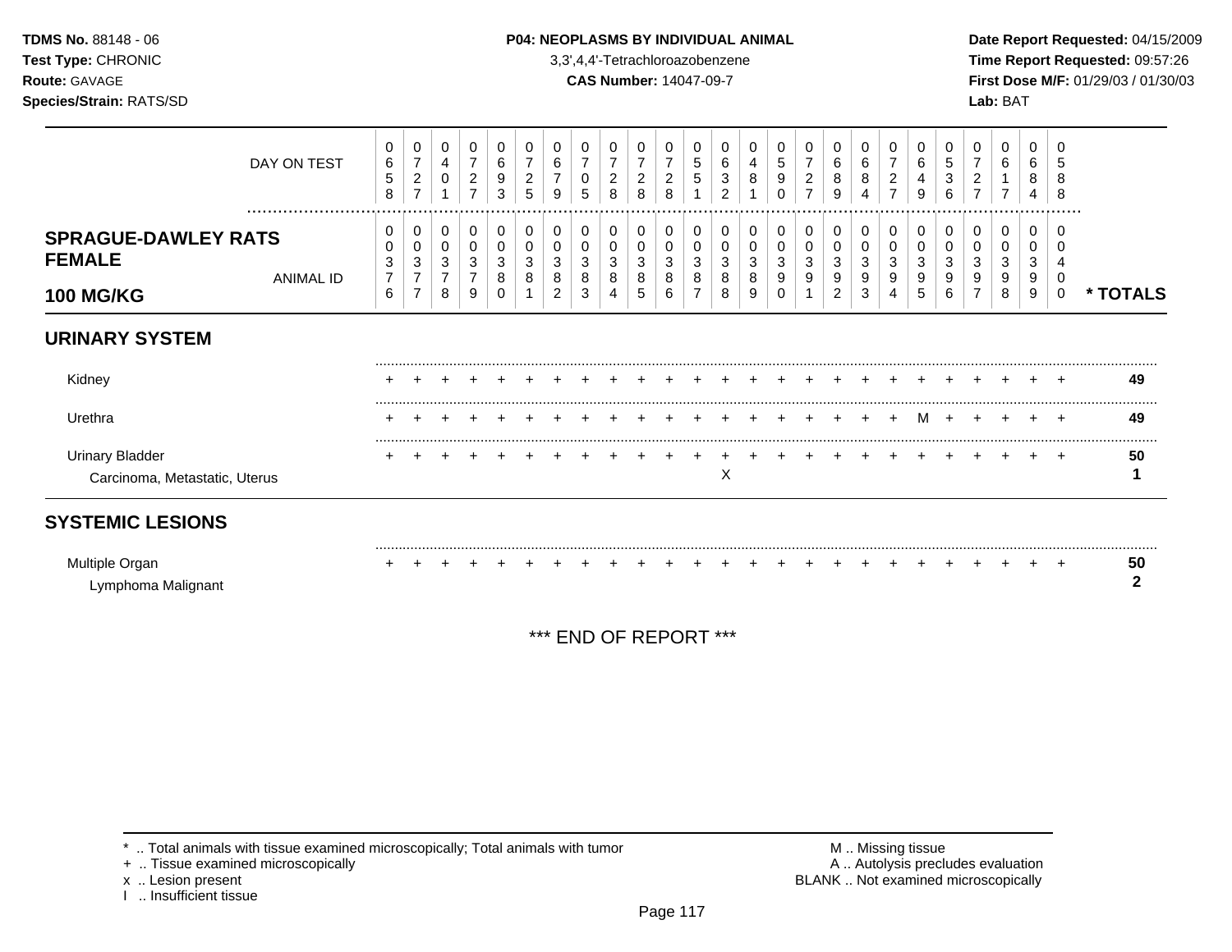**TDMS No.** 88148 - 06
**Test Type:** CHRONIC
**Route:** GAVAGE
**Species/Strain:** RATS/SD

**P04: NEOPLASMS BY INDIVIDUAL ANIMAL**
3,3',4,4'-Tetrachloroazobenzene
**CAS Number:** 14047-09-7

**Date Report Requested:** 04/15/2009
**Time Report Requested:** 09:57:26
**First Dose M/F:** 01/29/03 / 01/30/03
**Lab:** BAT

| | | | | | | | | | | | | | | | | | | | | | | | | | | |
|---|---|---|---|---|---|---|---|---|---|---|---|---|---|---|---|---|---|---|---|---|---|---|---|---|---|---|
| DAY ON TEST | 0658 | 0727 | 0401 | 0727 | 0693 | 0725 | 0679 | 0705 | 0728 | 0728 | 0728 | 0551 | 0632 | 0481 | 0590 | 0727 | 0689 | 0684 | 0727 | 0649 | 0536 | 0727 | 0617 | 0684 | 0588 | |
| **SPRAGUE-DAWLEY RATS FEMALE 100 MG/KG** ANIMAL ID | 00376 | 00377 | 00378 | 00379 | 00380 | 00381 | 00382 | 00383 | 00384 | 00385 | 00386 | 00387 | 00388 | 00389 | 00390 | 00391 | 00392 | 00393 | 00394 | 00395 | 00396 | 00397 | 00398 | 00399 | 00400 | *** TOTALS** |
| **URINARY SYSTEM** | | | | | | | | | | | | | | | | | | | | | | | | | | |
| Kidney | + | + | + | + | + | + | + | + | + | + | + | + | + | + | + | + | + | + | + | + | + | + | + | + | + | **49** |
| Urethra | + | + | + | + | + | + | + | + | + | + | + | + | + | + | + | + | + | + | + | M | + | + | + | + | + | **49** |
| Urinary Bladder | + | + | + | + | + | + | + | + | + | + | + | + | + | + | + | + | + | + | + | + | + | + | + | + | + | **50** |
| Carcinoma, Metastatic, Uterus | | | | | | | | | | | | | X | | | | | | | | | | | | | **1** |
| **SYSTEMIC LESIONS** | | | | | | | | | | | | | | | | | | | | | | | | | | |
| Multiple Organ | + | + | + | + | + | + | + | + | + | + | + | + | + | + | + | + | + | + | + | + | + | + | + | + | + | **50** |
| Lymphoma Malignant | | | | | | | | | | | | | | | | | | | | | | | | | | **2** |

*** END OF REPORT ***

\* .. Total animals with tissue examined microscopically; Total animals with tumor
\+ .. Tissue examined microscopically
x .. Lesion present
I .. Insufficient tissue

M .. Missing tissue
A .. Autolysis precludes evaluation
BLANK .. Not examined microscopically